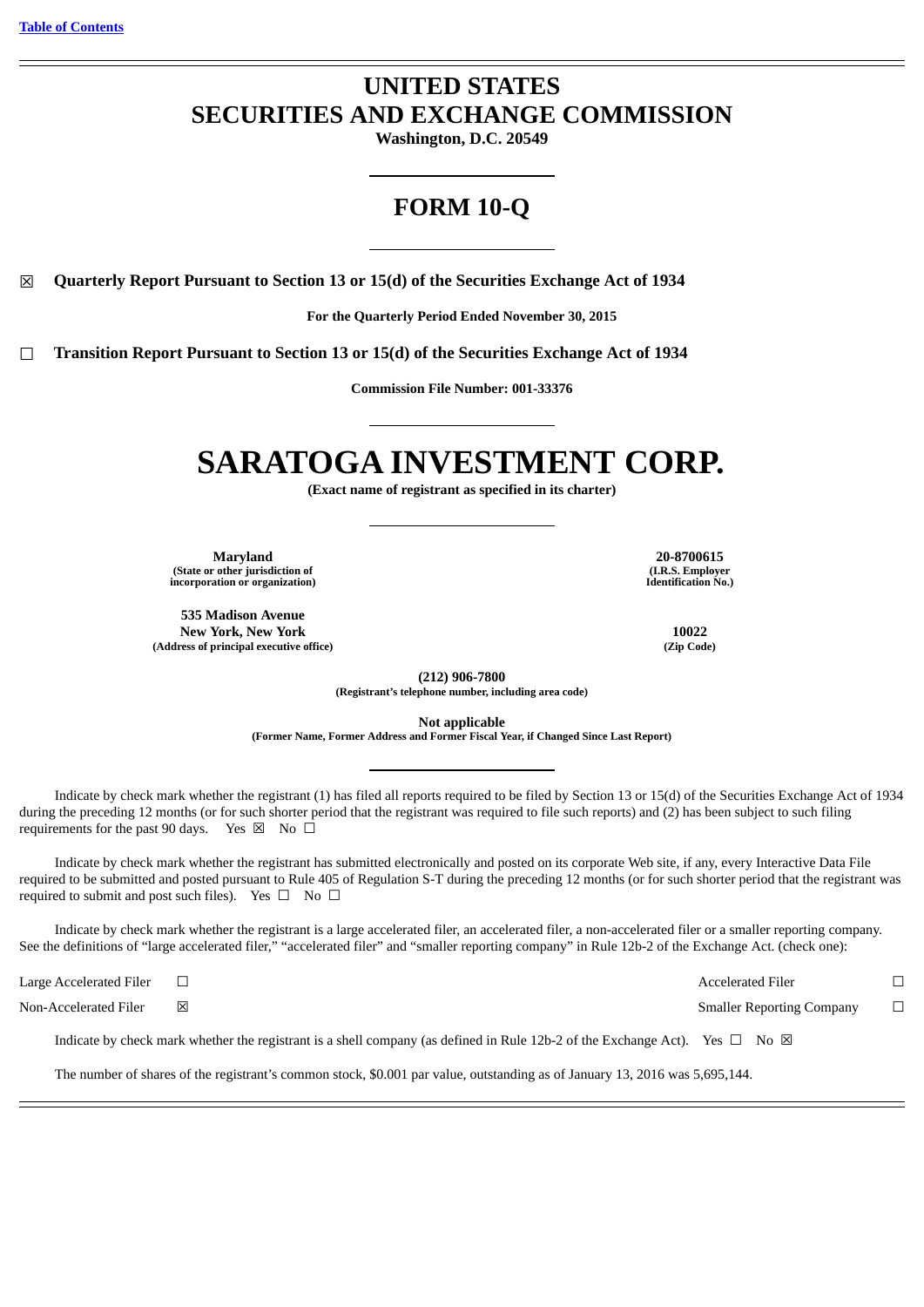[Table of Contents](#)

# UNITED STATES
# SECURITIES AND EXCHANGE COMMISSION

**Washington, D.C. 20549**

## FORM 10-Q

☒ **Quarterly Report Pursuant to Section 13 or 15(d) of the Securities Exchange Act of 1934**

**For the Quarterly Period Ended November 30, 2015**

☐ **Transition Report Pursuant to Section 13 or 15(d) of the Securities Exchange Act of 1934**

**Commission File Number: 001-33376**

# SARATOGA INVESTMENT CORP.

**(Exact name of registrant as specified in its charter)**

| | |
|---|---|
| **Maryland**<br>**(State or other jurisdiction of incorporation or organization)** | **20-8700615**<br>**(I.R.S. Employer Identification No.)** |
| **535 Madison Avenue**<br>**New York, New York**<br>**(Address of principal executive office)** | **10022**<br>**(Zip Code)** |

**(212) 906-7800**
**(Registrant's telephone number, including area code)**

**Not applicable**
**(Former Name, Former Address and Former Fiscal Year, if Changed Since Last Report)**

Indicate by check mark whether the registrant (1) has filed all reports required to be filed by Section 13 or 15(d) of the Securities Exchange Act of 1934 during the preceding 12 months (or for such shorter period that the registrant was required to file such reports) and (2) has been subject to such filing requirements for the past 90 days. Yes ☒ No ☐

Indicate by check mark whether the registrant has submitted electronically and posted on its corporate Web site, if any, every Interactive Data File required to be submitted and posted pursuant to Rule 405 of Regulation S-T during the preceding 12 months (or for such shorter period that the registrant was required to submit and post such files). Yes ☐ No ☐

Indicate by check mark whether the registrant is a large accelerated filer, an accelerated filer, a non-accelerated filer or a smaller reporting company. See the definitions of "large accelerated filer," "accelerated filer" and "smaller reporting company" in Rule 12b-2 of the Exchange Act. (check one):

| | | | |
|---|---|---|---|
| Large Accelerated Filer | ☐ | Accelerated Filer | ☐ |
| Non-Accelerated Filer | ☒ | Smaller Reporting Company | ☐ |

Indicate by check mark whether the registrant is a shell company (as defined in Rule 12b-2 of the Exchange Act). Yes ☐ No ☒

The number of shares of the registrant's common stock, $0.001 par value, outstanding as of January 13, 2016 was 5,695,144.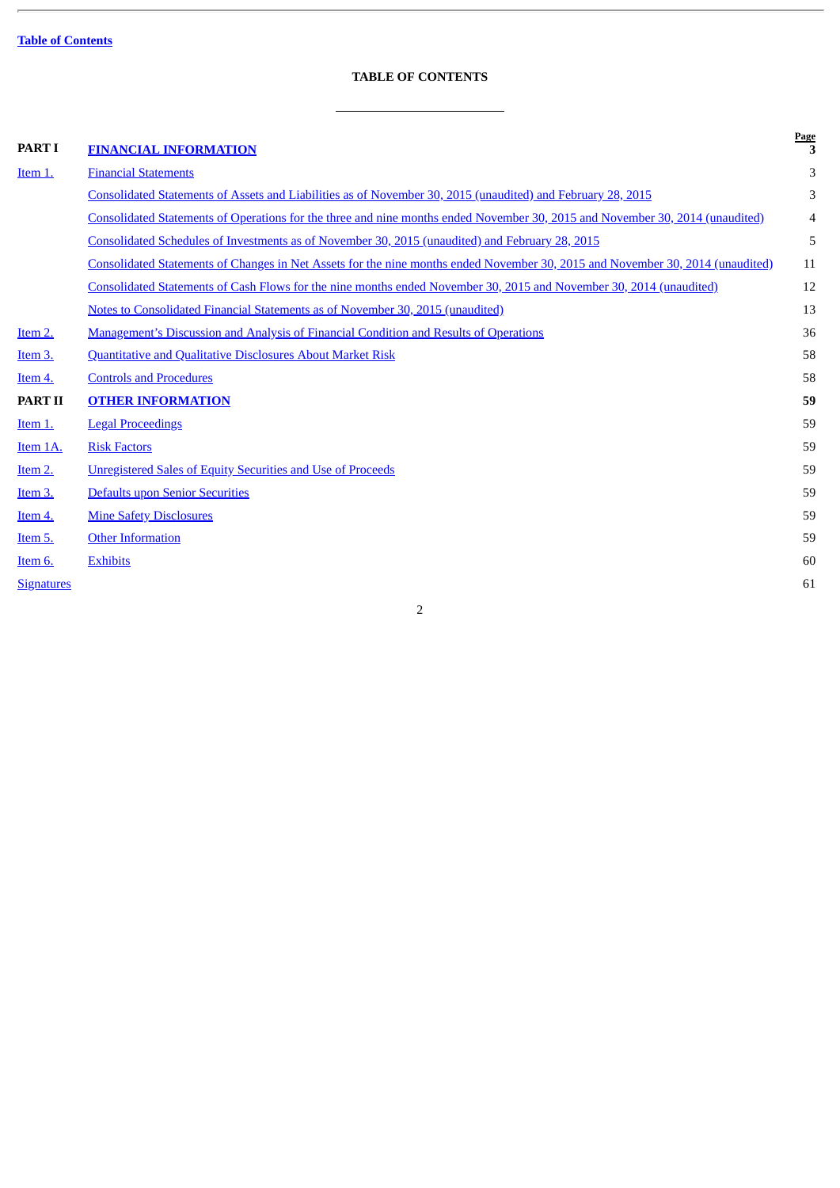Table of Contents

## TABLE OF CONTENTS

| | | Page |
|---|---|---|
| **PART I** | **FINANCIAL INFORMATION** | **3** |
| Item 1. | Financial Statements | 3 |
| | Consolidated Statements of Assets and Liabilities as of November 30, 2015 (unaudited) and February 28, 2015 | 3 |
| | Consolidated Statements of Operations for the three and nine months ended November 30, 2015 and November 30, 2014 (unaudited) | 4 |
| | Consolidated Schedules of Investments as of November 30, 2015 (unaudited) and February 28, 2015 | 5 |
| | Consolidated Statements of Changes in Net Assets for the nine months ended November 30, 2015 and November 30, 2014 (unaudited) | 11 |
| | Consolidated Statements of Cash Flows for the nine months ended November 30, 2015 and November 30, 2014 (unaudited) | 12 |
| | Notes to Consolidated Financial Statements as of November 30, 2015 (unaudited) | 13 |
| Item 2. | Management's Discussion and Analysis of Financial Condition and Results of Operations | 36 |
| Item 3. | Quantitative and Qualitative Disclosures About Market Risk | 58 |
| Item 4. | Controls and Procedures | 58 |
| **PART II** | **OTHER INFORMATION** | **59** |
| Item 1. | Legal Proceedings | 59 |
| Item 1A. | Risk Factors | 59 |
| Item 2. | Unregistered Sales of Equity Securities and Use of Proceeds | 59 |
| Item 3. | Defaults upon Senior Securities | 59 |
| Item 4. | Mine Safety Disclosures | 59 |
| Item 5. | Other Information | 59 |
| Item 6. | Exhibits | 60 |
| Signatures | | 61 |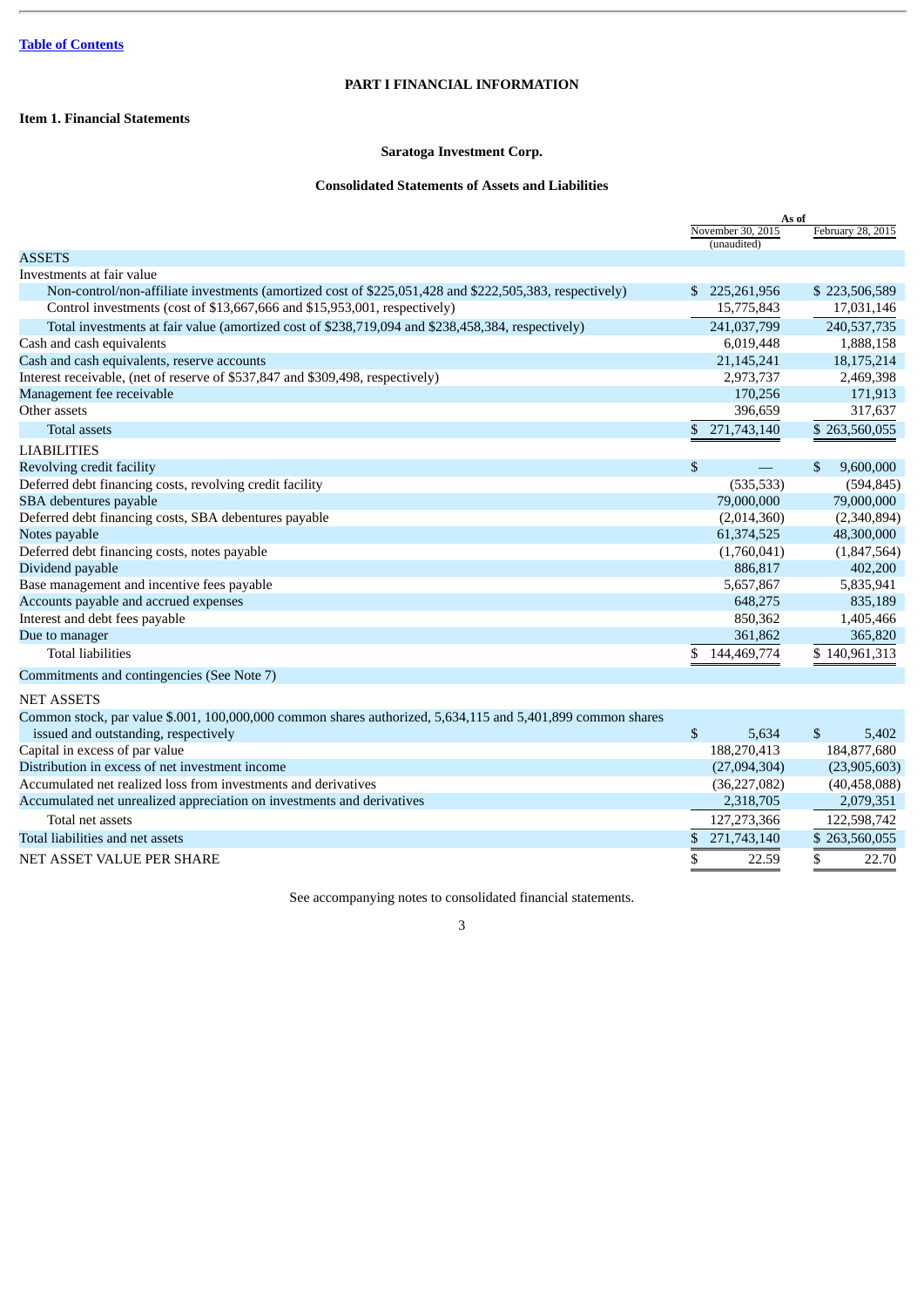Table of Contents

# PART I FINANCIAL INFORMATION

## Item 1. Financial Statements

### Saratoga Investment Corp.

### Consolidated Statements of Assets and Liabilities

| | As of | |
|---|---|---|
| | November 30, 2015 (unaudited) | February 28, 2015 |
| **ASSETS** | | |
| Investments at fair value | | |
| Non-control/non-affiliate investments (amortized cost of $225,051,428 and $222,505,383, respectively) | $ 225,261,956 | $ 223,506,589 |
| Control investments (cost of $13,667,666 and $15,953,001, respectively) | 15,775,843 | 17,031,146 |
| Total investments at fair value (amortized cost of $238,719,094 and $238,458,384, respectively) | 241,037,799 | 240,537,735 |
| Cash and cash equivalents | 6,019,448 | 1,888,158 |
| Cash and cash equivalents, reserve accounts | 21,145,241 | 18,175,214 |
| Interest receivable, (net of reserve of $537,847 and $309,498, respectively) | 2,973,737 | 2,469,398 |
| Management fee receivable | 170,256 | 171,913 |
| Other assets | 396,659 | 317,637 |
| Total assets | $ 271,743,140 | $ 263,560,055 |
| **LIABILITIES** | | |
| Revolving credit facility | $ — | $ 9,600,000 |
| Deferred debt financing costs, revolving credit facility | (535,533) | (594,845) |
| SBA debentures payable | 79,000,000 | 79,000,000 |
| Deferred debt financing costs, SBA debentures payable | (2,014,360) | (2,340,894) |
| Notes payable | 61,374,525 | 48,300,000 |
| Deferred debt financing costs, notes payable | (1,760,041) | (1,847,564) |
| Dividend payable | 886,817 | 402,200 |
| Base management and incentive fees payable | 5,657,867 | 5,835,941 |
| Accounts payable and accrued expenses | 648,275 | 835,189 |
| Interest and debt fees payable | 850,362 | 1,405,466 |
| Due to manager | 361,862 | 365,820 |
| Total liabilities | $ 144,469,774 | $ 140,961,313 |
| Commitments and contingencies (See Note 7) | | |
| **NET ASSETS** | | |
| Common stock, par value $.001, 100,000,000 common shares authorized, 5,634,115 and 5,401,899 common shares issued and outstanding, respectively | $ 5,634 | $ 5,402 |
| Capital in excess of par value | 188,270,413 | 184,877,680 |
| Distribution in excess of net investment income | (27,094,304) | (23,905,603) |
| Accumulated net realized loss from investments and derivatives | (36,227,082) | (40,458,088) |
| Accumulated net unrealized appreciation on investments and derivatives | 2,318,705 | 2,079,351 |
| Total net assets | 127,273,366 | 122,598,742 |
| Total liabilities and net assets | $ 271,743,140 | $ 263,560,055 |
| NET ASSET VALUE PER SHARE | $ 22.59 | $ 22.70 |

See accompanying notes to consolidated financial statements.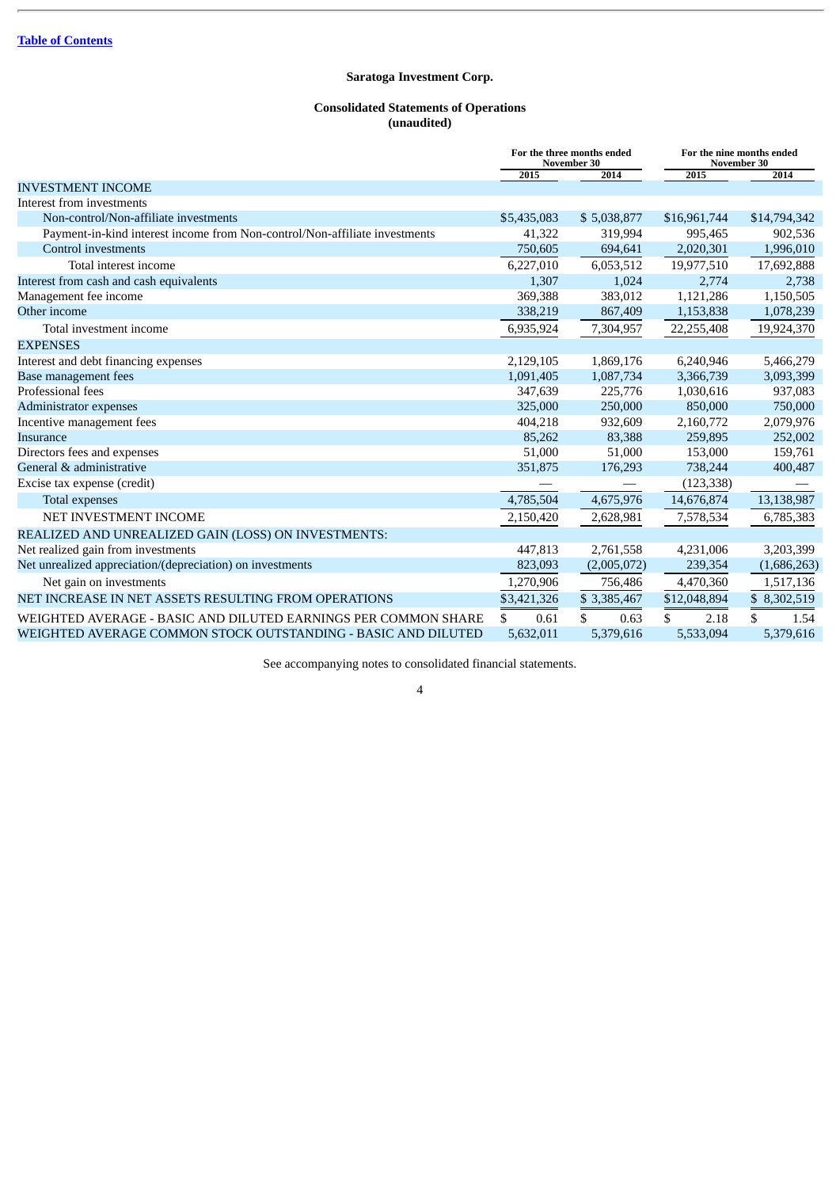[Table of Contents]

# Saratoga Investment Corp.

## Consolidated Statements of Operations
(unaudited)

| | For the three months ended November 30 | | For the nine months ended November 30 | |
|---|---|---|---|---|
| | 2015 | 2014 | 2015 | 2014 |
| INVESTMENT INCOME | | | | |
| Interest from investments | | | | |
| Non-control/Non-affiliate investments | $5,435,083 | $ 5,038,877 | $16,961,744 | $14,794,342 |
| Payment-in-kind interest income from Non-control/Non-affiliate investments | 41,322 | 319,994 | 995,465 | 902,536 |
| Control investments | 750,605 | 694,641 | 2,020,301 | 1,996,010 |
| Total interest income | 6,227,010 | 6,053,512 | 19,977,510 | 17,692,888 |
| Interest from cash and cash equivalents | 1,307 | 1,024 | 2,774 | 2,738 |
| Management fee income | 369,388 | 383,012 | 1,121,286 | 1,150,505 |
| Other income | 338,219 | 867,409 | 1,153,838 | 1,078,239 |
| Total investment income | 6,935,924 | 7,304,957 | 22,255,408 | 19,924,370 |
| EXPENSES | | | | |
| Interest and debt financing expenses | 2,129,105 | 1,869,176 | 6,240,946 | 5,466,279 |
| Base management fees | 1,091,405 | 1,087,734 | 3,366,739 | 3,093,399 |
| Professional fees | 347,639 | 225,776 | 1,030,616 | 937,083 |
| Administrator expenses | 325,000 | 250,000 | 850,000 | 750,000 |
| Incentive management fees | 404,218 | 932,609 | 2,160,772 | 2,079,976 |
| Insurance | 85,262 | 83,388 | 259,895 | 252,002 |
| Directors fees and expenses | 51,000 | 51,000 | 153,000 | 159,761 |
| General & administrative | 351,875 | 176,293 | 738,244 | 400,487 |
| Excise tax expense (credit) | — | — | (123,338) | — |
| Total expenses | 4,785,504 | 4,675,976 | 14,676,874 | 13,138,987 |
| NET INVESTMENT INCOME | 2,150,420 | 2,628,981 | 7,578,534 | 6,785,383 |
| REALIZED AND UNREALIZED GAIN (LOSS) ON INVESTMENTS: | | | | |
| Net realized gain from investments | 447,813 | 2,761,558 | 4,231,006 | 3,203,399 |
| Net unrealized appreciation/(depreciation) on investments | 823,093 | (2,005,072) | 239,354 | (1,686,263) |
| Net gain on investments | 1,270,906 | 756,486 | 4,470,360 | 1,517,136 |
| NET INCREASE IN NET ASSETS RESULTING FROM OPERATIONS | $3,421,326 | $ 3,385,467 | $12,048,894 | $ 8,302,519 |
| WEIGHTED AVERAGE - BASIC AND DILUTED EARNINGS PER COMMON SHARE | $ 0.61 | $ 0.63 | $ 2.18 | $ 1.54 |
| WEIGHTED AVERAGE COMMON STOCK OUTSTANDING - BASIC AND DILUTED | 5,632,011 | 5,379,616 | 5,533,094 | 5,379,616 |

See accompanying notes to consolidated financial statements.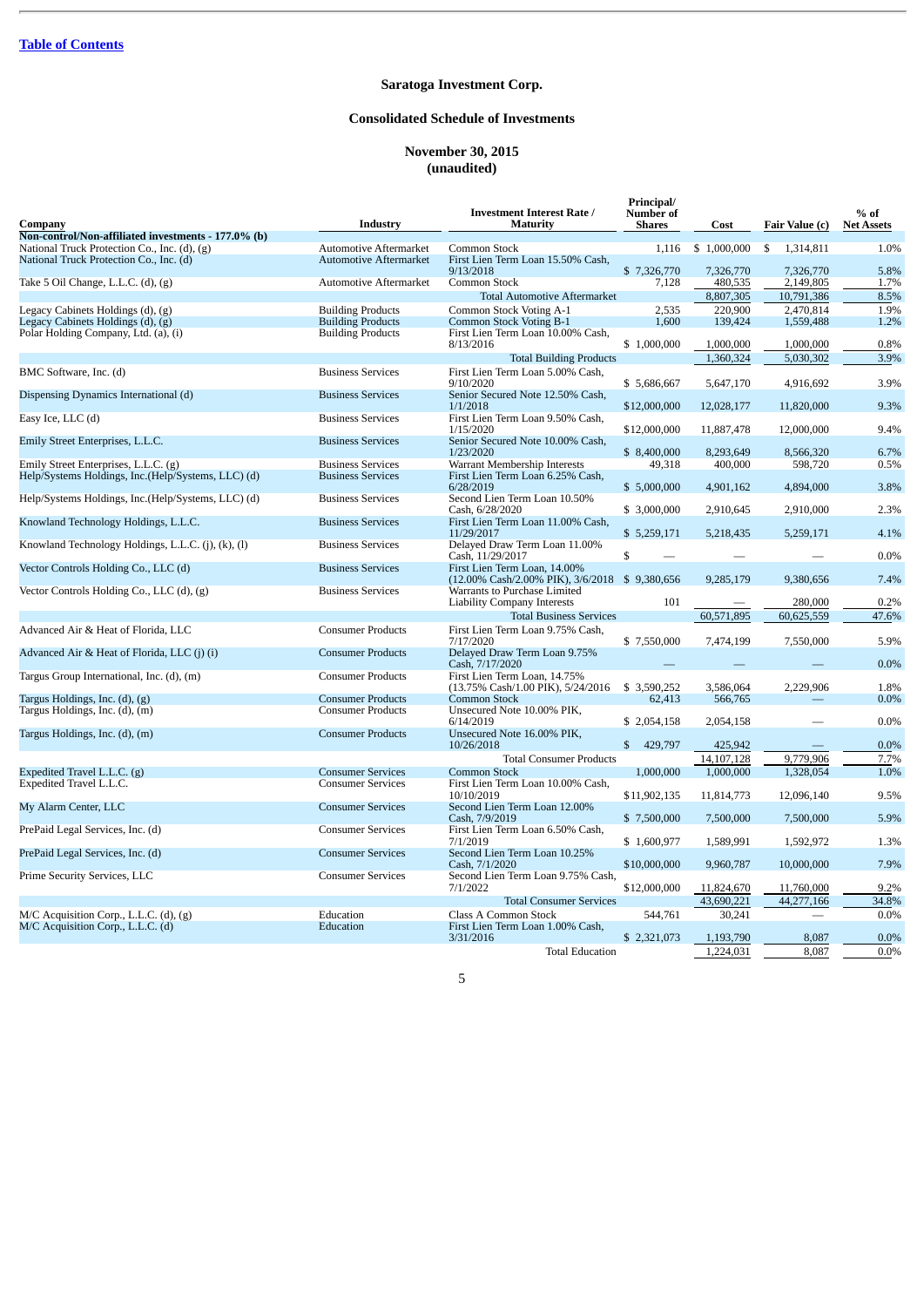[Table of Contents](#)

## Saratoga Investment Corp.

## Consolidated Schedule of Investments

## November 30, 2015
## (unaudited)

| Company | Industry | Investment Interest Rate / Maturity | Principal/ Number of Shares | Cost | Fair Value (c) | % of Net Assets |
|---|---|---|---|---|---|---|
| **Non-control/Non-affiliated investments - 177.0% (b)** | | | | | | |
| National Truck Protection Co., Inc. (d), (g) | Automotive Aftermarket | Common Stock | 1,116 | $ 1,000,000 | $ 1,314,811 | 1.0% |
| National Truck Protection Co., Inc. (d) | Automotive Aftermarket | First Lien Term Loan 15.50% Cash, 9/13/2018 | $ 7,326,770 | 7,326,770 | 7,326,770 | 5.8% |
| Take 5 Oil Change, L.L.C. (d), (g) | Automotive Aftermarket | Common Stock | 7,128 | 480,535 | 2,149,805 | 1.7% |
| | | Total Automotive Aftermarket | | 8,807,305 | 10,791,386 | 8.5% |
| Legacy Cabinets Holdings (d), (g) | Building Products | Common Stock Voting A-1 | 2,535 | 220,900 | 2,470,814 | 1.9% |
| Legacy Cabinets Holdings (d), (g) | Building Products | Common Stock Voting B-1 | 1,600 | 139,424 | 1,559,488 | 1.2% |
| Polar Holding Company, Ltd. (a), (i) | Building Products | First Lien Term Loan 10.00% Cash, 8/13/2016 | $ 1,000,000 | 1,000,000 | 1,000,000 | 0.8% |
| | | Total Building Products | | 1,360,324 | 5,030,302 | 3.9% |
| BMC Software, Inc. (d) | Business Services | First Lien Term Loan 5.00% Cash, 9/10/2020 | $ 5,686,667 | 5,647,170 | 4,916,692 | 3.9% |
| Dispensing Dynamics International (d) | Business Services | Senior Secured Note 12.50% Cash, 1/1/2018 | $12,000,000 | 12,028,177 | 11,820,000 | 9.3% |
| Easy Ice, LLC (d) | Business Services | First Lien Term Loan 9.50% Cash, 1/15/2020 | $12,000,000 | 11,887,478 | 12,000,000 | 9.4% |
| Emily Street Enterprises, L.L.C. | Business Services | Senior Secured Note 10.00% Cash, 1/23/2020 | $ 8,400,000 | 8,293,649 | 8,566,320 | 6.7% |
| Emily Street Enterprises, L.L.C. (g) | Business Services | Warrant Membership Interests | 49,318 | 400,000 | 598,720 | 0.5% |
| Help/Systems Holdings, Inc.(Help/Systems, LLC) (d) | Business Services | First Lien Term Loan 6.25% Cash, 6/28/2019 | $ 5,000,000 | 4,901,162 | 4,894,000 | 3.8% |
| Help/Systems Holdings, Inc.(Help/Systems, LLC) (d) | Business Services | Second Lien Term Loan 10.50% Cash, 6/28/2020 | $ 3,000,000 | 2,910,645 | 2,910,000 | 2.3% |
| Knowland Technology Holdings, L.L.C. | Business Services | First Lien Term Loan 11.00% Cash, 11/29/2017 | $ 5,259,171 | 5,218,435 | 5,259,171 | 4.1% |
| Knowland Technology Holdings, L.L.C. (j), (k), (l) | Business Services | Delayed Draw Term Loan 11.00% Cash, 11/29/2017 | $ — | — | — | 0.0% |
| Vector Controls Holding Co., LLC (d) | Business Services | First Lien Term Loan, 14.00% (12.00% Cash/2.00% PIK), 3/6/2018 | $ 9,380,656 | 9,285,179 | 9,380,656 | 7.4% |
| Vector Controls Holding Co., LLC (d), (g) | Business Services | Warrants to Purchase Limited Liability Company Interests | 101 | — | 280,000 | 0.2% |
| | | Total Business Services | | 60,571,895 | 60,625,559 | 47.6% |
| Advanced Air & Heat of Florida, LLC | Consumer Products | First Lien Term Loan 9.75% Cash, 7/17/2020 | $ 7,550,000 | 7,474,199 | 7,550,000 | 5.9% |
| Advanced Air & Heat of Florida, LLC (j) (i) | Consumer Products | Delayed Draw Term Loan 9.75% Cash, 7/17/2020 | — | — | — | 0.0% |
| Targus Group International, Inc. (d), (m) | Consumer Products | First Lien Term Loan, 14.75% (13.75% Cash/1.00 PIK), 5/24/2016 | $ 3,590,252 | 3,586,064 | 2,229,906 | 1.8% |
| Targus Holdings, Inc. (d), (g) | Consumer Products | Common Stock | 62,413 | 566,765 | — | 0.0% |
| Targus Holdings, Inc. (d), (m) | Consumer Products | Unsecured Note 10.00% PIK, 6/14/2019 | $ 2,054,158 | 2,054,158 | — | 0.0% |
| Targus Holdings, Inc. (d), (m) | Consumer Products | Unsecured Note 16.00% PIK, 10/26/2018 | $ 429,797 | 425,942 | — | 0.0% |
| | | Total Consumer Products | | 14,107,128 | 9,779,906 | 7.7% |
| Expedited Travel L.L.C. (g) | Consumer Services | Common Stock | 1,000,000 | 1,000,000 | 1,328,054 | 1.0% |
| Expedited Travel L.L.C. | Consumer Services | First Lien Term Loan 10.00% Cash, 10/10/2019 | $11,902,135 | 11,814,773 | 12,096,140 | 9.5% |
| My Alarm Center, LLC | Consumer Services | Second Lien Term Loan 12.00% Cash, 7/9/2019 | $ 7,500,000 | 7,500,000 | 7,500,000 | 5.9% |
| PrePaid Legal Services, Inc. (d) | Consumer Services | First Lien Term Loan 6.50% Cash, 7/1/2019 | $ 1,600,977 | 1,589,991 | 1,592,972 | 1.3% |
| PrePaid Legal Services, Inc. (d) | Consumer Services | Second Lien Term Loan 10.25% Cash, 7/1/2020 | $10,000,000 | 9,960,787 | 10,000,000 | 7.9% |
| Prime Security Services, LLC | Consumer Services | Second Lien Term Loan 9.75% Cash, 7/1/2022 | $12,000,000 | 11,824,670 | 11,760,000 | 9.2% |
| | | Total Consumer Services | | 43,690,221 | 44,277,166 | 34.8% |
| M/C Acquisition Corp., L.L.C. (d), (g) | Education | Class A Common Stock | 544,761 | 30,241 | — | 0.0% |
| M/C Acquisition Corp., L.L.C. (d) | Education | First Lien Term Loan 1.00% Cash, 3/31/2016 | $ 2,321,073 | 1,193,790 | 8,087 | 0.0% |
| | | Total Education | | 1,224,031 | 8,087 | 0.0% |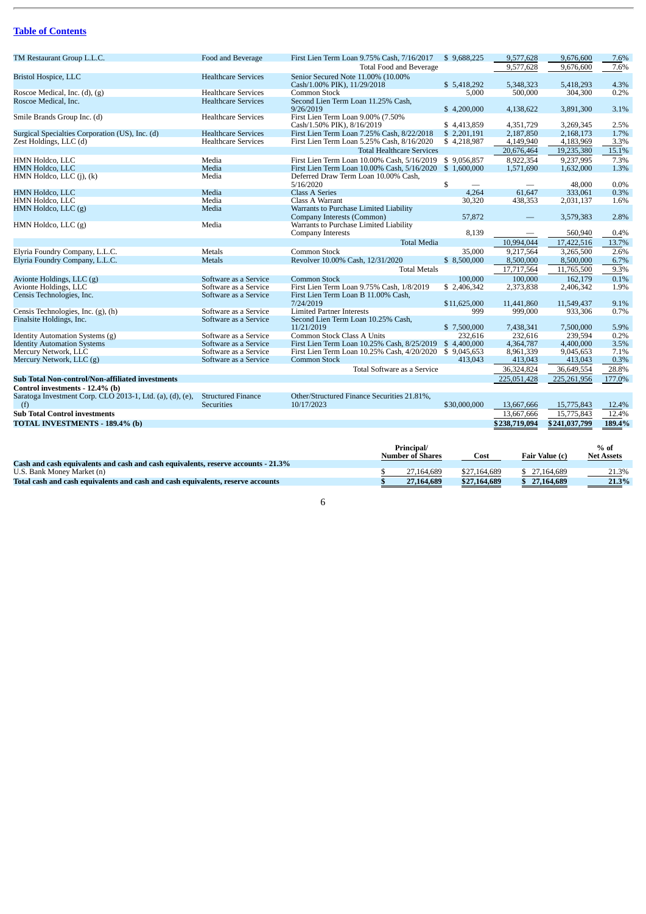[Table of Contents](#)

| Company | Industry | Investment Interest Rate / Maturity | Principal/ Number of Shares | Cost | Fair Value (c) | % of Net Assets |
|---|---|---|---|---|---|---|
| TM Restaurant Group L.L.C. | Food and Beverage | First Lien Term Loan 9.75% Cash, 7/16/2017 | $ 9,688,225 | 9,577,628 | 9,676,600 | 7.6% |
| | | Total Food and Beverage | | 9,577,628 | 9,676,600 | 7.6% |
| Bristol Hospice, LLC | Healthcare Services | Senior Secured Note 11.00% (10.00% Cash/1.00% PIK), 11/29/2018 | $ 5,418,292 | 5,348,323 | 5,418,293 | 4.3% |
| Roscoe Medical, Inc. (d), (g) | Healthcare Services | Common Stock | 5,000 | 500,000 | 304,300 | 0.2% |
| Roscoe Medical, Inc. | Healthcare Services | Second Lien Term Loan 11.25% Cash, 9/26/2019 | $ 4,200,000 | 4,138,622 | 3,891,300 | 3.1% |
| Smile Brands Group Inc. (d) | Healthcare Services | First Lien Term Loan 9.00% (7.50% Cash/1.50% PIK), 8/16/2019 | $ 4,413,859 | 4,351,729 | 3,269,345 | 2.5% |
| Surgical Specialties Corporation (US), Inc. (d) | Healthcare Services | First Lien Term Loan 7.25% Cash, 8/22/2018 | $ 2,201,191 | 2,187,850 | 2,168,173 | 1.7% |
| Zest Holdings, LLC (d) | Healthcare Services | First Lien Term Loan 5.25% Cash, 8/16/2020 | $ 4,218,987 | 4,149,940 | 4,183,969 | 3.3% |
| | | Total Healthcare Services | | 20,676,464 | 19,235,380 | 15.1% |
| HMN Holdco, LLC | Media | First Lien Term Loan 10.00% Cash, 5/16/2019 | $ 9,056,857 | 8,922,354 | 9,237,995 | 7.3% |
| HMN Holdco, LLC | Media | First Lien Term Loan 10.00% Cash, 5/16/2020 | $ 1,600,000 | 1,571,690 | 1,632,000 | 1.3% |
| HMN Holdco, LLC (j), (k) | Media | Deferred Draw Term Loan 10.00% Cash, 5/16/2020 | $ — | — | 48,000 | 0.0% |
| HMN Holdco, LLC | Media | Class A Series | 4,264 | 61,647 | 333,061 | 0.3% |
| HMN Holdco, LLC | Media | Class A Warrant | 30,320 | 438,353 | 2,031,137 | 1.6% |
| HMN Holdco, LLC (g) | Media | Warrants to Purchase Limited Liability Company Interests (Common) | 57,872 | — | 3,579,383 | 2.8% |
| HMN Holdco, LLC (g) | Media | Warrants to Purchase Limited Liability Company Interests | 8,139 | — | 560,940 | 0.4% |
| | | Total Media | | 10,994,044 | 17,422,516 | 13.7% |
| Elyria Foundry Company, L.L.C. | Metals | Common Stock | 35,000 | 9,217,564 | 3,265,500 | 2.6% |
| Elyria Foundry Company, L.L.C. | Metals | Revolver 10.00% Cash, 12/31/2020 | $ 8,500,000 | 8,500,000 | 8,500,000 | 6.7% |
| | | Total Metals | | 17,717,564 | 11,765,500 | 9.3% |
| Avionte Holdings, LLC (g) | Software as a Service | Common Stock | 100,000 | 100,000 | 162,179 | 0.1% |
| Avionte Holdings, LLC | Software as a Service | First Lien Term Loan 9.75% Cash, 1/8/2019 | $ 2,406,342 | 2,373,838 | 2,406,342 | 1.9% |
| Censis Technologies, Inc. | Software as a Service | First Lien Term Loan B 11.00% Cash, 7/24/2019 | $11,625,000 | 11,441,860 | 11,549,437 | 9.1% |
| Censis Technologies, Inc. (g), (h) | Software as a Service | Limited Partner Interests | 999 | 999,000 | 933,306 | 0.7% |
| Finalsite Holdings, Inc. | Software as a Service | Second Lien Term Loan 10.25% Cash, 11/21/2019 | $ 7,500,000 | 7,438,341 | 7,500,000 | 5.9% |
| Identity Automation Systems (g) | Software as a Service | Common Stock Class A Units | 232,616 | 232,616 | 239,594 | 0.2% |
| Identity Automation Systems | Software as a Service | First Lien Term Loan 10.25% Cash, 8/25/2019 | $ 4,400,000 | 4,364,787 | 4,400,000 | 3.5% |
| Mercury Network, LLC | Software as a Service | First Lien Term Loan 10.25% Cash, 4/20/2020 | $ 9,045,653 | 8,961,339 | 9,045,653 | 7.1% |
| Mercury Network, LLC (g) | Software as a Service | Common Stock | 413,043 | 413,043 | 413,043 | 0.3% |
| | | Total Software as a Service | | 36,324,824 | 36,649,554 | 28.8% |
| **Sub Total Non-control/Non-affiliated investments** | | | | 225,051,428 | 225,261,956 | 177.0% |
| **Control investments - 12.4% (b)** | | | | | | |
| Saratoga Investment Corp. CLO 2013-1, Ltd. (a), (d), (e), (f) | Structured Finance Securities | Other/Structured Finance Securities 21.81%, 10/17/2023 | $30,000,000 | 13,667,666 | 15,775,843 | 12.4% |
| **Sub Total Control investments** | | | | 13,667,666 | 15,775,843 | 12.4% |
| **TOTAL INVESTMENTS - 189.4% (b)** | | | | **$238,719,094** | **$241,037,799** | **189.4%** |

| | Principal/ Number of Shares | Cost | Fair Value (c) | % of Net Assets |
|---|---|---|---|---|
| **Cash and cash equivalents and cash and cash equivalents, reserve accounts - 21.3%** | | | | |
| U.S. Bank Money Market (n) | $ 27,164,689 | $27,164,689 | $ 27,164,689 | 21.3% |
| **Total cash and cash equivalents and cash and cash equivalents, reserve accounts** | **$ 27,164,689** | **$27,164,689** | **$ 27,164,689** | **21.3%** |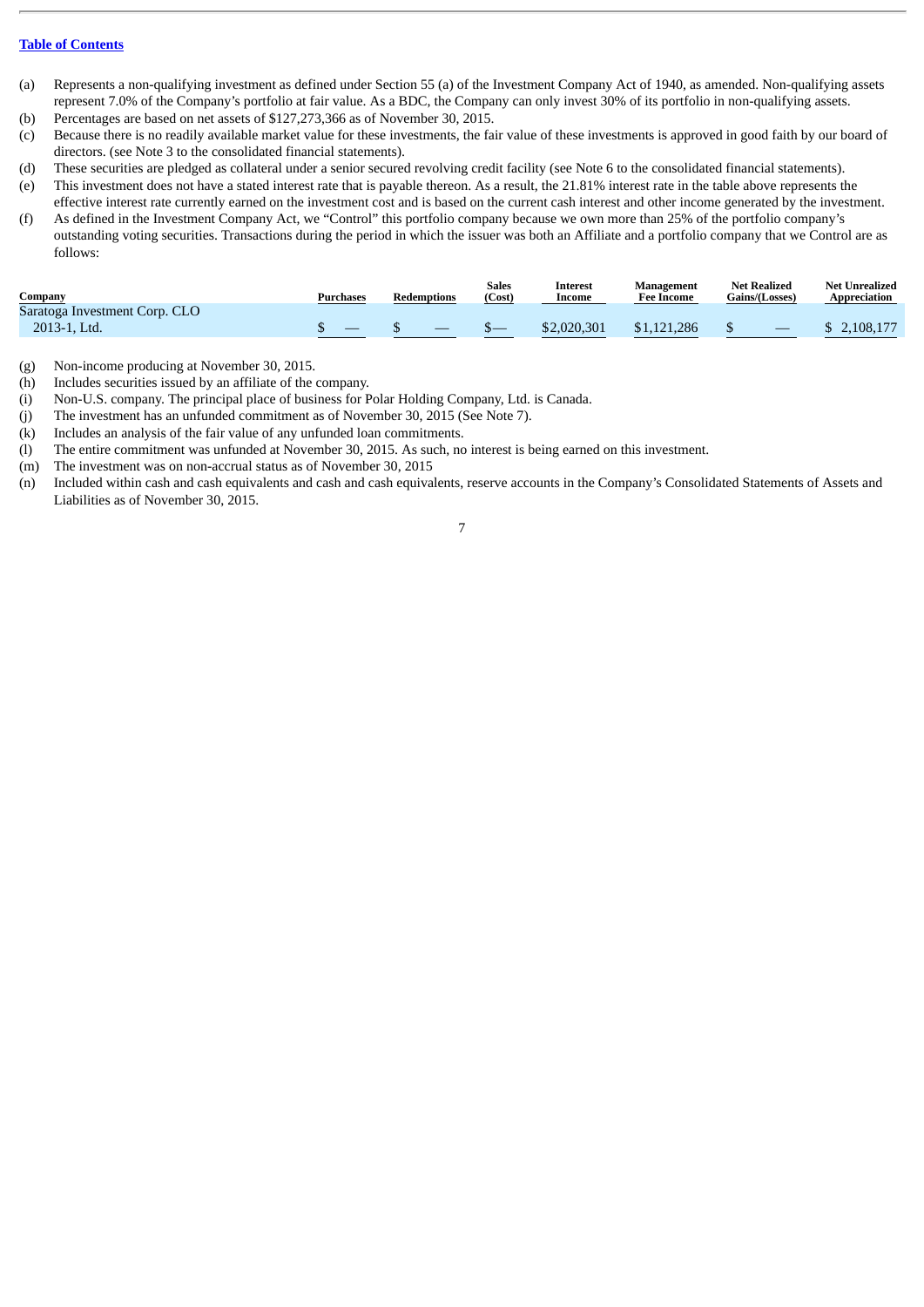(a) Represents a non-qualifying investment as defined under Section 55 (a) of the Investment Company Act of 1940, as amended. Non-qualifying assets represent 7.0% of the Company's portfolio at fair value. As a BDC, the Company can only invest 30% of its portfolio in non-qualifying assets.

(b) Percentages are based on net assets of $127,273,366 as of November 30, 2015.

(c) Because there is no readily available market value for these investments, the fair value of these investments is approved in good faith by our board of directors. (see Note 3 to the consolidated financial statements).

(d) These securities are pledged as collateral under a senior secured revolving credit facility (see Note 6 to the consolidated financial statements).

(e) This investment does not have a stated interest rate that is payable thereon. As a result, the 21.81% interest rate in the table above represents the effective interest rate currently earned on the investment cost and is based on the current cash interest and other income generated by the investment.

(f) As defined in the Investment Company Act, we "Control" this portfolio company because we own more than 25% of the portfolio company's outstanding voting securities. Transactions during the period in which the issuer was both an Affiliate and a portfolio company that we Control are as follows:

| Company | Purchases | Redemptions | Sales (Cost) | Interest Income | Management Fee Income | Net Realized Gains/(Losses) | Net Unrealized Appreciation |
|---|---|---|---|---|---|---|---|
| Saratoga Investment Corp. CLO 2013-1, Ltd. | $ — | $ — | $— | $2,020,301 | $1,121,286 | $ — | $ 2,108,177 |

(g) Non-income producing at November 30, 2015.

(h) Includes securities issued by an affiliate of the company.

(i) Non-U.S. company. The principal place of business for Polar Holding Company, Ltd. is Canada.

(j) The investment has an unfunded commitment as of November 30, 2015 (See Note 7).

(k) Includes an analysis of the fair value of any unfunded loan commitments.

(l) The entire commitment was unfunded at November 30, 2015. As such, no interest is being earned on this investment.

(m) The investment was on non-accrual status as of November 30, 2015

(n) Included within cash and cash equivalents and cash and cash equivalents, reserve accounts in the Company's Consolidated Statements of Assets and Liabilities as of November 30, 2015.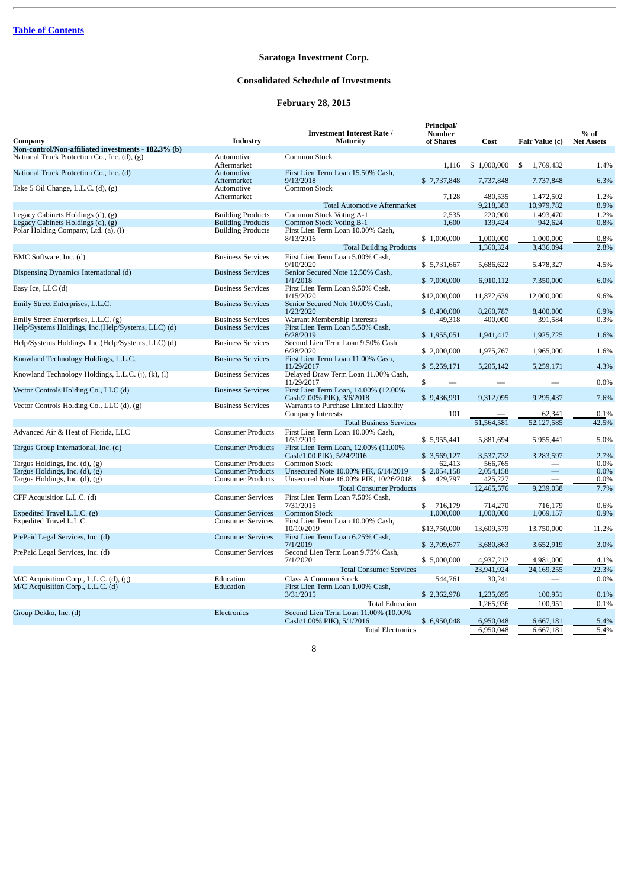Table of Contents

# Saratoga Investment Corp.

## Consolidated Schedule of Investments

## February 28, 2015

| Company | Industry | Investment Interest Rate / Maturity | Principal/ Number of Shares | Cost | Fair Value (c) | % of Net Assets |
|---|---|---|---|---|---|---|
| **Non-control/Non-affiliated investments - 182.3% (b)** | | | | | | |
| National Truck Protection Co., Inc. (d), (g) | Automotive Aftermarket | Common Stock | 1,116 | $ 1,000,000 | $ 1,769,432 | 1.4% |
| National Truck Protection Co., Inc. (d) | Automotive Aftermarket | First Lien Term Loan 15.50% Cash, 9/13/2018 | $ 7,737,848 | 7,737,848 | 7,737,848 | 6.3% |
| Take 5 Oil Change, L.L.C. (d), (g) | Automotive Aftermarket | Common Stock | 7,128 | 480,535 | 1,472,502 | 1.2% |
| | | Total Automotive Aftermarket | | 9,218,383 | 10,979,782 | 8.9% |
| Legacy Cabinets Holdings (d), (g) | Building Products | Common Stock Voting A-1 | 2,535 | 220,900 | 1,493,470 | 1.2% |
| Legacy Cabinets Holdings (d), (g) | Building Products | Common Stock Voting B-1 | 1,600 | 139,424 | 942,624 | 0.8% |
| Polar Holding Company, Ltd. (a), (i) | Building Products | First Lien Term Loan 10.00% Cash, 8/13/2016 | $ 1,000,000 | 1,000,000 | 1,000,000 | 0.8% |
| | | Total Building Products | | 1,360,324 | 3,436,094 | 2.8% |
| BMC Software, Inc. (d) | Business Services | First Lien Term Loan 5.00% Cash, 9/10/2020 | $ 5,731,667 | 5,686,622 | 5,478,327 | 4.5% |
| Dispensing Dynamics International (d) | Business Services | Senior Secured Note 12.50% Cash, 1/1/2018 | $ 7,000,000 | 6,910,112 | 7,350,000 | 6.0% |
| Easy Ice, LLC (d) | Business Services | First Lien Term Loan 9.50% Cash, 1/15/2020 | $12,000,000 | 11,872,639 | 12,000,000 | 9.6% |
| Emily Street Enterprises, L.L.C. | Business Services | Senior Secured Note 10.00% Cash, 1/23/2020 | $ 8,400,000 | 8,260,787 | 8,400,000 | 6.9% |
| Emily Street Enterprises, L.L.C. (g) | Business Services | Warrant Membership Interests | 49,318 | 400,000 | 391,584 | 0.3% |
| Help/Systems Holdings, Inc.(Help/Systems, LLC) (d) | Business Services | First Lien Term Loan 5.50% Cash, 6/28/2019 | $ 1,955,051 | 1,941,417 | 1,925,725 | 1.6% |
| Help/Systems Holdings, Inc.(Help/Systems, LLC) (d) | Business Services | Second Lien Term Loan 9.50% Cash, 6/28/2020 | $ 2,000,000 | 1,975,767 | 1,965,000 | 1.6% |
| Knowland Technology Holdings, L.L.C. | Business Services | First Lien Term Loan 11.00% Cash, 11/29/2017 | $ 5,259,171 | 5,205,142 | 5,259,171 | 4.3% |
| Knowland Technology Holdings, L.L.C. (j), (k), (l) | Business Services | Delayed Draw Term Loan 11.00% Cash, 11/29/2017 | $ — | — | — | 0.0% |
| Vector Controls Holding Co., LLC (d) | Business Services | First Lien Term Loan, 14.00% (12.00% Cash/2.00% PIK), 3/6/2018 | $ 9,436,991 | 9,312,095 | 9,295,437 | 7.6% |
| Vector Controls Holding Co., LLC (d), (g) | Business Services | Warrants to Purchase Limited Liability Company Interests | 101 | — | 62,341 | 0.1% |
| | | Total Business Services | | 51,564,581 | 52,127,585 | 42.5% |
| Advanced Air & Heat of Florida, LLC | Consumer Products | First Lien Term Loan 10.00% Cash, 1/31/2019 | $ 5,955,441 | 5,881,694 | 5,955,441 | 5.0% |
| Targus Group International, Inc. (d) | Consumer Products | First Lien Term Loan, 12.00% (11.00% Cash/1.00 PIK), 5/24/2016 | $ 3,569,127 | 3,537,732 | 3,283,597 | 2.7% |
| Targus Holdings, Inc. (d), (g) | Consumer Products | Common Stock | 62,413 | 566,765 | — | 0.0% |
| Targus Holdings, Inc. (d), (g) | Consumer Products | Unsecured Note 10.00% PIK, 6/14/2019 | $ 2,054,158 | 2,054,158 | — | 0.0% |
| Targus Holdings, Inc. (d), (g) | Consumer Products | Unsecured Note 16.00% PIK, 10/26/2018 | $ 429,797 | 425,227 | — | 0.0% |
| | | Total Consumer Products | | 12,465,576 | 9,239,038 | 7.7% |
| CFF Acquisition L.L.C. (d) | Consumer Services | First Lien Term Loan 7.50% Cash, 7/31/2015 | $ 716,179 | 714,270 | 716,179 | 0.6% |
| Expedited Travel L.L.C. (g) | Consumer Services | Common Stock | 1,000,000 | 1,000,000 | 1,069,157 | 0.9% |
| Expedited Travel L.L.C. | Consumer Services | First Lien Term Loan 10.00% Cash, 10/10/2019 | $13,750,000 | 13,609,579 | 13,750,000 | 11.2% |
| PrePaid Legal Services, Inc. (d) | Consumer Services | First Lien Term Loan 6.25% Cash, 7/1/2019 | $ 3,709,677 | 3,680,863 | 3,652,919 | 3.0% |
| PrePaid Legal Services, Inc. (d) | Consumer Services | Second Lien Term Loan 9.75% Cash, 7/1/2020 | $ 5,000,000 | 4,937,212 | 4,981,000 | 4.1% |
| | | Total Consumer Services | | 23,941,924 | 24,169,255 | 22.3% |
| M/C Acquisition Corp., L.L.C. (d), (g) | Education | Class A Common Stock | 544,761 | 30,241 | — | 0.0% |
| M/C Acquisition Corp., L.L.C. (d) | Education | First Lien Term Loan 1.00% Cash, 3/31/2015 | $ 2,362,978 | 1,235,695 | 100,951 | 0.1% |
| | | Total Education | | 1,265,936 | 100,951 | 0.1% |
| Group Dekko, Inc. (d) | Electronics | Second Lien Term Loan 11.00% (10.00% Cash/1.00% PIK), 5/1/2016 | $ 6,950,048 | 6,950,048 | 6,667,181 | 5.4% |
| | | Total Electronics | | 6,950,048 | 6,667,181 | 5.4% |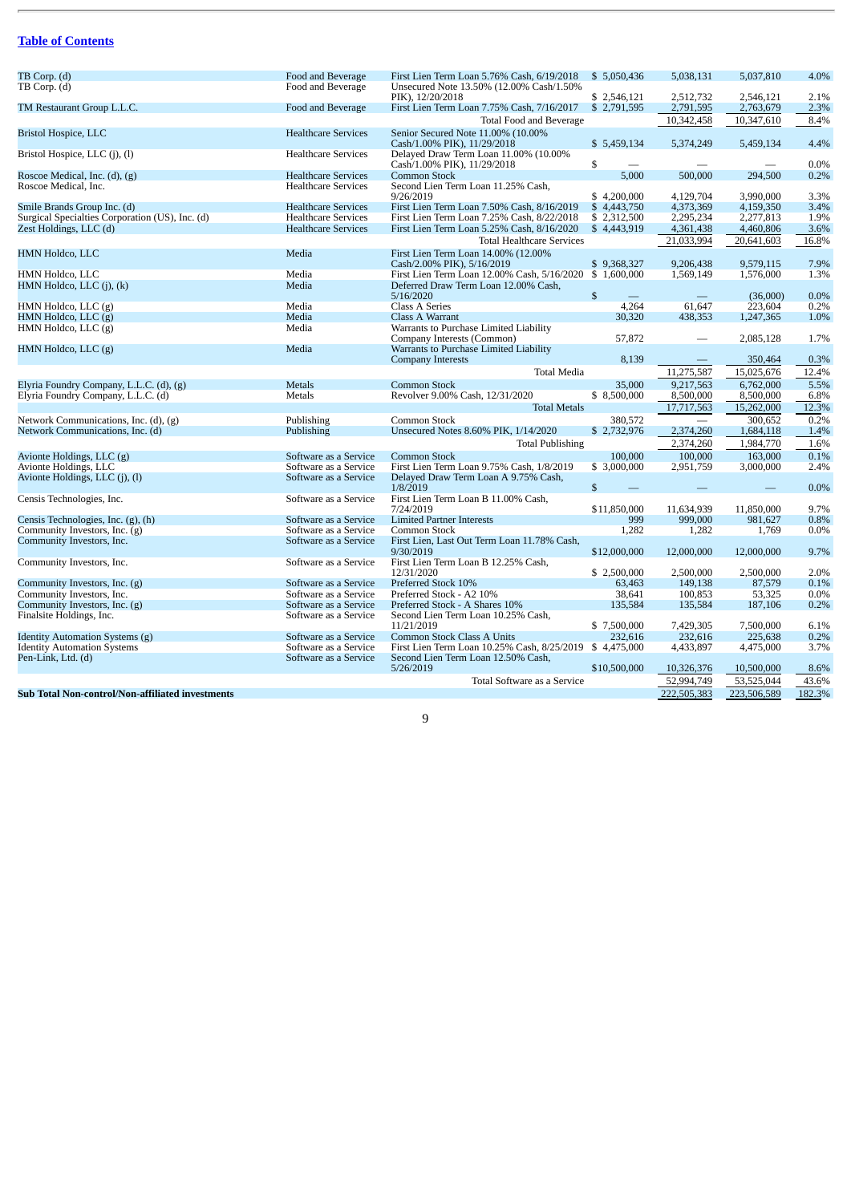[Table of Contents](#)

| Company | Industry | Investment | Principal/Shares | Cost | Fair Value | % of Net Assets |
|---|---|---|---|---|---|---|
| TB Corp. (d) | Food and Beverage | First Lien Term Loan 5.76% Cash, 6/19/2018 | $ 5,050,436 | 5,038,131 | 5,037,810 | 4.0% |
| TB Corp. (d) | Food and Beverage | Unsecured Note 13.50% (12.00% Cash/1.50% PIK), 12/20/2018 | $ 2,546,121 | 2,512,732 | 2,546,121 | 2.1% |
| TM Restaurant Group L.L.C. | Food and Beverage | First Lien Term Loan 7.75% Cash, 7/16/2017 | $ 2,791,595 | 2,791,595 | 2,763,679 | 2.3% |
| | | Total Food and Beverage | | 10,342,458 | 10,347,610 | 8.4% |
| Bristol Hospice, LLC | Healthcare Services | Senior Secured Note 11.00% (10.00% Cash/1.00% PIK), 11/29/2018 | $ 5,459,134 | 5,374,249 | 5,459,134 | 4.4% |
| Bristol Hospice, LLC (j), (l) | Healthcare Services | Delayed Draw Term Loan 11.00% (10.00% Cash/1.00% PIK), 11/29/2018 | $ — | — | — | 0.0% |
| Roscoe Medical, Inc. (d), (g) | Healthcare Services | Common Stock | 5,000 | 500,000 | 294,500 | 0.2% |
| Roscoe Medical, Inc. | Healthcare Services | Second Lien Term Loan 11.25% Cash, 9/26/2019 | $ 4,200,000 | 4,129,704 | 3,990,000 | 3.3% |
| Smile Brands Group Inc. (d) | Healthcare Services | First Lien Term Loan 7.50% Cash, 8/16/2019 | $ 4,443,750 | 4,373,369 | 4,159,350 | 3.4% |
| Surgical Specialties Corporation (US), Inc. (d) | Healthcare Services | First Lien Term Loan 7.25% Cash, 8/22/2018 | $ 2,312,500 | 2,295,234 | 2,277,813 | 1.9% |
| Zest Holdings, LLC (d) | Healthcare Services | First Lien Term Loan 5.25% Cash, 8/16/2020 | $ 4,443,919 | 4,361,438 | 4,460,806 | 3.6% |
| | | Total Healthcare Services | | 21,033,994 | 20,641,603 | 16.8% |
| HMN Holdco, LLC | Media | First Lien Term Loan 14.00% (12.00% Cash/2.00% PIK), 5/16/2019 | $ 9,368,327 | 9,206,438 | 9,579,115 | 7.9% |
| HMN Holdco, LLC | Media | First Lien Term Loan 12.00% Cash, 5/16/2020 | $ 1,600,000 | 1,569,149 | 1,576,000 | 1.3% |
| HMN Holdco, LLC (j), (k) | Media | Deferred Draw Term Loan 12.00% Cash, 5/16/2020 | $ — | — | (36,000) | 0.0% |
| HMN Holdco, LLC (g) | Media | Class A Series | 4,264 | 61,647 | 223,604 | 0.2% |
| HMN Holdco, LLC (g) | Media | Class A Warrant | 30,320 | 438,353 | 1,247,365 | 1.0% |
| HMN Holdco, LLC (g) | Media | Warrants to Purchase Limited Liability Company Interests (Common) | 57,872 | — | 2,085,128 | 1.7% |
| HMN Holdco, LLC (g) | Media | Warrants to Purchase Limited Liability Company Interests | 8,139 | — | 350,464 | 0.3% |
| | | Total Media | | 11,275,587 | 15,025,676 | 12.4% |
| Elyria Foundry Company, L.L.C. (d), (g) | Metals | Common Stock | 35,000 | 9,217,563 | 6,762,000 | 5.5% |
| Elyria Foundry Company, L.L.C. (d) | Metals | Revolver 9.00% Cash, 12/31/2020 | $ 8,500,000 | 8,500,000 | 8,500,000 | 6.8% |
| | | Total Metals | | 17,717,563 | 15,262,000 | 12.3% |
| Network Communications, Inc. (d), (g) | Publishing | Common Stock | 380,572 | — | 300,652 | 0.2% |
| Network Communications, Inc. (d) | Publishing | Unsecured Notes 8.60% PIK, 1/14/2020 | $ 2,732,976 | 2,374,260 | 1,684,118 | 1.4% |
| | | Total Publishing | | 2,374,260 | 1,984,770 | 1.6% |
| Avionte Holdings, LLC (g) | Software as a Service | Common Stock | 100,000 | 100,000 | 163,000 | 0.1% |
| Avionte Holdings, LLC | Software as a Service | First Lien Term Loan 9.75% Cash, 1/8/2019 | $ 3,000,000 | 2,951,759 | 3,000,000 | 2.4% |
| Avionte Holdings, LLC (j), (l) | Software as a Service | Delayed Draw Term Loan A 9.75% Cash, 1/8/2019 | $ — | — | — | 0.0% |
| Censis Technologies, Inc. | Software as a Service | First Lien Term Loan B 11.00% Cash, 7/24/2019 | $11,850,000 | 11,634,939 | 11,850,000 | 9.7% |
| Censis Technologies, Inc. (g), (h) | Software as a Service | Limited Partner Interests | 999 | 999,000 | 981,627 | 0.8% |
| Community Investors, Inc. (g) | Software as a Service | Common Stock | 1,282 | 1,282 | 1,769 | 0.0% |
| Community Investors, Inc. | Software as a Service | First Lien, Last Out Term Loan 11.78% Cash, 9/30/2019 | $12,000,000 | 12,000,000 | 12,000,000 | 9.7% |
| Community Investors, Inc. | Software as a Service | First Lien Term Loan B 12.25% Cash, 12/31/2020 | $ 2,500,000 | 2,500,000 | 2,500,000 | 2.0% |
| Community Investors, Inc. (g) | Software as a Service | Preferred Stock 10% | 63,463 | 149,138 | 87,579 | 0.1% |
| Community Investors, Inc. | Software as a Service | Preferred Stock - A2 10% | 38,641 | 100,853 | 53,325 | 0.0% |
| Community Investors, Inc. (g) | Software as a Service | Preferred Stock - A Shares 10% | 135,584 | 135,584 | 187,106 | 0.2% |
| Finalsite Holdings, Inc. | Software as a Service | Second Lien Term Loan 10.25% Cash, 11/21/2019 | $ 7,500,000 | 7,429,305 | 7,500,000 | 6.1% |
| Identity Automation Systems (g) | Software as a Service | Common Stock Class A Units | 232,616 | 232,616 | 225,638 | 0.2% |
| Identity Automation Systems | Software as a Service | First Lien Term Loan 10.25% Cash, 8/25/2019 | $ 4,475,000 | 4,433,897 | 4,475,000 | 3.7% |
| Pen-Link, Ltd. (d) | Software as a Service | Second Lien Term Loan 12.50% Cash, 5/26/2019 | $10,500,000 | 10,326,376 | 10,500,000 | 8.6% |
| | | Total Software as a Service | | 52,994,749 | 53,525,044 | 43.6% |
| **Sub Total Non-control/Non-affiliated investments** | | | | 222,505,383 | 223,506,589 | 182.3% |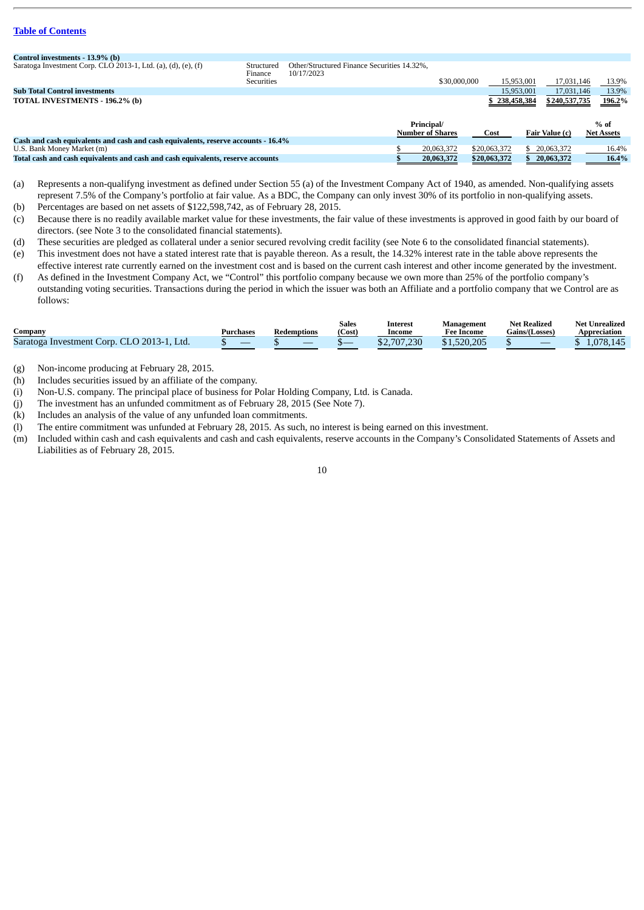[Table of Contents](#)

| | | | | | | |
|---|---|---|---|---|---|---|
| **Control investments - 13.9% (b)** | | | | | | |
| Saratoga Investment Corp. CLO 2013-1, Ltd. (a), (d), (e), (f) | Structured Finance Securities | Other/Structured Finance Securities 14.32%, 10/17/2023 | $30,000,000 | 15,953,001 | 17,031,146 | 13.9% |
| **Sub Total Control investments** | | | | 15,953,001 | 17,031,146 | 13.9% |
| **TOTAL INVESTMENTS - 196.2% (b)** | | | | $ 238,458,384 | $240,537,735 | 196.2% |

| | Principal/ Number of Shares | Cost | Fair Value (c) | % of Net Assets |
|---|---|---|---|---|
| **Cash and cash equivalents and cash and cash equivalents, reserve accounts - 16.4%** | | | | |
| U.S. Bank Money Market (m) | $ 20,063,372 | $20,063,372 | $ 20,063,372 | 16.4% |
| **Total cash and cash equivalents and cash and cash equivalents, reserve accounts** | **$ 20,063,372** | **$20,063,372** | **$ 20,063,372** | **16.4%** |

(a) Represents a non-qualifyng investment as defined under Section 55 (a) of the Investment Company Act of 1940, as amended. Non-qualifying assets represent 7.5% of the Company's portfolio at fair value. As a BDC, the Company can only invest 30% of its portfolio in non-qualifying assets.

(b) Percentages are based on net assets of $122,598,742, as of February 28, 2015.

(c) Because there is no readily available market value for these investments, the fair value of these investments is approved in good faith by our board of directors. (see Note 3 to the consolidated financial statements).

(d) These securities are pledged as collateral under a senior secured revolving credit facility (see Note 6 to the consolidated financial statements).

(e) This investment does not have a stated interest rate that is payable thereon. As a result, the 14.32% interest rate in the table above represents the effective interest rate currently earned on the investment cost and is based on the current cash interest and other income generated by the investment.

(f) As defined in the Investment Company Act, we "Control" this portfolio company because we own more than 25% of the portfolio company's outstanding voting securities. Transactions during the period in which the issuer was both an Affiliate and a portfolio company that we Control are as follows:

| Company | Purchases | Redemptions | Sales (Cost) | Interest Income | Management Fee Income | Net Realized Gains/(Losses) | Net Unrealized Appreciation |
|---|---|---|---|---|---|---|---|
| Saratoga Investment Corp. CLO 2013-1, Ltd. | $ — | $ — | $— | $2,707,230 | $1,520,205 | $ — | $ 1,078,145 |

(g) Non-income producing at February 28, 2015.

(h) Includes securities issued by an affiliate of the company.

(i) Non-U.S. company. The principal place of business for Polar Holding Company, Ltd. is Canada.

(j) The investment has an unfunded commitment as of February 28, 2015 (See Note 7).

(k) Includes an analysis of the value of any unfunded loan commitments.

(l) The entire commitment was unfunded at February 28, 2015. As such, no interest is being earned on this investment.

(m) Included within cash and cash equivalents and cash and cash equivalents, reserve accounts in the Company's Consolidated Statements of Assets and Liabilities as of February 28, 2015.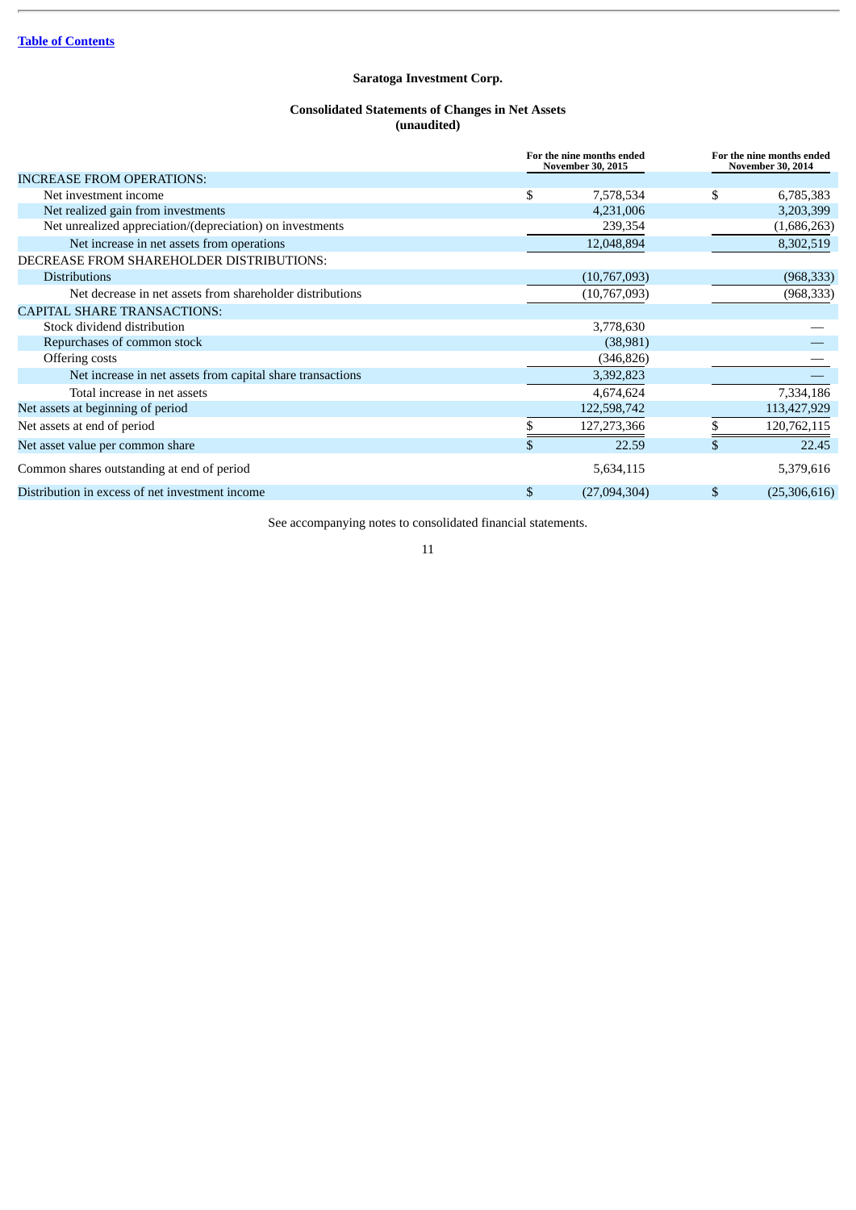Table of Contents

# Saratoga Investment Corp.

## Consolidated Statements of Changes in Net Assets
**(unaudited)**

| | For the nine months ended November 30, 2015 | For the nine months ended November 30, 2014 |
|---|---|---|
| INCREASE FROM OPERATIONS: | | |
| Net investment income | $ 7,578,534 | $ 6,785,383 |
| Net realized gain from investments | 4,231,006 | 3,203,399 |
| Net unrealized appreciation/(depreciation) on investments | 239,354 | (1,686,263) |
| Net increase in net assets from operations | 12,048,894 | 8,302,519 |
| DECREASE FROM SHAREHOLDER DISTRIBUTIONS: | | |
| Distributions | (10,767,093) | (968,333) |
| Net decrease in net assets from shareholder distributions | (10,767,093) | (968,333) |
| CAPITAL SHARE TRANSACTIONS: | | |
| Stock dividend distribution | 3,778,630 | — |
| Repurchases of common stock | (38,981) | — |
| Offering costs | (346,826) | — |
| Net increase in net assets from capital share transactions | 3,392,823 | — |
| Total increase in net assets | 4,674,624 | 7,334,186 |
| Net assets at beginning of period | 122,598,742 | 113,427,929 |
| Net assets at end of period | $ 127,273,366 | $ 120,762,115 |
| Net asset value per common share | $ 22.59 | $ 22.45 |
| Common shares outstanding at end of period | 5,634,115 | 5,379,616 |
| Distribution in excess of net investment income | $ (27,094,304) | $ (25,306,616) |

See accompanying notes to consolidated financial statements.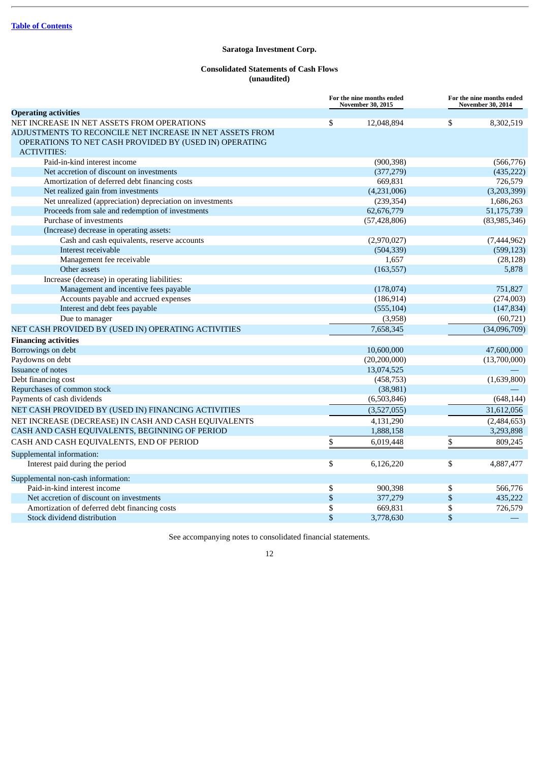[Table of Contents](#)

**Saratoga Investment Corp.**

**Consolidated Statements of Cash Flows**
**(unaudited)**

| | For the nine months ended November 30, 2015 | For the nine months ended November 30, 2014 |
|---|---|---|
| **Operating activities** | | |
| NET INCREASE IN NET ASSETS FROM OPERATIONS | $ 12,048,894 | $ 8,302,519 |
| ADJUSTMENTS TO RECONCILE NET INCREASE IN NET ASSETS FROM OPERATIONS TO NET CASH PROVIDED BY (USED IN) OPERATING ACTIVITIES: | | |
| Paid-in-kind interest income | (900,398) | (566,776) |
| Net accretion of discount on investments | (377,279) | (435,222) |
| Amortization of deferred debt financing costs | 669,831 | 726,579 |
| Net realized gain from investments | (4,231,006) | (3,203,399) |
| Net unrealized (appreciation) depreciation on investments | (239,354) | 1,686,263 |
| Proceeds from sale and redemption of investments | 62,676,779 | 51,175,739 |
| Purchase of investments | (57,428,806) | (83,985,346) |
| (Increase) decrease in operating assets: | | |
| Cash and cash equivalents, reserve accounts | (2,970,027) | (7,444,962) |
| Interest receivable | (504,339) | (599,123) |
| Management fee receivable | 1,657 | (28,128) |
| Other assets | (163,557) | 5,878 |
| Increase (decrease) in operating liabilities: | | |
| Management and incentive fees payable | (178,074) | 751,827 |
| Accounts payable and accrued expenses | (186,914) | (274,003) |
| Interest and debt fees payable | (555,104) | (147,834) |
| Due to manager | (3,958) | (60,721) |
| NET CASH PROVIDED BY (USED IN) OPERATING ACTIVITIES | 7,658,345 | (34,096,709) |
| **Financing activities** | | |
| Borrowings on debt | 10,600,000 | 47,600,000 |
| Paydowns on debt | (20,200,000) | (13,700,000) |
| Issuance of notes | 13,074,525 | — |
| Debt financing cost | (458,753) | (1,639,800) |
| Repurchases of common stock | (38,981) | — |
| Payments of cash dividends | (6,503,846) | (648,144) |
| NET CASH PROVIDED BY (USED IN) FINANCING ACTIVITIES | (3,527,055) | 31,612,056 |
| NET INCREASE (DECREASE) IN CASH AND CASH EQUIVALENTS | 4,131,290 | (2,484,653) |
| CASH AND CASH EQUIVALENTS, BEGINNING OF PERIOD | 1,888,158 | 3,293,898 |
| CASH AND CASH EQUIVALENTS, END OF PERIOD | $ 6,019,448 | $ 809,245 |
| Supplemental information: | | |
| Interest paid during the period | $ 6,126,220 | $ 4,887,477 |
| Supplemental non-cash information: | | |
| Paid-in-kind interest income | $ 900,398 | $ 566,776 |
| Net accretion of discount on investments | $ 377,279 | $ 435,222 |
| Amortization of deferred debt financing costs | $ 669,831 | $ 726,579 |
| Stock dividend distribution | $ 3,778,630 | $ — |

See accompanying notes to consolidated financial statements.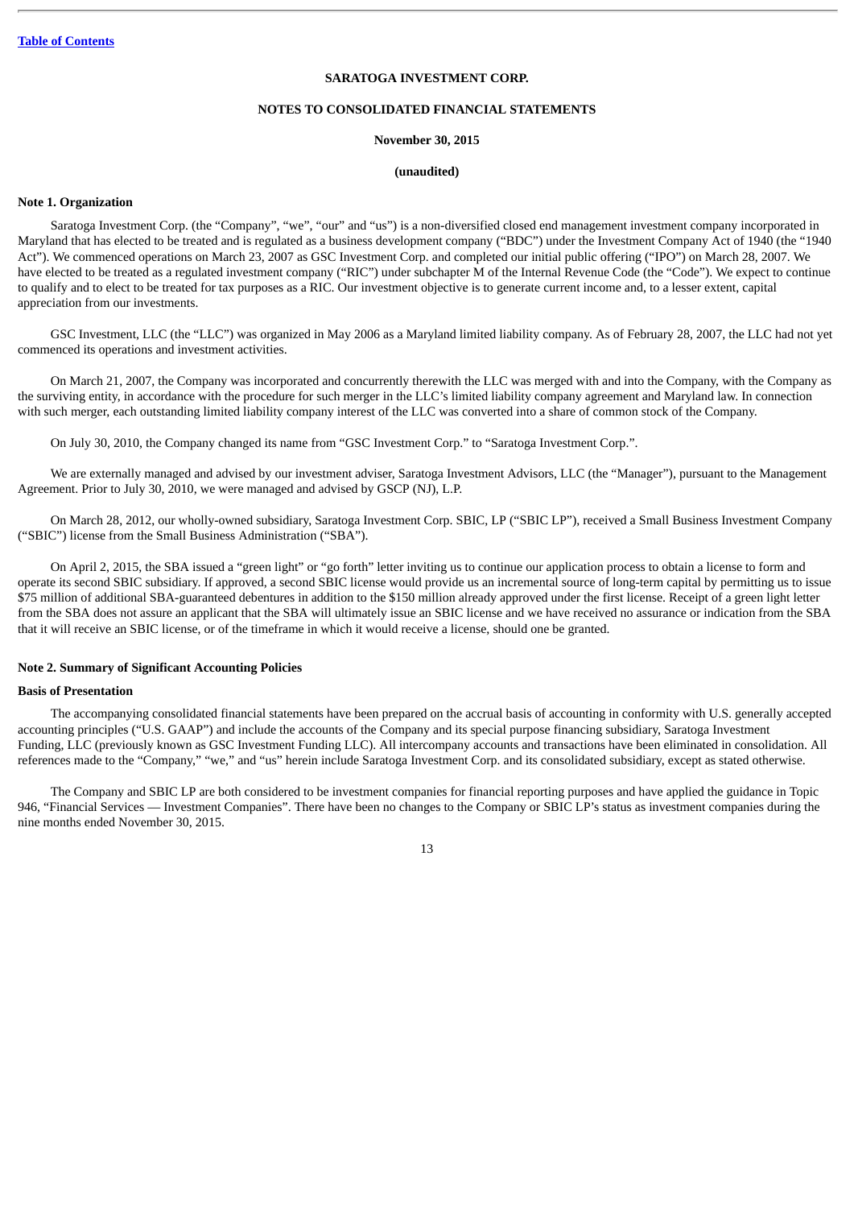SARATOGA INVESTMENT CORP.

NOTES TO CONSOLIDATED FINANCIAL STATEMENTS

November 30, 2015

(unaudited)

**Note 1. Organization**

Saratoga Investment Corp. (the "Company", "we", "our" and "us") is a non-diversified closed end management investment company incorporated in Maryland that has elected to be treated and is regulated as a business development company ("BDC") under the Investment Company Act of 1940 (the "1940 Act"). We commenced operations on March 23, 2007 as GSC Investment Corp. and completed our initial public offering ("IPO") on March 28, 2007. We have elected to be treated as a regulated investment company ("RIC") under subchapter M of the Internal Revenue Code (the "Code"). We expect to continue to qualify and to elect to be treated for tax purposes as a RIC. Our investment objective is to generate current income and, to a lesser extent, capital appreciation from our investments.

GSC Investment, LLC (the "LLC") was organized in May 2006 as a Maryland limited liability company. As of February 28, 2007, the LLC had not yet commenced its operations and investment activities.

On March 21, 2007, the Company was incorporated and concurrently therewith the LLC was merged with and into the Company, with the Company as the surviving entity, in accordance with the procedure for such merger in the LLC's limited liability company agreement and Maryland law. In connection with such merger, each outstanding limited liability company interest of the LLC was converted into a share of common stock of the Company.

On July 30, 2010, the Company changed its name from "GSC Investment Corp." to "Saratoga Investment Corp.".

We are externally managed and advised by our investment adviser, Saratoga Investment Advisors, LLC (the "Manager"), pursuant to the Management Agreement. Prior to July 30, 2010, we were managed and advised by GSCP (NJ), L.P.

On March 28, 2012, our wholly-owned subsidiary, Saratoga Investment Corp. SBIC, LP ("SBIC LP"), received a Small Business Investment Company ("SBIC") license from the Small Business Administration ("SBA").

On April 2, 2015, the SBA issued a "green light" or "go forth" letter inviting us to continue our application process to obtain a license to form and operate its second SBIC subsidiary. If approved, a second SBIC license would provide us an incremental source of long-term capital by permitting us to issue $75 million of additional SBA-guaranteed debentures in addition to the $150 million already approved under the first license. Receipt of a green light letter from the SBA does not assure an applicant that the SBA will ultimately issue an SBIC license and we have received no assurance or indication from the SBA that it will receive an SBIC license, or of the timeframe in which it would receive a license, should one be granted.

**Note 2. Summary of Significant Accounting Policies**

**Basis of Presentation**

The accompanying consolidated financial statements have been prepared on the accrual basis of accounting in conformity with U.S. generally accepted accounting principles ("U.S. GAAP") and include the accounts of the Company and its special purpose financing subsidiary, Saratoga Investment Funding, LLC (previously known as GSC Investment Funding LLC). All intercompany accounts and transactions have been eliminated in consolidation. All references made to the "Company," "we," and "us" herein include Saratoga Investment Corp. and its consolidated subsidiary, except as stated otherwise.

The Company and SBIC LP are both considered to be investment companies for financial reporting purposes and have applied the guidance in Topic 946, "Financial Services — Investment Companies". There have been no changes to the Company or SBIC LP's status as investment companies during the nine months ended November 30, 2015.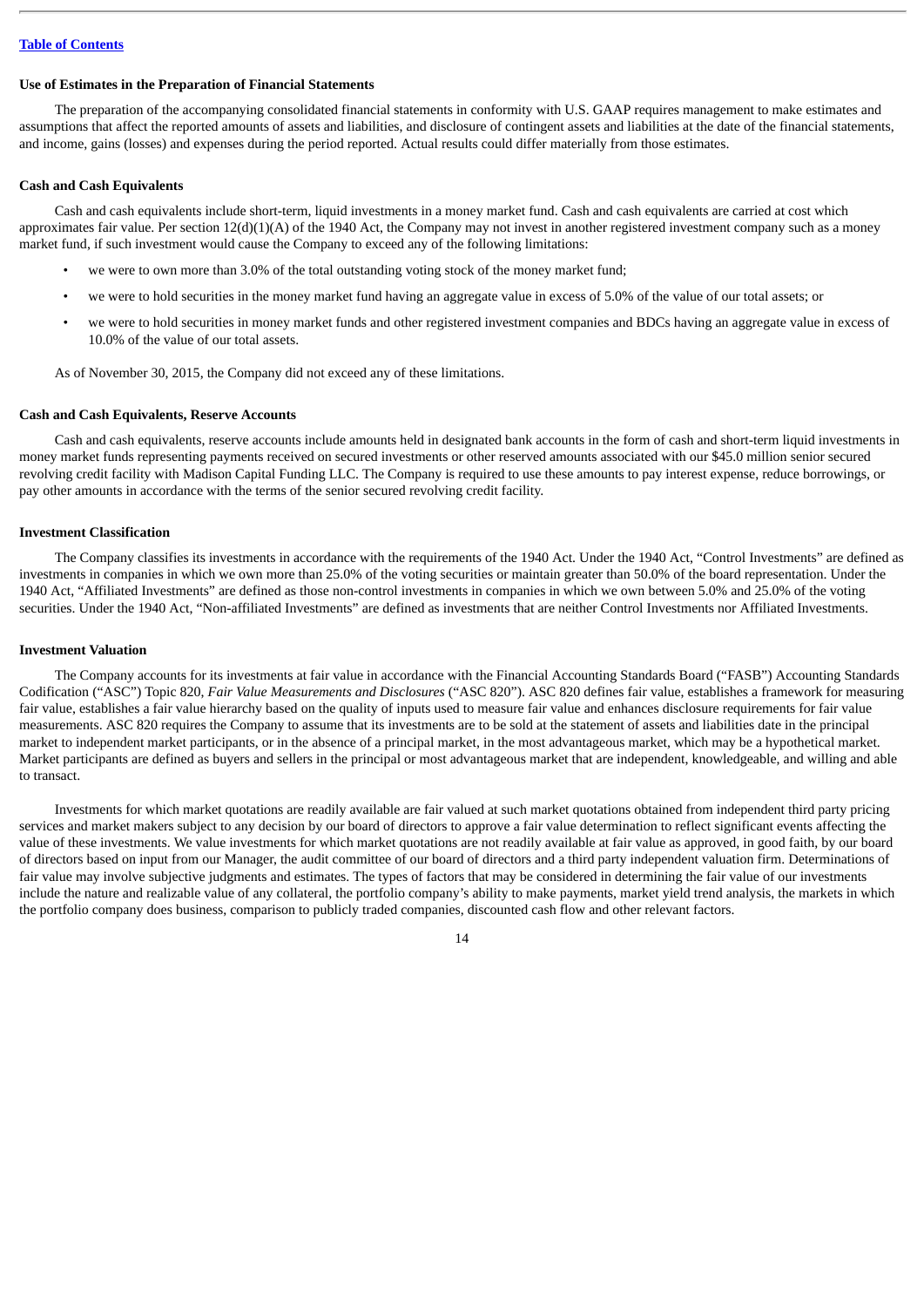#### Use of Estimates in the Preparation of Financial Statements

The preparation of the accompanying consolidated financial statements in conformity with U.S. GAAP requires management to make estimates and assumptions that affect the reported amounts of assets and liabilities, and disclosure of contingent assets and liabilities at the date of the financial statements, and income, gains (losses) and expenses during the period reported. Actual results could differ materially from those estimates.

#### Cash and Cash Equivalents

Cash and cash equivalents include short-term, liquid investments in a money market fund. Cash and cash equivalents are carried at cost which approximates fair value. Per section 12(d)(1)(A) of the 1940 Act, the Company may not invest in another registered investment company such as a money market fund, if such investment would cause the Company to exceed any of the following limitations:

- we were to own more than 3.0% of the total outstanding voting stock of the money market fund;
- we were to hold securities in the money market fund having an aggregate value in excess of 5.0% of the value of our total assets; or
- we were to hold securities in money market funds and other registered investment companies and BDCs having an aggregate value in excess of 10.0% of the value of our total assets.

As of November 30, 2015, the Company did not exceed any of these limitations.

#### Cash and Cash Equivalents, Reserve Accounts

Cash and cash equivalents, reserve accounts include amounts held in designated bank accounts in the form of cash and short-term liquid investments in money market funds representing payments received on secured investments or other reserved amounts associated with our $45.0 million senior secured revolving credit facility with Madison Capital Funding LLC. The Company is required to use these amounts to pay interest expense, reduce borrowings, or pay other amounts in accordance with the terms of the senior secured revolving credit facility.

#### Investment Classification

The Company classifies its investments in accordance with the requirements of the 1940 Act. Under the 1940 Act, "Control Investments" are defined as investments in companies in which we own more than 25.0% of the voting securities or maintain greater than 50.0% of the board representation. Under the 1940 Act, "Affiliated Investments" are defined as those non-control investments in companies in which we own between 5.0% and 25.0% of the voting securities. Under the 1940 Act, "Non-affiliated Investments" are defined as investments that are neither Control Investments nor Affiliated Investments.

#### Investment Valuation

The Company accounts for its investments at fair value in accordance with the Financial Accounting Standards Board ("FASB") Accounting Standards Codification ("ASC") Topic 820, *Fair Value Measurements and Disclosures* ("ASC 820"). ASC 820 defines fair value, establishes a framework for measuring fair value, establishes a fair value hierarchy based on the quality of inputs used to measure fair value and enhances disclosure requirements for fair value measurements. ASC 820 requires the Company to assume that its investments are to be sold at the statement of assets and liabilities date in the principal market to independent market participants, or in the absence of a principal market, in the most advantageous market, which may be a hypothetical market. Market participants are defined as buyers and sellers in the principal or most advantageous market that are independent, knowledgeable, and willing and able to transact.

Investments for which market quotations are readily available are fair valued at such market quotations obtained from independent third party pricing services and market makers subject to any decision by our board of directors to approve a fair value determination to reflect significant events affecting the value of these investments. We value investments for which market quotations are not readily available at fair value as approved, in good faith, by our board of directors based on input from our Manager, the audit committee of our board of directors and a third party independent valuation firm. Determinations of fair value may involve subjective judgments and estimates. The types of factors that may be considered in determining the fair value of our investments include the nature and realizable value of any collateral, the portfolio company's ability to make payments, market yield trend analysis, the markets in which the portfolio company does business, comparison to publicly traded companies, discounted cash flow and other relevant factors.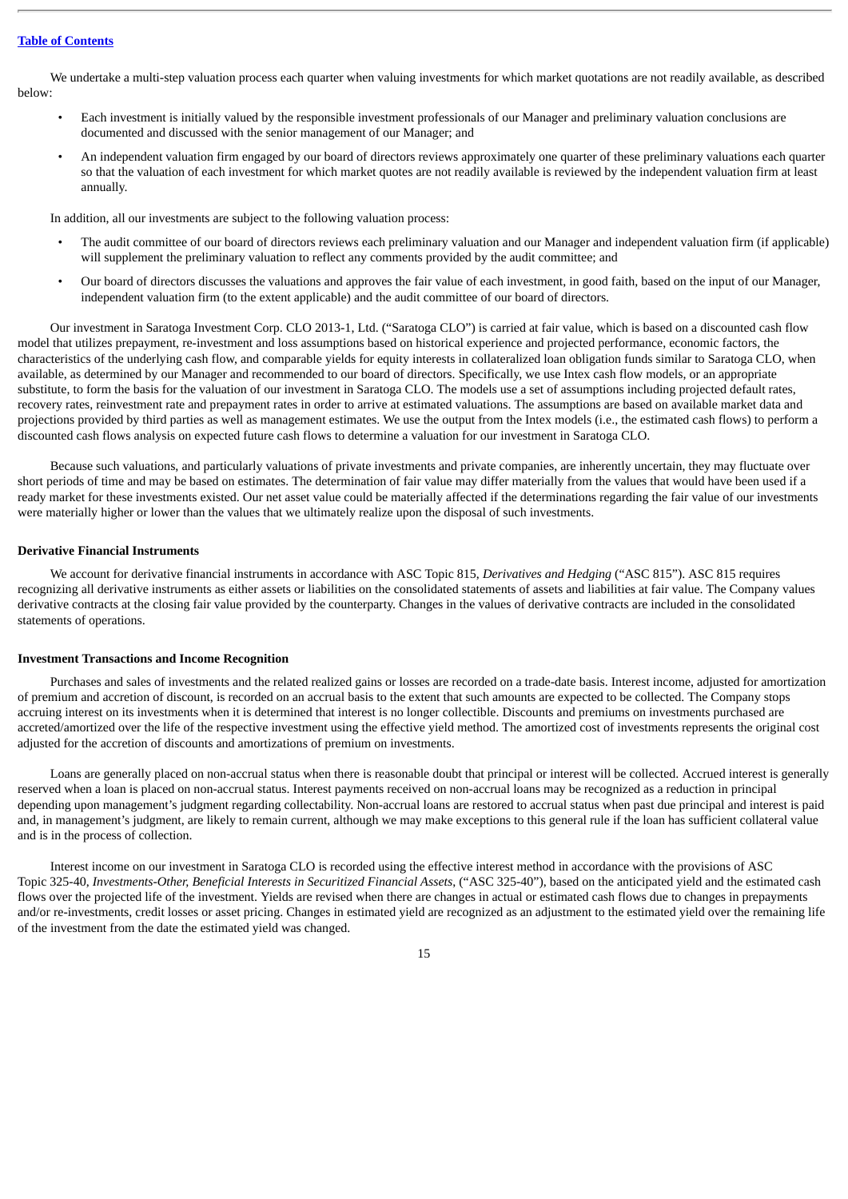We undertake a multi-step valuation process each quarter when valuing investments for which market quotations are not readily available, as described below:

- Each investment is initially valued by the responsible investment professionals of our Manager and preliminary valuation conclusions are documented and discussed with the senior management of our Manager; and
- An independent valuation firm engaged by our board of directors reviews approximately one quarter of these preliminary valuations each quarter so that the valuation of each investment for which market quotes are not readily available is reviewed by the independent valuation firm at least annually.

In addition, all our investments are subject to the following valuation process:

- The audit committee of our board of directors reviews each preliminary valuation and our Manager and independent valuation firm (if applicable) will supplement the preliminary valuation to reflect any comments provided by the audit committee; and
- Our board of directors discusses the valuations and approves the fair value of each investment, in good faith, based on the input of our Manager, independent valuation firm (to the extent applicable) and the audit committee of our board of directors.

Our investment in Saratoga Investment Corp. CLO 2013-1, Ltd. ("Saratoga CLO") is carried at fair value, which is based on a discounted cash flow model that utilizes prepayment, re-investment and loss assumptions based on historical experience and projected performance, economic factors, the characteristics of the underlying cash flow, and comparable yields for equity interests in collateralized loan obligation funds similar to Saratoga CLO, when available, as determined by our Manager and recommended to our board of directors. Specifically, we use Intex cash flow models, or an appropriate substitute, to form the basis for the valuation of our investment in Saratoga CLO. The models use a set of assumptions including projected default rates, recovery rates, reinvestment rate and prepayment rates in order to arrive at estimated valuations. The assumptions are based on available market data and projections provided by third parties as well as management estimates. We use the output from the Intex models (i.e., the estimated cash flows) to perform a discounted cash flows analysis on expected future cash flows to determine a valuation for our investment in Saratoga CLO.

Because such valuations, and particularly valuations of private investments and private companies, are inherently uncertain, they may fluctuate over short periods of time and may be based on estimates. The determination of fair value may differ materially from the values that would have been used if a ready market for these investments existed. Our net asset value could be materially affected if the determinations regarding the fair value of our investments were materially higher or lower than the values that we ultimately realize upon the disposal of such investments.

**Derivative Financial Instruments**

We account for derivative financial instruments in accordance with ASC Topic 815, *Derivatives and Hedging* ("ASC 815"). ASC 815 requires recognizing all derivative instruments as either assets or liabilities on the consolidated statements of assets and liabilities at fair value. The Company values derivative contracts at the closing fair value provided by the counterparty. Changes in the values of derivative contracts are included in the consolidated statements of operations.

**Investment Transactions and Income Recognition**

Purchases and sales of investments and the related realized gains or losses are recorded on a trade-date basis. Interest income, adjusted for amortization of premium and accretion of discount, is recorded on an accrual basis to the extent that such amounts are expected to be collected. The Company stops accruing interest on its investments when it is determined that interest is no longer collectible. Discounts and premiums on investments purchased are accreted/amortized over the life of the respective investment using the effective yield method. The amortized cost of investments represents the original cost adjusted for the accretion of discounts and amortizations of premium on investments.

Loans are generally placed on non-accrual status when there is reasonable doubt that principal or interest will be collected. Accrued interest is generally reserved when a loan is placed on non-accrual status. Interest payments received on non-accrual loans may be recognized as a reduction in principal depending upon management's judgment regarding collectability. Non-accrual loans are restored to accrual status when past due principal and interest is paid and, in management's judgment, are likely to remain current, although we may make exceptions to this general rule if the loan has sufficient collateral value and is in the process of collection.

Interest income on our investment in Saratoga CLO is recorded using the effective interest method in accordance with the provisions of ASC Topic 325-40, *Investments-Other, Beneficial Interests in Securitized Financial Assets*, ("ASC 325-40"), based on the anticipated yield and the estimated cash flows over the projected life of the investment. Yields are revised when there are changes in actual or estimated cash flows due to changes in prepayments and/or re-investments, credit losses or asset pricing. Changes in estimated yield are recognized as an adjustment to the estimated yield over the remaining life of the investment from the date the estimated yield was changed.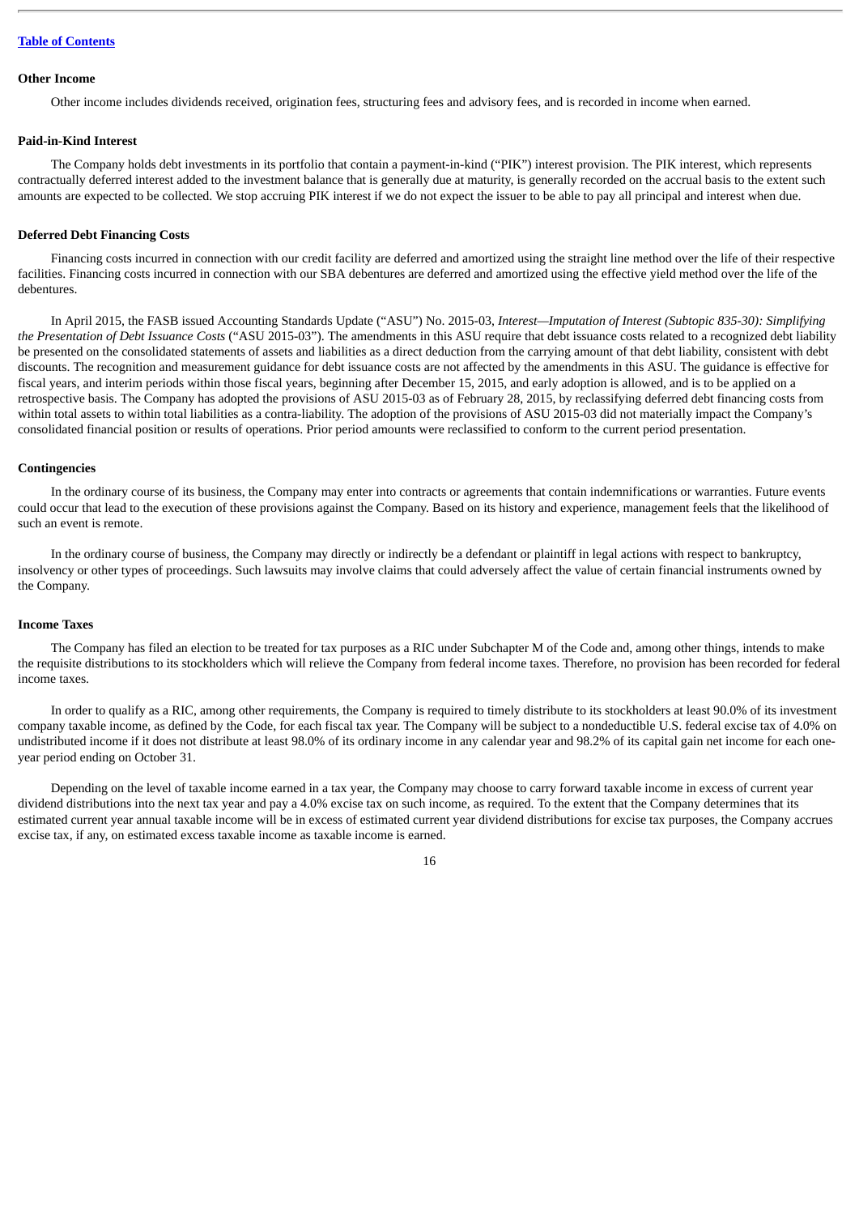#### Other Income

Other income includes dividends received, origination fees, structuring fees and advisory fees, and is recorded in income when earned.

#### Paid-in-Kind Interest

The Company holds debt investments in its portfolio that contain a payment-in-kind ("PIK") interest provision. The PIK interest, which represents contractually deferred interest added to the investment balance that is generally due at maturity, is generally recorded on the accrual basis to the extent such amounts are expected to be collected. We stop accruing PIK interest if we do not expect the issuer to be able to pay all principal and interest when due.

#### Deferred Debt Financing Costs

Financing costs incurred in connection with our credit facility are deferred and amortized using the straight line method over the life of their respective facilities. Financing costs incurred in connection with our SBA debentures are deferred and amortized using the effective yield method over the life of the debentures.

In April 2015, the FASB issued Accounting Standards Update ("ASU") No. 2015-03, *Interest—Imputation of Interest (Subtopic 835-30): Simplifying the Presentation of Debt Issuance Costs* ("ASU 2015-03"). The amendments in this ASU require that debt issuance costs related to a recognized debt liability be presented on the consolidated statements of assets and liabilities as a direct deduction from the carrying amount of that debt liability, consistent with debt discounts. The recognition and measurement guidance for debt issuance costs are not affected by the amendments in this ASU. The guidance is effective for fiscal years, and interim periods within those fiscal years, beginning after December 15, 2015, and early adoption is allowed, and is to be applied on a retrospective basis. The Company has adopted the provisions of ASU 2015-03 as of February 28, 2015, by reclassifying deferred debt financing costs from within total assets to within total liabilities as a contra-liability. The adoption of the provisions of ASU 2015-03 did not materially impact the Company's consolidated financial position or results of operations. Prior period amounts were reclassified to conform to the current period presentation.

#### Contingencies

In the ordinary course of its business, the Company may enter into contracts or agreements that contain indemnifications or warranties. Future events could occur that lead to the execution of these provisions against the Company. Based on its history and experience, management feels that the likelihood of such an event is remote.

In the ordinary course of business, the Company may directly or indirectly be a defendant or plaintiff in legal actions with respect to bankruptcy, insolvency or other types of proceedings. Such lawsuits may involve claims that could adversely affect the value of certain financial instruments owned by the Company.

#### Income Taxes

The Company has filed an election to be treated for tax purposes as a RIC under Subchapter M of the Code and, among other things, intends to make the requisite distributions to its stockholders which will relieve the Company from federal income taxes. Therefore, no provision has been recorded for federal income taxes.

In order to qualify as a RIC, among other requirements, the Company is required to timely distribute to its stockholders at least 90.0% of its investment company taxable income, as defined by the Code, for each fiscal tax year. The Company will be subject to a nondeductible U.S. federal excise tax of 4.0% on undistributed income if it does not distribute at least 98.0% of its ordinary income in any calendar year and 98.2% of its capital gain net income for each one-year period ending on October 31.

Depending on the level of taxable income earned in a tax year, the Company may choose to carry forward taxable income in excess of current year dividend distributions into the next tax year and pay a 4.0% excise tax on such income, as required. To the extent that the Company determines that its estimated current year annual taxable income will be in excess of estimated current year dividend distributions for excise tax purposes, the Company accrues excise tax, if any, on estimated excess taxable income as taxable income is earned.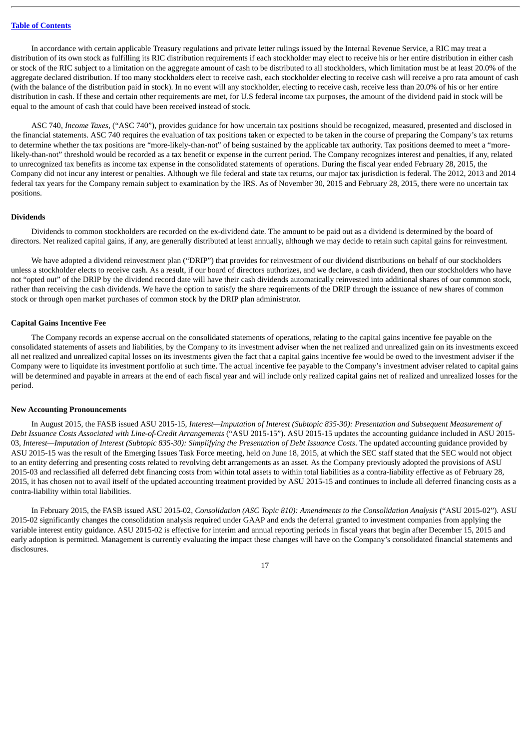In accordance with certain applicable Treasury regulations and private letter rulings issued by the Internal Revenue Service, a RIC may treat a distribution of its own stock as fulfilling its RIC distribution requirements if each stockholder may elect to receive his or her entire distribution in either cash or stock of the RIC subject to a limitation on the aggregate amount of cash to be distributed to all stockholders, which limitation must be at least 20.0% of the aggregate declared distribution. If too many stockholders elect to receive cash, each stockholder electing to receive cash will receive a pro rata amount of cash (with the balance of the distribution paid in stock). In no event will any stockholder, electing to receive cash, receive less than 20.0% of his or her entire distribution in cash. If these and certain other requirements are met, for U.S federal income tax purposes, the amount of the dividend paid in stock will be equal to the amount of cash that could have been received instead of stock.

ASC 740, *Income Taxes*, ("ASC 740"), provides guidance for how uncertain tax positions should be recognized, measured, presented and disclosed in the financial statements. ASC 740 requires the evaluation of tax positions taken or expected to be taken in the course of preparing the Company's tax returns to determine whether the tax positions are "more-likely-than-not" of being sustained by the applicable tax authority. Tax positions deemed to meet a "more-likely-than-not" threshold would be recorded as a tax benefit or expense in the current period. The Company recognizes interest and penalties, if any, related to unrecognized tax benefits as income tax expense in the consolidated statements of operations. During the fiscal year ended February 28, 2015, the Company did not incur any interest or penalties. Although we file federal and state tax returns, our major tax jurisdiction is federal. The 2012, 2013 and 2014 federal tax years for the Company remain subject to examination by the IRS. As of November 30, 2015 and February 28, 2015, there were no uncertain tax positions.

**Dividends**

Dividends to common stockholders are recorded on the ex-dividend date. The amount to be paid out as a dividend is determined by the board of directors. Net realized capital gains, if any, are generally distributed at least annually, although we may decide to retain such capital gains for reinvestment.

We have adopted a dividend reinvestment plan ("DRIP") that provides for reinvestment of our dividend distributions on behalf of our stockholders unless a stockholder elects to receive cash. As a result, if our board of directors authorizes, and we declare, a cash dividend, then our stockholders who have not "opted out" of the DRIP by the dividend record date will have their cash dividends automatically reinvested into additional shares of our common stock, rather than receiving the cash dividends. We have the option to satisfy the share requirements of the DRIP through the issuance of new shares of common stock or through open market purchases of common stock by the DRIP plan administrator.

**Capital Gains Incentive Fee**

The Company records an expense accrual on the consolidated statements of operations, relating to the capital gains incentive fee payable on the consolidated statements of assets and liabilities, by the Company to its investment adviser when the net realized and unrealized gain on its investments exceed all net realized and unrealized capital losses on its investments given the fact that a capital gains incentive fee would be owed to the investment adviser if the Company were to liquidate its investment portfolio at such time. The actual incentive fee payable to the Company's investment adviser related to capital gains will be determined and payable in arrears at the end of each fiscal year and will include only realized capital gains net of realized and unrealized losses for the period.

**New Accounting Pronouncements**

In August 2015, the FASB issued ASU 2015-15, *Interest—Imputation of Interest (Subtopic 835-30): Presentation and Subsequent Measurement of Debt Issuance Costs Associated with Line-of-Credit Arrangements* ("ASU 2015-15"). ASU 2015-15 updates the accounting guidance included in ASU 2015-03, *Interest—Imputation of Interest (Subtopic 835-30): Simplifying the Presentation of Debt Issuance Costs*. The updated accounting guidance provided by ASU 2015-15 was the result of the Emerging Issues Task Force meeting, held on June 18, 2015, at which the SEC staff stated that the SEC would not object to an entity deferring and presenting costs related to revolving debt arrangements as an asset. As the Company previously adopted the provisions of ASU 2015-03 and reclassified all deferred debt financing costs from within total assets to within total liabilities as a contra-liability effective as of February 28, 2015, it has chosen not to avail itself of the updated accounting treatment provided by ASU 2015-15 and continues to include all deferred financing costs as a contra-liability within total liabilities.

In February 2015, the FASB issued ASU 2015-02, *Consolidation (ASC Topic 810): Amendments to the Consolidation Analysis* ("ASU 2015-02"). ASU 2015-02 significantly changes the consolidation analysis required under GAAP and ends the deferral granted to investment companies from applying the variable interest entity guidance. ASU 2015-02 is effective for interim and annual reporting periods in fiscal years that begin after December 15, 2015 and early adoption is permitted. Management is currently evaluating the impact these changes will have on the Company's consolidated financial statements and disclosures.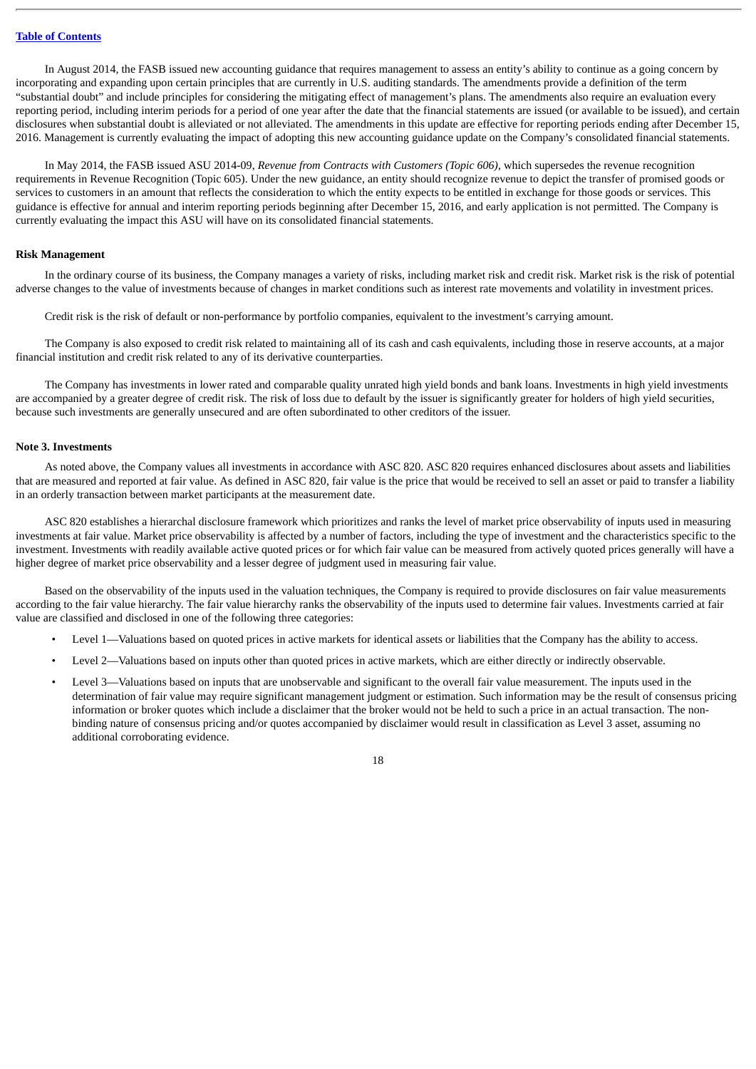In August 2014, the FASB issued new accounting guidance that requires management to assess an entity's ability to continue as a going concern by incorporating and expanding upon certain principles that are currently in U.S. auditing standards. The amendments provide a definition of the term "substantial doubt" and include principles for considering the mitigating effect of management's plans. The amendments also require an evaluation every reporting period, including interim periods for a period of one year after the date that the financial statements are issued (or available to be issued), and certain disclosures when substantial doubt is alleviated or not alleviated. The amendments in this update are effective for reporting periods ending after December 15, 2016. Management is currently evaluating the impact of adopting this new accounting guidance update on the Company's consolidated financial statements.

In May 2014, the FASB issued ASU 2014-09, *Revenue from Contracts with Customers (Topic 606)*, which supersedes the revenue recognition requirements in Revenue Recognition (Topic 605). Under the new guidance, an entity should recognize revenue to depict the transfer of promised goods or services to customers in an amount that reflects the consideration to which the entity expects to be entitled in exchange for those goods or services. This guidance is effective for annual and interim reporting periods beginning after December 15, 2016, and early application is not permitted. The Company is currently evaluating the impact this ASU will have on its consolidated financial statements.

**Risk Management**

In the ordinary course of its business, the Company manages a variety of risks, including market risk and credit risk. Market risk is the risk of potential adverse changes to the value of investments because of changes in market conditions such as interest rate movements and volatility in investment prices.

Credit risk is the risk of default or non-performance by portfolio companies, equivalent to the investment's carrying amount.

The Company is also exposed to credit risk related to maintaining all of its cash and cash equivalents, including those in reserve accounts, at a major financial institution and credit risk related to any of its derivative counterparties.

The Company has investments in lower rated and comparable quality unrated high yield bonds and bank loans. Investments in high yield investments are accompanied by a greater degree of credit risk. The risk of loss due to default by the issuer is significantly greater for holders of high yield securities, because such investments are generally unsecured and are often subordinated to other creditors of the issuer.

**Note 3. Investments**

As noted above, the Company values all investments in accordance with ASC 820. ASC 820 requires enhanced disclosures about assets and liabilities that are measured and reported at fair value. As defined in ASC 820, fair value is the price that would be received to sell an asset or paid to transfer a liability in an orderly transaction between market participants at the measurement date.

ASC 820 establishes a hierarchal disclosure framework which prioritizes and ranks the level of market price observability of inputs used in measuring investments at fair value. Market price observability is affected by a number of factors, including the type of investment and the characteristics specific to the investment. Investments with readily available active quoted prices or for which fair value can be measured from actively quoted prices generally will have a higher degree of market price observability and a lesser degree of judgment used in measuring fair value.

Based on the observability of the inputs used in the valuation techniques, the Company is required to provide disclosures on fair value measurements according to the fair value hierarchy. The fair value hierarchy ranks the observability of the inputs used to determine fair values. Investments carried at fair value are classified and disclosed in one of the following three categories:

- Level 1—Valuations based on quoted prices in active markets for identical assets or liabilities that the Company has the ability to access.
- Level 2—Valuations based on inputs other than quoted prices in active markets, which are either directly or indirectly observable.
- Level 3—Valuations based on inputs that are unobservable and significant to the overall fair value measurement. The inputs used in the determination of fair value may require significant management judgment or estimation. Such information may be the result of consensus pricing information or broker quotes which include a disclaimer that the broker would not be held to such a price in an actual transaction. The non-binding nature of consensus pricing and/or quotes accompanied by disclaimer would result in classification as Level 3 asset, assuming no additional corroborating evidence.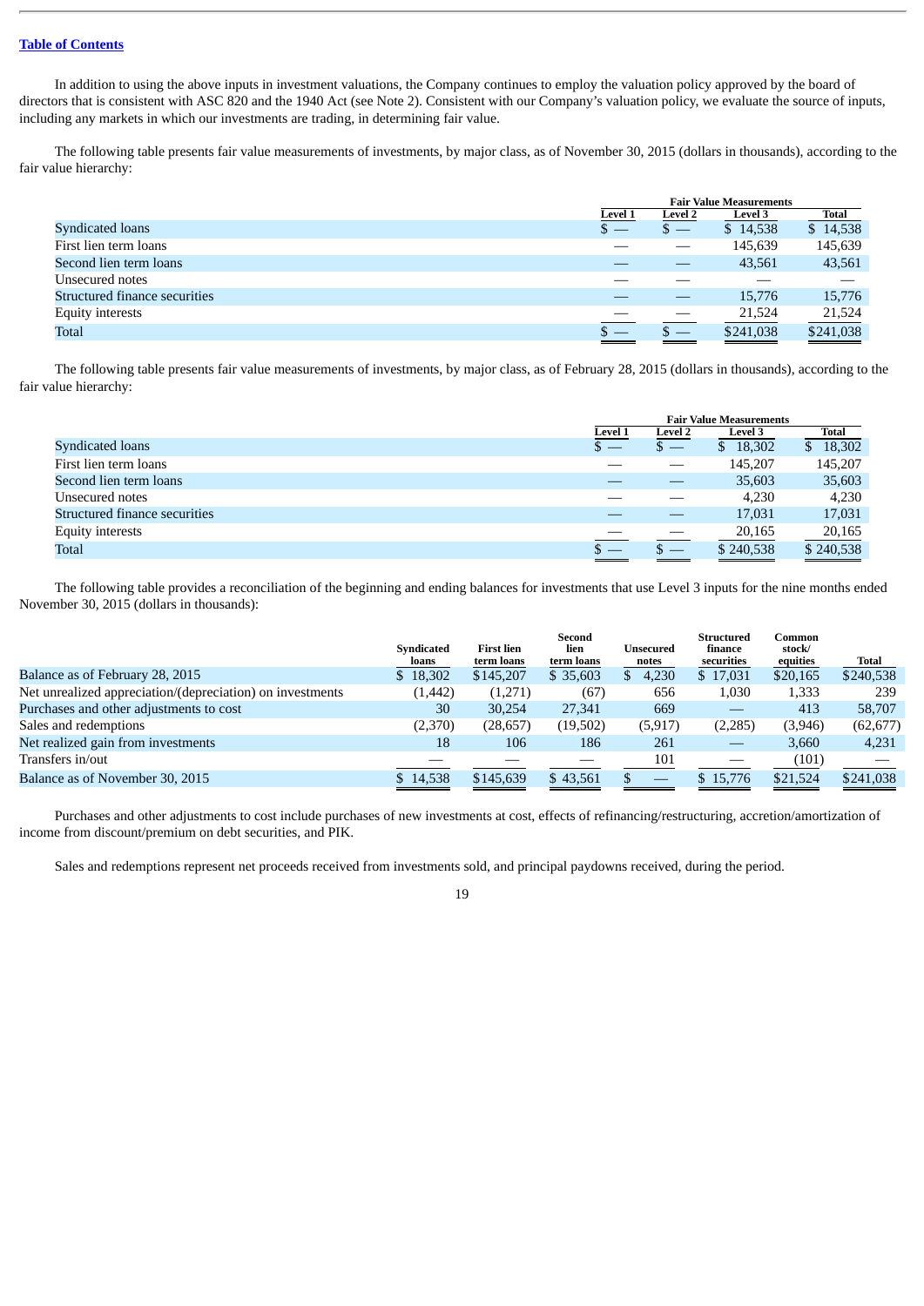[Table of Contents](#)

In addition to using the above inputs in investment valuations, the Company continues to employ the valuation policy approved by the board of directors that is consistent with ASC 820 and the 1940 Act (see Note 2). Consistent with our Company's valuation policy, we evaluate the source of inputs, including any markets in which our investments are trading, in determining fair value.

The following table presents fair value measurements of investments, by major class, as of November 30, 2015 (dollars in thousands), according to the fair value hierarchy:

| | Fair Value Measurements | | | |
|---|---|---|---|---|
| | Level 1 | Level 2 | Level 3 | Total |
| Syndicated loans | $ — | $ — | $ 14,538 | $ 14,538 |
| First lien term loans | — | — | 145,639 | 145,639 |
| Second lien term loans | — | — | 43,561 | 43,561 |
| Unsecured notes | — | — | — | — |
| Structured finance securities | — | — | 15,776 | 15,776 |
| Equity interests | — | — | 21,524 | 21,524 |
| Total | $ — | $ — | $241,038 | $241,038 |

The following table presents fair value measurements of investments, by major class, as of February 28, 2015 (dollars in thousands), according to the fair value hierarchy:

| | Fair Value Measurements | | | |
|---|---|---|---|---|
| | Level 1 | Level 2 | Level 3 | Total |
| Syndicated loans | $ — | $ — | $ 18,302 | $ 18,302 |
| First lien term loans | — | — | 145,207 | 145,207 |
| Second lien term loans | — | — | 35,603 | 35,603 |
| Unsecured notes | — | — | 4,230 | 4,230 |
| Structured finance securities | — | — | 17,031 | 17,031 |
| Equity interests | — | — | 20,165 | 20,165 |
| Total | $ — | $ — | $ 240,538 | $ 240,538 |

The following table provides a reconciliation of the beginning and ending balances for investments that use Level 3 inputs for the nine months ended November 30, 2015 (dollars in thousands):

| | Syndicated loans | First lien term loans | Second lien term loans | Unsecured notes | Structured finance securities | Common stock/ equities | Total |
|---|---|---|---|---|---|---|---|
| Balance as of February 28, 2015 | $ 18,302 | $145,207 | $ 35,603 | $ 4,230 | $ 17,031 | $20,165 | $240,538 |
| Net unrealized appreciation/(depreciation) on investments | (1,442) | (1,271) | (67) | 656 | 1,030 | 1,333 | 239 |
| Purchases and other adjustments to cost | 30 | 30,254 | 27,341 | 669 | — | 413 | 58,707 |
| Sales and redemptions | (2,370) | (28,657) | (19,502) | (5,917) | (2,285) | (3,946) | (62,677) |
| Net realized gain from investments | 18 | 106 | 186 | 261 | — | 3,660 | 4,231 |
| Transfers in/out | — | — | — | 101 | — | (101) | — |
| Balance as of November 30, 2015 | $ 14,538 | $145,639 | $ 43,561 | $ — | $ 15,776 | $21,524 | $241,038 |

Purchases and other adjustments to cost include purchases of new investments at cost, effects of refinancing/restructuring, accretion/amortization of income from discount/premium on debt securities, and PIK.

Sales and redemptions represent net proceeds received from investments sold, and principal paydowns received, during the period.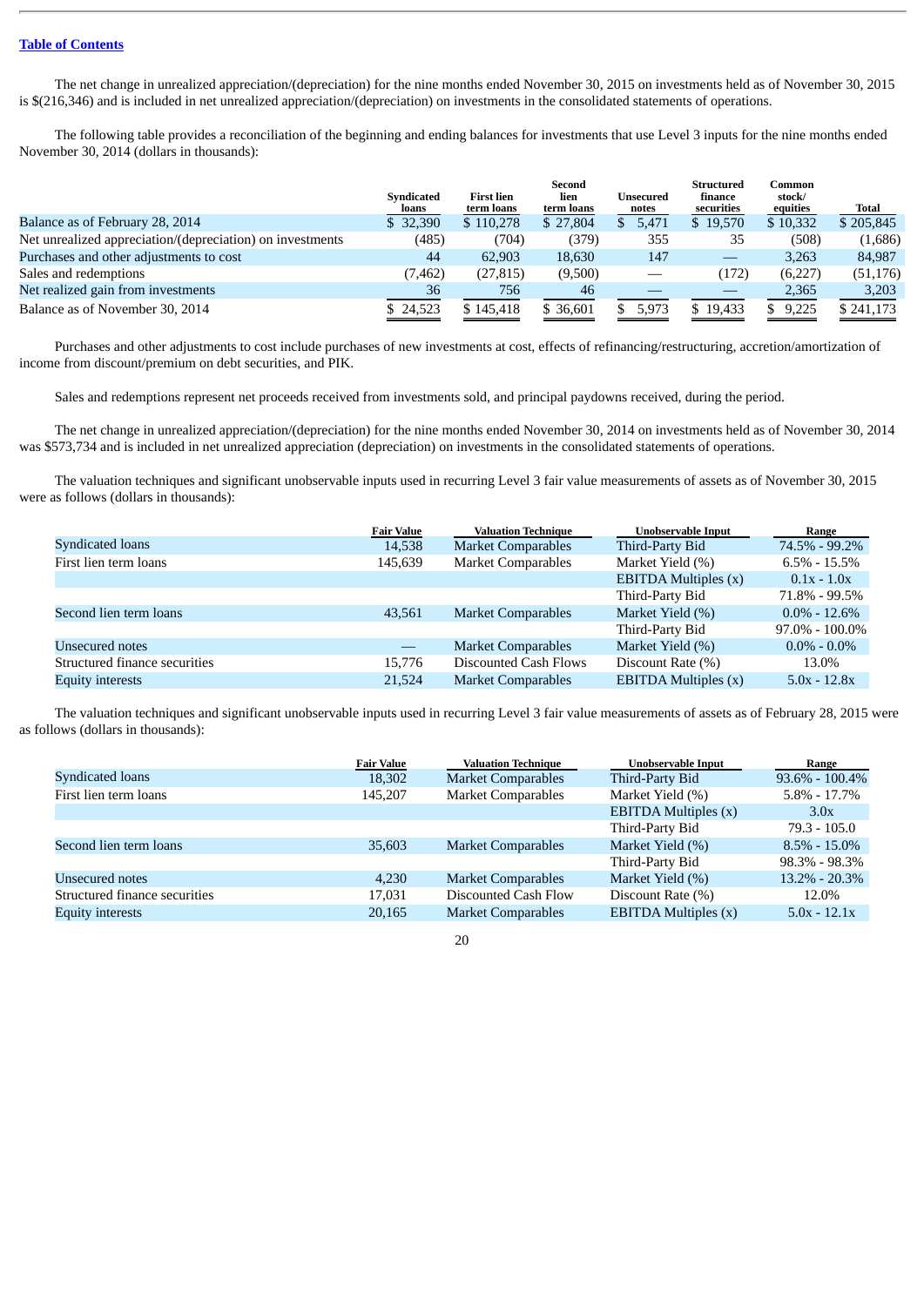[Table of Contents](#)

The net change in unrealized appreciation/(depreciation) for the nine months ended November 30, 2015 on investments held as of November 30, 2015 is $(216,346) and is included in net unrealized appreciation/(depreciation) on investments in the consolidated statements of operations.

The following table provides a reconciliation of the beginning and ending balances for investments that use Level 3 inputs for the nine months ended November 30, 2014 (dollars in thousands):

| | Syndicated loans | First lien term loans | Second lien term loans | Unsecured notes | Structured finance securities | Common stock/ equities | Total |
|---|---|---|---|---|---|---|---|
| Balance as of February 28, 2014 | $ 32,390 | $ 110,278 | $ 27,804 | $ 5,471 | $ 19,570 | $ 10,332 | $ 205,845 |
| Net unrealized appreciation/(depreciation) on investments | (485) | (704) | (379) | 355 | 35 | (508) | (1,686) |
| Purchases and other adjustments to cost | 44 | 62,903 | 18,630 | 147 | — | 3,263 | 84,987 |
| Sales and redemptions | (7,462) | (27,815) | (9,500) | — | (172) | (6,227) | (51,176) |
| Net realized gain from investments | 36 | 756 | 46 | — | — | 2,365 | 3,203 |
| Balance as of November 30, 2014 | $ 24,523 | $ 145,418 | $ 36,601 | $ 5,973 | $ 19,433 | $ 9,225 | $ 241,173 |

Purchases and other adjustments to cost include purchases of new investments at cost, effects of refinancing/restructuring, accretion/amortization of income from discount/premium on debt securities, and PIK.

Sales and redemptions represent net proceeds received from investments sold, and principal paydowns received, during the period.

The net change in unrealized appreciation/(depreciation) for the nine months ended November 30, 2014 on investments held as of November 30, 2014 was $573,734 and is included in net unrealized appreciation (depreciation) on investments in the consolidated statements of operations.

The valuation techniques and significant unobservable inputs used in recurring Level 3 fair value measurements of assets as of November 30, 2015 were as follows (dollars in thousands):

| | Fair Value | Valuation Technique | Unobservable Input | Range |
|---|---|---|---|---|
| Syndicated loans | 14,538 | Market Comparables | Third-Party Bid | 74.5% - 99.2% |
| First lien term loans | 145,639 | Market Comparables | Market Yield (%) | 6.5% - 15.5% |
| | | | EBITDA Multiples (x) | 0.1x - 1.0x |
| | | | Third-Party Bid | 71.8% - 99.5% |
| Second lien term loans | 43,561 | Market Comparables | Market Yield (%) | 0.0% - 12.6% |
| | | | Third-Party Bid | 97.0% - 100.0% |
| Unsecured notes | — | Market Comparables | Market Yield (%) | 0.0% - 0.0% |
| Structured finance securities | 15,776 | Discounted Cash Flows | Discount Rate (%) | 13.0% |
| Equity interests | 21,524 | Market Comparables | EBITDA Multiples (x) | 5.0x - 12.8x |

The valuation techniques and significant unobservable inputs used in recurring Level 3 fair value measurements of assets as of February 28, 2015 were as follows (dollars in thousands):

| | Fair Value | Valuation Technique | Unobservable Input | Range |
|---|---|---|---|---|
| Syndicated loans | 18,302 | Market Comparables | Third-Party Bid | 93.6% - 100.4% |
| First lien term loans | 145,207 | Market Comparables | Market Yield (%) | 5.8% - 17.7% |
| | | | EBITDA Multiples (x) | 3.0x |
| | | | Third-Party Bid | 79.3 - 105.0 |
| Second lien term loans | 35,603 | Market Comparables | Market Yield (%) | 8.5% - 15.0% |
| | | | Third-Party Bid | 98.3% - 98.3% |
| Unsecured notes | 4,230 | Market Comparables | Market Yield (%) | 13.2% - 20.3% |
| Structured finance securities | 17,031 | Discounted Cash Flow | Discount Rate (%) | 12.0% |
| Equity interests | 20,165 | Market Comparables | EBITDA Multiples (x) | 5.0x - 12.1x |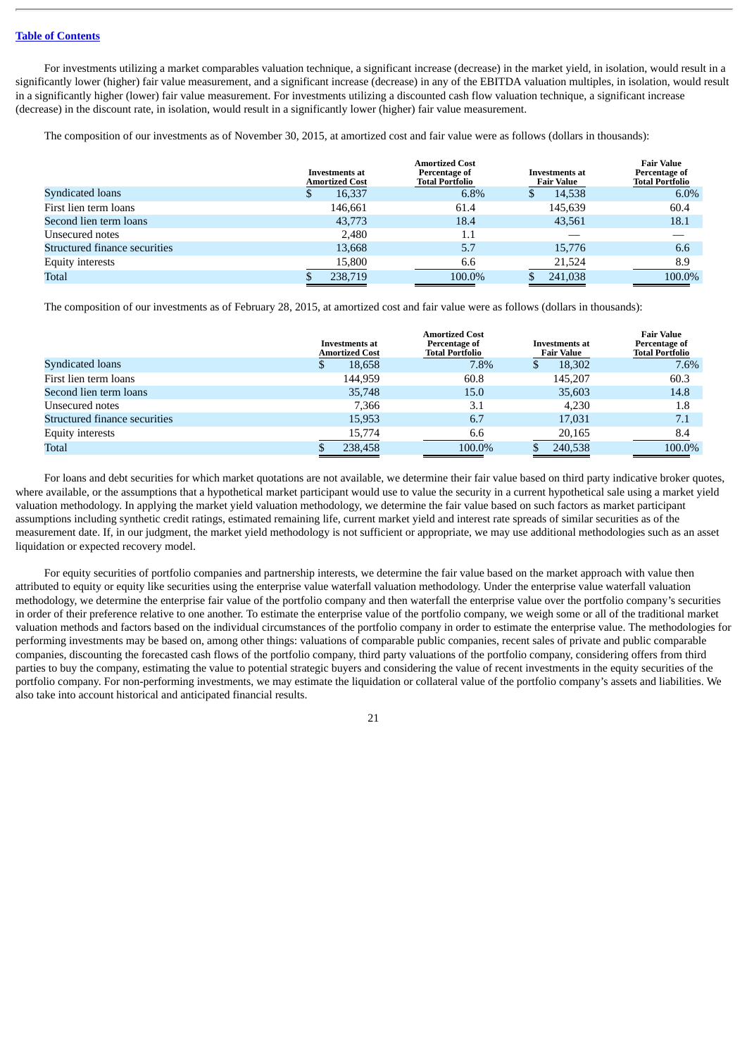For investments utilizing a market comparables valuation technique, a significant increase (decrease) in the market yield, in isolation, would result in a significantly lower (higher) fair value measurement, and a significant increase (decrease) in any of the EBITDA valuation multiples, in isolation, would result in a significantly higher (lower) fair value measurement. For investments utilizing a discounted cash flow valuation technique, a significant increase (decrease) in the discount rate, in isolation, would result in a significantly lower (higher) fair value measurement.

The composition of our investments as of November 30, 2015, at amortized cost and fair value were as follows (dollars in thousands):

| | Investments at Amortized Cost | Amortized Cost Percentage of Total Portfolio | Investments at Fair Value | Fair Value Percentage of Total Portfolio |
|---|---|---|---|---|
| Syndicated loans | $ 16,337 | 6.8% | $ 14,538 | 6.0% |
| First lien term loans | 146,661 | 61.4 | 145,639 | 60.4 |
| Second lien term loans | 43,773 | 18.4 | 43,561 | 18.1 |
| Unsecured notes | 2,480 | 1.1 | — | — |
| Structured finance securities | 13,668 | 5.7 | 15,776 | 6.6 |
| Equity interests | 15,800 | 6.6 | 21,524 | 8.9 |
| Total | $ 238,719 | 100.0% | $ 241,038 | 100.0% |

The composition of our investments as of February 28, 2015, at amortized cost and fair value were as follows (dollars in thousands):

| | Investments at Amortized Cost | Amortized Cost Percentage of Total Portfolio | Investments at Fair Value | Fair Value Percentage of Total Portfolio |
|---|---|---|---|---|
| Syndicated loans | $ 18,658 | 7.8% | $ 18,302 | 7.6% |
| First lien term loans | 144,959 | 60.8 | 145,207 | 60.3 |
| Second lien term loans | 35,748 | 15.0 | 35,603 | 14.8 |
| Unsecured notes | 7,366 | 3.1 | 4,230 | 1.8 |
| Structured finance securities | 15,953 | 6.7 | 17,031 | 7.1 |
| Equity interests | 15,774 | 6.6 | 20,165 | 8.4 |
| Total | $ 238,458 | 100.0% | $ 240,538 | 100.0% |

For loans and debt securities for which market quotations are not available, we determine their fair value based on third party indicative broker quotes, where available, or the assumptions that a hypothetical market participant would use to value the security in a current hypothetical sale using a market yield valuation methodology. In applying the market yield valuation methodology, we determine the fair value based on such factors as market participant assumptions including synthetic credit ratings, estimated remaining life, current market yield and interest rate spreads of similar securities as of the measurement date. If, in our judgment, the market yield methodology is not sufficient or appropriate, we may use additional methodologies such as an asset liquidation or expected recovery model.

For equity securities of portfolio companies and partnership interests, we determine the fair value based on the market approach with value then attributed to equity or equity like securities using the enterprise value waterfall valuation methodology. Under the enterprise value waterfall valuation methodology, we determine the enterprise fair value of the portfolio company and then waterfall the enterprise value over the portfolio company's securities in order of their preference relative to one another. To estimate the enterprise value of the portfolio company, we weigh some or all of the traditional market valuation methods and factors based on the individual circumstances of the portfolio company in order to estimate the enterprise value. The methodologies for performing investments may be based on, among other things: valuations of comparable public companies, recent sales of private and public comparable companies, discounting the forecasted cash flows of the portfolio company, third party valuations of the portfolio company, considering offers from third parties to buy the company, estimating the value to potential strategic buyers and considering the value of recent investments in the equity securities of the portfolio company. For non-performing investments, we may estimate the liquidation or collateral value of the portfolio company's assets and liabilities. We also take into account historical and anticipated financial results.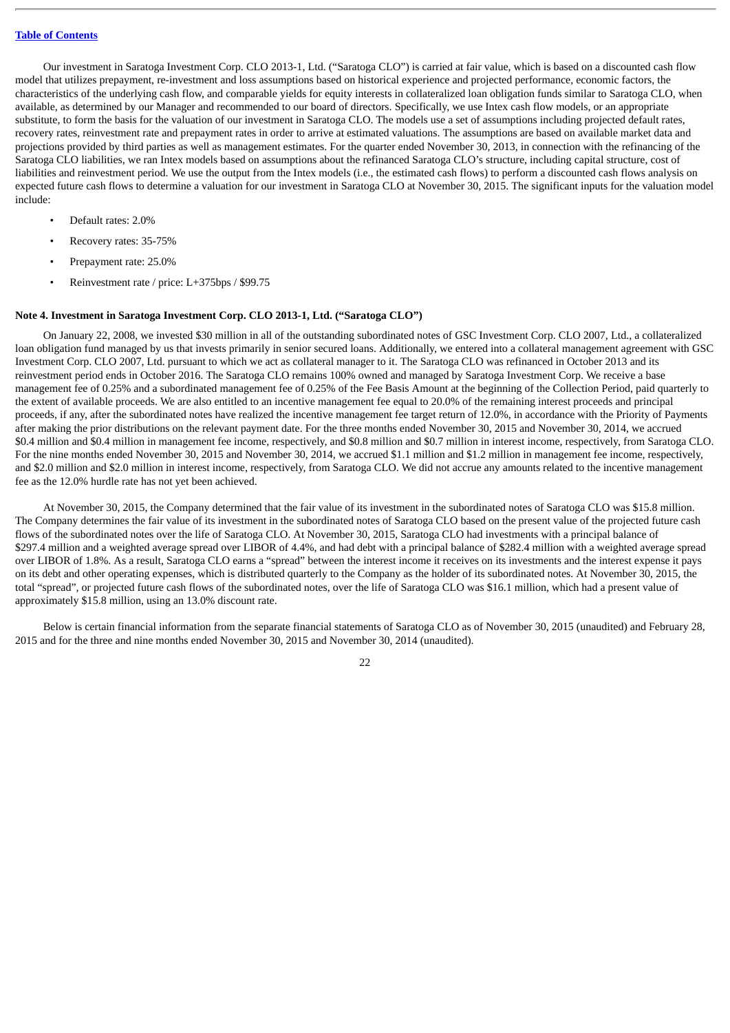Table of Contents

Our investment in Saratoga Investment Corp. CLO 2013-1, Ltd. ("Saratoga CLO") is carried at fair value, which is based on a discounted cash flow model that utilizes prepayment, re-investment and loss assumptions based on historical experience and projected performance, economic factors, the characteristics of the underlying cash flow, and comparable yields for equity interests in collateralized loan obligation funds similar to Saratoga CLO, when available, as determined by our Manager and recommended to our board of directors. Specifically, we use Intex cash flow models, or an appropriate substitute, to form the basis for the valuation of our investment in Saratoga CLO. The models use a set of assumptions including projected default rates, recovery rates, reinvestment rate and prepayment rates in order to arrive at estimated valuations. The assumptions are based on available market data and projections provided by third parties as well as management estimates. For the quarter ended November 30, 2013, in connection with the refinancing of the Saratoga CLO liabilities, we ran Intex models based on assumptions about the refinanced Saratoga CLO's structure, including capital structure, cost of liabilities and reinvestment period. We use the output from the Intex models (i.e., the estimated cash flows) to perform a discounted cash flows analysis on expected future cash flows to determine a valuation for our investment in Saratoga CLO at November 30, 2015. The significant inputs for the valuation model include:

- Default rates: 2.0%
- Recovery rates: 35-75%
- Prepayment rate: 25.0%
- Reinvestment rate / price: L+375bps / $99.75

**Note 4. Investment in Saratoga Investment Corp. CLO 2013-1, Ltd. ("Saratoga CLO")**

On January 22, 2008, we invested $30 million in all of the outstanding subordinated notes of GSC Investment Corp. CLO 2007, Ltd., a collateralized loan obligation fund managed by us that invests primarily in senior secured loans. Additionally, we entered into a collateral management agreement with GSC Investment Corp. CLO 2007, Ltd. pursuant to which we act as collateral manager to it. The Saratoga CLO was refinanced in October 2013 and its reinvestment period ends in October 2016. The Saratoga CLO remains 100% owned and managed by Saratoga Investment Corp. We receive a base management fee of 0.25% and a subordinated management fee of 0.25% of the Fee Basis Amount at the beginning of the Collection Period, paid quarterly to the extent of available proceeds. We are also entitled to an incentive management fee equal to 20.0% of the remaining interest proceeds and principal proceeds, if any, after the subordinated notes have realized the incentive management fee target return of 12.0%, in accordance with the Priority of Payments after making the prior distributions on the relevant payment date. For the three months ended November 30, 2015 and November 30, 2014, we accrued $0.4 million and $0.4 million in management fee income, respectively, and $0.8 million and $0.7 million in interest income, respectively, from Saratoga CLO. For the nine months ended November 30, 2015 and November 30, 2014, we accrued $1.1 million and $1.2 million in management fee income, respectively, and $2.0 million and $2.0 million in interest income, respectively, from Saratoga CLO. We did not accrue any amounts related to the incentive management fee as the 12.0% hurdle rate has not yet been achieved.

At November 30, 2015, the Company determined that the fair value of its investment in the subordinated notes of Saratoga CLO was $15.8 million. The Company determines the fair value of its investment in the subordinated notes of Saratoga CLO based on the present value of the projected future cash flows of the subordinated notes over the life of Saratoga CLO. At November 30, 2015, Saratoga CLO had investments with a principal balance of $297.4 million and a weighted average spread over LIBOR of 4.4%, and had debt with a principal balance of $282.4 million with a weighted average spread over LIBOR of 1.8%. As a result, Saratoga CLO earns a "spread" between the interest income it receives on its investments and the interest expense it pays on its debt and other operating expenses, which is distributed quarterly to the Company as the holder of its subordinated notes. At November 30, 2015, the total "spread", or projected future cash flows of the subordinated notes, over the life of Saratoga CLO was $16.1 million, which had a present value of approximately $15.8 million, using an 13.0% discount rate.

Below is certain financial information from the separate financial statements of Saratoga CLO as of November 30, 2015 (unaudited) and February 28, 2015 and for the three and nine months ended November 30, 2015 and November 30, 2014 (unaudited).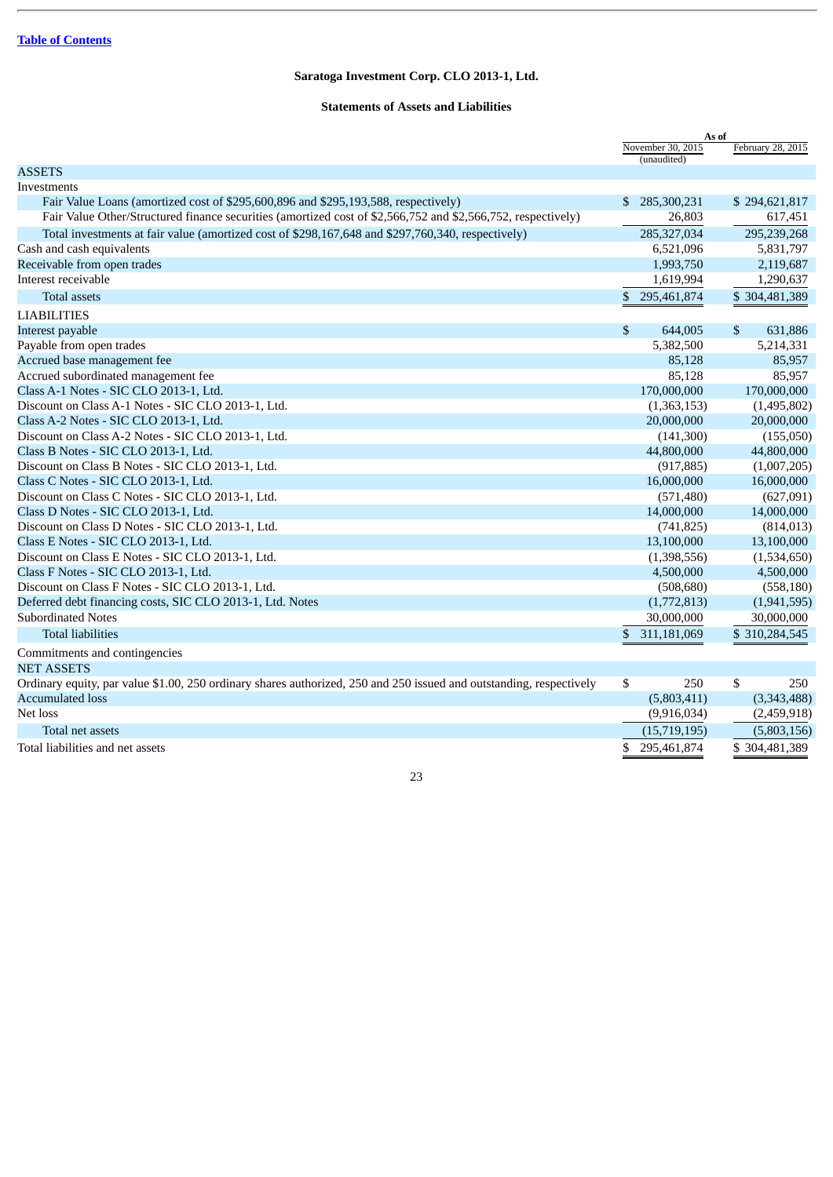[Table of Contents](#)

**Saratoga Investment Corp. CLO 2013-1, Ltd.**

**Statements of Assets and Liabilities**

| | As of | |
|---|---|---|
| | November 30, 2015 (unaudited) | February 28, 2015 |
| **ASSETS** | | |
| Investments | | |
| Fair Value Loans (amortized cost of $295,600,896 and $295,193,588, respectively) | $ 285,300,231 | $ 294,621,817 |
| Fair Value Other/Structured finance securities (amortized cost of $2,566,752 and $2,566,752, respectively) | 26,803 | 617,451 |
| Total investments at fair value (amortized cost of $298,167,648 and $297,760,340, respectively) | 285,327,034 | 295,239,268 |
| Cash and cash equivalents | 6,521,096 | 5,831,797 |
| Receivable from open trades | 1,993,750 | 2,119,687 |
| Interest receivable | 1,619,994 | 1,290,637 |
| Total assets | $ 295,461,874 | $ 304,481,389 |
| **LIABILITIES** | | |
| Interest payable | $ 644,005 | $ 631,886 |
| Payable from open trades | 5,382,500 | 5,214,331 |
| Accrued base management fee | 85,128 | 85,957 |
| Accrued subordinated management fee | 85,128 | 85,957 |
| Class A-1 Notes - SIC CLO 2013-1, Ltd. | 170,000,000 | 170,000,000 |
| Discount on Class A-1 Notes - SIC CLO 2013-1, Ltd. | (1,363,153) | (1,495,802) |
| Class A-2 Notes - SIC CLO 2013-1, Ltd. | 20,000,000 | 20,000,000 |
| Discount on Class A-2 Notes - SIC CLO 2013-1, Ltd. | (141,300) | (155,050) |
| Class B Notes - SIC CLO 2013-1, Ltd. | 44,800,000 | 44,800,000 |
| Discount on Class B Notes - SIC CLO 2013-1, Ltd. | (917,885) | (1,007,205) |
| Class C Notes - SIC CLO 2013-1, Ltd. | 16,000,000 | 16,000,000 |
| Discount on Class C Notes - SIC CLO 2013-1, Ltd. | (571,480) | (627,091) |
| Class D Notes - SIC CLO 2013-1, Ltd. | 14,000,000 | 14,000,000 |
| Discount on Class D Notes - SIC CLO 2013-1, Ltd. | (741,825) | (814,013) |
| Class E Notes - SIC CLO 2013-1, Ltd. | 13,100,000 | 13,100,000 |
| Discount on Class E Notes - SIC CLO 2013-1, Ltd. | (1,398,556) | (1,534,650) |
| Class F Notes - SIC CLO 2013-1, Ltd. | 4,500,000 | 4,500,000 |
| Discount on Class F Notes - SIC CLO 2013-1, Ltd. | (508,680) | (558,180) |
| Deferred debt financing costs, SIC CLO 2013-1, Ltd. Notes | (1,772,813) | (1,941,595) |
| Subordinated Notes | 30,000,000 | 30,000,000 |
| Total liabilities | $ 311,181,069 | $ 310,284,545 |
| Commitments and contingencies | | |
| **NET ASSETS** | | |
| Ordinary equity, par value $1.00, 250 ordinary shares authorized, 250 and 250 issued and outstanding, respectively | $ 250 | $ 250 |
| Accumulated loss | (5,803,411) | (3,343,488) |
| Net loss | (9,916,034) | (2,459,918) |
| Total net assets | (15,719,195) | (5,803,156) |
| Total liabilities and net assets | $ 295,461,874 | $ 304,481,389 |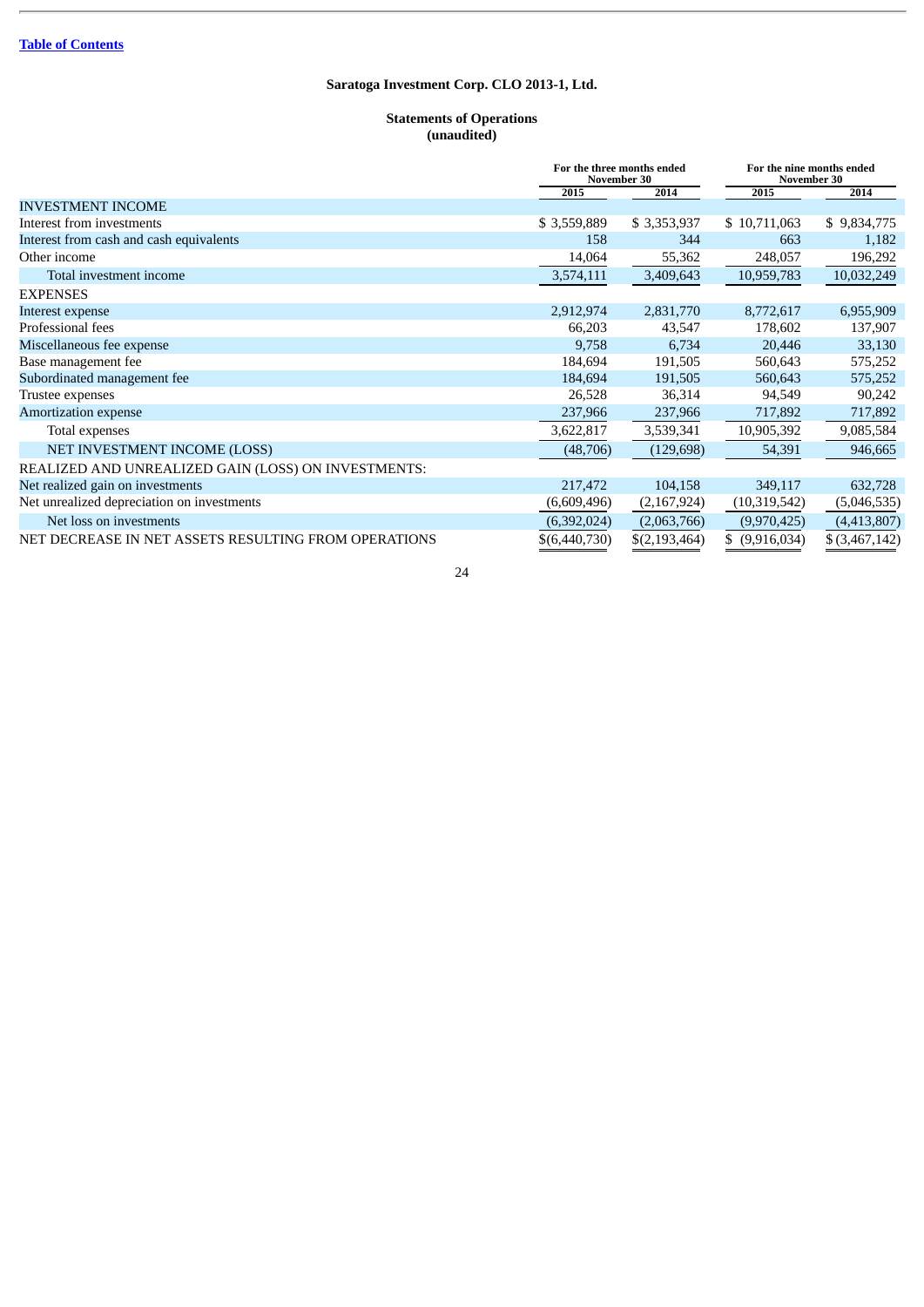Table of Contents

**Saratoga Investment Corp. CLO 2013-1, Ltd.**

**Statements of Operations**
**(unaudited)**

| | For the three months ended November 30 | | For the nine months ended November 30 | |
|---|---|---|---|---|
| | 2015 | 2014 | 2015 | 2014 |
| INVESTMENT INCOME | | | | |
| Interest from investments | $ 3,559,889 | $ 3,353,937 | $ 10,711,063 | $ 9,834,775 |
| Interest from cash and cash equivalents | 158 | 344 | 663 | 1,182 |
| Other income | 14,064 | 55,362 | 248,057 | 196,292 |
| Total investment income | 3,574,111 | 3,409,643 | 10,959,783 | 10,032,249 |
| EXPENSES | | | | |
| Interest expense | 2,912,974 | 2,831,770 | 8,772,617 | 6,955,909 |
| Professional fees | 66,203 | 43,547 | 178,602 | 137,907 |
| Miscellaneous fee expense | 9,758 | 6,734 | 20,446 | 33,130 |
| Base management fee | 184,694 | 191,505 | 560,643 | 575,252 |
| Subordinated management fee | 184,694 | 191,505 | 560,643 | 575,252 |
| Trustee expenses | 26,528 | 36,314 | 94,549 | 90,242 |
| Amortization expense | 237,966 | 237,966 | 717,892 | 717,892 |
| Total expenses | 3,622,817 | 3,539,341 | 10,905,392 | 9,085,584 |
| NET INVESTMENT INCOME (LOSS) | (48,706) | (129,698) | 54,391 | 946,665 |
| REALIZED AND UNREALIZED GAIN (LOSS) ON INVESTMENTS: | | | | |
| Net realized gain on investments | 217,472 | 104,158 | 349,117 | 632,728 |
| Net unrealized depreciation on investments | (6,609,496) | (2,167,924) | (10,319,542) | (5,046,535) |
| Net loss on investments | (6,392,024) | (2,063,766) | (9,970,425) | (4,413,807) |
| NET DECREASE IN NET ASSETS RESULTING FROM OPERATIONS | $(6,440,730) | $(2,193,464) | $ (9,916,034) | $ (3,467,142) |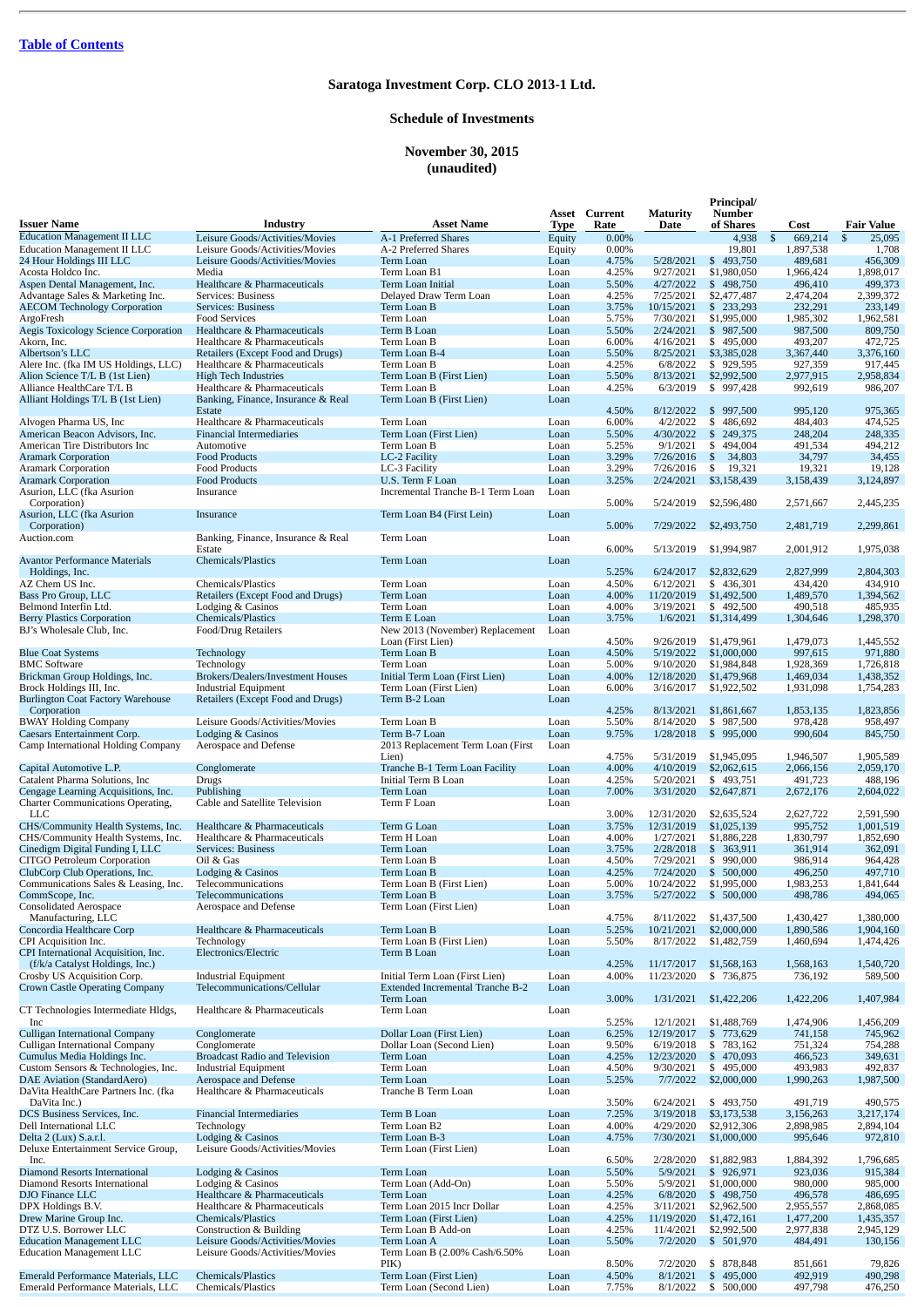[Table of Contents](#)

## Saratoga Investment Corp. CLO 2013-1 Ltd.

## Schedule of Investments

## November 30, 2015
## (unaudited)

| Issuer Name | Industry | Asset Name | Asset Type | Current Rate | Maturity Date | Principal/ Number of Shares | Cost | Fair Value |
|---|---|---|---|---|---|---|---|---|
| Education Management II LLC | Leisure Goods/Activities/Movies | A-1 Preferred Shares | Equity | 0.00% | | 4,938 | $ 669,214 | $ 25,095 |
| Education Management II LLC | Leisure Goods/Activities/Movies | A-2 Preferred Shares | Equity | 0.00% | | 19,801 | 1,897,538 | 1,708 |
| 24 Hour Holdings III LLC | Leisure Goods/Activities/Movies | Term Loan | Loan | 4.75% | 5/28/2021 | $ 493,750 | 489,681 | 456,309 |
| Acosta Holdco Inc. | Media | Term Loan B1 | Loan | 4.25% | 9/27/2021 | $1,980,050 | 1,966,424 | 1,898,017 |
| Aspen Dental Management, Inc. | Healthcare & Pharmaceuticals | Term Loan Initial | Loan | 5.50% | 4/27/2022 | $ 498,750 | 496,410 | 499,373 |
| Advantage Sales & Marketing Inc. | Services: Business | Delayed Draw Term Loan | Loan | 4.25% | 7/25/2021 | $2,477,487 | 2,474,204 | 2,399,372 |
| AECOM Technology Corporation | Services: Business | Term Loan B | Loan | 3.75% | 10/15/2021 | $ 233,293 | 232,291 | 233,149 |
| ArgoFresh | Food Services | Term Loan | Loan | 5.75% | 7/30/2021 | $1,995,000 | 1,985,302 | 1,962,581 |
| Aegis Toxicology Science Corporation | Healthcare & Pharmaceuticals | Term B Loan | Loan | 5.50% | 2/24/2021 | $ 987,500 | 987,500 | 809,750 |
| Akorn, Inc. | Healthcare & Pharmaceuticals | Term Loan B | Loan | 6.00% | 4/16/2021 | $ 495,000 | 493,207 | 472,725 |
| Albertson's LLC | Retailers (Except Food and Drugs) | Term Loan B-4 | Loan | 5.50% | 8/25/2021 | $3,385,028 | 3,367,440 | 3,376,160 |
| Alere Inc. (fka IM US Holdings, LLC) | Healthcare & Pharmaceuticals | Term Loan B | Loan | 4.25% | 6/8/2022 | $ 929,595 | 927,359 | 917,445 |
| Alion Science T/L B (1st Lien) | High Tech Industries | Term Loan B (First Lien) | Loan | 5.50% | 8/13/2021 | $2,992,500 | 2,977,915 | 2,958,834 |
| Alliance HealthCare T/L B | Healthcare & Pharmaceuticals | Term Loan B | Loan | 4.25% | 6/3/2019 | $ 997,428 | 992,619 | 986,207 |
| Alliant Holdings T/L B (1st Lien) | Banking, Finance, Insurance & Real Estate | Term Loan B (First Lien) | Loan | 4.50% | 8/12/2022 | $ 997,500 | 995,120 | 975,365 |
| Alvogen Pharma US, Inc | Healthcare & Pharmaceuticals | Term Loan | Loan | 6.00% | 4/2/2022 | $ 486,692 | 484,403 | 474,525 |
| American Beacon Advisors, Inc. | Financial Intermediaries | Term Loan (First Lien) | Loan | 5.50% | 4/30/2022 | $ 249,375 | 248,204 | 248,335 |
| American Tire Distributors Inc | Automotive | Term Loan B | Loan | 5.25% | 9/1/2021 | $ 494,004 | 491,534 | 494,212 |
| Aramark Corporation | Food Products | LC-2 Facility | Loan | 3.29% | 7/26/2016 | $ 34,803 | 34,797 | 34,455 |
| Aramark Corporation | Food Products | LC-3 Facility | Loan | 3.29% | 7/26/2016 | $ 19,321 | 19,321 | 19,128 |
| Aramark Corporation | Food Products | U.S. Term F Loan | Loan | 3.25% | 2/24/2021 | $3,158,439 | 3,158,439 | 3,124,897 |
| Asurion, LLC (fka Asurion Corporation) | Insurance | Incremental Tranche B-1 Term Loan | Loan | 5.00% | 5/24/2019 | $2,596,480 | 2,571,667 | 2,445,235 |
| Asurion, LLC (fka Asurion Corporation) | Insurance | Term Loan B4 (First Lein) | Loan | 5.00% | 7/29/2022 | $2,493,750 | 2,481,719 | 2,299,861 |
| Auction.com | Banking, Finance, Insurance & Real Estate | Term Loan | Loan | 6.00% | 5/13/2019 | $1,994,987 | 2,001,912 | 1,975,038 |
| Avantor Performance Materials Holdings, Inc. | Chemicals/Plastics | Term Loan | Loan | 5.25% | 6/24/2017 | $2,832,629 | 2,827,999 | 2,804,303 |
| AZ Chem US Inc. | Chemicals/Plastics | Term Loan | Loan | 4.50% | 6/12/2021 | $ 436,301 | 434,420 | 434,910 |
| Bass Pro Group, LLC | Retailers (Except Food and Drugs) | Term Loan | Loan | 4.00% | 11/20/2019 | $1,492,500 | 1,489,570 | 1,394,562 |
| Belmond Interfin Ltd. | Lodging & Casinos | Term Loan | Loan | 4.00% | 3/19/2021 | $ 492,500 | 490,518 | 485,935 |
| Berry Plastics Corporation | Chemicals/Plastics | Term E Loan | Loan | 3.75% | 1/6/2021 | $1,314,499 | 1,304,646 | 1,298,370 |
| BJ's Wholesale Club, Inc. | Food/Drug Retailers | New 2013 (November) Replacement Loan (First Lien) | Loan | 4.50% | 9/26/2019 | $1,479,961 | 1,479,073 | 1,445,552 |
| Blue Coat Systems | Technology | Term Loan B | Loan | 4.50% | 5/19/2022 | $1,000,000 | 997,615 | 971,880 |
| BMC Software | Technology | Term Loan | Loan | 5.00% | 9/10/2020 | $1,984,848 | 1,928,369 | 1,726,818 |
| Brickman Group Holdings, Inc. | Brokers/Dealers/Investment Houses | Initial Term Loan (First Lien) | Loan | 4.00% | 12/18/2020 | $1,479,968 | 1,469,034 | 1,438,352 |
| Brock Holdings III, Inc. | Industrial Equipment | Term Loan (First Lien) | Loan | 6.00% | 3/16/2017 | $1,922,502 | 1,931,098 | 1,754,283 |
| Burlington Coat Factory Warehouse Corporation | Retailers (Except Food and Drugs) | Term B-2 Loan | Loan | 4.25% | 8/13/2021 | $1,861,667 | 1,853,135 | 1,823,856 |
| BWAY Holding Company | Leisure Goods/Activities/Movies | Term Loan B | Loan | 5.50% | 8/14/2020 | $ 987,500 | 978,428 | 958,497 |
| Caesars Entertainment Corp. | Lodging & Casinos | Term B-7 Loan | Loan | 9.75% | 1/28/2018 | $ 995,000 | 990,604 | 845,750 |
| Camp International Holding Company | Aerospace and Defense | 2013 Replacement Term Loan (First Lien) | Loan | 4.75% | 5/31/2019 | $1,945,095 | 1,946,507 | 1,905,589 |
| Capital Automotive L.P. | Conglomerate | Tranche B-1 Term Loan Facility | Loan | 4.00% | 4/10/2019 | $2,062,615 | 2,066,156 | 2,059,170 |
| Catalent Pharma Solutions, Inc | Drugs | Initial Term B Loan | Loan | 4.25% | 5/20/2021 | $ 493,751 | 491,723 | 488,196 |
| Cengage Learning Acquisitions, Inc. | Publishing | Term Loan | Loan | 7.00% | 3/31/2020 | $2,647,871 | 2,672,176 | 2,604,022 |
| Charter Communications Operating, LLC | Cable and Satellite Television | Term F Loan | Loan | 3.00% | 12/31/2020 | $2,635,524 | 2,627,722 | 2,591,590 |
| CHS/Community Health Systems, Inc. | Healthcare & Pharmaceuticals | Term G Loan | Loan | 3.75% | 12/31/2019 | $1,025,139 | 995,752 | 1,001,519 |
| CHS/Community Health Systems, Inc. | Healthcare & Pharmaceuticals | Term H Loan | Loan | 4.00% | 1/27/2021 | $1,886,228 | 1,830,797 | 1,852,690 |
| Cinedigm Digital Funding I, LLC | Services: Business | Term Loan | Loan | 3.75% | 2/28/2018 | $ 363,911 | 361,914 | 362,091 |
| CITGO Petroleum Corporation | Oil & Gas | Term Loan B | Loan | 4.50% | 7/29/2021 | $ 990,000 | 986,914 | 964,428 |
| ClubCorp Club Operations, Inc. | Lodging & Casinos | Term Loan B | Loan | 4.25% | 7/24/2020 | $ 500,000 | 496,250 | 497,710 |
| Communications Sales & Leasing, Inc. | Telecommunications | Term Loan B (First Lien) | Loan | 5.00% | 10/24/2022 | $1,995,000 | 1,983,253 | 1,841,644 |
| CommScope, Inc. | Telecommunications | Term Loan B | Loan | 3.75% | 5/27/2022 | $ 500,000 | 498,786 | 494,065 |
| Consolidated Aerospace Manufacturing, LLC | Aerospace and Defense | Term Loan (First Lien) | Loan | 4.75% | 8/11/2022 | $1,437,500 | 1,430,427 | 1,380,000 |
| Concordia Healthcare Corp | Healthcare & Pharmaceuticals | Term Loan B | Loan | 5.25% | 10/21/2021 | $2,000,000 | 1,890,586 | 1,904,160 |
| CPI Acquisition Inc. | Technology | Term Loan B (First Lien) | Loan | 5.50% | 8/17/2022 | $1,482,759 | 1,460,694 | 1,474,426 |
| CPI International Acquisition, Inc. (f/k/a Catalyst Holdings, Inc.) | Electronics/Electric | Term B Loan | Loan | 4.25% | 11/17/2017 | $1,568,163 | 1,568,163 | 1,540,720 |
| Crosby US Acquisition Corp. | Industrial Equipment | Initial Term Loan (First Lien) | Loan | 4.00% | 11/23/2020 | $ 736,875 | 736,192 | 589,500 |
| Crown Castle Operating Company | Telecommunications/Cellular | Extended Incremental Tranche B-2 Term Loan | Loan | 3.00% | 1/31/2021 | $1,422,206 | 1,422,206 | 1,407,984 |
| CT Technologies Intermediate Hldgs, Inc | Healthcare & Pharmaceuticals | Term Loan | Loan | 5.25% | 12/1/2021 | $1,488,769 | 1,474,906 | 1,456,209 |
| Culligan International Company | Conglomerate | Dollar Loan (First Lien) | Loan | 6.25% | 12/19/2017 | $ 773,629 | 741,158 | 745,962 |
| Culligan International Company | Conglomerate | Dollar Loan (Second Lien) | Loan | 9.50% | 6/19/2018 | $ 783,162 | 751,324 | 754,288 |
| Cumulus Media Holdings Inc. | Broadcast Radio and Television | Term Loan | Loan | 4.25% | 12/23/2020 | $ 470,093 | 466,523 | 349,631 |
| Custom Sensors & Technologies, Inc. | Industrial Equipment | Term Loan | Loan | 4.50% | 9/30/2021 | $ 495,000 | 493,983 | 492,837 |
| DAE Aviation (StandardAero) | Aerospace and Defense | Term Loan | Loan | 5.25% | 7/7/2022 | $2,000,000 | 1,990,263 | 1,987,500 |
| DaVita HealthCare Partners Inc. (fka DaVita Inc.) | Healthcare & Pharmaceuticals | Tranche B Term Loan | Loan | 3.50% | 6/24/2021 | $ 493,750 | 491,719 | 490,575 |
| DCS Business Services, Inc. | Financial Intermediaries | Term B Loan | Loan | 7.25% | 3/19/2018 | $3,173,538 | 3,156,263 | 3,217,174 |
| Dell International LLC | Technology | Term Loan B2 | Loan | 4.00% | 4/29/2020 | $2,912,306 | 2,898,985 | 2,894,104 |
| Delta 2 (Lux) S.a.r.l. | Lodging & Casinos | Term Loan B-3 | Loan | 4.75% | 7/30/2021 | $1,000,000 | 995,646 | 972,810 |
| Deluxe Entertainment Service Group, Inc. | Leisure Goods/Activities/Movies | Term Loan (First Lien) | Loan | 6.50% | 2/28/2020 | $1,882,983 | 1,884,392 | 1,796,685 |
| Diamond Resorts International | Lodging & Casinos | Term Loan | Loan | 5.50% | 5/9/2021 | $ 926,971 | 923,036 | 915,384 |
| Diamond Resorts International | Lodging & Casinos | Term Loan (Add-On) | Loan | 5.50% | 5/9/2021 | $1,000,000 | 980,000 | 985,000 |
| DJO Finance LLC | Healthcare & Pharmaceuticals | Term Loan | Loan | 4.25% | 6/8/2020 | $ 498,750 | 496,578 | 486,695 |
| DPX Holdings B.V. | Healthcare & Pharmaceuticals | Term Loan 2015 Incr Dollar | Loan | 4.25% | 3/11/2021 | $2,962,500 | 2,955,557 | 2,868,085 |
| Drew Marine Group Inc. | Chemicals/Plastics | Term Loan (First Lien) | Loan | 4.25% | 11/19/2020 | $1,472,161 | 1,477,200 | 1,435,357 |
| DTZ U.S. Borrower LLC | Construction & Building | Term Loan B Add-on | Loan | 4.25% | 11/4/2021 | $2,992,500 | 2,977,838 | 2,945,129 |
| Education Management LLC | Leisure Goods/Activities/Movies | Term Loan A | Loan | 5.50% | 7/2/2020 | $ 501,970 | 484,491 | 130,156 |
| Education Management LLC | Leisure Goods/Activities/Movies | Term Loan B (2.00% Cash/6.50% PIK) | Loan | 8.50% | 7/2/2020 | $ 878,848 | 851,661 | 79,826 |
| Emerald Performance Materials, LLC | Chemicals/Plastics | Term Loan (First Lien) | Loan | 4.50% | 8/1/2021 | $ 495,000 | 492,919 | 490,298 |
| Emerald Performance Materials, LLC | Chemicals/Plastics | Term Loan (Second Lien) | Loan | 7.75% | 8/1/2022 | $ 500,000 | 497,798 | 476,250 |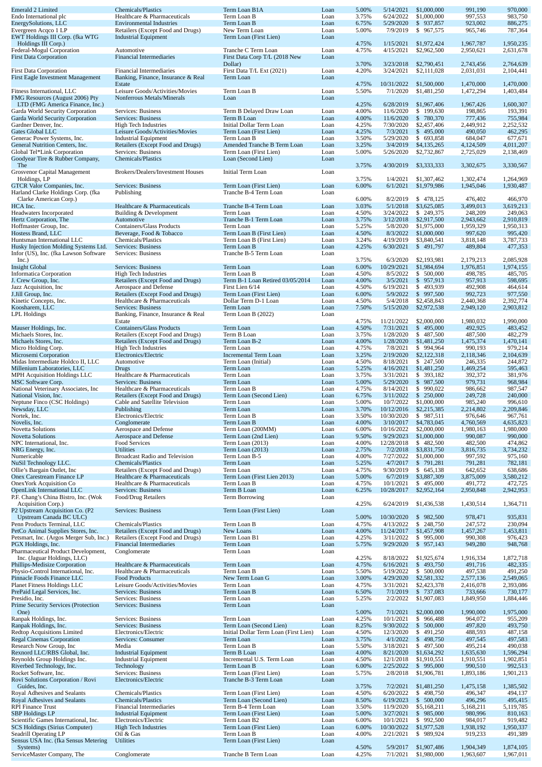| Borrower | Industry | Facility | Type | Rate | Maturity | Par | Cost | Fair Value |
|---|---|---|---|---|---|---|---|---|
| Emerald 2 Limited | Chemicals/Plastics | Term Loan B1A | Loan | 5.00% | 5/14/2021 | $1,000,000 | 991,190 | 970,000 |
| Endo International plc | Healthcare & Pharmaceuticals | Term Loan B | Loan | 3.75% | 6/24/2022 | $1,000,000 | 997,553 | 983,750 |
| EnergySolutions, LLC | Environmental Industries | Term Loan B | Loan | 6.75% | 5/29/2020 | $ 937,857 | 923,002 | 886,275 |
| Evergreen Acqco 1 LP | Retailers (Except Food and Drugs) | New Term Loan | Loan | 5.00% | 7/9/2019 | $ 967,575 | 965,746 | 787,364 |
| EWT Holdings III Corp. (fka WTG Holdings III Corp.) | Industrial Equipment | Term Loan (First Lien) | Loan | 4.75% | 1/15/2021 | $1,972,424 | 1,967,787 | 1,950,235 |
| Federal-Mogul Corporation | Automotive | Tranche C Term Loan | Loan | 4.75% | 4/15/2021 | $2,962,500 | 2,950,621 | 2,631,678 |
| First Data Corporation | Financial Intermediaries | First Data Corp T/L (2018 New Dollar) | Loan | 3.70% | 3/23/2018 | $2,790,451 | 2,743,456 | 2,764,639 |
| First Data Corporation | Financial Intermediaries | First Data T/L Ext (2021) | Loan | 4.20% | 3/24/2021 | $2,111,028 | 2,031,031 | 2,104,441 |
| First Eagle Investment Management | Banking, Finance, Insurance & Real Estate | Term Loan | Loan | 4.75% | 10/31/2022 | $1,500,000 | 1,470,000 | 1,470,000 |
| Fitness International, LLC | Leisure Goods/Activities/Movies | Term Loan B | Loan | 5.50% | 7/1/2020 | $1,481,250 | 1,472,294 | 1,403,484 |
| FMG Resources (August 2006) Pty LTD (FMG America Finance, Inc.) | Nonferrous Metals/Minerals | Loan | Loan | 4.25% | 6/28/2019 | $1,967,406 | 1,967,426 | 1,600,307 |
| Garda World Security Corporation | Services: Business | Term B Delayed Draw Loan | Loan | 4.00% | 11/6/2020 | $ 199,630 | 198,865 | 193,391 |
| Garda World Security Corporation | Services: Business | Term B Loan | Loan | 4.00% | 11/6/2020 | $ 780,370 | 777,436 | 755,984 |
| Gardner Denver, Inc. | High Tech Industries | Initial Dollar Term Loan | Loan | 4.25% | 7/30/2020 | $2,457,406 | 2,449,912 | 2,252,532 |
| Gates Global LLC | Leisure Goods/Activities/Movies | Term Loan (First Lien) | Loan | 4.25% | 7/3/2021 | $ 495,000 | 490,050 | 462,295 |
| Generac Power Systems, Inc. | Industrial Equipment | Term Loan B | Loan | 3.50% | 5/29/2020 | $ 693,858 | 684,047 | 677,671 |
| General Nutrition Centers, Inc. | Retailers (Except Food and Drugs) | Amended Tranche B Term Loan | Loan | 3.25% | 3/4/2019 | $4,135,265 | 4,124,509 | 4,011,207 |
| Global Tel*Link Corporation | Services: Business | Term Loan (First Lien) | Loan | 5.00% | 5/26/2020 | $2,732,867 | 2,725,029 | 2,138,469 |
| Goodyear Tire & Rubber Company, The | Chemicals/Plastics | Loan (Second Lien) | Loan | 3.75% | 4/30/2019 | $3,333,333 | 3,302,675 | 3,330,567 |
| Grosvenor Capital Management Holdings, LP | Brokers/Dealers/Investment Houses | Initial Term Loan | Loan | 3.75% | 1/4/2021 | $1,307,462 | 1,302,474 | 1,264,969 |
| GTCR Valor Companies, Inc. | Services: Business | Term Loan (First Lien) | Loan | 6.00% | 6/1/2021 | $1,979,986 | 1,945,046 | 1,930,487 |
| Harland Clarke Holdings Corp. (fka Clarke American Corp.) | Publishing | Tranche B-4 Term Loan | Loan | 6.00% | 8/2/2019 | $ 478,125 | 476,402 | 466,970 |
| HCA Inc. | Healthcare & Pharmaceuticals | Tranche B-4 Term Loan | Loan | 3.03% | 5/1/2018 | $3,625,085 | 3,499,013 | 3,619,213 |
| Headwaters Incorporated | Building & Development | Term Loan | Loan | 4.50% | 3/24/2022 | $ 249,375 | 248,209 | 249,063 |
| Hertz Corporation, The | Automotive | Tranche B-1 Term Loan | Loan | 3.75% | 3/12/2018 | $2,917,500 | 2,943,662 | 2,910,819 |
| Hoffmaster Group, Inc. | Containers/Glass Products | Term Loan | Loan | 5.25% | 5/8/2020 | $1,975,000 | 1,959,329 | 1,950,313 |
| Hostess Brand, LLC | Beverage, Food & Tobacco | Term Loan B (First Lien) | Loan | 4.50% | 8/3/2022 | $1,000,000 | 997,620 | 995,420 |
| Huntsman International LLC | Chemicals/Plastics | Term Loan B (First Lien) | Loan | 3.24% | 4/19/2019 | $3,840,541 | 3,818,148 | 3,787,733 |
| Husky Injection Molding Systems Ltd. | Services: Business | Term Loan B | Loan | 4.25% | 6/30/2021 | $ 491,797 | 489,804 | 477,353 |
| Infor (US), Inc. (fka Lawson Software Inc.) | Services: Business | Tranche B-5 Term Loan | Loan | 3.75% | 6/3/2020 | $2,193,981 | 2,179,213 | 2,085,928 |
| Insight Global | Services: Business | Term Loan | Loan | 6.00% | 10/29/2021 | $1,984,694 | 1,976,851 | 1,974,155 |
| Informatica Corporation | High Tech Industries | Term Loan B | Loan | 4.50% | 8/5/2022 | $ 500,000 | 498,785 | 485,705 |
| J. Crew Group, Inc. | Retailers (Except Food and Drugs) | Term B-1 Loan Retired 03/05/2014 | Loan | 4.00% | 3/5/2021 | $ 957,913 | 957,913 | 598,695 |
| Jazz Acquisition, Inc | Aerospace and Defense | First Lien 6/14 | Loan | 4.50% | 6/19/2021 | $ 493,939 | 492,908 | 464,614 |
| J.Jill Group, Inc. | Retailers (Except Food and Drugs) | Term Loan (First Lien) | Loan | 6.00% | 5/9/2022 | $ 997,500 | 992,723 | 977,550 |
| Kinetic Concepts, Inc. | Healthcare & Pharmaceuticals | Dollar Term D-1 Loan | Loan | 4.50% | 5/4/2018 | $2,458,843 | 2,450,383 | 2,392,774 |
| Koosharem, LLC | Services: Business | Term Loan | Loan | 7.50% | 5/15/2020 | $2,972,538 | 2,949,120 | 2,903,812 |
| LPL Holdings | Banking, Finance, Insurance & Real Estate | Term Loan B (2022) | Loan | 4.75% | 11/21/2022 | $2,000,000 | 1,980,032 | 1,990,000 |
| Mauser Holdings, Inc. | Containers/Glass Products | Term Loan | Loan | 4.50% | 7/31/2021 | $ 495,000 | 492,925 | 483,452 |
| Michaels Stores, Inc. | Retailers (Except Food and Drugs) | Term B Loan | Loan | 3.75% | 1/28/2020 | $ 487,500 | 487,500 | 482,279 |
| Michaels Stores, Inc. | Retailers (Except Food and Drugs) | Term Loan B-2 | Loan | 4.00% | 1/28/2020 | $1,481,250 | 1,475,374 | 1,470,141 |
| Micro Holding Corp. | High Tech Industries | Term Loan | Loan | 4.75% | 7/8/2021 | $ 994,964 | 990,193 | 979,214 |
| Microsemi Corporation | Electronics/Electric | Incremental Term Loan | Loan | 3.25% | 2/19/2020 | $2,122,318 | 2,118,346 | 2,104,639 |
| Midas Intermediate Holdco II, LLC | Automotive | Term Loan (Initial) | Loan | 4.50% | 8/18/2021 | $ 247,500 | 246,335 | 244,872 |
| Millenium Laboratories, LLC | Drugs | Term Loan | Loan | 5.25% | 4/16/2021 | $1,481,250 | 1,469,254 | 595,463 |
| MPH Acquisition Holdings LLC | Healthcare & Pharmaceuticals | Term Loan | Loan | 3.75% | 3/31/2021 | $ 393,182 | 392,372 | 381,976 |
| MSC Software Corp. | Services: Business | Term Loan | Loan | 5.00% | 5/29/2020 | $ 987,500 | 979,731 | 968,984 |
| National Veterinary Associates, Inc | Healthcare & Pharmaceuticals | Term Loan B | Loan | 4.75% | 8/14/2021 | $ 990,022 | 986,662 | 987,547 |
| National Vision, Inc. | Retailers (Except Food and Drugs) | Term Loan (Second Lien) | Loan | 6.75% | 3/11/2022 | $ 250,000 | 249,728 | 240,000 |
| Neptune Finco (CSC Holdings) | Cable and Satellite Television | Term Loan | Loan | 5.00% | 10/7/2022 | $1,000,000 | 985,240 | 996,610 |
| Newsday, LLC | Publishing | Term Loan | Loan | 3.70% | 10/12/2016 | $2,215,385 | 2,214,802 | 2,209,846 |
| Nortek, Inc. | Electronics/Electric | Term Loan B | Loan | 3.50% | 10/30/2020 | $ 987,511 | 976,646 | 967,761 |
| Novelis, Inc. | Conglomerate | Term Loan B | Loan | 4.00% | 3/10/2017 | $4,783,045 | 4,760,569 | 4,635,823 |
| Novetta Solutions | Aerospace and Defense | Term Loan (200MM) | Loan | 6.00% | 10/16/2022 | $2,000,000 | 1,980,163 | 1,980,000 |
| Novetta Solutions | Aerospace and Defense | Term Loan (2nd Lien) | Loan | 9.50% | 9/29/2023 | $1,000,000 | 990,087 | 990,000 |
| NPC International, Inc. | Food Services | Term Loan (2013) | Loan | 4.00% | 12/28/2018 | $ 482,500 | 482,500 | 474,862 |
| NRG Energy, Inc. | Utilities | Term Loan (2013) | Loan | 2.75% | 7/2/2018 | $3,831,750 | 3,816,735 | 3,734,232 |
| Numericable | Broadcast Radio and Television | Term Loan B-5 | Loan | 4.00% | 7/27/2022 | $1,000,000 | 997,592 | 975,160 |
| NuSil Technology LLC. | Chemicals/Plastics | Term Loan | Loan | 5.25% | 4/7/2017 | $ 791,281 | 791,281 | 782,181 |
| Ollie's Bargain Outlet, Inc | Retailers (Except Food and Drugs) | Term Loan | Loan | 4.75% | 9/30/2019 | $ 645,138 | 642,652 | 638,686 |
| Onex Carestream Finance LP | Healthcare & Pharmaceuticals | Term Loan (First Lien 2013) | Loan | 5.00% | 6/7/2019 | $3,887,309 | 3,875,009 | 3,580,212 |
| OnexYork Acquisition Co | Healthcare & Pharmaceuticals | Term Loan B | Loan | 4.75% | 10/1/2021 | $ 495,000 | 491,772 | 472,725 |
| OpenLink International LLC | Services: Business | Term B Loan | Loan | 6.25% | 10/28/2017 | $2,952,164 | 2,950,848 | 2,942,953 |
| P.F. Chang's China Bistro, Inc. (Wok Acquisition Corp.) | Food/Drug Retailers | Term Borrowing | Loan | 4.25% | 6/24/2019 | $1,436,538 | 1,430,514 | 1,364,711 |
| P2 Upstream Acquisition Co. (P2 Upstream Canada BC ULC) | Services: Business | Term Loan (First Lien) | Loan | 5.00% | 10/30/2020 | $ 982,500 | 978,471 | 935,831 |
| Penn Products Terminal, LLC | Chemicals/Plastics | Term Loan B | Loan | 4.75% | 4/13/2022 | $ 248,750 | 247,572 | 230,094 |
| PetCo Animal Supplies Stores, Inc. | Retailers (Except Food and Drugs) | New Loans | Loan | 4.00% | 11/24/2017 | $1,457,908 | 1,457,267 | 1,453,811 |
| Petsmart, Inc. (Argos Merger Sub, Inc.) | Retailers (Except Food and Drugs) | Term Loan B1 | Loan | 4.25% | 3/11/2022 | $ 995,000 | 990,308 | 976,423 |
| PGX Holdings, Inc. | Financial Intermediaries | Term Loan | Loan | 5.75% | 9/29/2020 | $ 957,143 | 949,280 | 948,768 |
| Pharmaceutical Product Development, Inc. (Jaguar Holdings, LLC) | Conglomerate | Term Loan | Loan | 4.25% | 8/18/2022 | $1,925,674 | 1,916,334 | 1,872,718 |
| Phillips-Medisize Corporation | Healthcare & Pharmaceuticals | Term Loan | Loan | 4.75% | 6/16/2021 | $ 493,750 | 491,716 | 482,335 |
| Physio-Control International, Inc. | Healthcare & Pharmaceuticals | Term Loan B | Loan | 5.50% | 5/19/2022 | $ 500,000 | 497,538 | 491,250 |
| Pinnacle Foods Finance LLC | Food Products | New Term Loan G | Loan | 3.00% | 4/29/2020 | $2,581,332 | 2,577,136 | 2,549,065 |
| Planet Fitness Holdings LLC | Leisure Goods/Activities/Movies | Term Loan | Loan | 4.75% | 3/31/2021 | $2,423,378 | 2,416,078 | 2,393,086 |
| PrePaid Legal Services, Inc. | Services: Business | Term Loan B | Loan | 6.50% | 7/1/2019 | $ 737,083 | 733,666 | 730,177 |
| Presidio, Inc. | Services: Business | Term Loan | Loan | 5.25% | 2/2/2022 | $1,907,083 | 1,849,950 | 1,884,446 |
| Prime Security Services (Protection One) | Services: Business | Term Loan | Loan | 5.00% | 7/1/2021 | $2,000,000 | 1,990,000 | 1,975,000 |
| Ranpak Holdings, Inc. | Services: Business | Term Loan | Loan | 4.25% | 10/1/2021 | $ 966,488 | 964,072 | 955,209 |
| Ranpak Holdings, Inc. | Services: Business | Term Loan (Second Lien) | Loan | 8.25% | 9/30/2022 | $ 500,000 | 497,820 | 493,750 |
| Redtop Acquisitions Limited | Electronics/Electric | Initial Dollar Term Loan (First Lien) | Loan | 4.50% | 12/3/2020 | $ 491,250 | 488,593 | 487,158 |
| Regal Cinemas Corporation | Services: Consumer | Term Loan | Loan | 3.75% | 4/1/2022 | $ 498,750 | 497,545 | 497,583 |
| Research Now Group, Inc | Media | Term Loan B | Loan | 5.50% | 3/18/2021 | $ 497,500 | 495,214 | 490,038 |
| Rexnord LLC/RBS Global, Inc. | Industrial Equipment | Term B Loan | Loan | 4.00% | 8/21/2020 | $1,634,292 | 1,635,630 | 1,596,294 |
| Reynolds Group Holdings Inc. | Industrial Equipment | Incremental U.S. Term Loan | Loan | 4.50% | 12/1/2018 | $1,910,551 | 1,910,551 | 1,902,851 |
| Riverbed Technology, Inc. | Technology | Term Loan B | Loan | 6.00% | 2/25/2022 | $ 995,000 | 990,510 | 992,513 |
| Rocket Software, Inc. | Services: Business | Term Loan (First Lien) | Loan | 5.75% | 2/8/2018 | $1,906,781 | 1,893,186 | 1,901,213 |
| Rovi Solutions Corporation / Rovi Guides, Inc. | Electronics/Electric | Tranche B-3 Term Loan | Loan | 3.75% | 7/2/2021 | $1,481,250 | 1,475,158 | 1,385,502 |
| Royal Adhesives and Sealants | Chemicals/Plastics | Term Loan (First Lien) | Loan | 4.50% | 6/20/2022 | $ 498,750 | 496,347 | 494,137 |
| Royal Adhesives and Sealants | Chemicals/Plastics | Term Loan (Second Lien) | Loan | 8.50% | 6/19/2023 | $ 500,000 | 496,296 | 495,415 |
| RPI Finance Trust | Financial Intermediaries | Term B-4 Term Loan | Loan | 3.50% | 11/9/2020 | $5,168,211 | 5,168,211 | 5,119,785 |
| SBP Holdings LP | Industrial Equipment | Term Loan (First Lien) | Loan | 5.00% | 3/27/2021 | $ 985,000 | 980,996 | 810,163 |
| Scientific Games International, Inc. | Electronics/Electric | Term Loan B2 | Loan | 6.00% | 10/1/2021 | $ 992,500 | 984,017 | 919,482 |
| SCS Holdings (Sirius Computer) | High Tech Industries | Term Loan (First Lien) | Loan | 6.00% | 10/30/2022 | $1,977,528 | 1,938,192 | 1,950,337 |
| Seadrill Operating LP | Oil & Gas | Term Loan B | Loan | 4.00% | 2/21/2021 | $ 989,924 | 919,233 | 491,389 |
| Sensus USA Inc. (fka Sensus Metering Systems) | Utilities | Term Loan (First Lien) | Loan | 4.50% | 5/9/2017 | $1,907,486 | 1,904,349 | 1,874,105 |
| ServiceMaster Company, The | Conglomerate | Tranche B Term Loan | Loan | 4.25% | 7/1/2021 | $1,980,000 | 1,963,607 | 1,967,011 |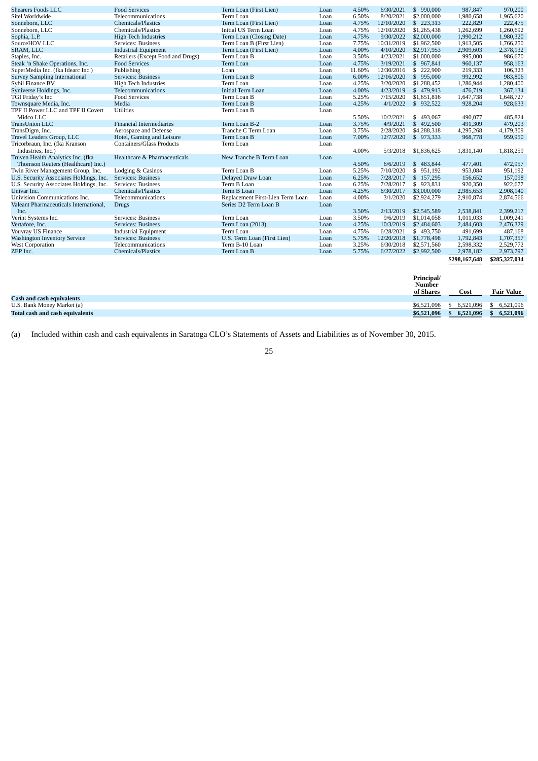| | | | | | | | | |
|---|---|---|---|---|---|---|---|---|
| Shearers Foods LLC | Food Services | Term Loan (First Lien) | Loan | 4.50% | 6/30/2021 | $ 990,000 | 987,847 | 970,200 |
| Sitel Worldwide | Telecommunications | Term Loan | Loan | 6.50% | 8/20/2021 | $2,000,000 | 1,980,658 | 1,965,620 |
| Sonneborn, LLC | Chemicals/Plastics | Term Loan (First Lien) | Loan | 4.75% | 12/10/2020 | $ 223,313 | 222,829 | 222,475 |
| Sonneborn, LLC | Chemicals/Plastics | Initial US Term Loan | Loan | 4.75% | 12/10/2020 | $1,265,438 | 1,262,699 | 1,260,692 |
| Sophia, L.P. | High Tech Industries | Term Loan (Closing Date) | Loan | 4.75% | 9/30/2022 | $2,000,000 | 1,990,212 | 1,980,320 |
| SourceHOV LLC | Services: Business | Term Loan B (First Lien) | Loan | 7.75% | 10/31/2019 | $1,962,500 | 1,913,505 | 1,766,250 |
| SRAM, LLC | Industrial Equipment | Term Loan (First Lien) | Loan | 4.00% | 4/10/2020 | $2,917,953 | 2,909,603 | 2,378,132 |
| Staples, Inc. | Retailers (Except Food and Drugs) | Term Loan B | Loan | 3.50% | 4/23/2021 | $1,000,000 | 995,000 | 986,670 |
| Steak 'n Shake Operations, Inc. | Food Services | Term Loan | Loan | 4.75% | 3/19/2021 | $ 967,841 | 960,137 | 958,163 |
| SuperMedia Inc. (fka Idearc Inc.) | Publishing | Loan | Loan | 11.60% | 12/30/2016 | $ 222,900 | 219,333 | 106,323 |
| Survey Sampling International | Services: Business | Term Loan B | Loan | 6.00% | 12/16/2020 | $ 995,000 | 992,992 | 983,806 |
| Sybil Finance BV | High Tech Industries | Term Loan | Loan | 4.25% | 3/20/2020 | $1,288,452 | 1,286,944 | 1,280,400 |
| Syniverse Holdings, Inc. | Telecommunications | Initial Term Loan | Loan | 4.00% | 4/23/2019 | $ 479,913 | 476,719 | 367,134 |
| TGI Friday's Inc | Food Services | Term Loan B | Loan | 5.25% | 7/15/2020 | $1,651,816 | 1,647,738 | 1,648,727 |
| Townsquare Media, Inc. | Media | Term Loan B | Loan | 4.25% | 4/1/2022 | $ 932,522 | 928,204 | 928,633 |
| TPF II Power LLC and TPF II Covert Midco LLC | Utilities | Term Loan B | Loan | 5.50% | 10/2/2021 | $ 493,067 | 490,077 | 485,824 |
| TransUnion LLC | Financial Intermediaries | Term Loan B-2 | Loan | 3.75% | 4/9/2021 | $ 492,500 | 491,309 | 479,203 |
| TransDigm, Inc. | Aerospace and Defense | Tranche C Term Loan | Loan | 3.75% | 2/28/2020 | $4,288,318 | 4,295,268 | 4,179,309 |
| Travel Leaders Group, LLC | Hotel, Gaming and Leisure | Term Loan B | Loan | 7.00% | 12/7/2020 | $ 973,333 | 968,778 | 959,950 |
| Tricorbraun, Inc. (fka Kranson Industries, Inc.) | Containers/Glass Products | Term Loan | Loan | 4.00% | 5/3/2018 | $1,836,625 | 1,831,140 | 1,818,259 |
| Truven Health Analytics Inc. (fka Thomson Reuters (Healthcare) Inc.) | Healthcare & Pharmaceuticals | New Tranche B Term Loan | Loan | 4.50% | 6/6/2019 | $ 483,844 | 477,401 | 472,957 |
| Twin River Management Group, Inc. | Lodging & Casinos | Term Loan B | Loan | 5.25% | 7/10/2020 | $ 951,192 | 953,084 | 951,192 |
| U.S. Security Associates Holdings, Inc. | Services: Business | Delayed Draw Loan | Loan | 6.25% | 7/28/2017 | $ 157,295 | 156,652 | 157,098 |
| U.S. Security Associates Holdings, Inc. | Services: Business | Term B Loan | Loan | 6.25% | 7/28/2017 | $ 923,831 | 920,350 | 922,677 |
| Univar Inc. | Chemicals/Plastics | Term B Loan | Loan | 4.25% | 6/30/2017 | $3,000,000 | 2,985,653 | 2,908,140 |
| Univision Communications Inc. | Telecommunications | Replacement First-Lien Term Loan | Loan | 4.00% | 3/1/2020 | $2,924,279 | 2,910,874 | 2,874,566 |
| Valeant Pharmaceuticals International, Inc. | Drugs | Series D2 Term Loan B | Loan | 3.50% | 2/13/2019 | $2,545,589 | 2,538,841 | 2,399,217 |
| Verint Systems Inc. | Services: Business | Term Loan | Loan | 3.50% | 9/6/2019 | $1,014,058 | 1,011,033 | 1,009,241 |
| Vertafore, Inc. | Services: Business | Term Loan (2013) | Loan | 4.25% | 10/3/2019 | $2,484,603 | 2,484,603 | 2,476,329 |
| Vouvray US Finance | Industrial Equipment | Term Loan | Loan | 4.75% | 6/28/2021 | $ 493,750 | 491,699 | 487,168 |
| Washington Inventory Service | Services: Business | U.S. Term Loan (First Lien) | Loan | 5.75% | 12/20/2018 | $1,778,498 | 1,792,843 | 1,707,357 |
| West Corporation | Telecommunications | Term B-10 Loan | Loan | 3.25% | 6/30/2018 | $2,571,560 | 2,598,332 | 2,529,772 |
| ZEP Inc. | Chemicals/Plastics | Term Loan B | Loan | 5.75% | 6/27/2022 | $2,992,500 | 2,978,182 | 2,973,797 |
| | | | | | | | $298,167,648 | $285,327,034 |

| | Principal/ Number of Shares | Cost | Fair Value |
|---|---|---|---|
| **Cash and cash equivalents** | | | |
| U.S. Bank Money Market (a) | $6,521,096 | $ 6,521,096 | $ 6,521,096 |
| **Total cash and cash equivalents** | **$6,521,096** | **$ 6,521,096** | **$ 6,521,096** |

(a) Included within cash and cash equivalents in Saratoga CLO's Statements of Assets and Liabilities as of November 30, 2015.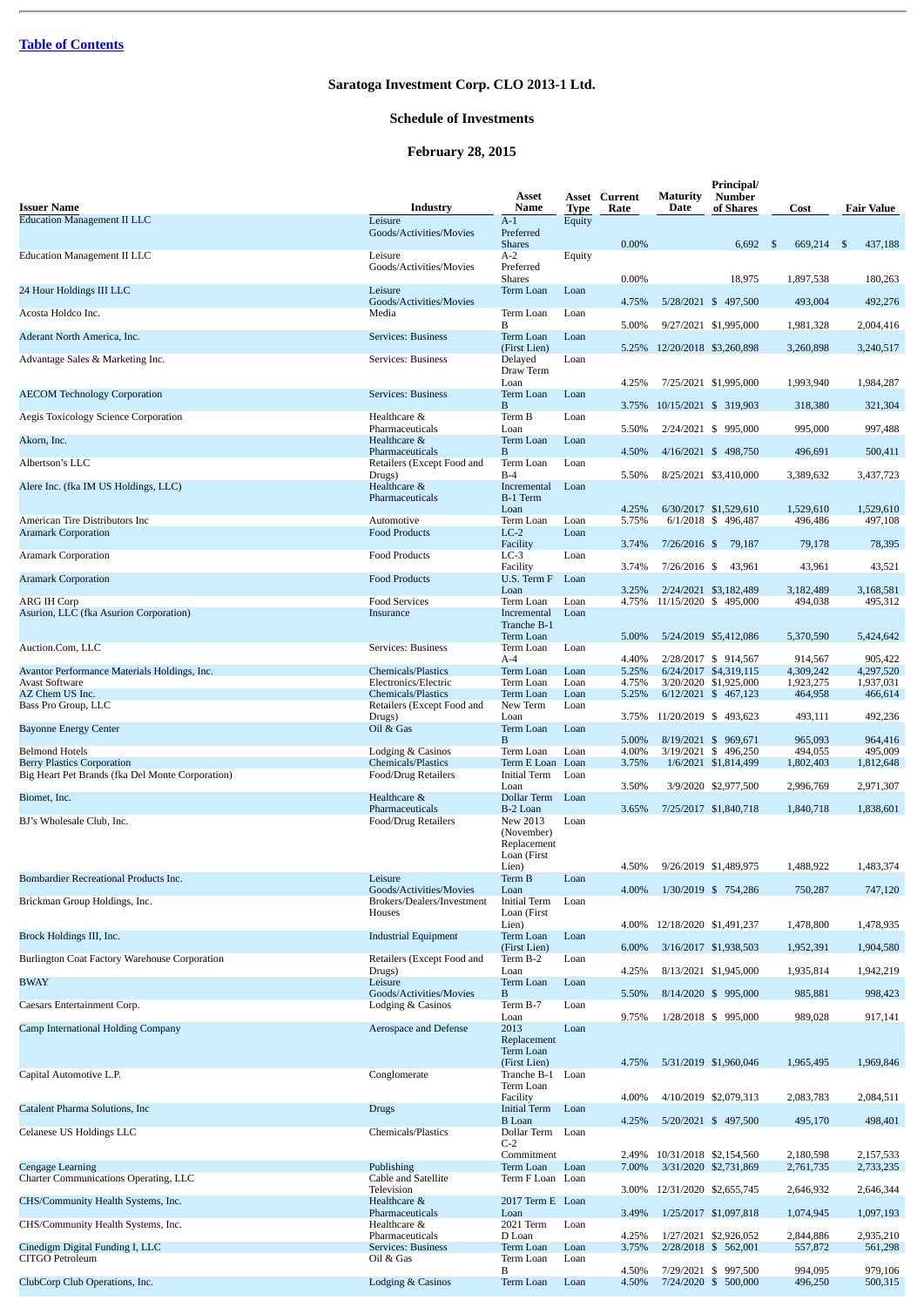[Table of Contents](#)

## Saratoga Investment Corp. CLO 2013-1 Ltd.

## Schedule of Investments

## February 28, 2015

| Issuer Name | Industry | Asset Name | Asset Type | Current Rate | Maturity Date | Principal/ Number of Shares | Cost | Fair Value |
|---|---|---|---|---|---|---|---|---|
| Education Management II LLC | Leisure Goods/Activities/Movies | A-1 Preferred Shares | Equity | 0.00% | | 6,692 | $ 669,214 | $ 437,188 |
| Education Management II LLC | Leisure Goods/Activities/Movies | A-2 Preferred Shares | Equity | 0.00% | | 18,975 | 1,897,538 | 180,263 |
| 24 Hour Holdings III LLC | Leisure Goods/Activities/Movies | Term Loan | Loan | 4.75% | 5/28/2021 | $ 497,500 | 493,004 | 492,276 |
| Acosta Holdco Inc. | Media | Term Loan B | Loan | 5.00% | 9/27/2021 | $1,995,000 | 1,981,328 | 2,004,416 |
| Aderant North America, Inc. | Services: Business | Term Loan (First Lien) | Loan | 5.25% | 12/20/2018 | $3,260,898 | 3,260,898 | 3,240,517 |
| Advantage Sales & Marketing Inc. | Services: Business | Delayed Draw Term Loan | Loan | 4.25% | 7/25/2021 | $1,995,000 | 1,993,940 | 1,984,287 |
| AECOM Technology Corporation | Services: Business | Term Loan B | Loan | 3.75% | 10/15/2021 | $ 319,903 | 318,380 | 321,304 |
| Aegis Toxicology Science Corporation | Healthcare & Pharmaceuticals | Term B Loan | Loan | 5.50% | 2/24/2021 | $ 995,000 | 995,000 | 997,488 |
| Akorn, Inc. | Healthcare & Pharmaceuticals | Term Loan B | Loan | 4.50% | 4/16/2021 | $ 498,750 | 496,691 | 500,411 |
| Albertson's LLC | Retailers (Except Food and Drugs) | Term Loan B-4 | Loan | 5.50% | 8/25/2021 | $3,410,000 | 3,389,632 | 3,437,723 |
| Alere Inc. (fka IM US Holdings, LLC) | Healthcare & Pharmaceuticals | Incremental B-1 Term Loan | Loan | 4.25% | 6/30/2017 | $1,529,610 | 1,529,610 | 1,529,610 |
| American Tire Distributors Inc | Automotive | Term Loan | Loan | 5.75% | 6/1/2018 | $ 496,487 | 496,486 | 497,108 |
| Aramark Corporation | Food Products | LC-2 Facility | Loan | 3.74% | 7/26/2016 | $ 79,187 | 79,178 | 78,395 |
| Aramark Corporation | Food Products | LC-3 Facility | Loan | 3.74% | 7/26/2016 | $ 43,961 | 43,961 | 43,521 |
| Aramark Corporation | Food Products | U.S. Term F Loan | Loan | 3.25% | 2/24/2021 | $3,182,489 | 3,182,489 | 3,168,581 |
| ARG IH Corp | Food Services | Term Loan | Loan | 4.75% | 11/15/2020 | $ 495,000 | 494,038 | 495,312 |
| Asurion, LLC (fka Asurion Corporation) | Insurance | Incremental Tranche B-1 Term Loan | Loan | 5.00% | 5/24/2019 | $5,412,086 | 5,370,590 | 5,424,642 |
| Auction.Com, LLC | Services: Business | Term Loan A-4 | Loan | 4.40% | 2/28/2017 | $ 914,567 | 914,567 | 905,422 |
| Avantor Performance Materials Holdings, Inc. | Chemicals/Plastics | Term Loan | Loan | 5.25% | 6/24/2017 | $4,319,115 | 4,309,242 | 4,297,520 |
| Avast Software | Electronics/Electric | Term Loan | Loan | 4.75% | 3/20/2020 | $1,925,000 | 1,923,275 | 1,937,031 |
| AZ Chem US Inc. | Chemicals/Plastics | Term Loan | Loan | 5.25% | 6/12/2021 | $ 467,123 | 464,958 | 466,614 |
| Bass Pro Group, LLC | Retailers (Except Food and Drugs) | New Term Loan | Loan | 3.75% | 11/20/2019 | $ 493,623 | 493,111 | 492,236 |
| Bayonne Energy Center | Oil & Gas | Term Loan B | Loan | 5.00% | 8/19/2021 | $ 969,671 | 965,093 | 964,416 |
| Belmond Hotels | Lodging & Casinos | Term Loan | Loan | 4.00% | 3/19/2021 | $ 496,250 | 494,055 | 495,009 |
| Berry Plastics Corporation | Chemicals/Plastics | Term E Loan | Loan | 3.75% | 1/6/2021 | $1,814,499 | 1,802,403 | 1,812,648 |
| Big Heart Pet Brands (fka Del Monte Corporation) | Food/Drug Retailers | Initial Term Loan | Loan | 3.50% | 3/9/2020 | $2,977,500 | 2,996,769 | 2,971,307 |
| Biomet, Inc. | Healthcare & Pharmaceuticals | Dollar Term B-2 Loan | Loan | 3.65% | 7/25/2017 | $1,840,718 | 1,840,718 | 1,838,601 |
| BJ's Wholesale Club, Inc. | Food/Drug Retailers | New 2013 (November) Replacement Loan (First Lien) | Loan | 4.50% | 9/26/2019 | $1,489,975 | 1,488,922 | 1,483,374 |
| Bombardier Recreational Products Inc. | Leisure Goods/Activities/Movies | Term B Loan | Loan | 4.00% | 1/30/2019 | $ 754,286 | 750,287 | 747,120 |
| Brickman Group Holdings, Inc. | Brokers/Dealers/Investment Houses | Initial Term Loan (First Lien) | Loan | 4.00% | 12/18/2020 | $1,491,237 | 1,478,800 | 1,478,935 |
| Brock Holdings III, Inc. | Industrial Equipment | Term Loan (First Lien) | Loan | 6.00% | 3/16/2017 | $1,938,503 | 1,952,391 | 1,904,580 |
| Burlington Coat Factory Warehouse Corporation | Retailers (Except Food and Drugs) | Term B-2 Loan | Loan | 4.25% | 8/13/2021 | $1,945,000 | 1,935,814 | 1,942,219 |
| BWAY | Leisure Goods/Activities/Movies | Term Loan B | Loan | 5.50% | 8/14/2020 | $ 995,000 | 985,881 | 998,423 |
| Caesars Entertainment Corp. | Lodging & Casinos | Term B-7 Loan | Loan | 9.75% | 1/28/2018 | $ 995,000 | 989,028 | 917,141 |
| Camp International Holding Company | Aerospace and Defense | 2013 Replacement Term Loan (First Lien) | Loan | 4.75% | 5/31/2019 | $1,960,046 | 1,965,495 | 1,969,846 |
| Capital Automotive L.P. | Conglomerate | Tranche B-1 Term Loan Facility | Loan | 4.00% | 4/10/2019 | $2,079,313 | 2,083,783 | 2,084,511 |
| Catalent Pharma Solutions, Inc | Drugs | Initial Term B Loan | Loan | 4.25% | 5/20/2021 | $ 497,500 | 495,170 | 498,401 |
| Celanese US Holdings LLC | Chemicals/Plastics | Dollar Term C-2 Commitment | Loan | 2.49% | 10/31/2018 | $2,154,560 | 2,180,598 | 2,157,533 |
| Cengage Learning | Publishing | Term Loan | Loan | 7.00% | 3/31/2020 | $2,731,869 | 2,761,735 | 2,733,235 |
| Charter Communications Operating, LLC | Cable and Satellite Television | Term F Loan | Loan | 3.00% | 12/31/2020 | $2,655,745 | 2,646,932 | 2,646,344 |
| CHS/Community Health Systems, Inc. | Healthcare & Pharmaceuticals | 2017 Term E Loan | Loan | 3.49% | 1/25/2017 | $1,097,818 | 1,074,945 | 1,097,193 |
| CHS/Community Health Systems, Inc. | Healthcare & Pharmaceuticals | 2021 Term D Loan | Loan | 4.25% | 1/27/2021 | $2,926,052 | 2,844,886 | 2,935,210 |
| Cinedigm Digital Funding I, LLC | Services: Business | Term Loan | Loan | 3.75% | 2/28/2018 | $ 562,001 | 557,872 | 561,298 |
| CITGO Petroleum | Oil & Gas | Term Loan B | Loan | 4.50% | 7/29/2021 | $ 997,500 | 994,095 | 979,106 |
| ClubCorp Club Operations, Inc. | Lodging & Casinos | Term Loan | Loan | 4.50% | 7/24/2020 | $ 500,000 | 496,250 | 500,315 |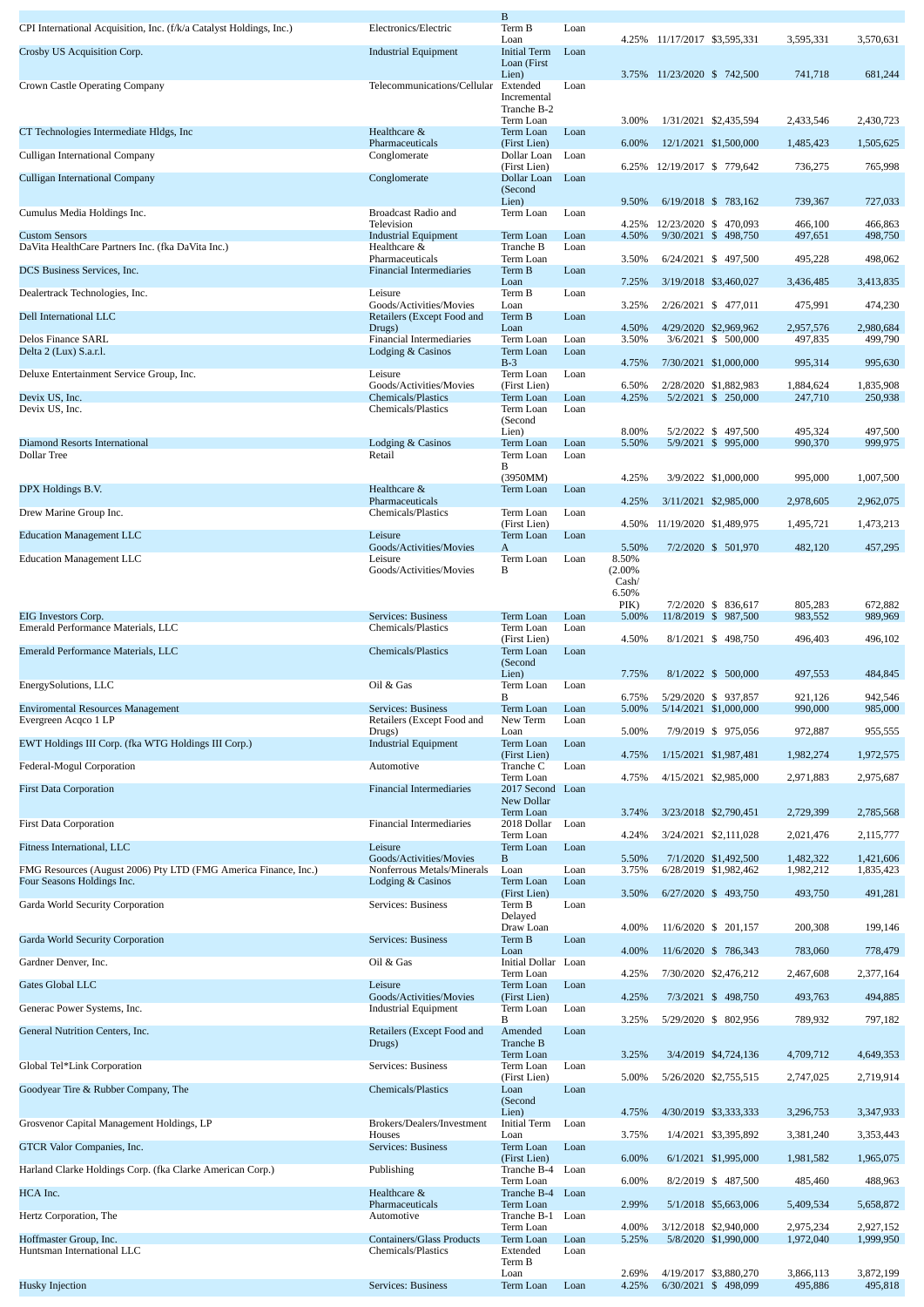| | | B | | | | | | |
|---|---|---|---|---|---|---|---|---|
| CPI International Acquisition, Inc. (f/k/a Catalyst Holdings, Inc.) | Electronics/Electric | Term B Loan | Loan | 4.25% | 11/17/2017 | $3,595,331 | 3,595,331 | 3,570,631 |
| Crosby US Acquisition Corp. | Industrial Equipment | Initial Term Loan (First Lien) | Loan | 3.75% | 11/23/2020 | $ 742,500 | 741,718 | 681,244 |
| Crown Castle Operating Company | Telecommunications/Cellular | Extended Incremental Tranche B-2 Term Loan | Loan | 3.00% | 1/31/2021 | $2,435,594 | 2,433,546 | 2,430,723 |
| CT Technologies Intermediate Hldgs, Inc | Healthcare & Pharmaceuticals | Term Loan (First Lien) | Loan | 6.00% | 12/1/2021 | $1,500,000 | 1,485,423 | 1,505,625 |
| Culligan International Company | Conglomerate | Dollar Loan (First Lien) | Loan | 6.25% | 12/19/2017 | $ 779,642 | 736,275 | 765,998 |
| Culligan International Company | Conglomerate | Dollar Loan (Second Lien) | Loan | 9.50% | 6/19/2018 | $ 783,162 | 739,367 | 727,033 |
| Cumulus Media Holdings Inc. | Broadcast Radio and Television | Term Loan | Loan | 4.25% | 12/23/2020 | $ 470,093 | 466,100 | 466,863 |
| Custom Sensors | Industrial Equipment | Term Loan | Loan | 4.50% | 9/30/2021 | $ 498,750 | 497,651 | 498,750 |
| DaVita HealthCare Partners Inc. (fka DaVita Inc.) | Healthcare & Pharmaceuticals | Tranche B Term Loan | Loan | 3.50% | 6/24/2021 | $ 497,500 | 495,228 | 498,062 |
| DCS Business Services, Inc. | Financial Intermediaries | Term B Loan | Loan | 7.25% | 3/19/2018 | $3,460,027 | 3,436,485 | 3,413,835 |
| Dealertrack Technologies, Inc. | Leisure Goods/Activities/Movies | Term B Loan | Loan | 3.25% | 2/26/2021 | $ 477,011 | 475,991 | 474,230 |
| Dell International LLC | Retailers (Except Food and Drugs) | Term B Loan | Loan | 4.50% | 4/29/2020 | $2,969,962 | 2,957,576 | 2,980,684 |
| Delos Finance SARL | Financial Intermediaries | Term Loan | Loan | 3.50% | 3/6/2021 | $ 500,000 | 497,835 | 499,790 |
| Delta 2 (Lux) S.a.r.l. | Lodging & Casinos | Term Loan B-3 | Loan | 4.75% | 7/30/2021 | $1,000,000 | 995,314 | 995,630 |
| Deluxe Entertainment Service Group, Inc. | Leisure Goods/Activities/Movies | Term Loan (First Lien) | Loan | 6.50% | 2/28/2020 | $1,882,983 | 1,884,624 | 1,835,908 |
| Devix US, Inc. | Chemicals/Plastics | Term Loan | Loan | 4.25% | 5/2/2021 | $ 250,000 | 247,710 | 250,938 |
| Devix US, Inc. | Chemicals/Plastics | Term Loan (Second Lien) | Loan | 8.00% | 5/2/2022 | $ 497,500 | 495,324 | 497,500 |
| Diamond Resorts International | Lodging & Casinos | Term Loan | Loan | 5.50% | 5/9/2021 | $ 995,000 | 990,370 | 999,975 |
| Dollar Tree | Retail | Term Loan B (3950MM) | Loan | 4.25% | 3/9/2022 | $1,000,000 | 995,000 | 1,007,500 |
| DPX Holdings B.V. | Healthcare & Pharmaceuticals | Term Loan | Loan | 4.25% | 3/11/2021 | $2,985,000 | 2,978,605 | 2,962,075 |
| Drew Marine Group Inc. | Chemicals/Plastics | Term Loan (First Lien) | Loan | 4.50% | 11/19/2020 | $1,489,975 | 1,495,721 | 1,473,213 |
| Education Management LLC | Leisure Goods/Activities/Movies | Term Loan A | Loan | 5.50% | 7/2/2020 | $ 501,970 | 482,120 | 457,295 |
| Education Management LLC | Leisure Goods/Activities/Movies | Term Loan B | Loan | 8.50% (2.00% Cash/ 6.50% PIK) | 7/2/2020 | $ 836,617 | 805,283 | 672,882 |
| EIG Investors Corp. | Services: Business | Term Loan | Loan | 5.00% | 11/8/2019 | $ 987,500 | 983,552 | 989,969 |
| Emerald Performance Materials, LLC | Chemicals/Plastics | Term Loan (First Lien) | Loan | 4.50% | 8/1/2021 | $ 498,750 | 496,403 | 496,102 |
| Emerald Performance Materials, LLC | Chemicals/Plastics | Term Loan (Second Lien) | Loan | 7.75% | 8/1/2022 | $ 500,000 | 497,553 | 484,845 |
| EnergySolutions, LLC | Oil & Gas | Term Loan B | Loan | 6.75% | 5/29/2020 | $ 937,857 | 921,126 | 942,546 |
| Enviromental Resources Management | Services: Business | Term Loan | Loan | 5.00% | 5/14/2021 | $1,000,000 | 990,000 | 985,000 |
| Evergreen Acqco 1 LP | Retailers (Except Food and Drugs) | New Term Loan | Loan | 5.00% | 7/9/2019 | $ 975,056 | 972,887 | 955,555 |
| EWT Holdings III Corp. (fka WTG Holdings III Corp.) | Industrial Equipment | Term Loan (First Lien) | Loan | 4.75% | 1/15/2021 | $1,987,481 | 1,982,274 | 1,972,575 |
| Federal-Mogul Corporation | Automotive | Tranche C Term Loan | Loan | 4.75% | 4/15/2021 | $2,985,000 | 2,971,883 | 2,975,687 |
| First Data Corporation | Financial Intermediaries | 2017 Second New Dollar Term Loan | Loan | 3.74% | 3/23/2018 | $2,790,451 | 2,729,399 | 2,785,568 |
| First Data Corporation | Financial Intermediaries | 2018 Dollar Term Loan | Loan | 4.24% | 3/24/2021 | $2,111,028 | 2,021,476 | 2,115,777 |
| Fitness International, LLC | Leisure Goods/Activities/Movies | Term Loan B | Loan | 5.50% | 7/1/2020 | $1,492,500 | 1,482,322 | 1,421,606 |
| FMG Resources (August 2006) Pty LTD (FMG America Finance, Inc.) | Nonferrous Metals/Minerals | Loan | Loan | 3.75% | 6/28/2019 | $1,982,462 | 1,982,212 | 1,835,423 |
| Four Seasons Holdings Inc. | Lodging & Casinos | Term Loan (First Lien) | Loan | 3.50% | 6/27/2020 | $ 493,750 | 493,750 | 491,281 |
| Garda World Security Corporation | Services: Business | Term B Delayed Draw Loan | Loan | 4.00% | 11/6/2020 | $ 201,157 | 200,308 | 199,146 |
| Garda World Security Corporation | Services: Business | Term B Loan | Loan | 4.00% | 11/6/2020 | $ 786,343 | 783,060 | 778,479 |
| Gardner Denver, Inc. | Oil & Gas | Initial Dollar Term Loan | Loan | 4.25% | 7/30/2020 | $2,476,212 | 2,467,608 | 2,377,164 |
| Gates Global LLC | Leisure Goods/Activities/Movies | Term Loan (First Lien) | Loan | 4.25% | 7/3/2021 | $ 498,750 | 493,763 | 494,885 |
| Generac Power Systems, Inc. | Industrial Equipment | Term Loan B | Loan | 3.25% | 5/29/2020 | $ 802,956 | 789,932 | 797,182 |
| General Nutrition Centers, Inc. | Retailers (Except Food and Drugs) | Amended Tranche B Term Loan | Loan | 3.25% | 3/4/2019 | $4,724,136 | 4,709,712 | 4,649,353 |
| Global Tel*Link Corporation | Services: Business | Term Loan (First Lien) | Loan | 5.00% | 5/26/2020 | $2,755,515 | 2,747,025 | 2,719,914 |
| Goodyear Tire & Rubber Company, The | Chemicals/Plastics | Loan (Second Lien) | Loan | 4.75% | 4/30/2019 | $3,333,333 | 3,296,753 | 3,347,933 |
| Grosvenor Capital Management Holdings, LP | Brokers/Dealers/Investment Houses | Initial Term Loan | Loan | 3.75% | 1/4/2021 | $3,395,892 | 3,381,240 | 3,353,443 |
| GTCR Valor Companies, Inc. | Services: Business | Term Loan (First Lien) | Loan | 6.00% | 6/1/2021 | $1,995,000 | 1,981,582 | 1,965,075 |
| Harland Clarke Holdings Corp. (fka Clarke American Corp.) | Publishing | Tranche B-4 Term Loan | Loan | 6.00% | 8/2/2019 | $ 487,500 | 485,460 | 488,963 |
| HCA Inc. | Healthcare & Pharmaceuticals | Tranche B-4 Term Loan | Loan | 2.99% | 5/1/2018 | $5,663,006 | 5,409,534 | 5,658,872 |
| Hertz Corporation, The | Automotive | Tranche B-1 Term Loan | Loan | 4.00% | 3/12/2018 | $2,940,000 | 2,975,234 | 2,927,152 |
| Hoffmaster Group, Inc. | Containers/Glass Products | Term Loan | Loan | 5.25% | 5/8/2020 | $1,990,000 | 1,972,040 | 1,999,950 |
| Huntsman International LLC | Chemicals/Plastics | Extended Term B Loan | Loan | 2.69% | 4/19/2017 | $3,880,270 | 3,866,113 | 3,872,199 |
| Husky Injection | Services: Business | Term Loan | Loan | 4.25% | 6/30/2021 | $ 498,099 | 495,886 | 495,818 |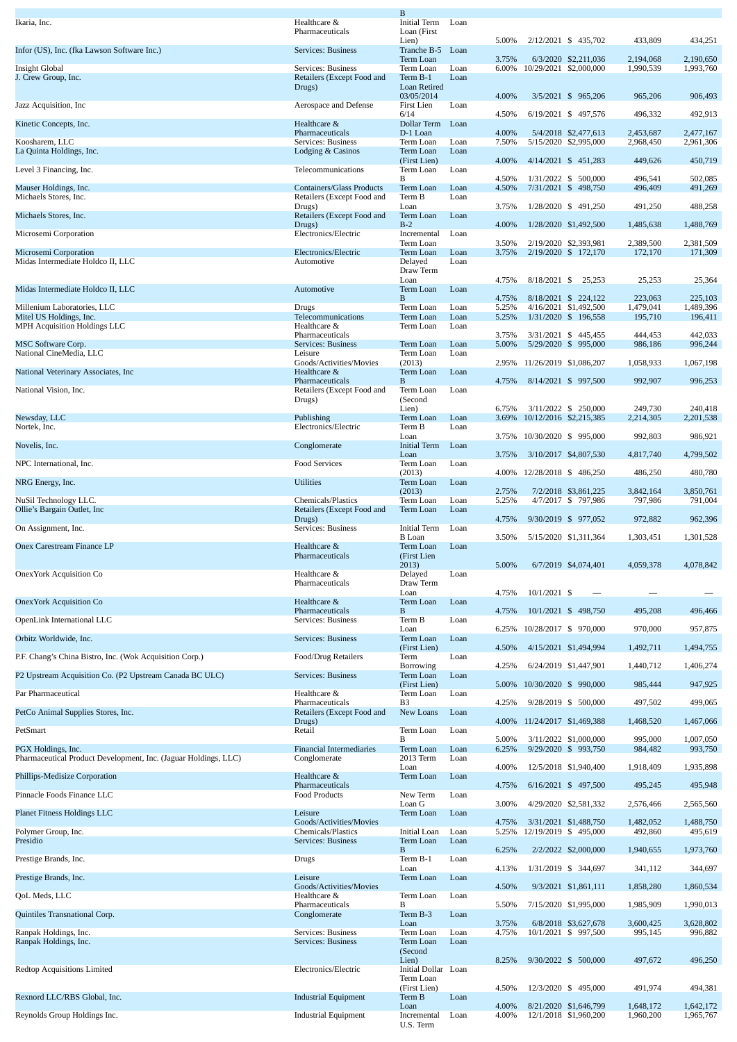| | | B | | | | | | |
|---|---|---|---|---|---|---|---|---|
| Ikaria, Inc. | Healthcare & Pharmaceuticals | Initial Term Loan (First Lien) | Loan | 5.00% | 2/12/2021 | $ 435,702 | 433,809 | 434,251 |
| Infor (US), Inc. (fka Lawson Software Inc.) | Services: Business | Tranche B-5 Term Loan | Loan | 3.75% | 6/3/2020 | $2,211,036 | 2,194,068 | 2,190,650 |
| Insight Global | Services: Business | Term Loan | Loan | 6.00% | 10/29/2021 | $2,000,000 | 1,990,539 | 1,993,760 |
| J. Crew Group, Inc. | Retailers (Except Food and Drugs) | Term B-1 Loan Retired 03/05/2014 | Loan | 4.00% | 3/5/2021 | $ 965,206 | 965,206 | 906,493 |
| Jazz Acquisition, Inc | Aerospace and Defense | First Lien 6/14 | Loan | 4.50% | 6/19/2021 | $ 497,576 | 496,332 | 492,913 |
| Kinetic Concepts, Inc. | Healthcare & Pharmaceuticals | Dollar Term D-1 Loan | Loan | 4.00% | 5/4/2018 | $2,477,613 | 2,453,687 | 2,477,167 |
| Koosharem, LLC | Services: Business | Term Loan | Loan | 7.50% | 5/15/2020 | $2,995,000 | 2,968,450 | 2,961,306 |
| La Quinta Holdings, Inc. | Lodging & Casinos | Term Loan (First Lien) | Loan | 4.00% | 4/14/2021 | $ 451,283 | 449,626 | 450,719 |
| Level 3 Financing, Inc. | Telecommunications | Term Loan B | Loan | 4.50% | 1/31/2022 | $ 500,000 | 496,541 | 502,085 |
| Mauser Holdings, Inc. | Containers/Glass Products | Term Loan | Loan | 4.50% | 7/31/2021 | $ 498,750 | 496,409 | 491,269 |
| Michaels Stores, Inc. | Retailers (Except Food and Drugs) | Term B Loan | Loan | 3.75% | 1/28/2020 | $ 491,250 | 491,250 | 488,258 |
| Michaels Stores, Inc. | Retailers (Except Food and Drugs) | Term Loan B-2 | Loan | 4.00% | 1/28/2020 | $1,492,500 | 1,485,638 | 1,488,769 |
| Microsemi Corporation | Electronics/Electric | Incremental Term Loan | Loan | 3.50% | 2/19/2020 | $2,393,981 | 2,389,500 | 2,381,509 |
| Microsemi Corporation | Electronics/Electric | Term Loan | Loan | 3.75% | 2/19/2020 | $ 172,170 | 172,170 | 171,309 |
| Midas Intermediate Holdco II, LLC | Automotive | Delayed Draw Term Loan | Loan | 4.75% | 8/18/2021 | $ 25,253 | 25,253 | 25,364 |
| Midas Intermediate Holdco II, LLC | Automotive | Term Loan B | Loan | 4.75% | 8/18/2021 | $ 224,122 | 223,063 | 225,103 |
| Millenium Laboratories, LLC | Drugs | Term Loan | Loan | 5.25% | 4/16/2021 | $1,492,500 | 1,479,041 | 1,489,396 |
| Mitel US Holdings, Inc. | Telecommunications | Term Loan | Loan | 5.25% | 1/31/2020 | $ 196,558 | 195,710 | 196,411 |
| MPH Acquisition Holdings LLC | Healthcare & Pharmaceuticals | Term Loan | Loan | 3.75% | 3/31/2021 | $ 445,455 | 444,453 | 442,033 |
| MSC Software Corp. | Services: Business | Term Loan | Loan | 5.00% | 5/29/2020 | $ 995,000 | 986,186 | 996,244 |
| National CineMedia, LLC | Leisure Goods/Activities/Movies | Term Loan (2013) | Loan | 2.95% | 11/26/2019 | $1,086,207 | 1,058,933 | 1,067,198 |
| National Veterinary Associates, Inc | Healthcare & Pharmaceuticals | Term Loan B | Loan | 4.75% | 8/14/2021 | $ 997,500 | 992,907 | 996,253 |
| National Vision, Inc. | Retailers (Except Food and Drugs) | Term Loan (Second Lien) | Loan | 6.75% | 3/11/2022 | $ 250,000 | 249,730 | 240,418 |
| Newsday, LLC | Publishing | Term Loan | Loan | 3.69% | 10/12/2016 | $2,215,385 | 2,214,305 | 2,201,538 |
| Nortek, Inc. | Electronics/Electric | Term B Loan | Loan | 3.75% | 10/30/2020 | $ 995,000 | 992,803 | 986,921 |
| Novelis, Inc. | Conglomerate | Initial Term Loan | Loan | 3.75% | 3/10/2017 | $4,807,530 | 4,817,740 | 4,799,502 |
| NPC International, Inc. | Food Services | Term Loan (2013) | Loan | 4.00% | 12/28/2018 | $ 486,250 | 486,250 | 480,780 |
| NRG Energy, Inc. | Utilities | Term Loan (2013) | Loan | 2.75% | 7/2/2018 | $3,861,225 | 3,842,164 | 3,850,761 |
| NuSil Technology LLC. | Chemicals/Plastics | Term Loan | Loan | 5.25% | 4/7/2017 | $ 797,986 | 797,986 | 791,004 |
| Ollie's Bargain Outlet, Inc | Retailers (Except Food and Drugs) | Term Loan | Loan | 4.75% | 9/30/2019 | $ 977,052 | 972,882 | 962,396 |
| On Assignment, Inc. | Services: Business | Initial Term B Loan | Loan | 3.50% | 5/15/2020 | $1,311,364 | 1,303,451 | 1,301,528 |
| Onex Carestream Finance LP | Healthcare & Pharmaceuticals | Term Loan (First Lien 2013) | Loan | 5.00% | 6/7/2019 | $4,074,401 | 4,059,378 | 4,078,842 |
| OnexYork Acquisition Co | Healthcare & Pharmaceuticals | Delayed Draw Term Loan | Loan | 4.75% | 10/1/2021 | $ — | — | — |
| OnexYork Acquisition Co | Healthcare & Pharmaceuticals | Term Loan B | Loan | 4.75% | 10/1/2021 | $ 498,750 | 495,208 | 496,466 |
| OpenLink International LLC | Services: Business | Term B Loan | Loan | 6.25% | 10/28/2017 | $ 970,000 | 970,000 | 957,875 |
| Orbitz Worldwide, Inc. | Services: Business | Term Loan (First Lien) | Loan | 4.50% | 4/15/2021 | $1,494,994 | 1,492,711 | 1,494,755 |
| P.F. Chang's China Bistro, Inc. (Wok Acquisition Corp.) | Food/Drug Retailers | Term Borrowing | Loan | 4.25% | 6/24/2019 | $1,447,901 | 1,440,712 | 1,406,274 |
| P2 Upstream Acquisition Co. (P2 Upstream Canada BC ULC) | Services: Business | Term Loan (First Lien) | Loan | 5.00% | 10/30/2020 | $ 990,000 | 985,444 | 947,925 |
| Par Pharmaceutical | Healthcare & Pharmaceuticals | Term Loan B3 | Loan | 4.25% | 9/28/2019 | $ 500,000 | 497,502 | 499,065 |
| PetCo Animal Supplies Stores, Inc. | Retailers (Except Food and Drugs) | New Loans | Loan | 4.00% | 11/24/2017 | $1,469,388 | 1,468,520 | 1,467,066 |
| PetSmart | Retail | Term Loan B | Loan | 5.00% | 3/11/2022 | $1,000,000 | 995,000 | 1,007,050 |
| PGX Holdings, Inc. | Financial Intermediaries | Term Loan | Loan | 6.25% | 9/29/2020 | $ 993,750 | 984,482 | 993,750 |
| Pharmaceutical Product Development, Inc. (Jaguar Holdings, LLC) | Conglomerate | 2013 Term Loan | Loan | 4.00% | 12/5/2018 | $1,940,400 | 1,918,409 | 1,935,898 |
| Phillips-Medisize Corporation | Healthcare & Pharmaceuticals | Term Loan | Loan | 4.75% | 6/16/2021 | $ 497,500 | 495,245 | 495,948 |
| Pinnacle Foods Finance LLC | Food Products | New Term Loan G | Loan | 3.00% | 4/29/2020 | $2,581,332 | 2,576,466 | 2,565,560 |
| Planet Fitness Holdings LLC | Leisure Goods/Activities/Movies | Term Loan | Loan | 4.75% | 3/31/2021 | $1,488,750 | 1,482,052 | 1,488,750 |
| Polymer Group, Inc. | Chemicals/Plastics | Initial Loan | Loan | 5.25% | 12/19/2019 | $ 495,000 | 492,860 | 495,619 |
| Presidio | Services: Business | Term Loan B | Loan | 6.25% | 2/2/2022 | $2,000,000 | 1,940,655 | 1,973,760 |
| Prestige Brands, Inc. | Drugs | Term B-1 Loan | Loan | 4.13% | 1/31/2019 | $ 344,697 | 341,112 | 344,697 |
| Prestige Brands, Inc. | Leisure Goods/Activities/Movies | Term Loan | Loan | 4.50% | 9/3/2021 | $1,861,111 | 1,858,280 | 1,860,534 |
| QoL Meds, LLC | Healthcare & Pharmaceuticals | Term Loan B | Loan | 5.50% | 7/15/2020 | $1,995,000 | 1,985,909 | 1,990,013 |
| Quintiles Transnational Corp. | Conglomerate | Term B-3 Loan | Loan | 3.75% | 6/8/2018 | $3,627,678 | 3,600,425 | 3,628,802 |
| Ranpak Holdings, Inc. | Services: Business | Term Loan | Loan | 4.75% | 10/1/2021 | $ 997,500 | 995,145 | 996,882 |
| Ranpak Holdings, Inc. | Services: Business | Term Loan (Second Lien) | Loan | 8.25% | 9/30/2022 | $ 500,000 | 497,672 | 496,250 |
| Redtop Acquisitions Limited | Electronics/Electric | Initial Dollar Term Loan (First Lien) | Loan | 4.50% | 12/3/2020 | $ 495,000 | 491,974 | 494,381 |
| Rexnord LLC/RBS Global, Inc. | Industrial Equipment | Term B Loan | Loan | 4.00% | 8/21/2020 | $1,646,799 | 1,648,172 | 1,642,172 |
| Reynolds Group Holdings Inc. | Industrial Equipment | Incremental U.S. Term | Loan | 4.00% | 12/1/2018 | $1,960,200 | 1,960,200 | 1,965,767 |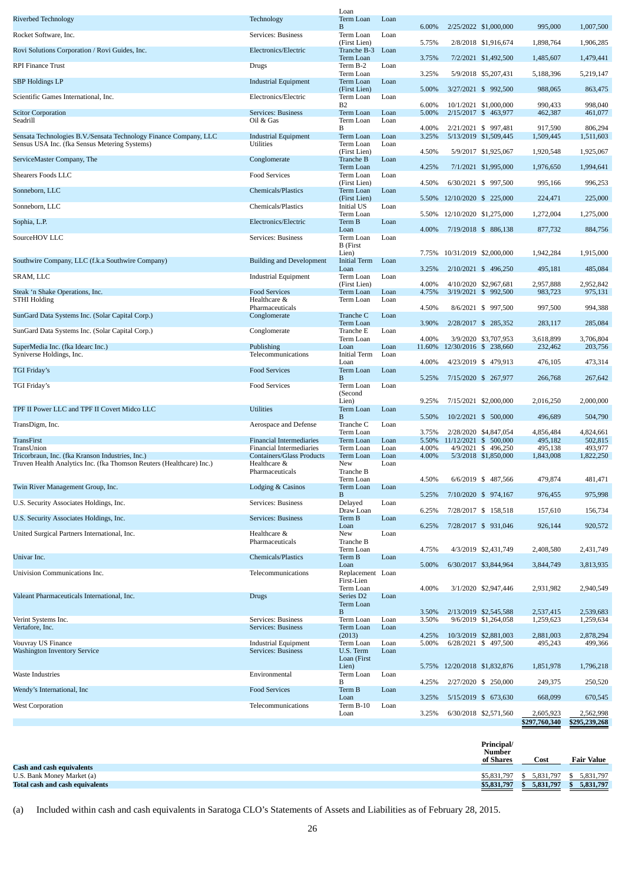| | | Loan | | | | | | |
|---|---|---|---|---|---|---|---|---|
| Riverbed Technology | Technology | Term Loan B | Loan | 6.00% | 2/25/2022 | $1,000,000 | 995,000 | 1,007,500 |
| Rocket Software, Inc. | Services: Business | Term Loan (First Lien) | Loan | 5.75% | 2/8/2018 | $1,916,674 | 1,898,764 | 1,906,285 |
| Rovi Solutions Corporation / Rovi Guides, Inc. | Electronics/Electric | Tranche B-3 Term Loan | Loan | 3.75% | 7/2/2021 | $1,492,500 | 1,485,607 | 1,479,441 |
| RPI Finance Trust | Drugs | Term B-2 Term Loan | Loan | 3.25% | 5/9/2018 | $5,207,431 | 5,188,396 | 5,219,147 |
| SBP Holdings LP | Industrial Equipment | Term Loan (First Lien) | Loan | 5.00% | 3/27/2021 | $ 992,500 | 988,065 | 863,475 |
| Scientific Games International, Inc. | Electronics/Electric | Term Loan B2 | Loan | 6.00% | 10/1/2021 | $1,000,000 | 990,433 | 998,040 |
| Scitor Corporation | Services: Business | Term Loan | Loan | 5.00% | 2/15/2017 | $ 463,977 | 462,387 | 461,077 |
| Seadrill | Oil & Gas | Term Loan B | Loan | 4.00% | 2/21/2021 | $ 997,481 | 917,590 | 806,294 |
| Sensata Technologies B.V./Sensata Technology Finance Company, LLC | Industrial Equipment | Term Loan | Loan | 3.25% | 5/13/2019 | $1,509,445 | 1,509,445 | 1,511,603 |
| Sensus USA Inc. (fka Sensus Metering Systems) | Utilities | Term Loan (First Lien) | Loan | 4.50% | 5/9/2017 | $1,925,067 | 1,920,548 | 1,925,067 |
| ServiceMaster Company, The | Conglomerate | Tranche B Term Loan | Loan | 4.25% | 7/1/2021 | $1,995,000 | 1,976,650 | 1,994,641 |
| Shearers Foods LLC | Food Services | Term Loan (First Lien) | Loan | 4.50% | 6/30/2021 | $ 997,500 | 995,166 | 996,253 |
| Sonneborn, LLC | Chemicals/Plastics | Term Loan (First Lien) | Loan | 5.50% | 12/10/2020 | $ 225,000 | 224,471 | 225,000 |
| Sonneborn, LLC | Chemicals/Plastics | Initial US Term Loan | Loan | 5.50% | 12/10/2020 | $1,275,000 | 1,272,004 | 1,275,000 |
| Sophia, L.P. | Electronics/Electric | Term B Loan | Loan | 4.00% | 7/19/2018 | $ 886,138 | 877,732 | 884,756 |
| SourceHOV LLC | Services: Business | Term Loan B (First Lien) | Loan | 7.75% | 10/31/2019 | $2,000,000 | 1,942,284 | 1,915,000 |
| Southwire Company, LLC (f.k.a Southwire Company) | Building and Development | Initial Term Loan | Loan | 3.25% | 2/10/2021 | $ 496,250 | 495,181 | 485,084 |
| SRAM, LLC | Industrial Equipment | Term Loan (First Lien) | Loan | 4.00% | 4/10/2020 | $2,967,681 | 2,957,888 | 2,952,842 |
| Steak 'n Shake Operations, Inc. | Food Services | Term Loan | Loan | 4.75% | 3/19/2021 | $ 992,500 | 983,723 | 975,131 |
| STHI Holding | Healthcare & Pharmaceuticals | Term Loan | Loan | 4.50% | 8/6/2021 | $ 997,500 | 997,500 | 994,388 |
| SunGard Data Systems Inc. (Solar Capital Corp.) | Conglomerate | Tranche C Term Loan | Loan | 3.90% | 2/28/2017 | $ 285,352 | 283,117 | 285,084 |
| SunGard Data Systems Inc. (Solar Capital Corp.) | Conglomerate | Tranche E Term Loan | Loan | 4.00% | 3/9/2020 | $3,707,953 | 3,618,899 | 3,706,804 |
| SuperMedia Inc. (fka Idearc Inc.) | Publishing | Loan | Loan | 11.60% | 12/30/2016 | $ 238,660 | 232,462 | 203,756 |
| Syniverse Holdings, Inc. | Telecommunications | Initial Term Loan | Loan | 4.00% | 4/23/2019 | $ 479,913 | 476,105 | 473,314 |
| TGI Friday's | Food Services | Term Loan B | Loan | 5.25% | 7/15/2020 | $ 267,977 | 266,768 | 267,642 |
| TGI Friday's | Food Services | Term Loan (Second Lien) | Loan | 9.25% | 7/15/2021 | $2,000,000 | 2,016,250 | 2,000,000 |
| TPF II Power LLC and TPF II Covert Midco LLC | Utilities | Term Loan B | Loan | 5.50% | 10/2/2021 | $ 500,000 | 496,689 | 504,790 |
| TransDigm, Inc. | Aerospace and Defense | Tranche C Term Loan | Loan | 3.75% | 2/28/2020 | $4,847,054 | 4,856,484 | 4,824,661 |
| TransFirst | Financial Intermediaries | Term Loan | Loan | 5.50% | 11/12/2021 | $ 500,000 | 495,182 | 502,815 |
| TransUnion | Financial Intermediaries | Term Loan | Loan | 4.00% | 4/9/2021 | $ 496,250 | 495,138 | 493,977 |
| Tricorbraun, Inc. (fka Kranson Industries, Inc.) | Containers/Glass Products | Term Loan | Loan | 4.00% | 5/3/2018 | $1,850,000 | 1,843,008 | 1,822,250 |
| Truven Health Analytics Inc. (fka Thomson Reuters (Healthcare) Inc.) | Healthcare & Pharmaceuticals | New Tranche B Term Loan | Loan | 4.50% | 6/6/2019 | $ 487,566 | 479,874 | 481,471 |
| Twin River Management Group, Inc. | Lodging & Casinos | Term Loan B | Loan | 5.25% | 7/10/2020 | $ 974,167 | 976,455 | 975,998 |
| U.S. Security Associates Holdings, Inc. | Services: Business | Delayed Draw Loan | Loan | 6.25% | 7/28/2017 | $ 158,518 | 157,610 | 156,734 |
| U.S. Security Associates Holdings, Inc. | Services: Business | Term B Loan | Loan | 6.25% | 7/28/2017 | $ 931,046 | 926,144 | 920,572 |
| United Surgical Partners International, Inc. | Healthcare & Pharmaceuticals | New Tranche B Term Loan | Loan | 4.75% | 4/3/2019 | $2,431,749 | 2,408,580 | 2,431,749 |
| Univar Inc. | Chemicals/Plastics | Term B Loan | Loan | 5.00% | 6/30/2017 | $3,844,964 | 3,844,749 | 3,813,935 |
| Univision Communications Inc. | Telecommunications | Replacement First-Lien Term Loan | Loan | 4.00% | 3/1/2020 | $2,947,446 | 2,931,982 | 2,940,549 |
| Valeant Pharmaceuticals International, Inc. | Drugs | Series D2 Term Loan B | Loan | 3.50% | 2/13/2019 | $2,545,588 | 2,537,415 | 2,539,683 |
| Verint Systems Inc. | Services: Business | Term Loan | Loan | 3.50% | 9/6/2019 | $1,264,058 | 1,259,623 | 1,259,634 |
| Vertafore, Inc. | Services: Business | Term Loan (2013) | Loan | 4.25% | 10/3/2019 | $2,881,003 | 2,881,003 | 2,878,294 |
| Vouvray US Finance | Industrial Equipment | Term Loan | Loan | 5.00% | 6/28/2021 | $ 497,500 | 495,243 | 499,366 |
| Washington Inventory Service | Services: Business | U.S. Term Loan (First Lien) | Loan | 5.75% | 12/20/2018 | $1,832,876 | 1,851,978 | 1,796,218 |
| Waste Industries | Environmental | Term Loan B | Loan | 4.25% | 2/27/2020 | $ 250,000 | 249,375 | 250,520 |
| Wendy's International, Inc | Food Services | Term B Loan | Loan | 3.25% | 5/15/2019 | $ 673,630 | 668,099 | 670,545 |
| West Corporation | Telecommunications | Term B-10 Loan | Loan | 3.25% | 6/30/2018 | $2,571,560 | 2,605,923 | 2,562,998 |
| | | | | | | | $297,760,340 | $295,239,268 |

| | Principal/ Number of Shares | Cost | Fair Value |
|---|---|---|---|
| **Cash and cash equivalents** | | | |
| U.S. Bank Money Market (a) | $5,831,797 | $ 5,831,797 | $ 5,831,797 |
| **Total cash and cash equivalents** | **$5,831,797** | **$ 5,831,797** | **$ 5,831,797** |

(a) Included within cash and cash equivalents in Saratoga CLO's Statements of Assets and Liabilities as of February 28, 2015.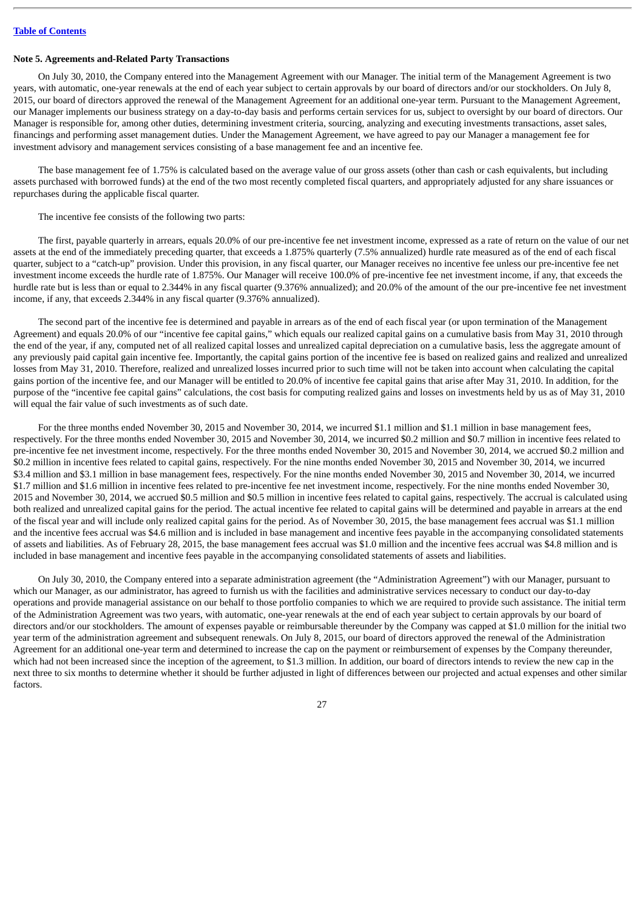**Note 5. Agreements and-Related Party Transactions**

On July 30, 2010, the Company entered into the Management Agreement with our Manager. The initial term of the Management Agreement is two years, with automatic, one-year renewals at the end of each year subject to certain approvals by our board of directors and/or our stockholders. On July 8, 2015, our board of directors approved the renewal of the Management Agreement for an additional one-year term. Pursuant to the Management Agreement, our Manager implements our business strategy on a day-to-day basis and performs certain services for us, subject to oversight by our board of directors. Our Manager is responsible for, among other duties, determining investment criteria, sourcing, analyzing and executing investments transactions, asset sales, financings and performing asset management duties. Under the Management Agreement, we have agreed to pay our Manager a management fee for investment advisory and management services consisting of a base management fee and an incentive fee.

The base management fee of 1.75% is calculated based on the average value of our gross assets (other than cash or cash equivalents, but including assets purchased with borrowed funds) at the end of the two most recently completed fiscal quarters, and appropriately adjusted for any share issuances or repurchases during the applicable fiscal quarter.

The incentive fee consists of the following two parts:

The first, payable quarterly in arrears, equals 20.0% of our pre-incentive fee net investment income, expressed as a rate of return on the value of our net assets at the end of the immediately preceding quarter, that exceeds a 1.875% quarterly (7.5% annualized) hurdle rate measured as of the end of each fiscal quarter, subject to a "catch-up" provision. Under this provision, in any fiscal quarter, our Manager receives no incentive fee unless our pre-incentive fee net investment income exceeds the hurdle rate of 1.875%. Our Manager will receive 100.0% of pre-incentive fee net investment income, if any, that exceeds the hurdle rate but is less than or equal to 2.344% in any fiscal quarter (9.376% annualized); and 20.0% of the amount of the our pre-incentive fee net investment income, if any, that exceeds 2.344% in any fiscal quarter (9.376% annualized).

The second part of the incentive fee is determined and payable in arrears as of the end of each fiscal year (or upon termination of the Management Agreement) and equals 20.0% of our "incentive fee capital gains," which equals our realized capital gains on a cumulative basis from May 31, 2010 through the end of the year, if any, computed net of all realized capital losses and unrealized capital depreciation on a cumulative basis, less the aggregate amount of any previously paid capital gain incentive fee. Importantly, the capital gains portion of the incentive fee is based on realized gains and realized and unrealized losses from May 31, 2010. Therefore, realized and unrealized losses incurred prior to such time will not be taken into account when calculating the capital gains portion of the incentive fee, and our Manager will be entitled to 20.0% of incentive fee capital gains that arise after May 31, 2010. In addition, for the purpose of the "incentive fee capital gains" calculations, the cost basis for computing realized gains and losses on investments held by us as of May 31, 2010 will equal the fair value of such investments as of such date.

For the three months ended November 30, 2015 and November 30, 2014, we incurred $1.1 million and $1.1 million in base management fees, respectively. For the three months ended November 30, 2015 and November 30, 2014, we incurred $0.2 million and $0.7 million in incentive fees related to pre-incentive fee net investment income, respectively. For the three months ended November 30, 2015 and November 30, 2014, we accrued $0.2 million and $0.2 million in incentive fees related to capital gains, respectively. For the nine months ended November 30, 2015 and November 30, 2014, we incurred $3.4 million and $3.1 million in base management fees, respectively. For the nine months ended November 30, 2015 and November 30, 2014, we incurred $1.7 million and $1.6 million in incentive fees related to pre-incentive fee net investment income, respectively. For the nine months ended November 30, 2015 and November 30, 2014, we accrued $0.5 million and $0.5 million in incentive fees related to capital gains, respectively. The accrual is calculated using both realized and unrealized capital gains for the period. The actual incentive fee related to capital gains will be determined and payable in arrears at the end of the fiscal year and will include only realized capital gains for the period. As of November 30, 2015, the base management fees accrual was $1.1 million and the incentive fees accrual was $4.6 million and is included in base management and incentive fees payable in the accompanying consolidated statements of assets and liabilities. As of February 28, 2015, the base management fees accrual was $1.0 million and the incentive fees accrual was $4.8 million and is included in base management and incentive fees payable in the accompanying consolidated statements of assets and liabilities.

On July 30, 2010, the Company entered into a separate administration agreement (the "Administration Agreement") with our Manager, pursuant to which our Manager, as our administrator, has agreed to furnish us with the facilities and administrative services necessary to conduct our day-to-day operations and provide managerial assistance on our behalf to those portfolio companies to which we are required to provide such assistance. The initial term of the Administration Agreement was two years, with automatic, one-year renewals at the end of each year subject to certain approvals by our board of directors and/or our stockholders. The amount of expenses payable or reimbursable thereunder by the Company was capped at $1.0 million for the initial two year term of the administration agreement and subsequent renewals. On July 8, 2015, our board of directors approved the renewal of the Administration Agreement for an additional one-year term and determined to increase the cap on the payment or reimbursement of expenses by the Company thereunder, which had not been increased since the inception of the agreement, to $1.3 million. In addition, our board of directors intends to review the new cap in the next three to six months to determine whether it should be further adjusted in light of differences between our projected and actual expenses and other similar factors.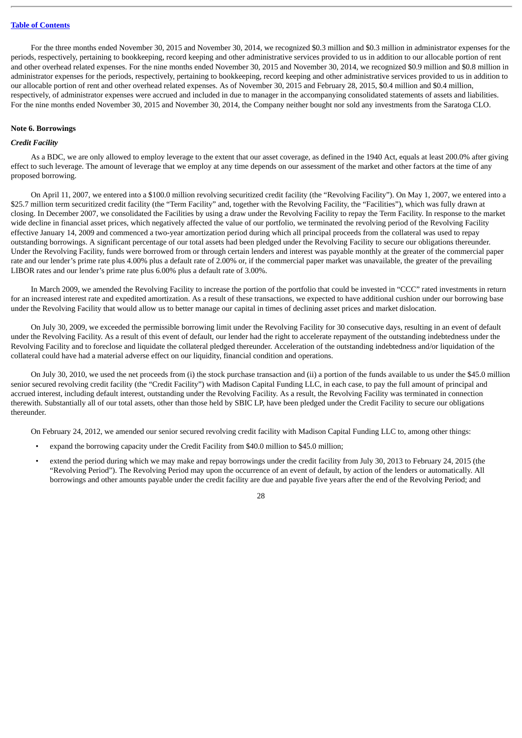For the three months ended November 30, 2015 and November 30, 2014, we recognized $0.3 million and $0.3 million in administrator expenses for the periods, respectively, pertaining to bookkeeping, record keeping and other administrative services provided to us in addition to our allocable portion of rent and other overhead related expenses. For the nine months ended November 30, 2015 and November 30, 2014, we recognized $0.9 million and $0.8 million in administrator expenses for the periods, respectively, pertaining to bookkeeping, record keeping and other administrative services provided to us in addition to our allocable portion of rent and other overhead related expenses. As of November 30, 2015 and February 28, 2015, $0.4 million and $0.4 million, respectively, of administrator expenses were accrued and included in due to manager in the accompanying consolidated statements of assets and liabilities. For the nine months ended November 30, 2015 and November 30, 2014, the Company neither bought nor sold any investments from the Saratoga CLO.

**Note 6. Borrowings**

***Credit Facility***

As a BDC, we are only allowed to employ leverage to the extent that our asset coverage, as defined in the 1940 Act, equals at least 200.0% after giving effect to such leverage. The amount of leverage that we employ at any time depends on our assessment of the market and other factors at the time of any proposed borrowing.

On April 11, 2007, we entered into a $100.0 million revolving securitized credit facility (the "Revolving Facility"). On May 1, 2007, we entered into a $25.7 million term securitized credit facility (the "Term Facility" and, together with the Revolving Facility, the "Facilities"), which was fully drawn at closing. In December 2007, we consolidated the Facilities by using a draw under the Revolving Facility to repay the Term Facility. In response to the market wide decline in financial asset prices, which negatively affected the value of our portfolio, we terminated the revolving period of the Revolving Facility effective January 14, 2009 and commenced a two-year amortization period during which all principal proceeds from the collateral was used to repay outstanding borrowings. A significant percentage of our total assets had been pledged under the Revolving Facility to secure our obligations thereunder. Under the Revolving Facility, funds were borrowed from or through certain lenders and interest was payable monthly at the greater of the commercial paper rate and our lender's prime rate plus 4.00% plus a default rate of 2.00% or, if the commercial paper market was unavailable, the greater of the prevailing LIBOR rates and our lender's prime rate plus 6.00% plus a default rate of 3.00%.

In March 2009, we amended the Revolving Facility to increase the portion of the portfolio that could be invested in "CCC" rated investments in return for an increased interest rate and expedited amortization. As a result of these transactions, we expected to have additional cushion under our borrowing base under the Revolving Facility that would allow us to better manage our capital in times of declining asset prices and market dislocation.

On July 30, 2009, we exceeded the permissible borrowing limit under the Revolving Facility for 30 consecutive days, resulting in an event of default under the Revolving Facility. As a result of this event of default, our lender had the right to accelerate repayment of the outstanding indebtedness under the Revolving Facility and to foreclose and liquidate the collateral pledged thereunder. Acceleration of the outstanding indebtedness and/or liquidation of the collateral could have had a material adverse effect on our liquidity, financial condition and operations.

On July 30, 2010, we used the net proceeds from (i) the stock purchase transaction and (ii) a portion of the funds available to us under the $45.0 million senior secured revolving credit facility (the "Credit Facility") with Madison Capital Funding LLC, in each case, to pay the full amount of principal and accrued interest, including default interest, outstanding under the Revolving Facility. As a result, the Revolving Facility was terminated in connection therewith. Substantially all of our total assets, other than those held by SBIC LP, have been pledged under the Credit Facility to secure our obligations thereunder.

On February 24, 2012, we amended our senior secured revolving credit facility with Madison Capital Funding LLC to, among other things:

- expand the borrowing capacity under the Credit Facility from $40.0 million to $45.0 million;
- extend the period during which we may make and repay borrowings under the credit facility from July 30, 2013 to February 24, 2015 (the "Revolving Period"). The Revolving Period may upon the occurrence of an event of default, by action of the lenders or automatically. All borrowings and other amounts payable under the credit facility are due and payable five years after the end of the Revolving Period; and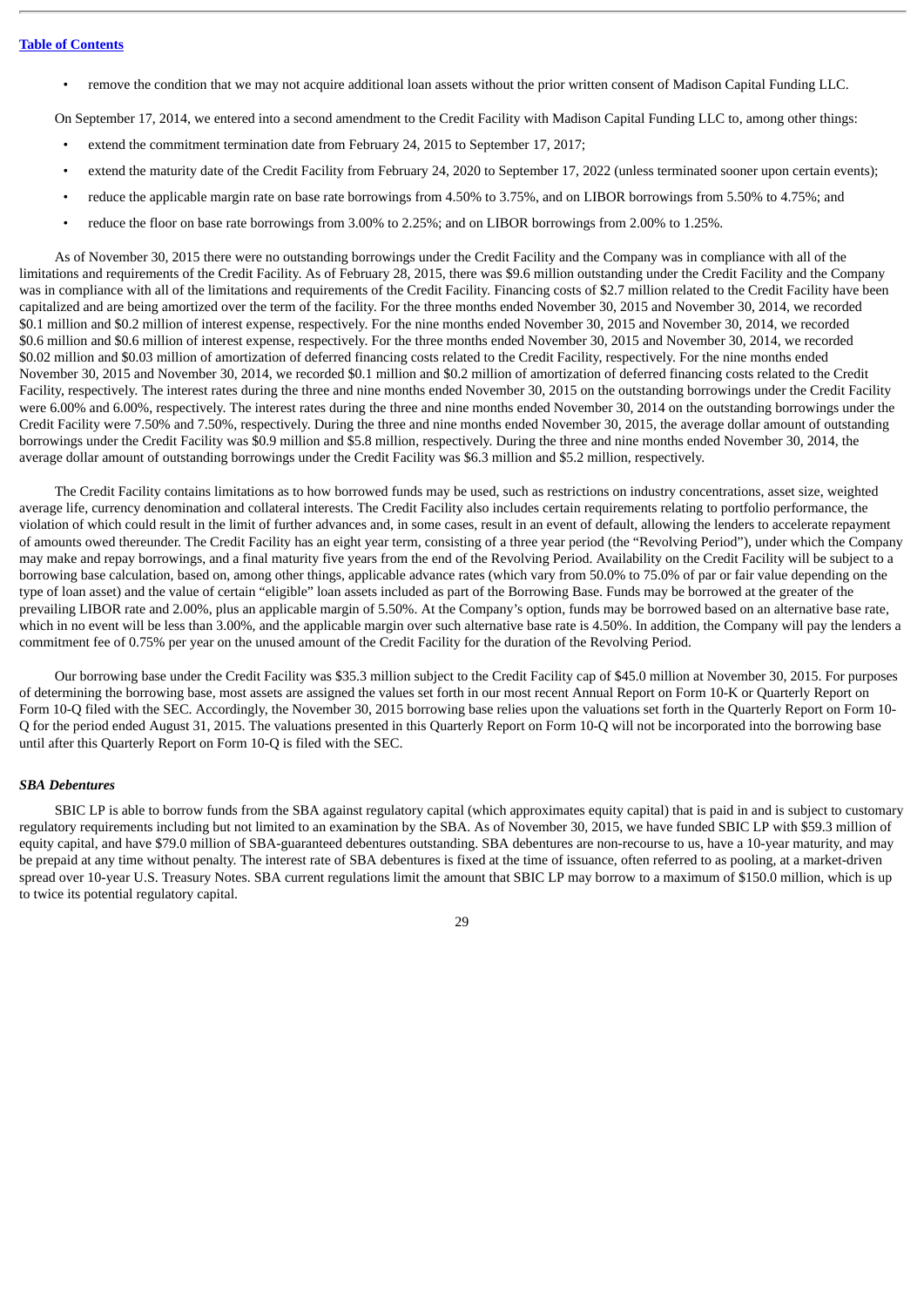- remove the condition that we may not acquire additional loan assets without the prior written consent of Madison Capital Funding LLC.

On September 17, 2014, we entered into a second amendment to the Credit Facility with Madison Capital Funding LLC to, among other things:

- extend the commitment termination date from February 24, 2015 to September 17, 2017;
- extend the maturity date of the Credit Facility from February 24, 2020 to September 17, 2022 (unless terminated sooner upon certain events);
- reduce the applicable margin rate on base rate borrowings from 4.50% to 3.75%, and on LIBOR borrowings from 5.50% to 4.75%; and
- reduce the floor on base rate borrowings from 3.00% to 2.25%; and on LIBOR borrowings from 2.00% to 1.25%.

As of November 30, 2015 there were no outstanding borrowings under the Credit Facility and the Company was in compliance with all of the limitations and requirements of the Credit Facility. As of February 28, 2015, there was $9.6 million outstanding under the Credit Facility and the Company was in compliance with all of the limitations and requirements of the Credit Facility. Financing costs of $2.7 million related to the Credit Facility have been capitalized and are being amortized over the term of the facility. For the three months ended November 30, 2015 and November 30, 2014, we recorded $0.1 million and $0.2 million of interest expense, respectively. For the nine months ended November 30, 2015 and November 30, 2014, we recorded $0.6 million and $0.6 million of interest expense, respectively. For the three months ended November 30, 2015 and November 30, 2014, we recorded $0.02 million and $0.03 million of amortization of deferred financing costs related to the Credit Facility, respectively. For the nine months ended November 30, 2015 and November 30, 2014, we recorded $0.1 million and $0.2 million of amortization of deferred financing costs related to the Credit Facility, respectively. The interest rates during the three and nine months ended November 30, 2015 on the outstanding borrowings under the Credit Facility were 6.00% and 6.00%, respectively. The interest rates during the three and nine months ended November 30, 2014 on the outstanding borrowings under the Credit Facility were 7.50% and 7.50%, respectively. During the three and nine months ended November 30, 2015, the average dollar amount of outstanding borrowings under the Credit Facility was $0.9 million and $5.8 million, respectively. During the three and nine months ended November 30, 2014, the average dollar amount of outstanding borrowings under the Credit Facility was $6.3 million and $5.2 million, respectively.

The Credit Facility contains limitations as to how borrowed funds may be used, such as restrictions on industry concentrations, asset size, weighted average life, currency denomination and collateral interests. The Credit Facility also includes certain requirements relating to portfolio performance, the violation of which could result in the limit of further advances and, in some cases, result in an event of default, allowing the lenders to accelerate repayment of amounts owed thereunder. The Credit Facility has an eight year term, consisting of a three year period (the "Revolving Period"), under which the Company may make and repay borrowings, and a final maturity five years from the end of the Revolving Period. Availability on the Credit Facility will be subject to a borrowing base calculation, based on, among other things, applicable advance rates (which vary from 50.0% to 75.0% of par or fair value depending on the type of loan asset) and the value of certain "eligible" loan assets included as part of the Borrowing Base. Funds may be borrowed at the greater of the prevailing LIBOR rate and 2.00%, plus an applicable margin of 5.50%. At the Company's option, funds may be borrowed based on an alternative base rate, which in no event will be less than 3.00%, and the applicable margin over such alternative base rate is 4.50%. In addition, the Company will pay the lenders a commitment fee of 0.75% per year on the unused amount of the Credit Facility for the duration of the Revolving Period.

Our borrowing base under the Credit Facility was $35.3 million subject to the Credit Facility cap of $45.0 million at November 30, 2015. For purposes of determining the borrowing base, most assets are assigned the values set forth in our most recent Annual Report on Form 10-K or Quarterly Report on Form 10-Q filed with the SEC. Accordingly, the November 30, 2015 borrowing base relies upon the valuations set forth in the Quarterly Report on Form 10-Q for the period ended August 31, 2015. The valuations presented in this Quarterly Report on Form 10-Q will not be incorporated into the borrowing base until after this Quarterly Report on Form 10-Q is filed with the SEC.

***SBA Debentures***

SBIC LP is able to borrow funds from the SBA against regulatory capital (which approximates equity capital) that is paid in and is subject to customary regulatory requirements including but not limited to an examination by the SBA. As of November 30, 2015, we have funded SBIC LP with $59.3 million of equity capital, and have $79.0 million of SBA-guaranteed debentures outstanding. SBA debentures are non-recourse to us, have a 10-year maturity, and may be prepaid at any time without penalty. The interest rate of SBA debentures is fixed at the time of issuance, often referred to as pooling, at a market-driven spread over 10-year U.S. Treasury Notes. SBA current regulations limit the amount that SBIC LP may borrow to a maximum of $150.0 million, which is up to twice its potential regulatory capital.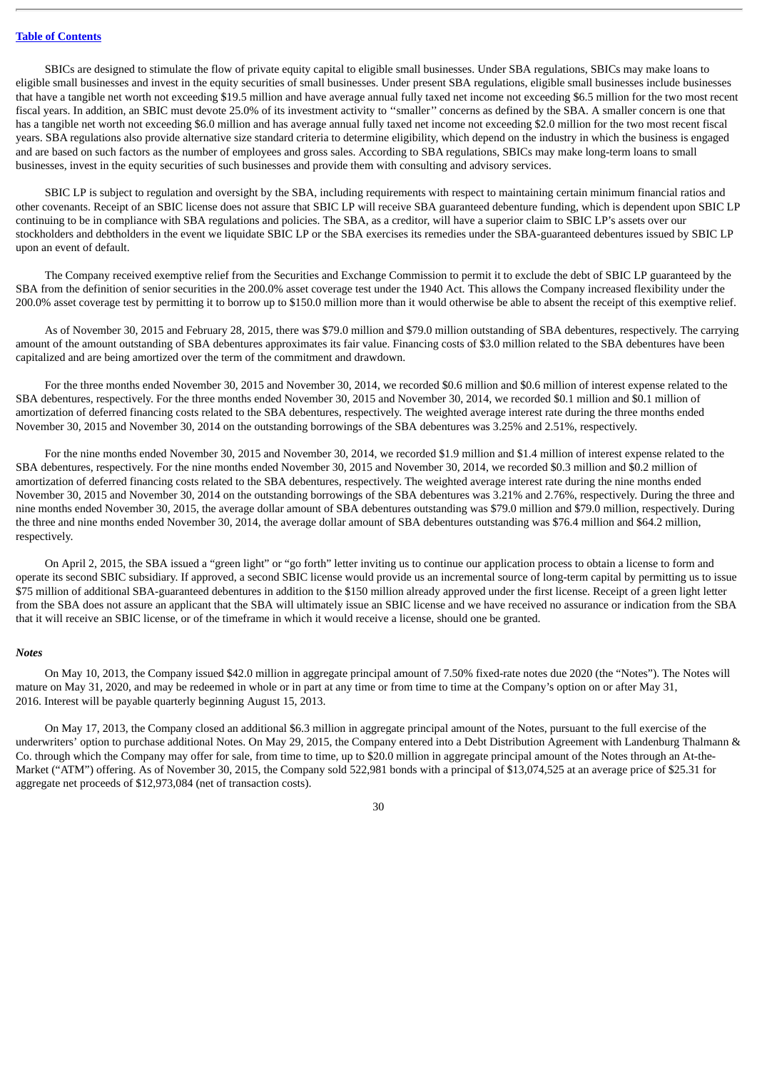SBICs are designed to stimulate the flow of private equity capital to eligible small businesses. Under SBA regulations, SBICs may make loans to eligible small businesses and invest in the equity securities of small businesses. Under present SBA regulations, eligible small businesses include businesses that have a tangible net worth not exceeding $19.5 million and have average annual fully taxed net income not exceeding $6.5 million for the two most recent fiscal years. In addition, an SBIC must devote 25.0% of its investment activity to ''smaller'' concerns as defined by the SBA. A smaller concern is one that has a tangible net worth not exceeding $6.0 million and has average annual fully taxed net income not exceeding $2.0 million for the two most recent fiscal years. SBA regulations also provide alternative size standard criteria to determine eligibility, which depend on the industry in which the business is engaged and are based on such factors as the number of employees and gross sales. According to SBA regulations, SBICs may make long-term loans to small businesses, invest in the equity securities of such businesses and provide them with consulting and advisory services.

SBIC LP is subject to regulation and oversight by the SBA, including requirements with respect to maintaining certain minimum financial ratios and other covenants. Receipt of an SBIC license does not assure that SBIC LP will receive SBA guaranteed debenture funding, which is dependent upon SBIC LP continuing to be in compliance with SBA regulations and policies. The SBA, as a creditor, will have a superior claim to SBIC LP's assets over our stockholders and debtholders in the event we liquidate SBIC LP or the SBA exercises its remedies under the SBA-guaranteed debentures issued by SBIC LP upon an event of default.

The Company received exemptive relief from the Securities and Exchange Commission to permit it to exclude the debt of SBIC LP guaranteed by the SBA from the definition of senior securities in the 200.0% asset coverage test under the 1940 Act. This allows the Company increased flexibility under the 200.0% asset coverage test by permitting it to borrow up to $150.0 million more than it would otherwise be able to absent the receipt of this exemptive relief.

As of November 30, 2015 and February 28, 2015, there was $79.0 million and $79.0 million outstanding of SBA debentures, respectively. The carrying amount of the amount outstanding of SBA debentures approximates its fair value. Financing costs of $3.0 million related to the SBA debentures have been capitalized and are being amortized over the term of the commitment and drawdown.

For the three months ended November 30, 2015 and November 30, 2014, we recorded $0.6 million and $0.6 million of interest expense related to the SBA debentures, respectively. For the three months ended November 30, 2015 and November 30, 2014, we recorded $0.1 million and $0.1 million of amortization of deferred financing costs related to the SBA debentures, respectively. The weighted average interest rate during the three months ended November 30, 2015 and November 30, 2014 on the outstanding borrowings of the SBA debentures was 3.25% and 2.51%, respectively.

For the nine months ended November 30, 2015 and November 30, 2014, we recorded $1.9 million and $1.4 million of interest expense related to the SBA debentures, respectively. For the nine months ended November 30, 2015 and November 30, 2014, we recorded $0.3 million and $0.2 million of amortization of deferred financing costs related to the SBA debentures, respectively. The weighted average interest rate during the nine months ended November 30, 2015 and November 30, 2014 on the outstanding borrowings of the SBA debentures was 3.21% and 2.76%, respectively. During the three and nine months ended November 30, 2015, the average dollar amount of SBA debentures outstanding was $79.0 million and $79.0 million, respectively. During the three and nine months ended November 30, 2014, the average dollar amount of SBA debentures outstanding was $76.4 million and $64.2 million, respectively.

On April 2, 2015, the SBA issued a "green light" or "go forth" letter inviting us to continue our application process to obtain a license to form and operate its second SBIC subsidiary. If approved, a second SBIC license would provide us an incremental source of long-term capital by permitting us to issue $75 million of additional SBA-guaranteed debentures in addition to the $150 million already approved under the first license. Receipt of a green light letter from the SBA does not assure an applicant that the SBA will ultimately issue an SBIC license and we have received no assurance or indication from the SBA that it will receive an SBIC license, or of the timeframe in which it would receive a license, should one be granted.

***Notes***

On May 10, 2013, the Company issued $42.0 million in aggregate principal amount of 7.50% fixed-rate notes due 2020 (the "Notes"). The Notes will mature on May 31, 2020, and may be redeemed in whole or in part at any time or from time to time at the Company's option on or after May 31, 2016. Interest will be payable quarterly beginning August 15, 2013.

On May 17, 2013, the Company closed an additional $6.3 million in aggregate principal amount of the Notes, pursuant to the full exercise of the underwriters' option to purchase additional Notes. On May 29, 2015, the Company entered into a Debt Distribution Agreement with Landenburg Thalmann & Co. through which the Company may offer for sale, from time to time, up to $20.0 million in aggregate principal amount of the Notes through an At-the-Market ("ATM") offering. As of November 30, 2015, the Company sold 522,981 bonds with a principal of $13,074,525 at an average price of $25.31 for aggregate net proceeds of $12,973,084 (net of transaction costs).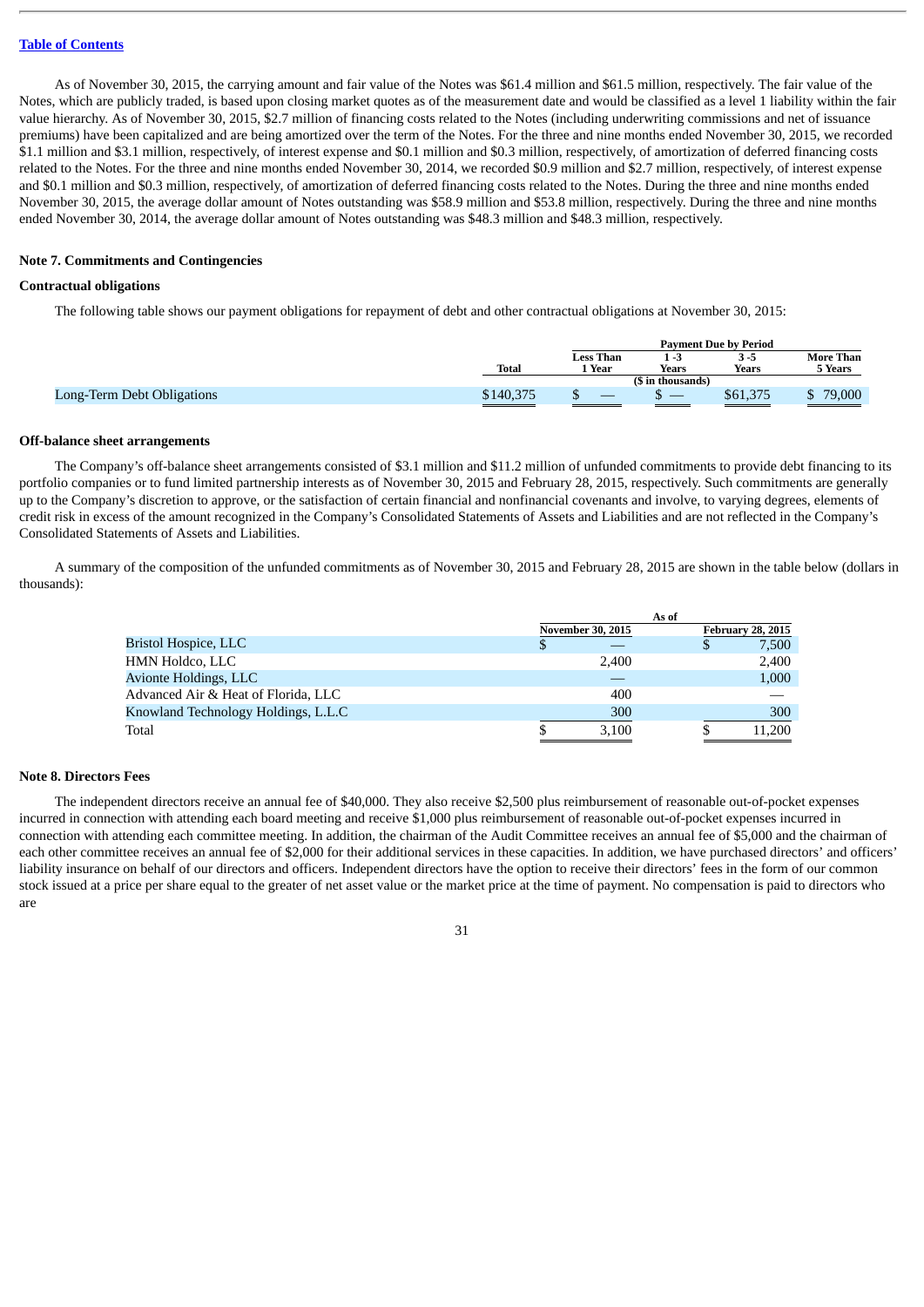As of November 30, 2015, the carrying amount and fair value of the Notes was $61.4 million and $61.5 million, respectively. The fair value of the Notes, which are publicly traded, is based upon closing market quotes as of the measurement date and would be classified as a level 1 liability within the fair value hierarchy. As of November 30, 2015, $2.7 million of financing costs related to the Notes (including underwriting commissions and net of issuance premiums) have been capitalized and are being amortized over the term of the Notes. For the three and nine months ended November 30, 2015, we recorded $1.1 million and $3.1 million, respectively, of interest expense and $0.1 million and $0.3 million, respectively, of amortization of deferred financing costs related to the Notes. For the three and nine months ended November 30, 2014, we recorded $0.9 million and $2.7 million, respectively, of interest expense and $0.1 million and $0.3 million, respectively, of amortization of deferred financing costs related to the Notes. During the three and nine months ended November 30, 2015, the average dollar amount of Notes outstanding was $58.9 million and $53.8 million, respectively. During the three and nine months ended November 30, 2014, the average dollar amount of Notes outstanding was $48.3 million and $48.3 million, respectively.

## Note 7. Commitments and Contingencies

### Contractual obligations

The following table shows our payment obligations for repayment of debt and other contractual obligations at November 30, 2015:

| | | Payment Due by Period | | | |
|---|---|---|---|---|---|
| | Total | Less Than 1 Year | 1 -3 Years | 3 -5 Years | More Than 5 Years |
| | | | ($ in thousands) | | |
| Long-Term Debt Obligations | $140,375 | $ — | $ — | $61,375 | $ 79,000 |

### Off-balance sheet arrangements

The Company's off-balance sheet arrangements consisted of $3.1 million and $11.2 million of unfunded commitments to provide debt financing to its portfolio companies or to fund limited partnership interests as of November 30, 2015 and February 28, 2015, respectively. Such commitments are generally up to the Company's discretion to approve, or the satisfaction of certain financial and nonfinancial covenants and involve, to varying degrees, elements of credit risk in excess of the amount recognized in the Company's Consolidated Statements of Assets and Liabilities and are not reflected in the Company's Consolidated Statements of Assets and Liabilities.

A summary of the composition of the unfunded commitments as of November 30, 2015 and February 28, 2015 are shown in the table below (dollars in thousands):

| | As of | |
|---|---|---|
| | November 30, 2015 | February 28, 2015 |
| Bristol Hospice, LLC | $ — | $ 7,500 |
| HMN Holdco, LLC | 2,400 | 2,400 |
| Avionte Holdings, LLC | — | 1,000 |
| Advanced Air & Heat of Florida, LLC | 400 | — |
| Knowland Technology Holdings, L.L.C | 300 | 300 |
| Total | $ 3,100 | $ 11,200 |

## Note 8. Directors Fees

The independent directors receive an annual fee of $40,000. They also receive $2,500 plus reimbursement of reasonable out-of-pocket expenses incurred in connection with attending each board meeting and receive $1,000 plus reimbursement of reasonable out-of-pocket expenses incurred in connection with attending each committee meeting. In addition, the chairman of the Audit Committee receives an annual fee of $5,000 and the chairman of each other committee receives an annual fee of $2,000 for their additional services in these capacities. In addition, we have purchased directors' and officers' liability insurance on behalf of our directors and officers. Independent directors have the option to receive their directors' fees in the form of our common stock issued at a price per share equal to the greater of net asset value or the market price at the time of payment. No compensation is paid to directors who are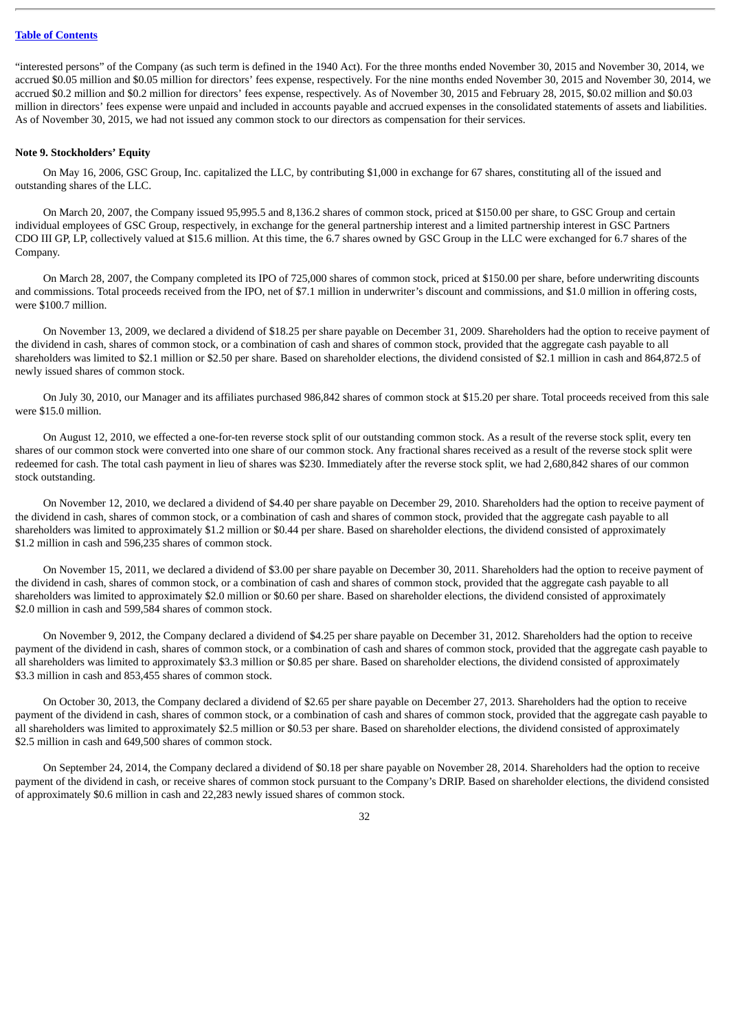"interested persons" of the Company (as such term is defined in the 1940 Act). For the three months ended November 30, 2015 and November 30, 2014, we accrued $0.05 million and $0.05 million for directors' fees expense, respectively. For the nine months ended November 30, 2015 and November 30, 2014, we accrued $0.2 million and $0.2 million for directors' fees expense, respectively. As of November 30, 2015 and February 28, 2015, $0.02 million and $0.03 million in directors' fees expense were unpaid and included in accounts payable and accrued expenses in the consolidated statements of assets and liabilities. As of November 30, 2015, we had not issued any common stock to our directors as compensation for their services.

**Note 9. Stockholders' Equity**

On May 16, 2006, GSC Group, Inc. capitalized the LLC, by contributing $1,000 in exchange for 67 shares, constituting all of the issued and outstanding shares of the LLC.

On March 20, 2007, the Company issued 95,995.5 and 8,136.2 shares of common stock, priced at $150.00 per share, to GSC Group and certain individual employees of GSC Group, respectively, in exchange for the general partnership interest and a limited partnership interest in GSC Partners CDO III GP, LP, collectively valued at $15.6 million. At this time, the 6.7 shares owned by GSC Group in the LLC were exchanged for 6.7 shares of the Company.

On March 28, 2007, the Company completed its IPO of 725,000 shares of common stock, priced at $150.00 per share, before underwriting discounts and commissions. Total proceeds received from the IPO, net of $7.1 million in underwriter's discount and commissions, and $1.0 million in offering costs, were $100.7 million.

On November 13, 2009, we declared a dividend of $18.25 per share payable on December 31, 2009. Shareholders had the option to receive payment of the dividend in cash, shares of common stock, or a combination of cash and shares of common stock, provided that the aggregate cash payable to all shareholders was limited to $2.1 million or $2.50 per share. Based on shareholder elections, the dividend consisted of $2.1 million in cash and 864,872.5 of newly issued shares of common stock.

On July 30, 2010, our Manager and its affiliates purchased 986,842 shares of common stock at $15.20 per share. Total proceeds received from this sale were $15.0 million.

On August 12, 2010, we effected a one-for-ten reverse stock split of our outstanding common stock. As a result of the reverse stock split, every ten shares of our common stock were converted into one share of our common stock. Any fractional shares received as a result of the reverse stock split were redeemed for cash. The total cash payment in lieu of shares was $230. Immediately after the reverse stock split, we had 2,680,842 shares of our common stock outstanding.

On November 12, 2010, we declared a dividend of $4.40 per share payable on December 29, 2010. Shareholders had the option to receive payment of the dividend in cash, shares of common stock, or a combination of cash and shares of common stock, provided that the aggregate cash payable to all shareholders was limited to approximately $1.2 million or $0.44 per share. Based on shareholder elections, the dividend consisted of approximately $1.2 million in cash and 596,235 shares of common stock.

On November 15, 2011, we declared a dividend of $3.00 per share payable on December 30, 2011. Shareholders had the option to receive payment of the dividend in cash, shares of common stock, or a combination of cash and shares of common stock, provided that the aggregate cash payable to all shareholders was limited to approximately $2.0 million or $0.60 per share. Based on shareholder elections, the dividend consisted of approximately $2.0 million in cash and 599,584 shares of common stock.

On November 9, 2012, the Company declared a dividend of $4.25 per share payable on December 31, 2012. Shareholders had the option to receive payment of the dividend in cash, shares of common stock, or a combination of cash and shares of common stock, provided that the aggregate cash payable to all shareholders was limited to approximately $3.3 million or $0.85 per share. Based on shareholder elections, the dividend consisted of approximately $3.3 million in cash and 853,455 shares of common stock.

On October 30, 2013, the Company declared a dividend of $2.65 per share payable on December 27, 2013. Shareholders had the option to receive payment of the dividend in cash, shares of common stock, or a combination of cash and shares of common stock, provided that the aggregate cash payable to all shareholders was limited to approximately $2.5 million or $0.53 per share. Based on shareholder elections, the dividend consisted of approximately $2.5 million in cash and 649,500 shares of common stock.

On September 24, 2014, the Company declared a dividend of $0.18 per share payable on November 28, 2014. Shareholders had the option to receive payment of the dividend in cash, or receive shares of common stock pursuant to the Company's DRIP. Based on shareholder elections, the dividend consisted of approximately $0.6 million in cash and 22,283 newly issued shares of common stock.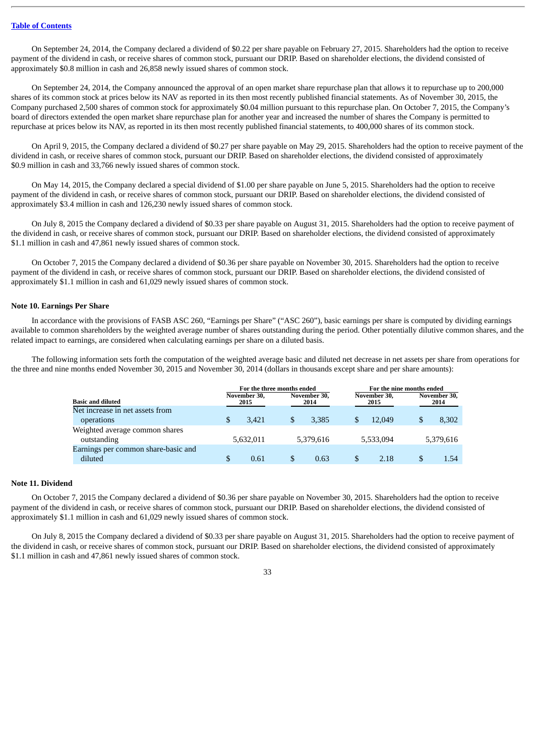On September 24, 2014, the Company declared a dividend of $0.22 per share payable on February 27, 2015. Shareholders had the option to receive payment of the dividend in cash, or receive shares of common stock, pursuant our DRIP. Based on shareholder elections, the dividend consisted of approximately $0.8 million in cash and 26,858 newly issued shares of common stock.

On September 24, 2014, the Company announced the approval of an open market share repurchase plan that allows it to repurchase up to 200,000 shares of its common stock at prices below its NAV as reported in its then most recently published financial statements. As of November 30, 2015, the Company purchased 2,500 shares of common stock for approximately $0.04 million pursuant to this repurchase plan. On October 7, 2015, the Company's board of directors extended the open market share repurchase plan for another year and increased the number of shares the Company is permitted to repurchase at prices below its NAV, as reported in its then most recently published financial statements, to 400,000 shares of its common stock.

On April 9, 2015, the Company declared a dividend of $0.27 per share payable on May 29, 2015. Shareholders had the option to receive payment of the dividend in cash, or receive shares of common stock, pursuant our DRIP. Based on shareholder elections, the dividend consisted of approximately $0.9 million in cash and 33,766 newly issued shares of common stock.

On May 14, 2015, the Company declared a special dividend of $1.00 per share payable on June 5, 2015. Shareholders had the option to receive payment of the dividend in cash, or receive shares of common stock, pursuant our DRIP. Based on shareholder elections, the dividend consisted of approximately $3.4 million in cash and 126,230 newly issued shares of common stock.

On July 8, 2015 the Company declared a dividend of $0.33 per share payable on August 31, 2015. Shareholders had the option to receive payment of the dividend in cash, or receive shares of common stock, pursuant our DRIP. Based on shareholder elections, the dividend consisted of approximately $1.1 million in cash and 47,861 newly issued shares of common stock.

On October 7, 2015 the Company declared a dividend of $0.36 per share payable on November 30, 2015. Shareholders had the option to receive payment of the dividend in cash, or receive shares of common stock, pursuant our DRIP. Based on shareholder elections, the dividend consisted of approximately $1.1 million in cash and 61,029 newly issued shares of common stock.

**Note 10. Earnings Per Share**

In accordance with the provisions of FASB ASC 260, "Earnings per Share" ("ASC 260"), basic earnings per share is computed by dividing earnings available to common shareholders by the weighted average number of shares outstanding during the period. Other potentially dilutive common shares, and the related impact to earnings, are considered when calculating earnings per share on a diluted basis.

The following information sets forth the computation of the weighted average basic and diluted net decrease in net assets per share from operations for the three and nine months ended November 30, 2015 and November 30, 2014 (dollars in thousands except share and per share amounts):

| | For the three months ended | | For the nine months ended | |
|---|---|---|---|---|
| **Basic and diluted** | **November 30, 2015** | **November 30, 2014** | **November 30, 2015** | **November 30, 2014** |
| Net increase in net assets from operations | $ 3,421 | $ 3,385 | $ 12,049 | $ 8,302 |
| Weighted average common shares outstanding | 5,632,011 | 5,379,616 | 5,533,094 | 5,379,616 |
| Earnings per common share-basic and diluted | $ 0.61 | $ 0.63 | $ 2.18 | $ 1.54 |

**Note 11. Dividend**

On October 7, 2015 the Company declared a dividend of $0.36 per share payable on November 30, 2015. Shareholders had the option to receive payment of the dividend in cash, or receive shares of common stock, pursuant our DRIP. Based on shareholder elections, the dividend consisted of approximately $1.1 million in cash and 61,029 newly issued shares of common stock.

On July 8, 2015 the Company declared a dividend of $0.33 per share payable on August 31, 2015. Shareholders had the option to receive payment of the dividend in cash, or receive shares of common stock, pursuant our DRIP. Based on shareholder elections, the dividend consisted of approximately $1.1 million in cash and 47,861 newly issued shares of common stock.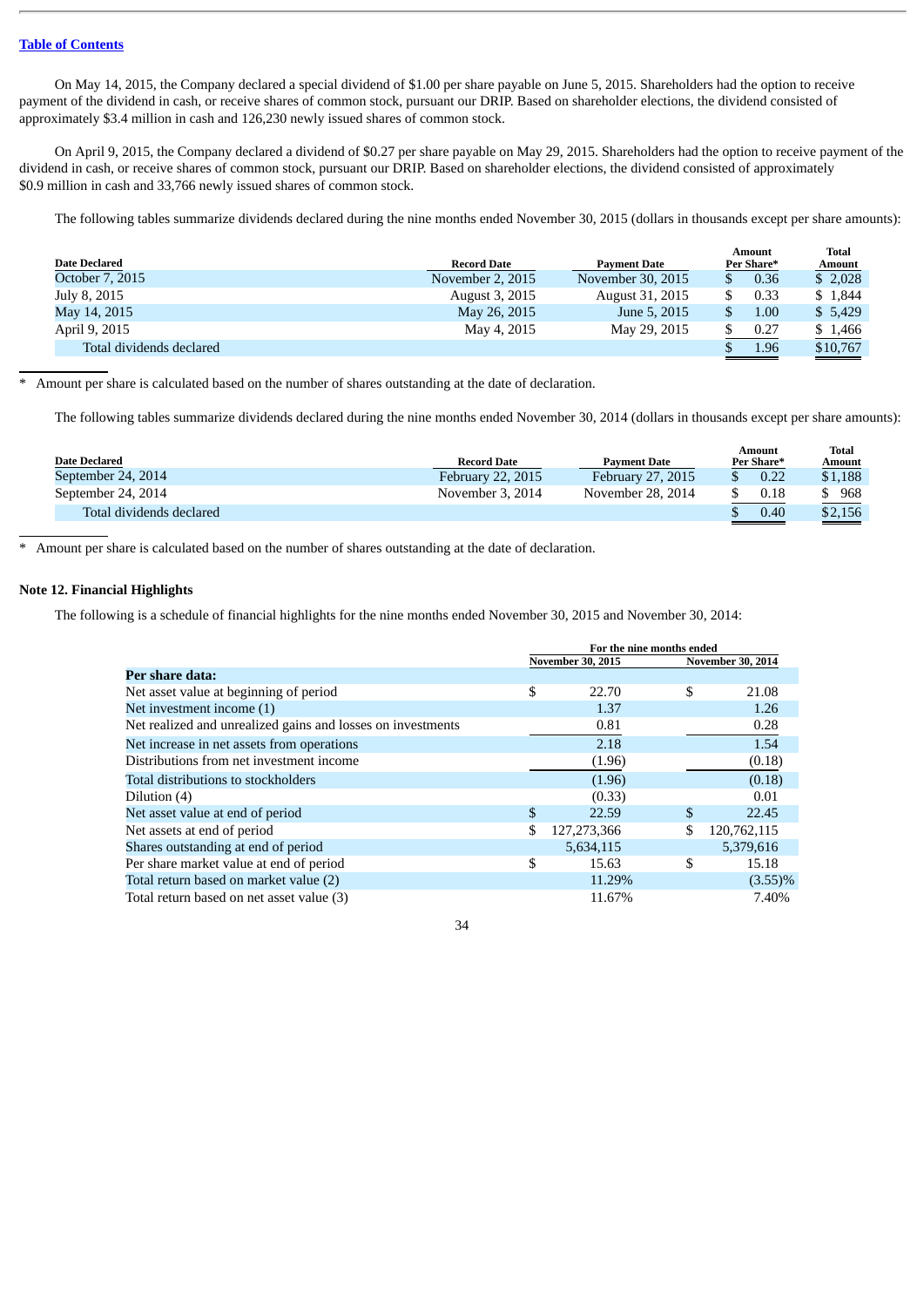On May 14, 2015, the Company declared a special dividend of $1.00 per share payable on June 5, 2015. Shareholders had the option to receive payment of the dividend in cash, or receive shares of common stock, pursuant our DRIP. Based on shareholder elections, the dividend consisted of approximately $3.4 million in cash and 126,230 newly issued shares of common stock.

On April 9, 2015, the Company declared a dividend of $0.27 per share payable on May 29, 2015. Shareholders had the option to receive payment of the dividend in cash, or receive shares of common stock, pursuant our DRIP. Based on shareholder elections, the dividend consisted of approximately $0.9 million in cash and 33,766 newly issued shares of common stock.

The following tables summarize dividends declared during the nine months ended November 30, 2015 (dollars in thousands except per share amounts):

| Date Declared | Record Date | Payment Date | Amount Per Share* | Total Amount |
|---|---|---|---|---|
| October 7, 2015 | November 2, 2015 | November 30, 2015 | $ 0.36 | $ 2,028 |
| July 8, 2015 | August 3, 2015 | August 31, 2015 | $ 0.33 | $ 1,844 |
| May 14, 2015 | May 26, 2015 | June 5, 2015 | $ 1.00 | $ 5,429 |
| April 9, 2015 | May 4, 2015 | May 29, 2015 | $ 0.27 | $ 1,466 |
| Total dividends declared | | | $ 1.96 | $10,767 |

\* Amount per share is calculated based on the number of shares outstanding at the date of declaration.

The following tables summarize dividends declared during the nine months ended November 30, 2014 (dollars in thousands except per share amounts):

| Date Declared | Record Date | Payment Date | Amount Per Share* | Total Amount |
|---|---|---|---|---|
| September 24, 2014 | February 22, 2015 | February 27, 2015 | $ 0.22 | $1,188 |
| September 24, 2014 | November 3, 2014 | November 28, 2014 | $ 0.18 | $ 968 |
| Total dividends declared | | | $ 0.40 | $2,156 |

\* Amount per share is calculated based on the number of shares outstanding at the date of declaration.

**Note 12. Financial Highlights**

The following is a schedule of financial highlights for the nine months ended November 30, 2015 and November 30, 2014:

| | For the nine months ended | |
|---|---|---|
| | November 30, 2015 | November 30, 2014 |
| **Per share data:** | | |
| Net asset value at beginning of period | $ 22.70 | $ 21.08 |
| Net investment income (1) | 1.37 | 1.26 |
| Net realized and unrealized gains and losses on investments | 0.81 | 0.28 |
| Net increase in net assets from operations | 2.18 | 1.54 |
| Distributions from net investment income | (1.96) | (0.18) |
| Total distributions to stockholders | (1.96) | (0.18) |
| Dilution (4) | (0.33) | 0.01 |
| Net asset value at end of period | $ 22.59 | $ 22.45 |
| Net assets at end of period | $ 127,273,366 | $ 120,762,115 |
| Shares outstanding at end of period | 5,634,115 | 5,379,616 |
| Per share market value at end of period | $ 15.63 | $ 15.18 |
| Total return based on market value (2) | 11.29% | (3.55)% |
| Total return based on net asset value (3) | 11.67% | 7.40% |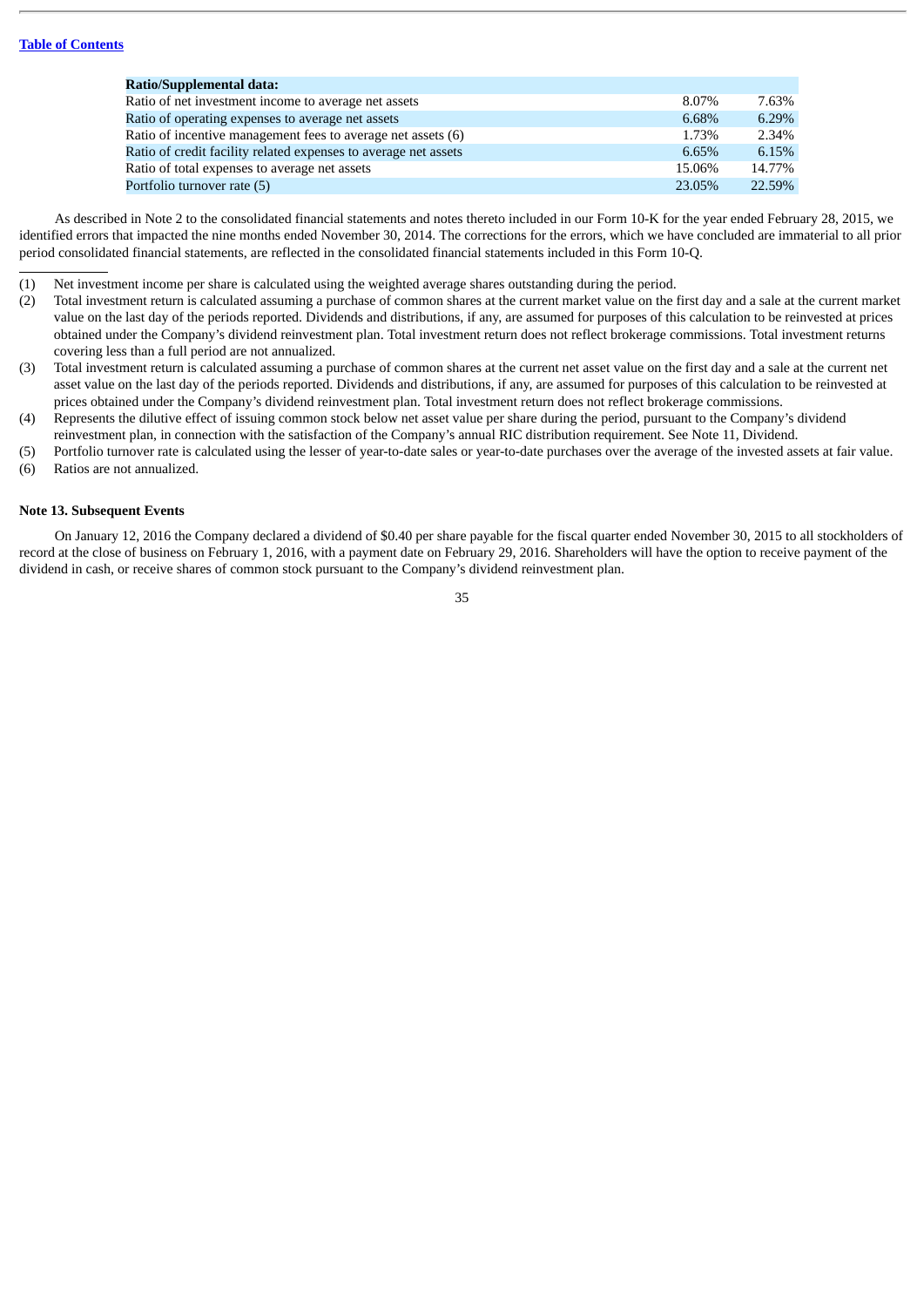| Ratio/Supplemental data: | | |
|---|---|---|
| Ratio of net investment income to average net assets | 8.07% | 7.63% |
| Ratio of operating expenses to average net assets | 6.68% | 6.29% |
| Ratio of incentive management fees to average net assets (6) | 1.73% | 2.34% |
| Ratio of credit facility related expenses to average net assets | 6.65% | 6.15% |
| Ratio of total expenses to average net assets | 15.06% | 14.77% |
| Portfolio turnover rate (5) | 23.05% | 22.59% |

As described in Note 2 to the consolidated financial statements and notes thereto included in our Form 10-K for the year ended February 28, 2015, we identified errors that impacted the nine months ended November 30, 2014. The corrections for the errors, which we have concluded are immaterial to all prior period consolidated financial statements, are reflected in the consolidated financial statements included in this Form 10-Q.

---

(1) Net investment income per share is calculated using the weighted average shares outstanding during the period.

(2) Total investment return is calculated assuming a purchase of common shares at the current market value on the first day and a sale at the current market value on the last day of the periods reported. Dividends and distributions, if any, are assumed for purposes of this calculation to be reinvested at prices obtained under the Company's dividend reinvestment plan. Total investment return does not reflect brokerage commissions. Total investment returns covering less than a full period are not annualized.

(3) Total investment return is calculated assuming a purchase of common shares at the current net asset value on the first day and a sale at the current net asset value on the last day of the periods reported. Dividends and distributions, if any, are assumed for purposes of this calculation to be reinvested at prices obtained under the Company's dividend reinvestment plan. Total investment return does not reflect brokerage commissions.

(4) Represents the dilutive effect of issuing common stock below net asset value per share during the period, pursuant to the Company's dividend reinvestment plan, in connection with the satisfaction of the Company's annual RIC distribution requirement. See Note 11, Dividend.

(5) Portfolio turnover rate is calculated using the lesser of year-to-date sales or year-to-date purchases over the average of the invested assets at fair value.

(6) Ratios are not annualized.

**Note 13. Subsequent Events**

On January 12, 2016 the Company declared a dividend of $0.40 per share payable for the fiscal quarter ended November 30, 2015 to all stockholders of record at the close of business on February 1, 2016, with a payment date on February 29, 2016. Shareholders will have the option to receive payment of the dividend in cash, or receive shares of common stock pursuant to the Company's dividend reinvestment plan.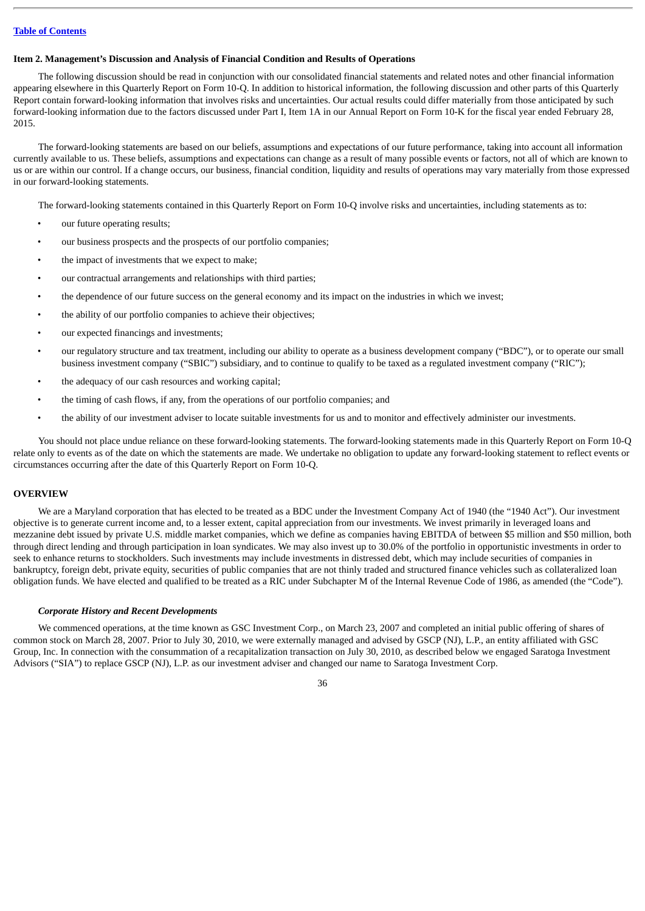## Item 2. Management's Discussion and Analysis of Financial Condition and Results of Operations

The following discussion should be read in conjunction with our consolidated financial statements and related notes and other financial information appearing elsewhere in this Quarterly Report on Form 10-Q. In addition to historical information, the following discussion and other parts of this Quarterly Report contain forward-looking information that involves risks and uncertainties. Our actual results could differ materially from those anticipated by such forward-looking information due to the factors discussed under Part I, Item 1A in our Annual Report on Form 10-K for the fiscal year ended February 28, 2015.

The forward-looking statements are based on our beliefs, assumptions and expectations of our future performance, taking into account all information currently available to us. These beliefs, assumptions and expectations can change as a result of many possible events or factors, not all of which are known to us or are within our control. If a change occurs, our business, financial condition, liquidity and results of operations may vary materially from those expressed in our forward-looking statements.

The forward-looking statements contained in this Quarterly Report on Form 10-Q involve risks and uncertainties, including statements as to:

- our future operating results;
- our business prospects and the prospects of our portfolio companies;
- the impact of investments that we expect to make;
- our contractual arrangements and relationships with third parties;
- the dependence of our future success on the general economy and its impact on the industries in which we invest;
- the ability of our portfolio companies to achieve their objectives;
- our expected financings and investments;
- our regulatory structure and tax treatment, including our ability to operate as a business development company ("BDC"), or to operate our small business investment company ("SBIC") subsidiary, and to continue to qualify to be taxed as a regulated investment company ("RIC");
- the adequacy of our cash resources and working capital;
- the timing of cash flows, if any, from the operations of our portfolio companies; and
- the ability of our investment adviser to locate suitable investments for us and to monitor and effectively administer our investments.

You should not place undue reliance on these forward-looking statements. The forward-looking statements made in this Quarterly Report on Form 10-Q relate only to events as of the date on which the statements are made. We undertake no obligation to update any forward-looking statement to reflect events or circumstances occurring after the date of this Quarterly Report on Form 10-Q.

## OVERVIEW

We are a Maryland corporation that has elected to be treated as a BDC under the Investment Company Act of 1940 (the "1940 Act"). Our investment objective is to generate current income and, to a lesser extent, capital appreciation from our investments. We invest primarily in leveraged loans and mezzanine debt issued by private U.S. middle market companies, which we define as companies having EBITDA of between $5 million and $50 million, both through direct lending and through participation in loan syndicates. We may also invest up to 30.0% of the portfolio in opportunistic investments in order to seek to enhance returns to stockholders. Such investments may include investments in distressed debt, which may include securities of companies in bankruptcy, foreign debt, private equity, securities of public companies that are not thinly traded and structured finance vehicles such as collateralized loan obligation funds. We have elected and qualified to be treated as a RIC under Subchapter M of the Internal Revenue Code of 1986, as amended (the "Code").

### *Corporate History and Recent Developments*

We commenced operations, at the time known as GSC Investment Corp., on March 23, 2007 and completed an initial public offering of shares of common stock on March 28, 2007. Prior to July 30, 2010, we were externally managed and advised by GSCP (NJ), L.P., an entity affiliated with GSC Group, Inc. In connection with the consummation of a recapitalization transaction on July 30, 2010, as described below we engaged Saratoga Investment Advisors ("SIA") to replace GSCP (NJ), L.P. as our investment adviser and changed our name to Saratoga Investment Corp.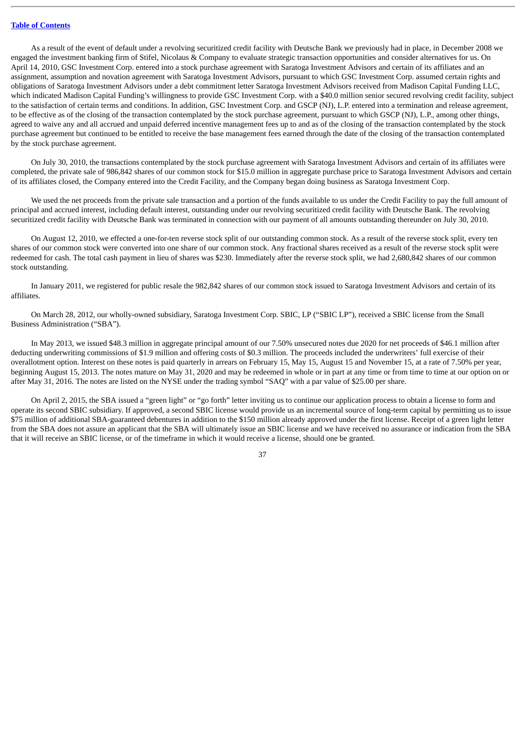As a result of the event of default under a revolving securitized credit facility with Deutsche Bank we previously had in place, in December 2008 we engaged the investment banking firm of Stifel, Nicolaus & Company to evaluate strategic transaction opportunities and consider alternatives for us. On April 14, 2010, GSC Investment Corp. entered into a stock purchase agreement with Saratoga Investment Advisors and certain of its affiliates and an assignment, assumption and novation agreement with Saratoga Investment Advisors, pursuant to which GSC Investment Corp. assumed certain rights and obligations of Saratoga Investment Advisors under a debt commitment letter Saratoga Investment Advisors received from Madison Capital Funding LLC, which indicated Madison Capital Funding's willingness to provide GSC Investment Corp. with a $40.0 million senior secured revolving credit facility, subject to the satisfaction of certain terms and conditions. In addition, GSC Investment Corp. and GSCP (NJ), L.P. entered into a termination and release agreement, to be effective as of the closing of the transaction contemplated by the stock purchase agreement, pursuant to which GSCP (NJ), L.P., among other things, agreed to waive any and all accrued and unpaid deferred incentive management fees up to and as of the closing of the transaction contemplated by the stock purchase agreement but continued to be entitled to receive the base management fees earned through the date of the closing of the transaction contemplated by the stock purchase agreement.

On July 30, 2010, the transactions contemplated by the stock purchase agreement with Saratoga Investment Advisors and certain of its affiliates were completed, the private sale of 986,842 shares of our common stock for $15.0 million in aggregate purchase price to Saratoga Investment Advisors and certain of its affiliates closed, the Company entered into the Credit Facility, and the Company began doing business as Saratoga Investment Corp.

We used the net proceeds from the private sale transaction and a portion of the funds available to us under the Credit Facility to pay the full amount of principal and accrued interest, including default interest, outstanding under our revolving securitized credit facility with Deutsche Bank. The revolving securitized credit facility with Deutsche Bank was terminated in connection with our payment of all amounts outstanding thereunder on July 30, 2010.

On August 12, 2010, we effected a one-for-ten reverse stock split of our outstanding common stock. As a result of the reverse stock split, every ten shares of our common stock were converted into one share of our common stock. Any fractional shares received as a result of the reverse stock split were redeemed for cash. The total cash payment in lieu of shares was $230. Immediately after the reverse stock split, we had 2,680,842 shares of our common stock outstanding.

In January 2011, we registered for public resale the 982,842 shares of our common stock issued to Saratoga Investment Advisors and certain of its affiliates.

On March 28, 2012, our wholly-owned subsidiary, Saratoga Investment Corp. SBIC, LP ("SBIC LP"), received a SBIC license from the Small Business Administration ("SBA").

In May 2013, we issued $48.3 million in aggregate principal amount of our 7.50% unsecured notes due 2020 for net proceeds of $46.1 million after deducting underwriting commissions of $1.9 million and offering costs of $0.3 million. The proceeds included the underwriters' full exercise of their overallotment option. Interest on these notes is paid quarterly in arrears on February 15, May 15, August 15 and November 15, at a rate of 7.50% per year, beginning August 15, 2013. The notes mature on May 31, 2020 and may be redeemed in whole or in part at any time or from time to time at our option on or after May 31, 2016. The notes are listed on the NYSE under the trading symbol "SAQ" with a par value of $25.00 per share.

On April 2, 2015, the SBA issued a "green light" or "go forth" letter inviting us to continue our application process to obtain a license to form and operate its second SBIC subsidiary. If approved, a second SBIC license would provide us an incremental source of long-term capital by permitting us to issue $75 million of additional SBA-guaranteed debentures in addition to the $150 million already approved under the first license. Receipt of a green light letter from the SBA does not assure an applicant that the SBA will ultimately issue an SBIC license and we have received no assurance or indication from the SBA that it will receive an SBIC license, or of the timeframe in which it would receive a license, should one be granted.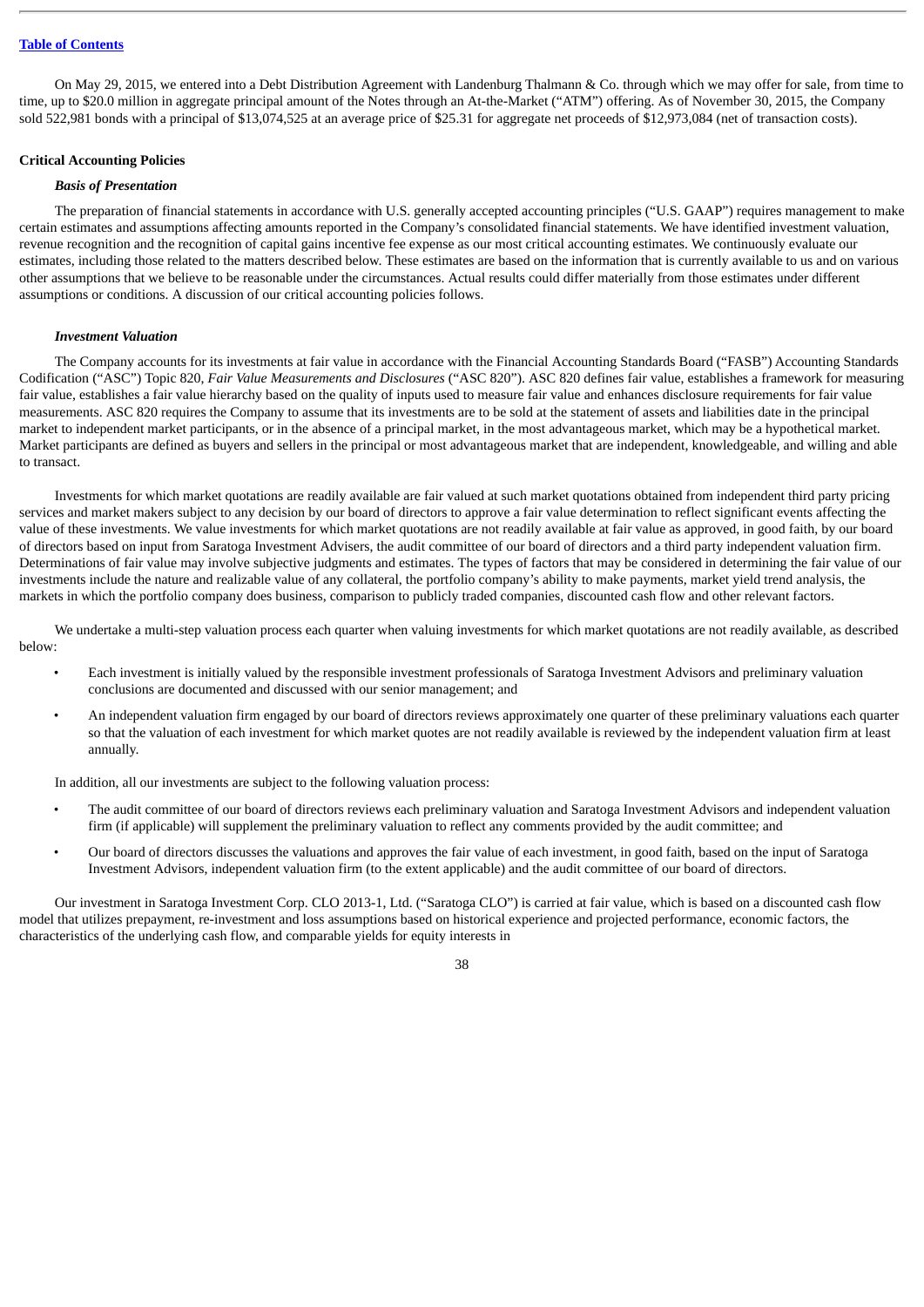On May 29, 2015, we entered into a Debt Distribution Agreement with Landenburg Thalmann & Co. through which we may offer for sale, from time to time, up to $20.0 million in aggregate principal amount of the Notes through an At-the-Market ("ATM") offering. As of November 30, 2015, the Company sold 522,981 bonds with a principal of $13,074,525 at an average price of $25.31 for aggregate net proceeds of $12,973,084 (net of transaction costs).

**Critical Accounting Policies**

***Basis of Presentation***

The preparation of financial statements in accordance with U.S. generally accepted accounting principles ("U.S. GAAP") requires management to make certain estimates and assumptions affecting amounts reported in the Company's consolidated financial statements. We have identified investment valuation, revenue recognition and the recognition of capital gains incentive fee expense as our most critical accounting estimates. We continuously evaluate our estimates, including those related to the matters described below. These estimates are based on the information that is currently available to us and on various other assumptions that we believe to be reasonable under the circumstances. Actual results could differ materially from those estimates under different assumptions or conditions. A discussion of our critical accounting policies follows.

***Investment Valuation***

The Company accounts for its investments at fair value in accordance with the Financial Accounting Standards Board ("FASB") Accounting Standards Codification ("ASC") Topic 820, *Fair Value Measurements and Disclosures* ("ASC 820"). ASC 820 defines fair value, establishes a framework for measuring fair value, establishes a fair value hierarchy based on the quality of inputs used to measure fair value and enhances disclosure requirements for fair value measurements. ASC 820 requires the Company to assume that its investments are to be sold at the statement of assets and liabilities date in the principal market to independent market participants, or in the absence of a principal market, in the most advantageous market, which may be a hypothetical market. Market participants are defined as buyers and sellers in the principal or most advantageous market that are independent, knowledgeable, and willing and able to transact.

Investments for which market quotations are readily available are fair valued at such market quotations obtained from independent third party pricing services and market makers subject to any decision by our board of directors to approve a fair value determination to reflect significant events affecting the value of these investments. We value investments for which market quotations are not readily available at fair value as approved, in good faith, by our board of directors based on input from Saratoga Investment Advisers, the audit committee of our board of directors and a third party independent valuation firm. Determinations of fair value may involve subjective judgments and estimates. The types of factors that may be considered in determining the fair value of our investments include the nature and realizable value of any collateral, the portfolio company's ability to make payments, market yield trend analysis, the markets in which the portfolio company does business, comparison to publicly traded companies, discounted cash flow and other relevant factors.

We undertake a multi-step valuation process each quarter when valuing investments for which market quotations are not readily available, as described below:

- Each investment is initially valued by the responsible investment professionals of Saratoga Investment Advisors and preliminary valuation conclusions are documented and discussed with our senior management; and
- An independent valuation firm engaged by our board of directors reviews approximately one quarter of these preliminary valuations each quarter so that the valuation of each investment for which market quotes are not readily available is reviewed by the independent valuation firm at least annually.

In addition, all our investments are subject to the following valuation process:

- The audit committee of our board of directors reviews each preliminary valuation and Saratoga Investment Advisors and independent valuation firm (if applicable) will supplement the preliminary valuation to reflect any comments provided by the audit committee; and
- Our board of directors discusses the valuations and approves the fair value of each investment, in good faith, based on the input of Saratoga Investment Advisors, independent valuation firm (to the extent applicable) and the audit committee of our board of directors.

Our investment in Saratoga Investment Corp. CLO 2013-1, Ltd. ("Saratoga CLO") is carried at fair value, which is based on a discounted cash flow model that utilizes prepayment, re-investment and loss assumptions based on historical experience and projected performance, economic factors, the characteristics of the underlying cash flow, and comparable yields for equity interests in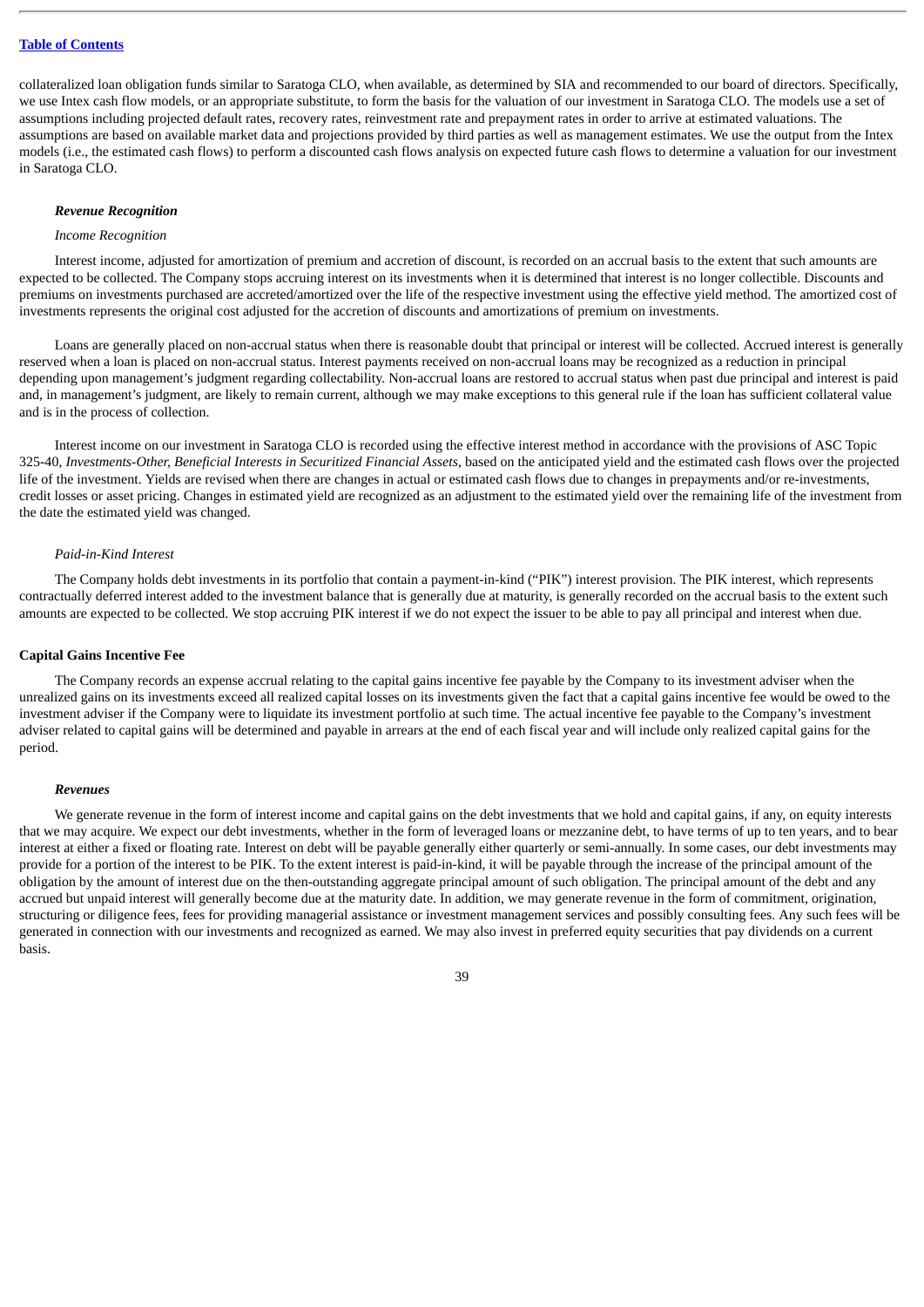collateralized loan obligation funds similar to Saratoga CLO, when available, as determined by SIA and recommended to our board of directors. Specifically, we use Intex cash flow models, or an appropriate substitute, to form the basis for the valuation of our investment in Saratoga CLO. The models use a set of assumptions including projected default rates, recovery rates, reinvestment rate and prepayment rates in order to arrive at estimated valuations. The assumptions are based on available market data and projections provided by third parties as well as management estimates. We use the output from the Intex models (i.e., the estimated cash flows) to perform a discounted cash flows analysis on expected future cash flows to determine a valuation for our investment in Saratoga CLO.

***Revenue Recognition***

*Income Recognition*

Interest income, adjusted for amortization of premium and accretion of discount, is recorded on an accrual basis to the extent that such amounts are expected to be collected. The Company stops accruing interest on its investments when it is determined that interest is no longer collectible. Discounts and premiums on investments purchased are accreted/amortized over the life of the respective investment using the effective yield method. The amortized cost of investments represents the original cost adjusted for the accretion of discounts and amortizations of premium on investments.

Loans are generally placed on non-accrual status when there is reasonable doubt that principal or interest will be collected. Accrued interest is generally reserved when a loan is placed on non-accrual status. Interest payments received on non-accrual loans may be recognized as a reduction in principal depending upon management's judgment regarding collectability. Non-accrual loans are restored to accrual status when past due principal and interest is paid and, in management's judgment, are likely to remain current, although we may make exceptions to this general rule if the loan has sufficient collateral value and is in the process of collection.

Interest income on our investment in Saratoga CLO is recorded using the effective interest method in accordance with the provisions of ASC Topic 325-40, *Investments-Other, Beneficial Interests in Securitized Financial Assets*, based on the anticipated yield and the estimated cash flows over the projected life of the investment. Yields are revised when there are changes in actual or estimated cash flows due to changes in prepayments and/or re-investments, credit losses or asset pricing. Changes in estimated yield are recognized as an adjustment to the estimated yield over the remaining life of the investment from the date the estimated yield was changed.

*Paid-in-Kind Interest*

The Company holds debt investments in its portfolio that contain a payment-in-kind ("PIK") interest provision. The PIK interest, which represents contractually deferred interest added to the investment balance that is generally due at maturity, is generally recorded on the accrual basis to the extent such amounts are expected to be collected. We stop accruing PIK interest if we do not expect the issuer to be able to pay all principal and interest when due.

**Capital Gains Incentive Fee**

The Company records an expense accrual relating to the capital gains incentive fee payable by the Company to its investment adviser when the unrealized gains on its investments exceed all realized capital losses on its investments given the fact that a capital gains incentive fee would be owed to the investment adviser if the Company were to liquidate its investment portfolio at such time. The actual incentive fee payable to the Company's investment adviser related to capital gains will be determined and payable in arrears at the end of each fiscal year and will include only realized capital gains for the period.

***Revenues***

We generate revenue in the form of interest income and capital gains on the debt investments that we hold and capital gains, if any, on equity interests that we may acquire. We expect our debt investments, whether in the form of leveraged loans or mezzanine debt, to have terms of up to ten years, and to bear interest at either a fixed or floating rate. Interest on debt will be payable generally either quarterly or semi-annually. In some cases, our debt investments may provide for a portion of the interest to be PIK. To the extent interest is paid-in-kind, it will be payable through the increase of the principal amount of the obligation by the amount of interest due on the then-outstanding aggregate principal amount of such obligation. The principal amount of the debt and any accrued but unpaid interest will generally become due at the maturity date. In addition, we may generate revenue in the form of commitment, origination, structuring or diligence fees, fees for providing managerial assistance or investment management services and possibly consulting fees. Any such fees will be generated in connection with our investments and recognized as earned. We may also invest in preferred equity securities that pay dividends on a current basis.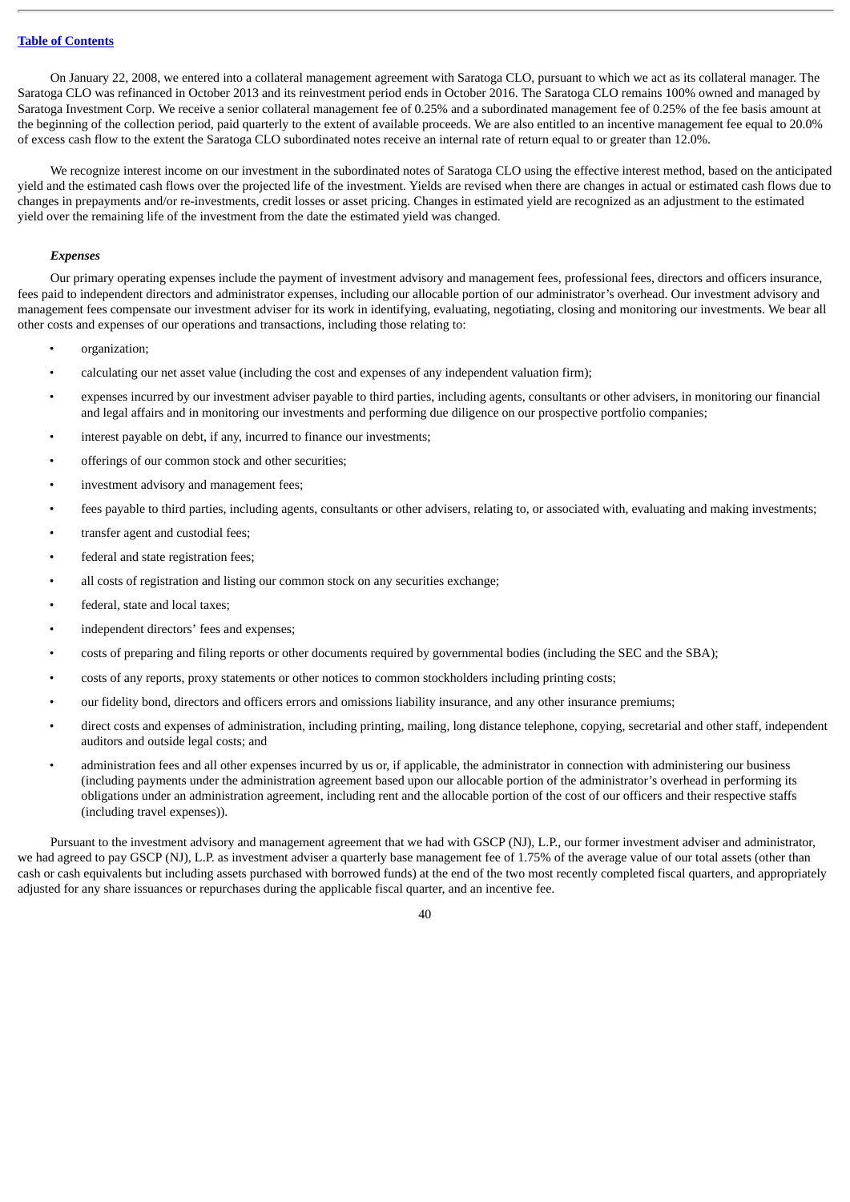On January 22, 2008, we entered into a collateral management agreement with Saratoga CLO, pursuant to which we act as its collateral manager. The Saratoga CLO was refinanced in October 2013 and its reinvestment period ends in October 2016. The Saratoga CLO remains 100% owned and managed by Saratoga Investment Corp. We receive a senior collateral management fee of 0.25% and a subordinated management fee of 0.25% of the fee basis amount at the beginning of the collection period, paid quarterly to the extent of available proceeds. We are also entitled to an incentive management fee equal to 20.0% of excess cash flow to the extent the Saratoga CLO subordinated notes receive an internal rate of return equal to or greater than 12.0%.

We recognize interest income on our investment in the subordinated notes of Saratoga CLO using the effective interest method, based on the anticipated yield and the estimated cash flows over the projected life of the investment. Yields are revised when there are changes in actual or estimated cash flows due to changes in prepayments and/or re-investments, credit losses or asset pricing. Changes in estimated yield are recognized as an adjustment to the estimated yield over the remaining life of the investment from the date the estimated yield was changed.

*Expenses*

Our primary operating expenses include the payment of investment advisory and management fees, professional fees, directors and officers insurance, fees paid to independent directors and administrator expenses, including our allocable portion of our administrator's overhead. Our investment advisory and management fees compensate our investment adviser for its work in identifying, evaluating, negotiating, closing and monitoring our investments. We bear all other costs and expenses of our operations and transactions, including those relating to:

- organization;
- calculating our net asset value (including the cost and expenses of any independent valuation firm);
- expenses incurred by our investment adviser payable to third parties, including agents, consultants or other advisers, in monitoring our financial and legal affairs and in monitoring our investments and performing due diligence on our prospective portfolio companies;
- interest payable on debt, if any, incurred to finance our investments;
- offerings of our common stock and other securities;
- investment advisory and management fees;
- fees payable to third parties, including agents, consultants or other advisers, relating to, or associated with, evaluating and making investments;
- transfer agent and custodial fees;
- federal and state registration fees;
- all costs of registration and listing our common stock on any securities exchange;
- federal, state and local taxes;
- independent directors' fees and expenses;
- costs of preparing and filing reports or other documents required by governmental bodies (including the SEC and the SBA);
- costs of any reports, proxy statements or other notices to common stockholders including printing costs;
- our fidelity bond, directors and officers errors and omissions liability insurance, and any other insurance premiums;
- direct costs and expenses of administration, including printing, mailing, long distance telephone, copying, secretarial and other staff, independent auditors and outside legal costs; and
- administration fees and all other expenses incurred by us or, if applicable, the administrator in connection with administering our business (including payments under the administration agreement based upon our allocable portion of the administrator's overhead in performing its obligations under an administration agreement, including rent and the allocable portion of the cost of our officers and their respective staffs (including travel expenses)).

Pursuant to the investment advisory and management agreement that we had with GSCP (NJ), L.P., our former investment adviser and administrator, we had agreed to pay GSCP (NJ), L.P. as investment adviser a quarterly base management fee of 1.75% of the average value of our total assets (other than cash or cash equivalents but including assets purchased with borrowed funds) at the end of the two most recently completed fiscal quarters, and appropriately adjusted for any share issuances or repurchases during the applicable fiscal quarter, and an incentive fee.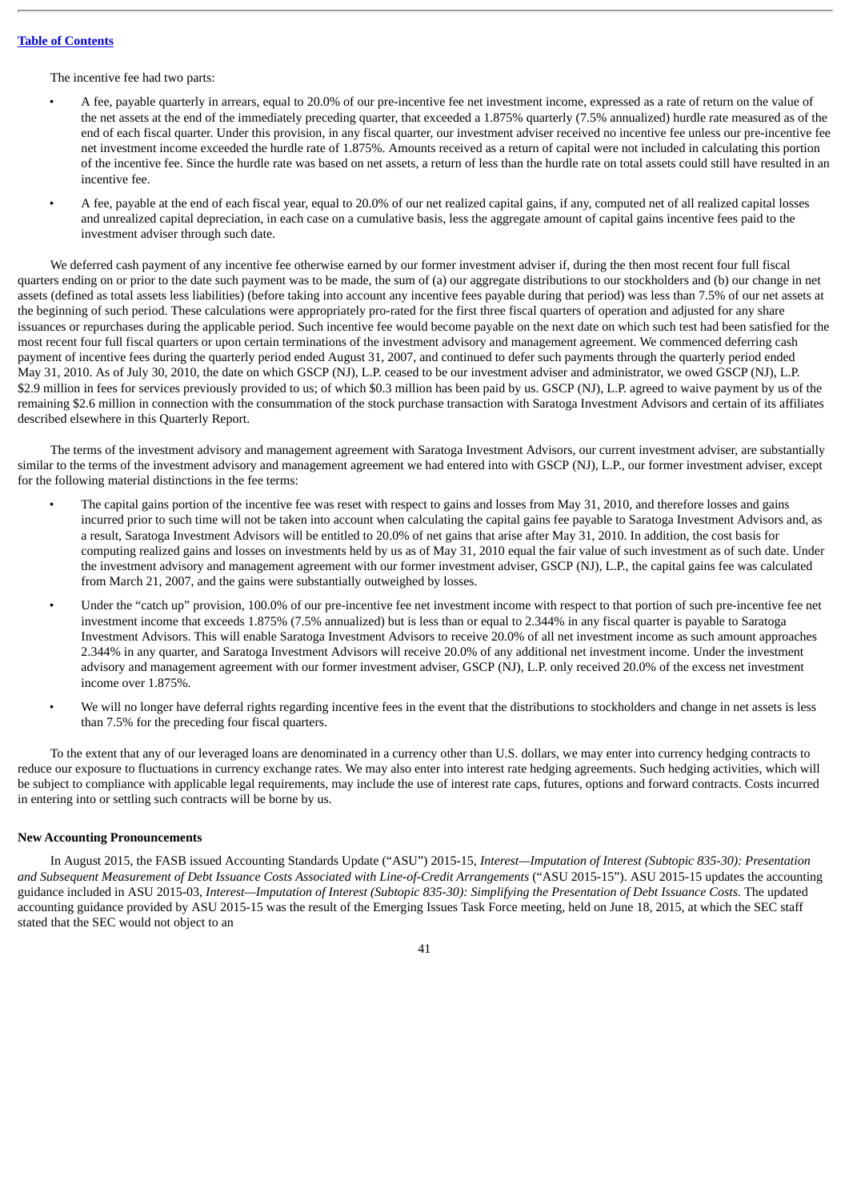The incentive fee had two parts:

- A fee, payable quarterly in arrears, equal to 20.0% of our pre-incentive fee net investment income, expressed as a rate of return on the value of the net assets at the end of the immediately preceding quarter, that exceeded a 1.875% quarterly (7.5% annualized) hurdle rate measured as of the end of each fiscal quarter. Under this provision, in any fiscal quarter, our investment adviser received no incentive fee unless our pre-incentive fee net investment income exceeded the hurdle rate of 1.875%. Amounts received as a return of capital were not included in calculating this portion of the incentive fee. Since the hurdle rate was based on net assets, a return of less than the hurdle rate on total assets could still have resulted in an incentive fee.
- A fee, payable at the end of each fiscal year, equal to 20.0% of our net realized capital gains, if any, computed net of all realized capital losses and unrealized capital depreciation, in each case on a cumulative basis, less the aggregate amount of capital gains incentive fees paid to the investment adviser through such date.

We deferred cash payment of any incentive fee otherwise earned by our former investment adviser if, during the then most recent four full fiscal quarters ending on or prior to the date such payment was to be made, the sum of (a) our aggregate distributions to our stockholders and (b) our change in net assets (defined as total assets less liabilities) (before taking into account any incentive fees payable during that period) was less than 7.5% of our net assets at the beginning of such period. These calculations were appropriately pro-rated for the first three fiscal quarters of operation and adjusted for any share issuances or repurchases during the applicable period. Such incentive fee would become payable on the next date on which such test had been satisfied for the most recent four full fiscal quarters or upon certain terminations of the investment advisory and management agreement. We commenced deferring cash payment of incentive fees during the quarterly period ended August 31, 2007, and continued to defer such payments through the quarterly period ended May 31, 2010. As of July 30, 2010, the date on which GSCP (NJ), L.P. ceased to be our investment adviser and administrator, we owed GSCP (NJ), L.P. $2.9 million in fees for services previously provided to us; of which $0.3 million has been paid by us. GSCP (NJ), L.P. agreed to waive payment by us of the remaining $2.6 million in connection with the consummation of the stock purchase transaction with Saratoga Investment Advisors and certain of its affiliates described elsewhere in this Quarterly Report.

The terms of the investment advisory and management agreement with Saratoga Investment Advisors, our current investment adviser, are substantially similar to the terms of the investment advisory and management agreement we had entered into with GSCP (NJ), L.P., our former investment adviser, except for the following material distinctions in the fee terms:

- The capital gains portion of the incentive fee was reset with respect to gains and losses from May 31, 2010, and therefore losses and gains incurred prior to such time will not be taken into account when calculating the capital gains fee payable to Saratoga Investment Advisors and, as a result, Saratoga Investment Advisors will be entitled to 20.0% of net gains that arise after May 31, 2010. In addition, the cost basis for computing realized gains and losses on investments held by us as of May 31, 2010 equal the fair value of such investment as of such date. Under the investment advisory and management agreement with our former investment adviser, GSCP (NJ), L.P., the capital gains fee was calculated from March 21, 2007, and the gains were substantially outweighed by losses.
- Under the "catch up" provision, 100.0% of our pre-incentive fee net investment income with respect to that portion of such pre-incentive fee net investment income that exceeds 1.875% (7.5% annualized) but is less than or equal to 2.344% in any fiscal quarter is payable to Saratoga Investment Advisors. This will enable Saratoga Investment Advisors to receive 20.0% of all net investment income as such amount approaches 2.344% in any quarter, and Saratoga Investment Advisors will receive 20.0% of any additional net investment income. Under the investment advisory and management agreement with our former investment adviser, GSCP (NJ), L.P. only received 20.0% of the excess net investment income over 1.875%.
- We will no longer have deferral rights regarding incentive fees in the event that the distributions to stockholders and change in net assets is less than 7.5% for the preceding four fiscal quarters.

To the extent that any of our leveraged loans are denominated in a currency other than U.S. dollars, we may enter into currency hedging contracts to reduce our exposure to fluctuations in currency exchange rates. We may also enter into interest rate hedging agreements. Such hedging activities, which will be subject to compliance with applicable legal requirements, may include the use of interest rate caps, futures, options and forward contracts. Costs incurred in entering into or settling such contracts will be borne by us.

**New Accounting Pronouncements**

In August 2015, the FASB issued Accounting Standards Update ("ASU") 2015-15, *Interest—Imputation of Interest (Subtopic 835-30): Presentation and Subsequent Measurement of Debt Issuance Costs Associated with Line-of-Credit Arrangements* ("ASU 2015-15"). ASU 2015-15 updates the accounting guidance included in ASU 2015-03, *Interest—Imputation of Interest (Subtopic 835-30): Simplifying the Presentation of Debt Issuance Costs.* The updated accounting guidance provided by ASU 2015-15 was the result of the Emerging Issues Task Force meeting, held on June 18, 2015, at which the SEC staff stated that the SEC would not object to an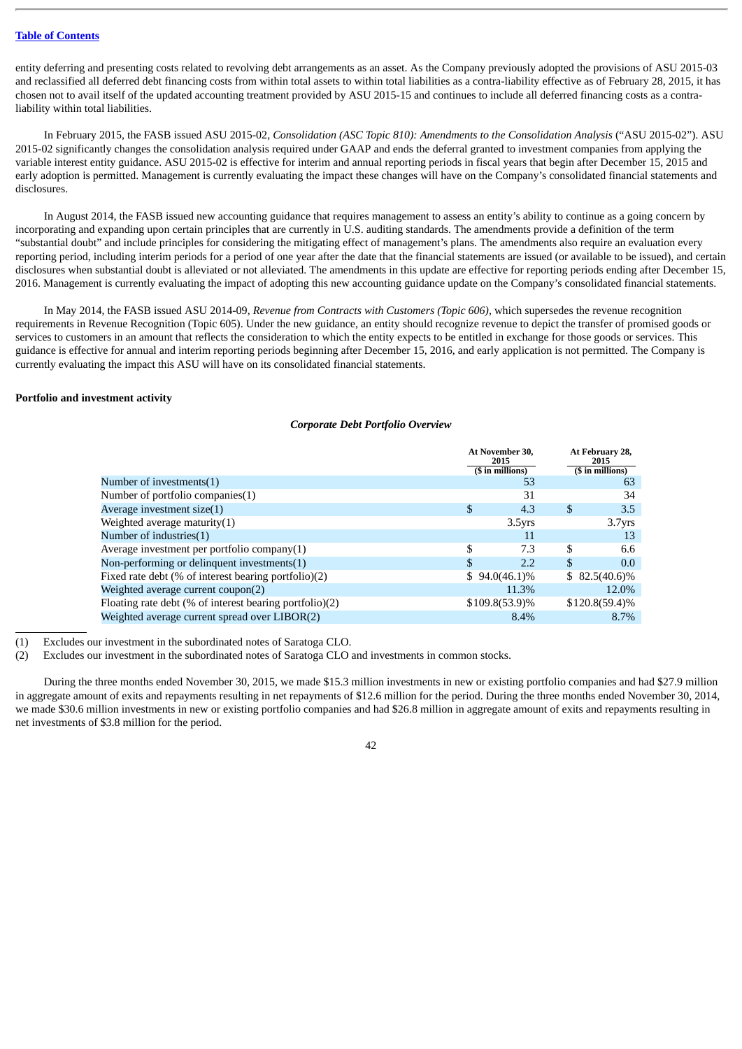entity deferring and presenting costs related to revolving debt arrangements as an asset. As the Company previously adopted the provisions of ASU 2015-03 and reclassified all deferred debt financing costs from within total assets to within total liabilities as a contra-liability effective as of February 28, 2015, it has chosen not to avail itself of the updated accounting treatment provided by ASU 2015-15 and continues to include all deferred financing costs as a contra-liability within total liabilities.

In February 2015, the FASB issued ASU 2015-02, *Consolidation (ASC Topic 810): Amendments to the Consolidation Analysis* ("ASU 2015-02"). ASU 2015-02 significantly changes the consolidation analysis required under GAAP and ends the deferral granted to investment companies from applying the variable interest entity guidance. ASU 2015-02 is effective for interim and annual reporting periods in fiscal years that begin after December 15, 2015 and early adoption is permitted. Management is currently evaluating the impact these changes will have on the Company's consolidated financial statements and disclosures.

In August 2014, the FASB issued new accounting guidance that requires management to assess an entity's ability to continue as a going concern by incorporating and expanding upon certain principles that are currently in U.S. auditing standards. The amendments provide a definition of the term "substantial doubt" and include principles for considering the mitigating effect of management's plans. The amendments also require an evaluation every reporting period, including interim periods for a period of one year after the date that the financial statements are issued (or available to be issued), and certain disclosures when substantial doubt is alleviated or not alleviated. The amendments in this update are effective for reporting periods ending after December 15, 2016. Management is currently evaluating the impact of adopting this new accounting guidance update on the Company's consolidated financial statements.

In May 2014, the FASB issued ASU 2014-09, *Revenue from Contracts with Customers (Topic 606)*, which supersedes the revenue recognition requirements in Revenue Recognition (Topic 605). Under the new guidance, an entity should recognize revenue to depict the transfer of promised goods or services to customers in an amount that reflects the consideration to which the entity expects to be entitled in exchange for those goods or services. This guidance is effective for annual and interim reporting periods beginning after December 15, 2016, and early application is not permitted. The Company is currently evaluating the impact this ASU will have on its consolidated financial statements.

**Portfolio and investment activity**

***Corporate Debt Portfolio Overview***

| | At November 30, 2015 ($ in millions) | At February 28, 2015 ($ in millions) |
|---|---|---|
| Number of investments(1) | 53 | 63 |
| Number of portfolio companies(1) | 31 | 34 |
| Average investment size(1) | $ 4.3 | $ 3.5 |
| Weighted average maturity(1) | 3.5yrs | 3.7yrs |
| Number of industries(1) | 11 | 13 |
| Average investment per portfolio company(1) | $ 7.3 | $ 6.6 |
| Non-performing or delinquent investments(1) | $ 2.2 | $ 0.0 |
| Fixed rate debt (% of interest bearing portfolio)(2) | $ 94.0(46.1)% | $ 82.5(40.6)% |
| Weighted average current coupon(2) | 11.3% | 12.0% |
| Floating rate debt (% of interest bearing portfolio)(2) | $109.8(53.9)% | $120.8(59.4)% |
| Weighted average current spread over LIBOR(2) | 8.4% | 8.7% |

(1) Excludes our investment in the subordinated notes of Saratoga CLO.

(2) Excludes our investment in the subordinated notes of Saratoga CLO and investments in common stocks.

During the three months ended November 30, 2015, we made $15.3 million investments in new or existing portfolio companies and had $27.9 million in aggregate amount of exits and repayments resulting in net repayments of $12.6 million for the period. During the three months ended November 30, 2014, we made $30.6 million investments in new or existing portfolio companies and had $26.8 million in aggregate amount of exits and repayments resulting in net investments of $3.8 million for the period.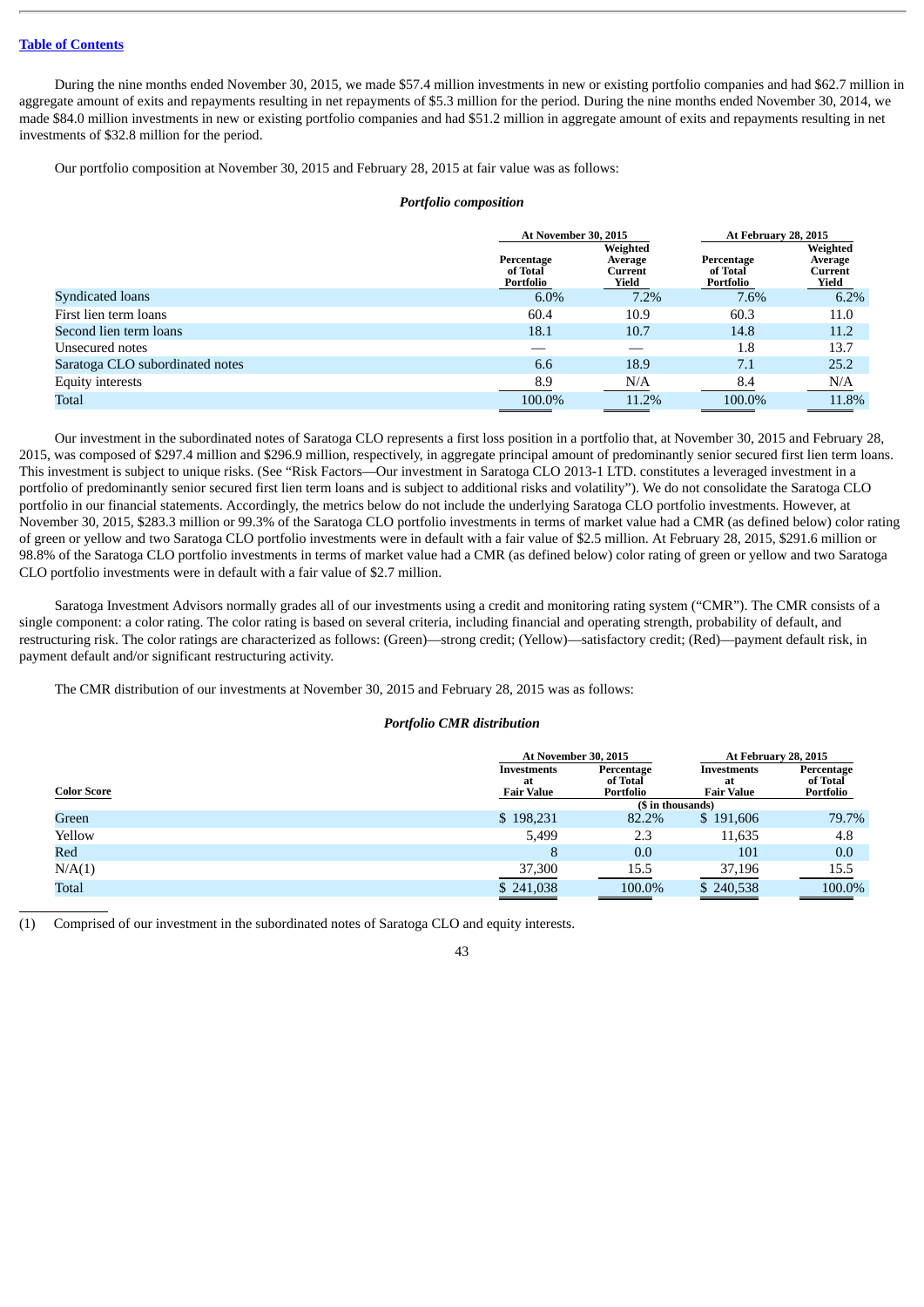Table of Contents

During the nine months ended November 30, 2015, we made $57.4 million investments in new or existing portfolio companies and had $62.7 million in aggregate amount of exits and repayments resulting in net repayments of $5.3 million for the period. During the nine months ended November 30, 2014, we made $84.0 million investments in new or existing portfolio companies and had $51.2 million in aggregate amount of exits and repayments resulting in net investments of $32.8 million for the period.

Our portfolio composition at November 30, 2015 and February 28, 2015 at fair value was as follows:

***Portfolio composition***

| | At November 30, 2015 | | At February 28, 2015 | |
|---|---|---|---|---|
| | Percentage of Total Portfolio | Weighted Average Current Yield | Percentage of Total Portfolio | Weighted Average Current Yield |
| Syndicated loans | 6.0% | 7.2% | 7.6% | 6.2% |
| First lien term loans | 60.4 | 10.9 | 60.3 | 11.0 |
| Second lien term loans | 18.1 | 10.7 | 14.8 | 11.2 |
| Unsecured notes | — | — | 1.8 | 13.7 |
| Saratoga CLO subordinated notes | 6.6 | 18.9 | 7.1 | 25.2 |
| Equity interests | 8.9 | N/A | 8.4 | N/A |
| Total | 100.0% | 11.2% | 100.0% | 11.8% |

Our investment in the subordinated notes of Saratoga CLO represents a first loss position in a portfolio that, at November 30, 2015 and February 28, 2015, was composed of $297.4 million and $296.9 million, respectively, in aggregate principal amount of predominantly senior secured first lien term loans. This investment is subject to unique risks. (See "Risk Factors—Our investment in Saratoga CLO 2013-1 LTD. constitutes a leveraged investment in a portfolio of predominantly senior secured first lien term loans and is subject to additional risks and volatility"). We do not consolidate the Saratoga CLO portfolio in our financial statements. Accordingly, the metrics below do not include the underlying Saratoga CLO portfolio investments. However, at November 30, 2015, $283.3 million or 99.3% of the Saratoga CLO portfolio investments in terms of market value had a CMR (as defined below) color rating of green or yellow and two Saratoga CLO portfolio investments were in default with a fair value of $2.5 million. At February 28, 2015, $291.6 million or 98.8% of the Saratoga CLO portfolio investments in terms of market value had a CMR (as defined below) color rating of green or yellow and two Saratoga CLO portfolio investments were in default with a fair value of $2.7 million.

Saratoga Investment Advisors normally grades all of our investments using a credit and monitoring rating system ("CMR"). The CMR consists of a single component: a color rating. The color rating is based on several criteria, including financial and operating strength, probability of default, and restructuring risk. The color ratings are characterized as follows: (Green)—strong credit; (Yellow)—satisfactory credit; (Red)—payment default risk, in payment default and/or significant restructuring activity.

The CMR distribution of our investments at November 30, 2015 and February 28, 2015 was as follows:

***Portfolio CMR distribution***

| | At November 30, 2015 | | At February 28, 2015 | |
|---|---|---|---|---|
| Color Score | Investments at Fair Value | Percentage of Total Portfolio | Investments at Fair Value | Percentage of Total Portfolio |
| | ($ in thousands) | | | |
| Green | $ 198,231 | 82.2% | $ 191,606 | 79.7% |
| Yellow | 5,499 | 2.3 | 11,635 | 4.8 |
| Red | 8 | 0.0 | 101 | 0.0 |
| N/A(1) | 37,300 | 15.5 | 37,196 | 15.5 |
| Total | $ 241,038 | 100.0% | $ 240,538 | 100.0% |

(1) Comprised of our investment in the subordinated notes of Saratoga CLO and equity interests.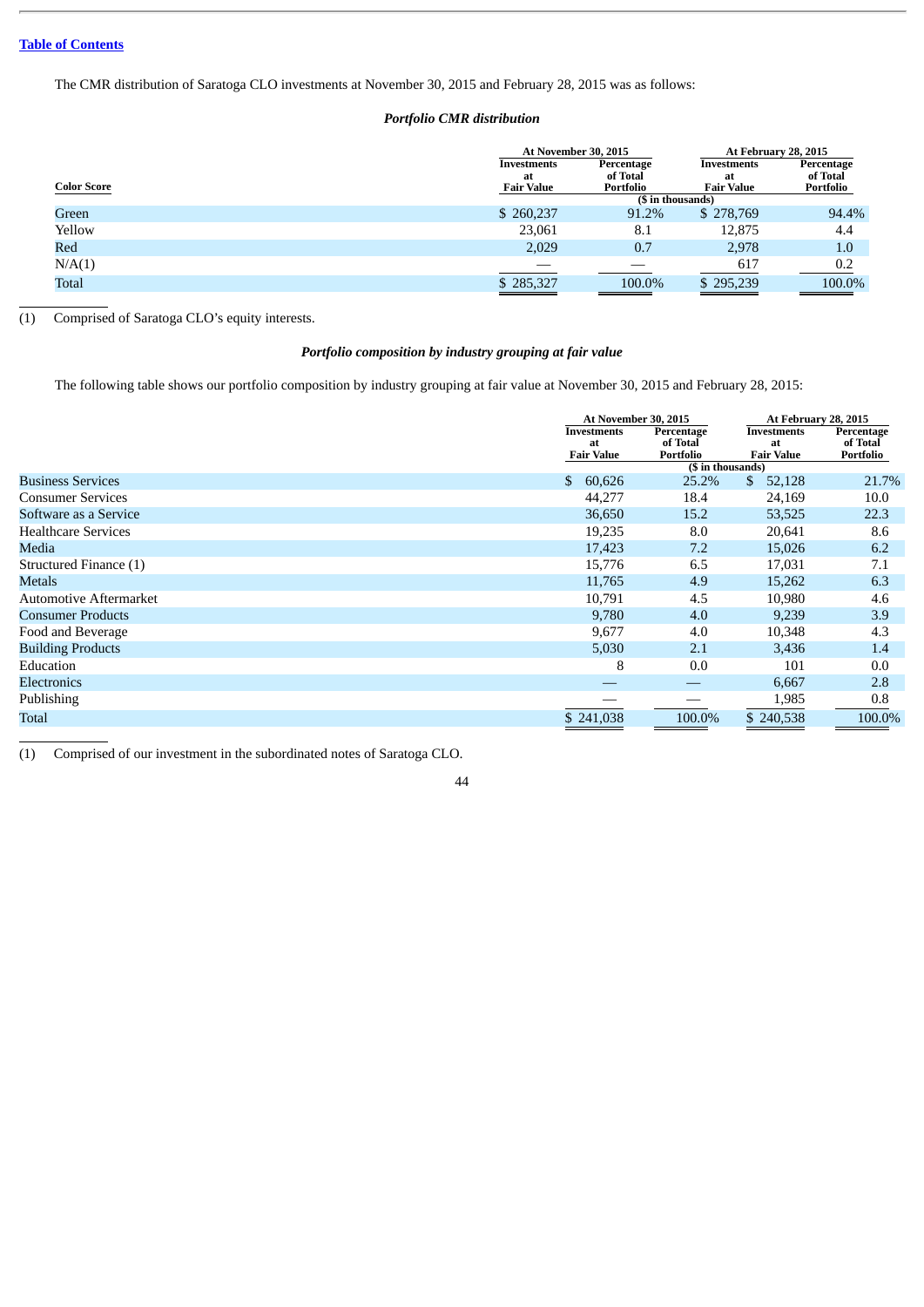[Table of Contents](#)

The CMR distribution of Saratoga CLO investments at November 30, 2015 and February 28, 2015 was as follows:

***Portfolio CMR distribution***

| | At November 30, 2015 | | At February 28, 2015 | |
|---|---|---|---|---|
| **Color Score** | **Investments at Fair Value** | **Percentage of Total Portfolio** | **Investments at Fair Value** | **Percentage of Total Portfolio** |
| | ($ in thousands) | | | |
| Green | $ 260,237 | 91.2% | $ 278,769 | 94.4% |
| Yellow | 23,061 | 8.1 | 12,875 | 4.4 |
| Red | 2,029 | 0.7 | 2,978 | 1.0 |
| N/A(1) | — | — | 617 | 0.2 |
| Total | $ 285,327 | 100.0% | $ 295,239 | 100.0% |

(1) Comprised of Saratoga CLO's equity interests.

***Portfolio composition by industry grouping at fair value***

The following table shows our portfolio composition by industry grouping at fair value at November 30, 2015 and February 28, 2015:

| | At November 30, 2015 | | At February 28, 2015 | |
|---|---|---|---|---|
| | **Investments at Fair Value** | **Percentage of Total Portfolio** | **Investments at Fair Value** | **Percentage of Total Portfolio** |
| | ($ in thousands) | | | |
| Business Services | $ 60,626 | 25.2% | $ 52,128 | 21.7% |
| Consumer Services | 44,277 | 18.4 | 24,169 | 10.0 |
| Software as a Service | 36,650 | 15.2 | 53,525 | 22.3 |
| Healthcare Services | 19,235 | 8.0 | 20,641 | 8.6 |
| Media | 17,423 | 7.2 | 15,026 | 6.2 |
| Structured Finance (1) | 15,776 | 6.5 | 17,031 | 7.1 |
| Metals | 11,765 | 4.9 | 15,262 | 6.3 |
| Automotive Aftermarket | 10,791 | 4.5 | 10,980 | 4.6 |
| Consumer Products | 9,780 | 4.0 | 9,239 | 3.9 |
| Food and Beverage | 9,677 | 4.0 | 10,348 | 4.3 |
| Building Products | 5,030 | 2.1 | 3,436 | 1.4 |
| Education | 8 | 0.0 | 101 | 0.0 |
| Electronics | — | — | 6,667 | 2.8 |
| Publishing | — | — | 1,985 | 0.8 |
| Total | $ 241,038 | 100.0% | $ 240,538 | 100.0% |

(1) Comprised of our investment in the subordinated notes of Saratoga CLO.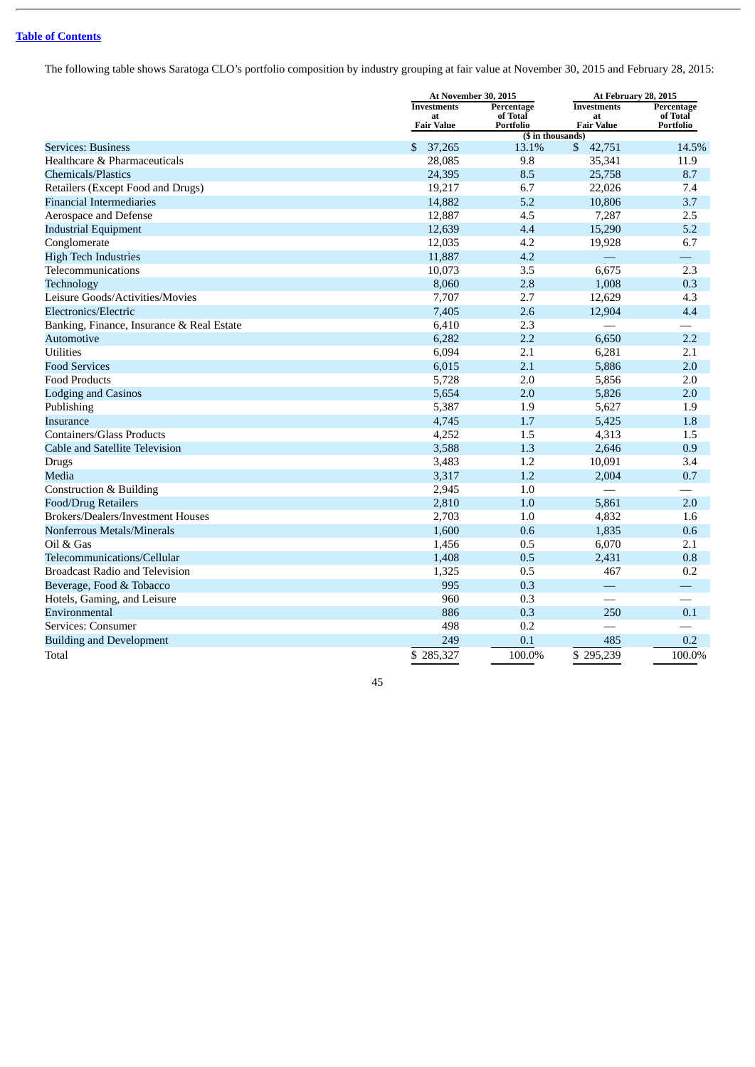[Table of Contents](#)

The following table shows Saratoga CLO's portfolio composition by industry grouping at fair value at November 30, 2015 and February 28, 2015:

| | At November 30, 2015 | | At February 28, 2015 | |
|---|---|---|---|---|
| | Investments at Fair Value | Percentage of Total Portfolio | Investments at Fair Value | Percentage of Total Portfolio |
| | ($ in thousands) | | | |
| Services: Business | $ 37,265 | 13.1% | $ 42,751 | 14.5% |
| Healthcare & Pharmaceuticals | 28,085 | 9.8 | 35,341 | 11.9 |
| Chemicals/Plastics | 24,395 | 8.5 | 25,758 | 8.7 |
| Retailers (Except Food and Drugs) | 19,217 | 6.7 | 22,026 | 7.4 |
| Financial Intermediaries | 14,882 | 5.2 | 10,806 | 3.7 |
| Aerospace and Defense | 12,887 | 4.5 | 7,287 | 2.5 |
| Industrial Equipment | 12,639 | 4.4 | 15,290 | 5.2 |
| Conglomerate | 12,035 | 4.2 | 19,928 | 6.7 |
| High Tech Industries | 11,887 | 4.2 | — | — |
| Telecommunications | 10,073 | 3.5 | 6,675 | 2.3 |
| Technology | 8,060 | 2.8 | 1,008 | 0.3 |
| Leisure Goods/Activities/Movies | 7,707 | 2.7 | 12,629 | 4.3 |
| Electronics/Electric | 7,405 | 2.6 | 12,904 | 4.4 |
| Banking, Finance, Insurance & Real Estate | 6,410 | 2.3 | — | — |
| Automotive | 6,282 | 2.2 | 6,650 | 2.2 |
| Utilities | 6,094 | 2.1 | 6,281 | 2.1 |
| Food Services | 6,015 | 2.1 | 5,886 | 2.0 |
| Food Products | 5,728 | 2.0 | 5,856 | 2.0 |
| Lodging and Casinos | 5,654 | 2.0 | 5,826 | 2.0 |
| Publishing | 5,387 | 1.9 | 5,627 | 1.9 |
| Insurance | 4,745 | 1.7 | 5,425 | 1.8 |
| Containers/Glass Products | 4,252 | 1.5 | 4,313 | 1.5 |
| Cable and Satellite Television | 3,588 | 1.3 | 2,646 | 0.9 |
| Drugs | 3,483 | 1.2 | 10,091 | 3.4 |
| Media | 3,317 | 1.2 | 2,004 | 0.7 |
| Construction & Building | 2,945 | 1.0 | — | — |
| Food/Drug Retailers | 2,810 | 1.0 | 5,861 | 2.0 |
| Brokers/Dealers/Investment Houses | 2,703 | 1.0 | 4,832 | 1.6 |
| Nonferrous Metals/Minerals | 1,600 | 0.6 | 1,835 | 0.6 |
| Oil & Gas | 1,456 | 0.5 | 6,070 | 2.1 |
| Telecommunications/Cellular | 1,408 | 0.5 | 2,431 | 0.8 |
| Broadcast Radio and Television | 1,325 | 0.5 | 467 | 0.2 |
| Beverage, Food & Tobacco | 995 | 0.3 | — | — |
| Hotels, Gaming, and Leisure | 960 | 0.3 | — | — |
| Environmental | 886 | 0.3 | 250 | 0.1 |
| Services: Consumer | 498 | 0.2 | — | — |
| Building and Development | 249 | 0.1 | 485 | 0.2 |
| Total | $ 285,327 | 100.0% | $ 295,239 | 100.0% |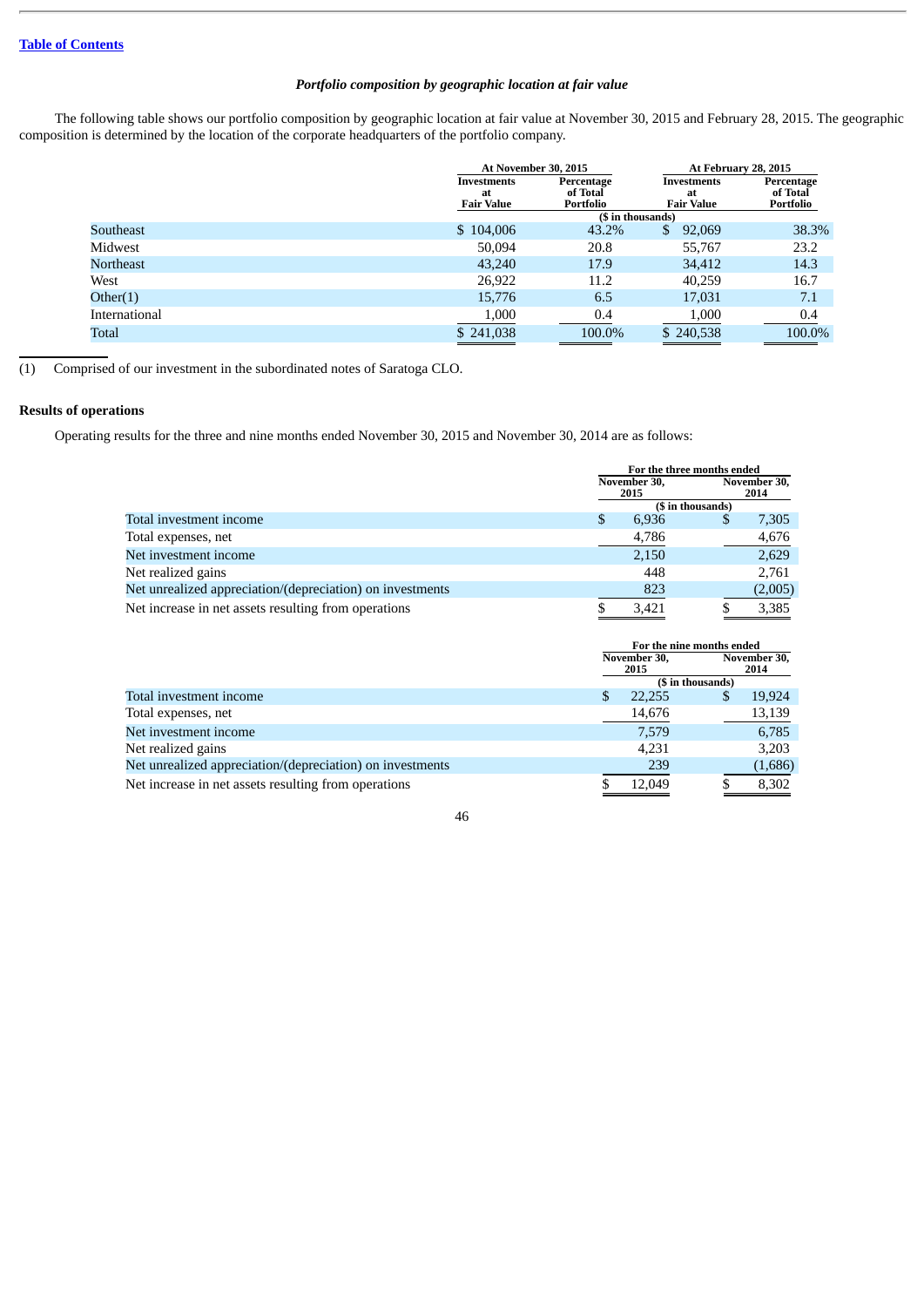*Portfolio composition by geographic location at fair value*

The following table shows our portfolio composition by geographic location at fair value at November 30, 2015 and February 28, 2015. The geographic composition is determined by the location of the corporate headquarters of the portfolio company.

| | At November 30, 2015 | | At February 28, 2015 | |
|---|---|---|---|---|
| | Investments at Fair Value | Percentage of Total Portfolio | Investments at Fair Value | Percentage of Total Portfolio |
| | ($ in thousands) | | | |
| Southeast | $ 104,006 | 43.2% | $ 92,069 | 38.3% |
| Midwest | 50,094 | 20.8 | 55,767 | 23.2 |
| Northeast | 43,240 | 17.9 | 34,412 | 14.3 |
| West | 26,922 | 11.2 | 40,259 | 16.7 |
| Other(1) | 15,776 | 6.5 | 17,031 | 7.1 |
| International | 1,000 | 0.4 | 1,000 | 0.4 |
| Total | $ 241,038 | 100.0% | $ 240,538 | 100.0% |

(1) Comprised of our investment in the subordinated notes of Saratoga CLO.

**Results of operations**

Operating results for the three and nine months ended November 30, 2015 and November 30, 2014 are as follows:

| | For the three months ended | |
|---|---|---|
| | November 30, 2015 | November 30, 2014 |
| | ($ in thousands) | |
| Total investment income | $ 6,936 | $ 7,305 |
| Total expenses, net | 4,786 | 4,676 |
| Net investment income | 2,150 | 2,629 |
| Net realized gains | 448 | 2,761 |
| Net unrealized appreciation/(depreciation) on investments | 823 | (2,005) |
| Net increase in net assets resulting from operations | $ 3,421 | $ 3,385 |

| | For the nine months ended | |
|---|---|---|
| | November 30, 2015 | November 30, 2014 |
| | ($ in thousands) | |
| Total investment income | $ 22,255 | $ 19,924 |
| Total expenses, net | 14,676 | 13,139 |
| Net investment income | 7,579 | 6,785 |
| Net realized gains | 4,231 | 3,203 |
| Net unrealized appreciation/(depreciation) on investments | 239 | (1,686) |
| Net increase in net assets resulting from operations | $ 12,049 | $ 8,302 |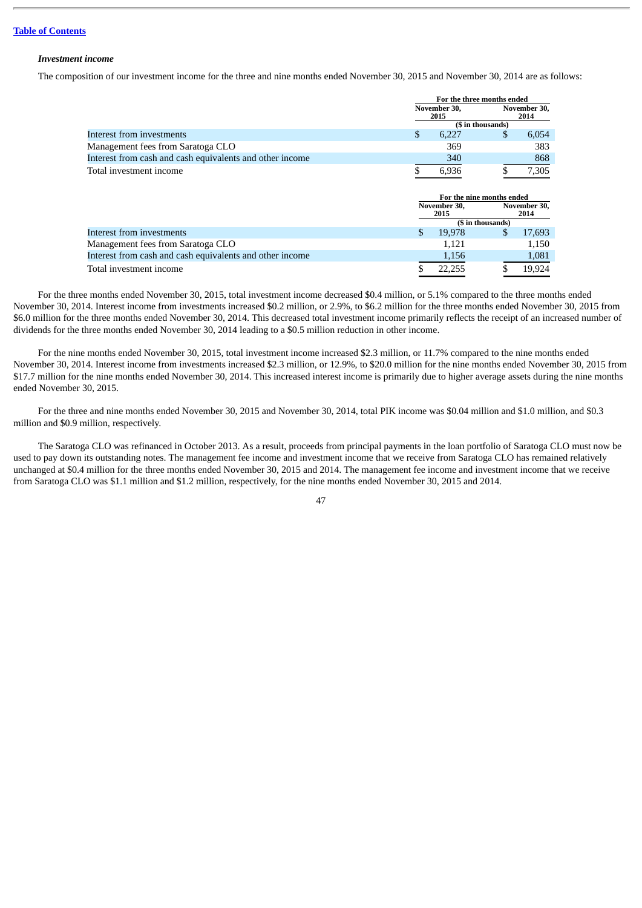[Table of Contents](#)

***Investment income***

The composition of our investment income for the three and nine months ended November 30, 2015 and November 30, 2014 are as follows:

| | For the three months ended | |
|---|---|---|
| | November 30, 2015 | November 30, 2014 |
| | ($ in thousands) | |
| Interest from investments | $ 6,227 | $ 6,054 |
| Management fees from Saratoga CLO | 369 | 383 |
| Interest from cash and cash equivalents and other income | 340 | 868 |
| Total investment income | $ 6,936 | $ 7,305 |

| | For the nine months ended | |
|---|---|---|
| | November 30, 2015 | November 30, 2014 |
| | ($ in thousands) | |
| Interest from investments | $ 19,978 | $ 17,693 |
| Management fees from Saratoga CLO | 1,121 | 1,150 |
| Interest from cash and cash equivalents and other income | 1,156 | 1,081 |
| Total investment income | $ 22,255 | $ 19,924 |

For the three months ended November 30, 2015, total investment income decreased $0.4 million, or 5.1% compared to the three months ended November 30, 2014. Interest income from investments increased $0.2 million, or 2.9%, to $6.2 million for the three months ended November 30, 2015 from $6.0 million for the three months ended November 30, 2014. This decreased total investment income primarily reflects the receipt of an increased number of dividends for the three months ended November 30, 2014 leading to a $0.5 million reduction in other income.

For the nine months ended November 30, 2015, total investment income increased $2.3 million, or 11.7% compared to the nine months ended November 30, 2014. Interest income from investments increased $2.3 million, or 12.9%, to $20.0 million for the nine months ended November 30, 2015 from $17.7 million for the nine months ended November 30, 2014. This increased interest income is primarily due to higher average assets during the nine months ended November 30, 2015.

For the three and nine months ended November 30, 2015 and November 30, 2014, total PIK income was $0.04 million and $1.0 million, and $0.3 million and $0.9 million, respectively.

The Saratoga CLO was refinanced in October 2013. As a result, proceeds from principal payments in the loan portfolio of Saratoga CLO must now be used to pay down its outstanding notes. The management fee income and investment income that we receive from Saratoga CLO has remained relatively unchanged at $0.4 million for the three months ended November 30, 2015 and 2014. The management fee income and investment income that we receive from Saratoga CLO was $1.1 million and $1.2 million, respectively, for the nine months ended November 30, 2015 and 2014.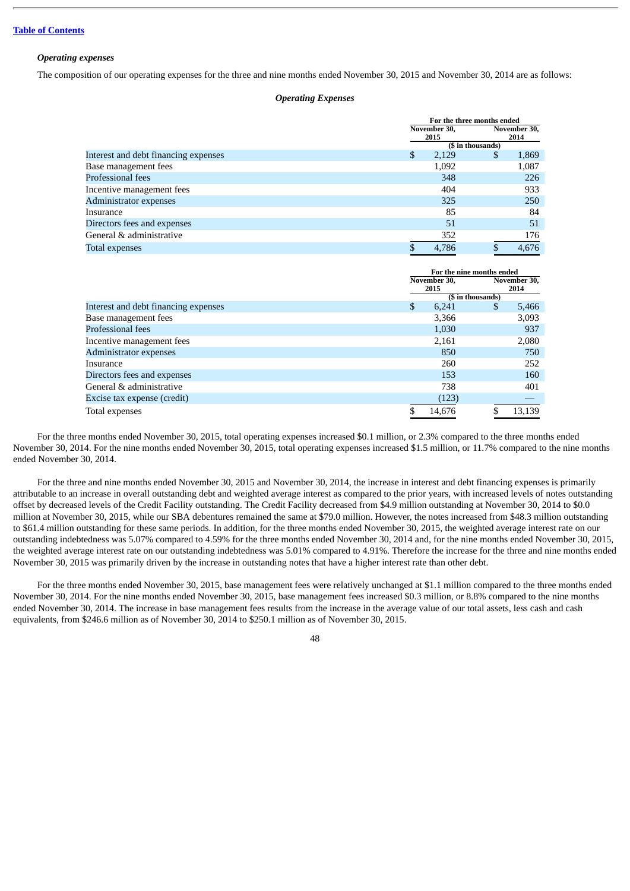*Operating expenses*

The composition of our operating expenses for the three and nine months ended November 30, 2015 and November 30, 2014 are as follows:

***Operating Expenses***

| | For the three months ended | |
|---|---|---|
| | November 30, 2015 | November 30, 2014 |
| | ($ in thousands) | |
| Interest and debt financing expenses | $ 2,129 | $ 1,869 |
| Base management fees | 1,092 | 1,087 |
| Professional fees | 348 | 226 |
| Incentive management fees | 404 | 933 |
| Administrator expenses | 325 | 250 |
| Insurance | 85 | 84 |
| Directors fees and expenses | 51 | 51 |
| General & administrative | 352 | 176 |
| Total expenses | $ 4,786 | $ 4,676 |

| | For the nine months ended | |
|---|---|---|
| | November 30, 2015 | November 30, 2014 |
| | ($ in thousands) | |
| Interest and debt financing expenses | $ 6,241 | $ 5,466 |
| Base management fees | 3,366 | 3,093 |
| Professional fees | 1,030 | 937 |
| Incentive management fees | 2,161 | 2,080 |
| Administrator expenses | 850 | 750 |
| Insurance | 260 | 252 |
| Directors fees and expenses | 153 | 160 |
| General & administrative | 738 | 401 |
| Excise tax expense (credit) | (123) | — |
| Total expenses | $ 14,676 | $ 13,139 |

For the three months ended November 30, 2015, total operating expenses increased $0.1 million, or 2.3% compared to the three months ended November 30, 2014. For the nine months ended November 30, 2015, total operating expenses increased $1.5 million, or 11.7% compared to the nine months ended November 30, 2014.

For the three and nine months ended November 30, 2015 and November 30, 2014, the increase in interest and debt financing expenses is primarily attributable to an increase in overall outstanding debt and weighted average interest as compared to the prior years, with increased levels of notes outstanding offset by decreased levels of the Credit Facility outstanding. The Credit Facility decreased from $4.9 million outstanding at November 30, 2014 to $0.0 million at November 30, 2015, while our SBA debentures remained the same at $79.0 million. However, the notes increased from $48.3 million outstanding to $61.4 million outstanding for these same periods. In addition, for the three months ended November 30, 2015, the weighted average interest rate on our outstanding indebtedness was 5.07% compared to 4.59% for the three months ended November 30, 2014 and, for the nine months ended November 30, 2015, the weighted average interest rate on our outstanding indebtedness was 5.01% compared to 4.91%. Therefore the increase for the three and nine months ended November 30, 2015 was primarily driven by the increase in outstanding notes that have a higher interest rate than other debt.

For the three months ended November 30, 2015, base management fees were relatively unchanged at $1.1 million compared to the three months ended November 30, 2014. For the nine months ended November 30, 2015, base management fees increased $0.3 million, or 8.8% compared to the nine months ended November 30, 2014. The increase in base management fees results from the increase in the average value of our total assets, less cash and cash equivalents, from $246.6 million as of November 30, 2014 to $250.1 million as of November 30, 2015.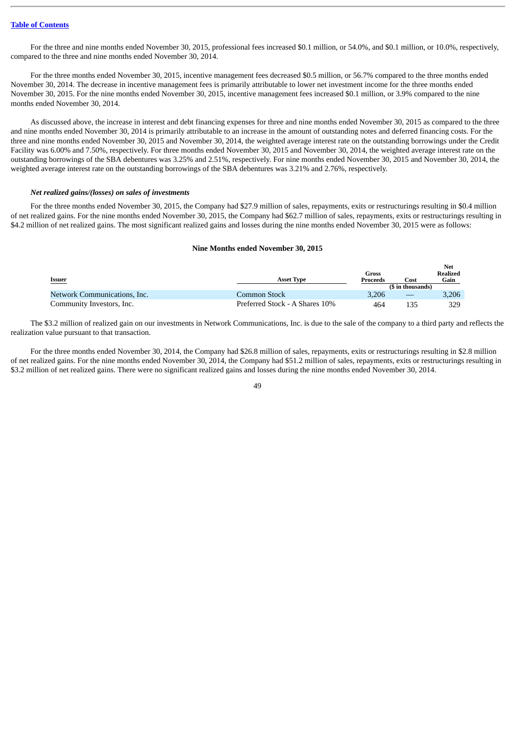For the three and nine months ended November 30, 2015, professional fees increased $0.1 million, or 54.0%, and $0.1 million, or 10.0%, respectively, compared to the three and nine months ended November 30, 2014.

For the three months ended November 30, 2015, incentive management fees decreased $0.5 million, or 56.7% compared to the three months ended November 30, 2014. The decrease in incentive management fees is primarily attributable to lower net investment income for the three months ended November 30, 2015. For the nine months ended November 30, 2015, incentive management fees increased $0.1 million, or 3.9% compared to the nine months ended November 30, 2014.

As discussed above, the increase in interest and debt financing expenses for three and nine months ended November 30, 2015 as compared to the three and nine months ended November 30, 2014 is primarily attributable to an increase in the amount of outstanding notes and deferred financing costs. For the three and nine months ended November 30, 2015 and November 30, 2014, the weighted average interest rate on the outstanding borrowings under the Credit Facility was 6.00% and 7.50%, respectively. For three months ended November 30, 2015 and November 30, 2014, the weighted average interest rate on the outstanding borrowings of the SBA debentures was 3.25% and 2.51%, respectively. For nine months ended November 30, 2015 and November 30, 2014, the weighted average interest rate on the outstanding borrowings of the SBA debentures was 3.21% and 2.76%, respectively.

***Net realized gains/(losses) on sales of investments***

For the three months ended November 30, 2015, the Company had $27.9 million of sales, repayments, exits or restructurings resulting in $0.4 million of net realized gains. For the nine months ended November 30, 2015, the Company had $62.7 million of sales, repayments, exits or restructurings resulting in $4.2 million of net realized gains. The most significant realized gains and losses during the nine months ended November 30, 2015 were as follows:

**Nine Months ended November 30, 2015**

| Issuer | Asset Type | Gross Proceeds | Cost | Net Realized Gain |
|---|---|---|---|---|
| | | | ($ in thousands) | |
| Network Communications, Inc. | Common Stock | 3,206 | — | 3,206 |
| Community Investors, Inc. | Preferred Stock - A Shares 10% | 464 | 135 | 329 |

The $3.2 million of realized gain on our investments in Network Communications, Inc. is due to the sale of the company to a third party and reflects the realization value pursuant to that transaction.

For the three months ended November 30, 2014, the Company had $26.8 million of sales, repayments, exits or restructurings resulting in $2.8 million of net realized gains. For the nine months ended November 30, 2014, the Company had $51.2 million of sales, repayments, exits or restructurings resulting in $3.2 million of net realized gains. There were no significant realized gains and losses during the nine months ended November 30, 2014.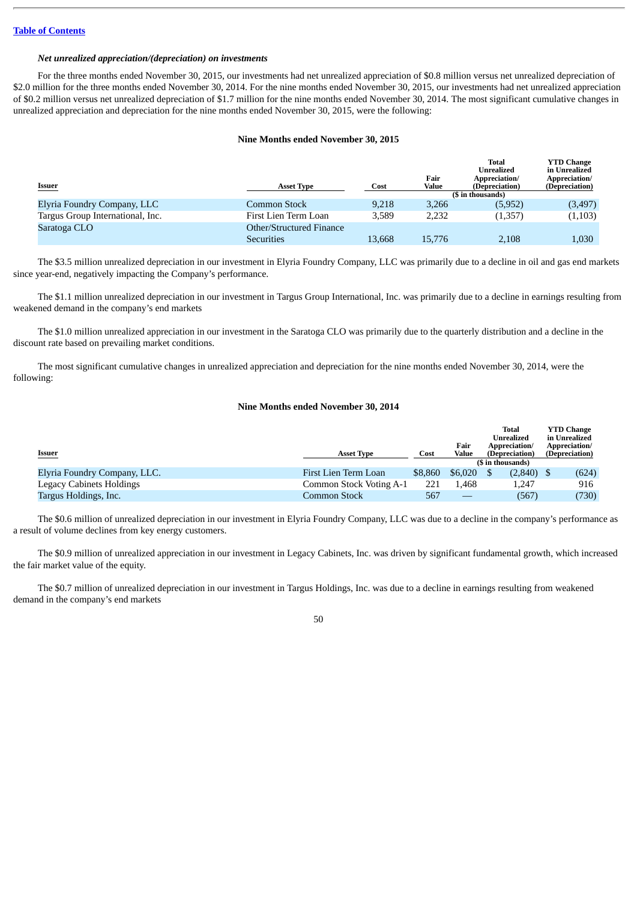*Net unrealized appreciation/(depreciation) on investments*

For the three months ended November 30, 2015, our investments had net unrealized appreciation of $0.8 million versus net unrealized depreciation of $2.0 million for the three months ended November 30, 2014. For the nine months ended November 30, 2015, our investments had net unrealized appreciation of $0.2 million versus net unrealized depreciation of $1.7 million for the nine months ended November 30, 2014. The most significant cumulative changes in unrealized appreciation and depreciation for the nine months ended November 30, 2015, were the following:

**Nine Months ended November 30, 2015**

| Issuer | Asset Type | Cost | Fair Value | Total Unrealized Appreciation/ (Depreciation) | YTD Change in Unrealized Appreciation/ (Depreciation) |
|---|---|---|---|---|---|
| | | ($ in thousands) | | | |
| Elyria Foundry Company, LLC | Common Stock | 9,218 | 3,266 | (5,952) | (3,497) |
| Targus Group International, Inc. | First Lien Term Loan | 3,589 | 2,232 | (1,357) | (1,103) |
| Saratoga CLO | Other/Structured Finance Securities | 13,668 | 15,776 | 2,108 | 1,030 |

The $3.5 million unrealized depreciation in our investment in Elyria Foundry Company, LLC was primarily due to a decline in oil and gas end markets since year-end, negatively impacting the Company's performance.

The $1.1 million unrealized depreciation in our investment in Targus Group International, Inc. was primarily due to a decline in earnings resulting from weakened demand in the company's end markets

The $1.0 million unrealized appreciation in our investment in the Saratoga CLO was primarily due to the quarterly distribution and a decline in the discount rate based on prevailing market conditions.

The most significant cumulative changes in unrealized appreciation and depreciation for the nine months ended November 30, 2014, were the following:

**Nine Months ended November 30, 2014**

| Issuer | Asset Type | Cost | Fair Value | Total Unrealized Appreciation/ (Depreciation) | YTD Change in Unrealized Appreciation/ (Depreciation) |
|---|---|---|---|---|---|
| | | ($ in thousands) | | | |
| Elyria Foundry Company, LLC. | First Lien Term Loan | $8,860 | $6,020 | $ (2,840) | $ (624) |
| Legacy Cabinets Holdings | Common Stock Voting A-1 | 221 | 1,468 | 1,247 | 916 |
| Targus Holdings, Inc. | Common Stock | 567 | — | (567) | (730) |

The $0.6 million of unrealized depreciation in our investment in Elyria Foundry Company, LLC was due to a decline in the company's performance as a result of volume declines from key energy customers.

The $0.9 million of unrealized appreciation in our investment in Legacy Cabinets, Inc. was driven by significant fundamental growth, which increased the fair market value of the equity.

The $0.7 million of unrealized depreciation in our investment in Targus Holdings, Inc. was due to a decline in earnings resulting from weakened demand in the company's end markets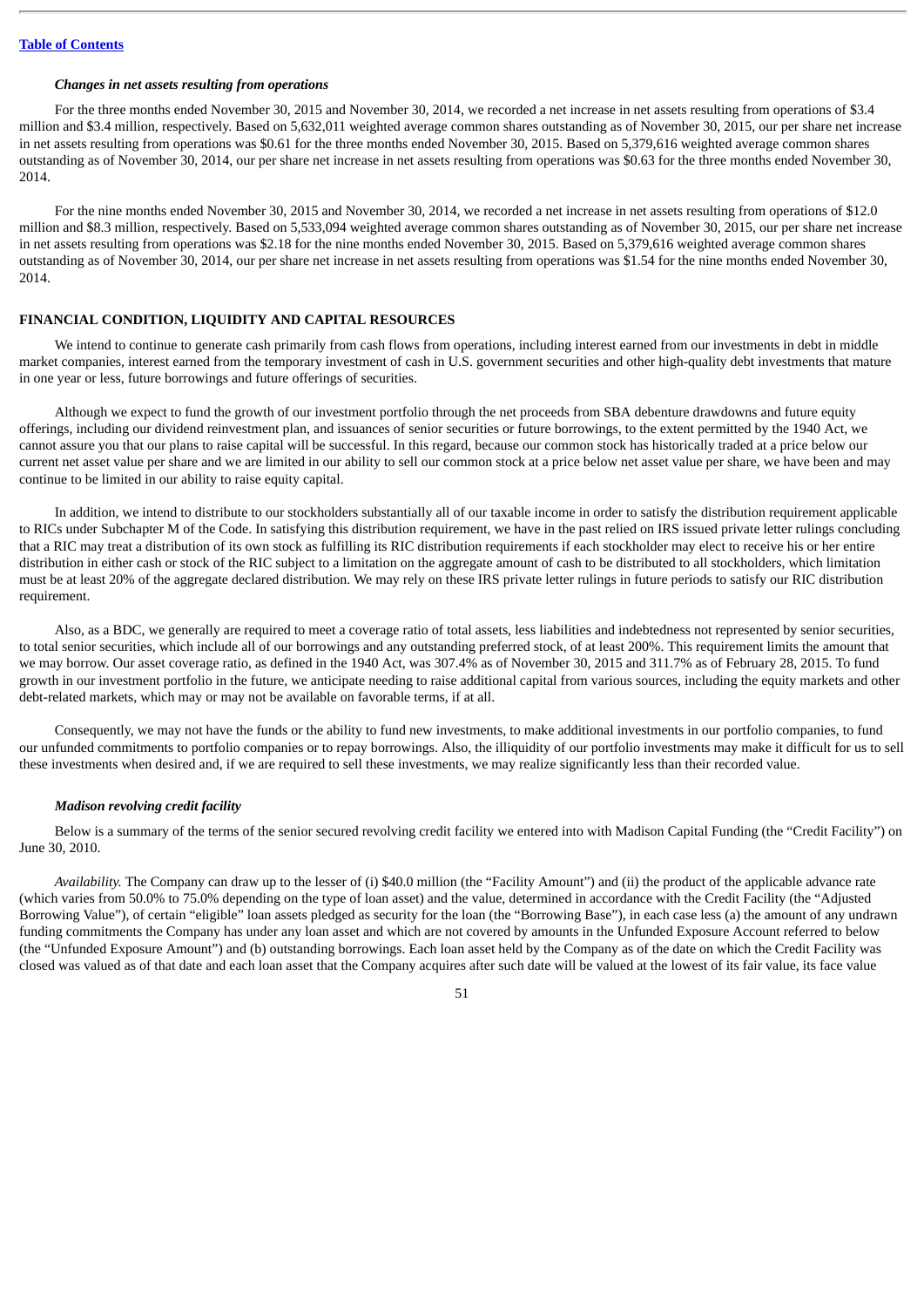***Changes in net assets resulting from operations***

For the three months ended November 30, 2015 and November 30, 2014, we recorded a net increase in net assets resulting from operations of $3.4 million and $3.4 million, respectively. Based on 5,632,011 weighted average common shares outstanding as of November 30, 2015, our per share net increase in net assets resulting from operations was $0.61 for the three months ended November 30, 2015. Based on 5,379,616 weighted average common shares outstanding as of November 30, 2014, our per share net increase in net assets resulting from operations was $0.63 for the three months ended November 30, 2014.

For the nine months ended November 30, 2015 and November 30, 2014, we recorded a net increase in net assets resulting from operations of $12.0 million and $8.3 million, respectively. Based on 5,533,094 weighted average common shares outstanding as of November 30, 2015, our per share net increase in net assets resulting from operations was $2.18 for the nine months ended November 30, 2015. Based on 5,379,616 weighted average common shares outstanding as of November 30, 2014, our per share net increase in net assets resulting from operations was $1.54 for the nine months ended November 30, 2014.

**FINANCIAL CONDITION, LIQUIDITY AND CAPITAL RESOURCES**

We intend to continue to generate cash primarily from cash flows from operations, including interest earned from our investments in debt in middle market companies, interest earned from the temporary investment of cash in U.S. government securities and other high-quality debt investments that mature in one year or less, future borrowings and future offerings of securities.

Although we expect to fund the growth of our investment portfolio through the net proceeds from SBA debenture drawdowns and future equity offerings, including our dividend reinvestment plan, and issuances of senior securities or future borrowings, to the extent permitted by the 1940 Act, we cannot assure you that our plans to raise capital will be successful. In this regard, because our common stock has historically traded at a price below our current net asset value per share and we are limited in our ability to sell our common stock at a price below net asset value per share, we have been and may continue to be limited in our ability to raise equity capital.

In addition, we intend to distribute to our stockholders substantially all of our taxable income in order to satisfy the distribution requirement applicable to RICs under Subchapter M of the Code. In satisfying this distribution requirement, we have in the past relied on IRS issued private letter rulings concluding that a RIC may treat a distribution of its own stock as fulfilling its RIC distribution requirements if each stockholder may elect to receive his or her entire distribution in either cash or stock of the RIC subject to a limitation on the aggregate amount of cash to be distributed to all stockholders, which limitation must be at least 20% of the aggregate declared distribution. We may rely on these IRS private letter rulings in future periods to satisfy our RIC distribution requirement.

Also, as a BDC, we generally are required to meet a coverage ratio of total assets, less liabilities and indebtedness not represented by senior securities, to total senior securities, which include all of our borrowings and any outstanding preferred stock, of at least 200%. This requirement limits the amount that we may borrow. Our asset coverage ratio, as defined in the 1940 Act, was 307.4% as of November 30, 2015 and 311.7% as of February 28, 2015. To fund growth in our investment portfolio in the future, we anticipate needing to raise additional capital from various sources, including the equity markets and other debt-related markets, which may or may not be available on favorable terms, if at all.

Consequently, we may not have the funds or the ability to fund new investments, to make additional investments in our portfolio companies, to fund our unfunded commitments to portfolio companies or to repay borrowings. Also, the illiquidity of our portfolio investments may make it difficult for us to sell these investments when desired and, if we are required to sell these investments, we may realize significantly less than their recorded value.

***Madison revolving credit facility***

Below is a summary of the terms of the senior secured revolving credit facility we entered into with Madison Capital Funding (the "Credit Facility") on June 30, 2010.

*Availability.* The Company can draw up to the lesser of (i) $40.0 million (the "Facility Amount") and (ii) the product of the applicable advance rate (which varies from 50.0% to 75.0% depending on the type of loan asset) and the value, determined in accordance with the Credit Facility (the "Adjusted Borrowing Value"), of certain "eligible" loan assets pledged as security for the loan (the "Borrowing Base"), in each case less (a) the amount of any undrawn funding commitments the Company has under any loan asset and which are not covered by amounts in the Unfunded Exposure Account referred to below (the "Unfunded Exposure Amount") and (b) outstanding borrowings. Each loan asset held by the Company as of the date on which the Credit Facility was closed was valued as of that date and each loan asset that the Company acquires after such date will be valued at the lowest of its fair value, its face value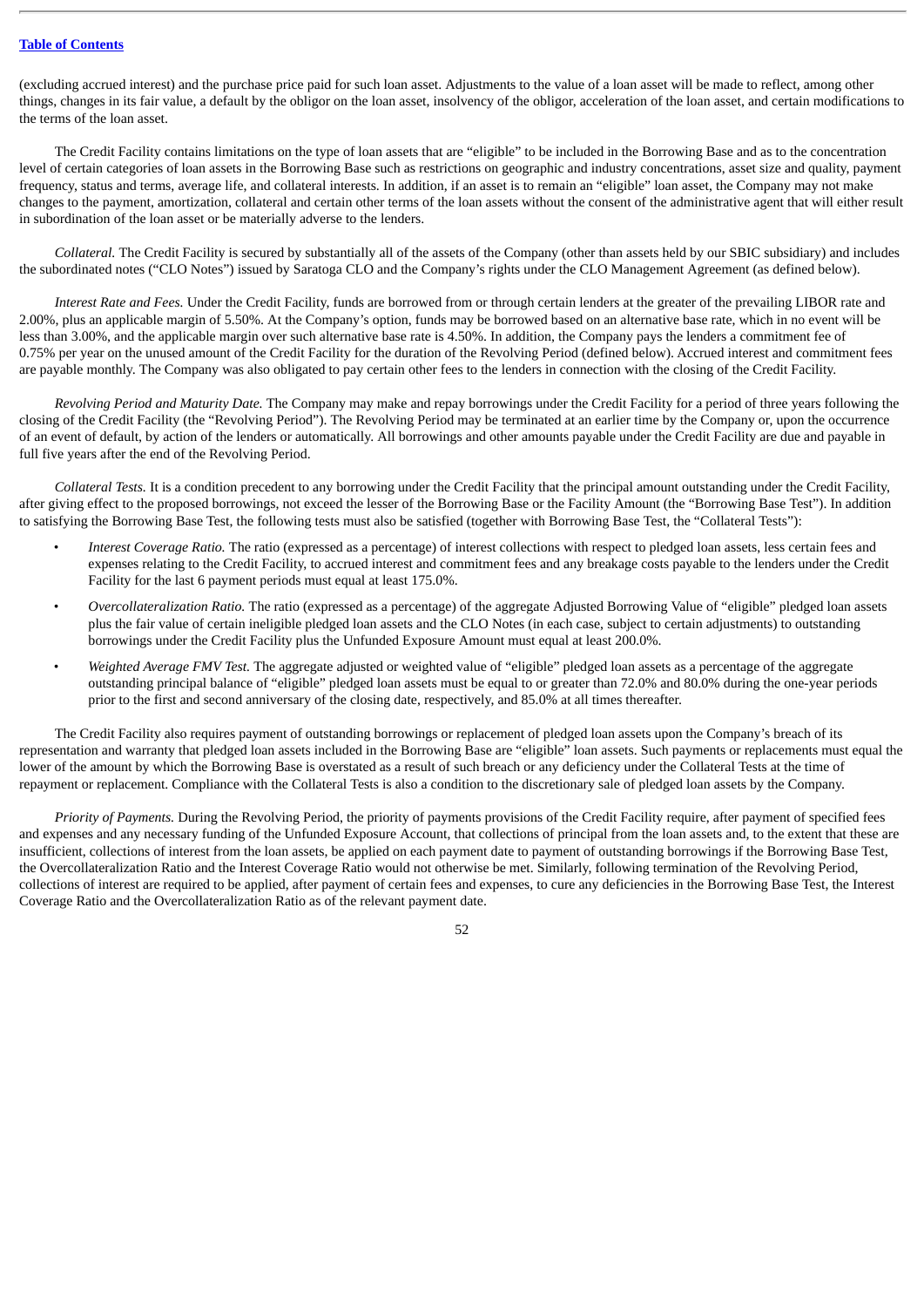(excluding accrued interest) and the purchase price paid for such loan asset. Adjustments to the value of a loan asset will be made to reflect, among other things, changes in its fair value, a default by the obligor on the loan asset, insolvency of the obligor, acceleration of the loan asset, and certain modifications to the terms of the loan asset.

The Credit Facility contains limitations on the type of loan assets that are "eligible" to be included in the Borrowing Base and as to the concentration level of certain categories of loan assets in the Borrowing Base such as restrictions on geographic and industry concentrations, asset size and quality, payment frequency, status and terms, average life, and collateral interests. In addition, if an asset is to remain an "eligible" loan asset, the Company may not make changes to the payment, amortization, collateral and certain other terms of the loan assets without the consent of the administrative agent that will either result in subordination of the loan asset or be materially adverse to the lenders.

*Collateral.* The Credit Facility is secured by substantially all of the assets of the Company (other than assets held by our SBIC subsidiary) and includes the subordinated notes ("CLO Notes") issued by Saratoga CLO and the Company's rights under the CLO Management Agreement (as defined below).

*Interest Rate and Fees.* Under the Credit Facility, funds are borrowed from or through certain lenders at the greater of the prevailing LIBOR rate and 2.00%, plus an applicable margin of 5.50%. At the Company's option, funds may be borrowed based on an alternative base rate, which in no event will be less than 3.00%, and the applicable margin over such alternative base rate is 4.50%. In addition, the Company pays the lenders a commitment fee of 0.75% per year on the unused amount of the Credit Facility for the duration of the Revolving Period (defined below). Accrued interest and commitment fees are payable monthly. The Company was also obligated to pay certain other fees to the lenders in connection with the closing of the Credit Facility.

*Revolving Period and Maturity Date.* The Company may make and repay borrowings under the Credit Facility for a period of three years following the closing of the Credit Facility (the "Revolving Period"). The Revolving Period may be terminated at an earlier time by the Company or, upon the occurrence of an event of default, by action of the lenders or automatically. All borrowings and other amounts payable under the Credit Facility are due and payable in full five years after the end of the Revolving Period.

*Collateral Tests.* It is a condition precedent to any borrowing under the Credit Facility that the principal amount outstanding under the Credit Facility, after giving effect to the proposed borrowings, not exceed the lesser of the Borrowing Base or the Facility Amount (the "Borrowing Base Test"). In addition to satisfying the Borrowing Base Test, the following tests must also be satisfied (together with Borrowing Base Test, the "Collateral Tests"):

- *Interest Coverage Ratio.* The ratio (expressed as a percentage) of interest collections with respect to pledged loan assets, less certain fees and expenses relating to the Credit Facility, to accrued interest and commitment fees and any breakage costs payable to the lenders under the Credit Facility for the last 6 payment periods must equal at least 175.0%.
- *Overcollateralization Ratio.* The ratio (expressed as a percentage) of the aggregate Adjusted Borrowing Value of "eligible" pledged loan assets plus the fair value of certain ineligible pledged loan assets and the CLO Notes (in each case, subject to certain adjustments) to outstanding borrowings under the Credit Facility plus the Unfunded Exposure Amount must equal at least 200.0%.
- *Weighted Average FMV Test.* The aggregate adjusted or weighted value of "eligible" pledged loan assets as a percentage of the aggregate outstanding principal balance of "eligible" pledged loan assets must be equal to or greater than 72.0% and 80.0% during the one-year periods prior to the first and second anniversary of the closing date, respectively, and 85.0% at all times thereafter.

The Credit Facility also requires payment of outstanding borrowings or replacement of pledged loan assets upon the Company's breach of its representation and warranty that pledged loan assets included in the Borrowing Base are "eligible" loan assets. Such payments or replacements must equal the lower of the amount by which the Borrowing Base is overstated as a result of such breach or any deficiency under the Collateral Tests at the time of repayment or replacement. Compliance with the Collateral Tests is also a condition to the discretionary sale of pledged loan assets by the Company.

*Priority of Payments.* During the Revolving Period, the priority of payments provisions of the Credit Facility require, after payment of specified fees and expenses and any necessary funding of the Unfunded Exposure Account, that collections of principal from the loan assets and, to the extent that these are insufficient, collections of interest from the loan assets, be applied on each payment date to payment of outstanding borrowings if the Borrowing Base Test, the Overcollateralization Ratio and the Interest Coverage Ratio would not otherwise be met. Similarly, following termination of the Revolving Period, collections of interest are required to be applied, after payment of certain fees and expenses, to cure any deficiencies in the Borrowing Base Test, the Interest Coverage Ratio and the Overcollateralization Ratio as of the relevant payment date.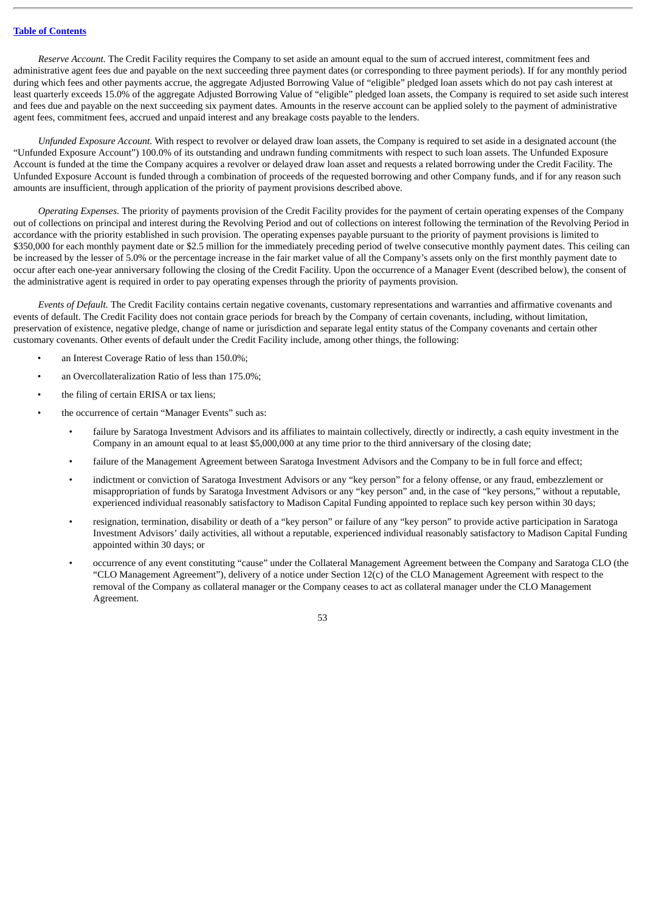*Reserve Account.* The Credit Facility requires the Company to set aside an amount equal to the sum of accrued interest, commitment fees and administrative agent fees due and payable on the next succeeding three payment dates (or corresponding to three payment periods). If for any monthly period during which fees and other payments accrue, the aggregate Adjusted Borrowing Value of "eligible" pledged loan assets which do not pay cash interest at least quarterly exceeds 15.0% of the aggregate Adjusted Borrowing Value of "eligible" pledged loan assets, the Company is required to set aside such interest and fees due and payable on the next succeeding six payment dates. Amounts in the reserve account can be applied solely to the payment of administrative agent fees, commitment fees, accrued and unpaid interest and any breakage costs payable to the lenders.

*Unfunded Exposure Account.* With respect to revolver or delayed draw loan assets, the Company is required to set aside in a designated account (the "Unfunded Exposure Account") 100.0% of its outstanding and undrawn funding commitments with respect to such loan assets. The Unfunded Exposure Account is funded at the time the Company acquires a revolver or delayed draw loan asset and requests a related borrowing under the Credit Facility. The Unfunded Exposure Account is funded through a combination of proceeds of the requested borrowing and other Company funds, and if for any reason such amounts are insufficient, through application of the priority of payment provisions described above.

*Operating Expenses.* The priority of payments provision of the Credit Facility provides for the payment of certain operating expenses of the Company out of collections on principal and interest during the Revolving Period and out of collections on interest following the termination of the Revolving Period in accordance with the priority established in such provision. The operating expenses payable pursuant to the priority of payment provisions is limited to $350,000 for each monthly payment date or $2.5 million for the immediately preceding period of twelve consecutive monthly payment dates. This ceiling can be increased by the lesser of 5.0% or the percentage increase in the fair market value of all the Company's assets only on the first monthly payment date to occur after each one-year anniversary following the closing of the Credit Facility. Upon the occurrence of a Manager Event (described below), the consent of the administrative agent is required in order to pay operating expenses through the priority of payments provision.

*Events of Default.* The Credit Facility contains certain negative covenants, customary representations and warranties and affirmative covenants and events of default. The Credit Facility does not contain grace periods for breach by the Company of certain covenants, including, without limitation, preservation of existence, negative pledge, change of name or jurisdiction and separate legal entity status of the Company covenants and certain other customary covenants. Other events of default under the Credit Facility include, among other things, the following:

- an Interest Coverage Ratio of less than 150.0%;
- an Overcollateralization Ratio of less than 175.0%;
- the filing of certain ERISA or tax liens;
- the occurrence of certain "Manager Events" such as:
  - failure by Saratoga Investment Advisors and its affiliates to maintain collectively, directly or indirectly, a cash equity investment in the Company in an amount equal to at least $5,000,000 at any time prior to the third anniversary of the closing date;
  - failure of the Management Agreement between Saratoga Investment Advisors and the Company to be in full force and effect;
  - indictment or conviction of Saratoga Investment Advisors or any "key person" for a felony offense, or any fraud, embezzlement or misappropriation of funds by Saratoga Investment Advisors or any "key person" and, in the case of "key persons," without a reputable, experienced individual reasonably satisfactory to Madison Capital Funding appointed to replace such key person within 30 days;
  - resignation, termination, disability or death of a "key person" or failure of any "key person" to provide active participation in Saratoga Investment Advisors' daily activities, all without a reputable, experienced individual reasonably satisfactory to Madison Capital Funding appointed within 30 days; or
  - occurrence of any event constituting "cause" under the Collateral Management Agreement between the Company and Saratoga CLO (the "CLO Management Agreement"), delivery of a notice under Section 12(c) of the CLO Management Agreement with respect to the removal of the Company as collateral manager or the Company ceases to act as collateral manager under the CLO Management Agreement.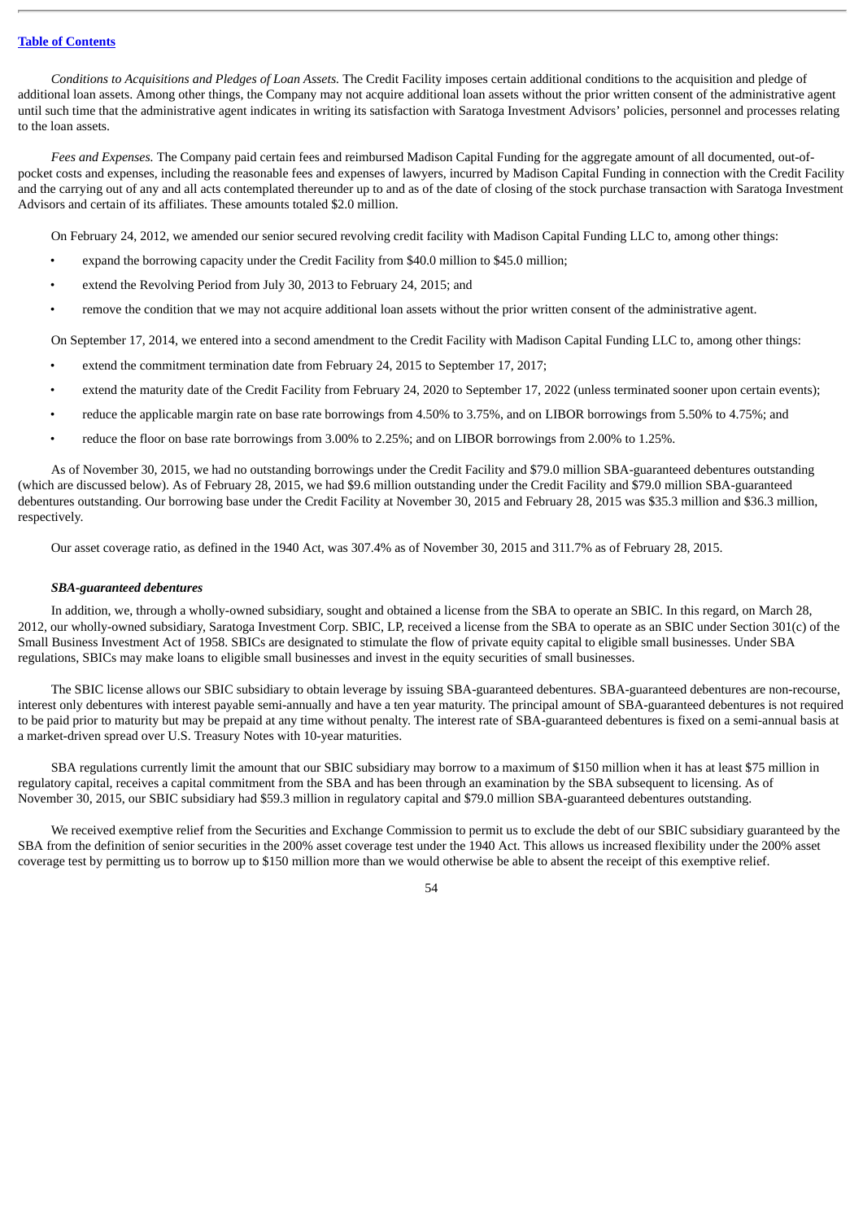*Conditions to Acquisitions and Pledges of Loan Assets.* The Credit Facility imposes certain additional conditions to the acquisition and pledge of additional loan assets. Among other things, the Company may not acquire additional loan assets without the prior written consent of the administrative agent until such time that the administrative agent indicates in writing its satisfaction with Saratoga Investment Advisors' policies, personnel and processes relating to the loan assets.

*Fees and Expenses.* The Company paid certain fees and reimbursed Madison Capital Funding for the aggregate amount of all documented, out-of-pocket costs and expenses, including the reasonable fees and expenses of lawyers, incurred by Madison Capital Funding in connection with the Credit Facility and the carrying out of any and all acts contemplated thereunder up to and as of the date of closing of the stock purchase transaction with Saratoga Investment Advisors and certain of its affiliates. These amounts totaled $2.0 million.

On February 24, 2012, we amended our senior secured revolving credit facility with Madison Capital Funding LLC to, among other things:

- expand the borrowing capacity under the Credit Facility from $40.0 million to $45.0 million;
- extend the Revolving Period from July 30, 2013 to February 24, 2015; and
- remove the condition that we may not acquire additional loan assets without the prior written consent of the administrative agent.

On September 17, 2014, we entered into a second amendment to the Credit Facility with Madison Capital Funding LLC to, among other things:

- extend the commitment termination date from February 24, 2015 to September 17, 2017;
- extend the maturity date of the Credit Facility from February 24, 2020 to September 17, 2022 (unless terminated sooner upon certain events);
- reduce the applicable margin rate on base rate borrowings from 4.50% to 3.75%, and on LIBOR borrowings from 5.50% to 4.75%; and
- reduce the floor on base rate borrowings from 3.00% to 2.25%; and on LIBOR borrowings from 2.00% to 1.25%.

As of November 30, 2015, we had no outstanding borrowings under the Credit Facility and $79.0 million SBA-guaranteed debentures outstanding (which are discussed below). As of February 28, 2015, we had $9.6 million outstanding under the Credit Facility and $79.0 million SBA-guaranteed debentures outstanding. Our borrowing base under the Credit Facility at November 30, 2015 and February 28, 2015 was $35.3 million and $36.3 million, respectively.

Our asset coverage ratio, as defined in the 1940 Act, was 307.4% as of November 30, 2015 and 311.7% as of February 28, 2015.

***SBA-guaranteed debentures***

In addition, we, through a wholly-owned subsidiary, sought and obtained a license from the SBA to operate an SBIC. In this regard, on March 28, 2012, our wholly-owned subsidiary, Saratoga Investment Corp. SBIC, LP, received a license from the SBA to operate as an SBIC under Section 301(c) of the Small Business Investment Act of 1958. SBICs are designated to stimulate the flow of private equity capital to eligible small businesses. Under SBA regulations, SBICs may make loans to eligible small businesses and invest in the equity securities of small businesses.

The SBIC license allows our SBIC subsidiary to obtain leverage by issuing SBA-guaranteed debentures. SBA-guaranteed debentures are non-recourse, interest only debentures with interest payable semi-annually and have a ten year maturity. The principal amount of SBA-guaranteed debentures is not required to be paid prior to maturity but may be prepaid at any time without penalty. The interest rate of SBA-guaranteed debentures is fixed on a semi-annual basis at a market-driven spread over U.S. Treasury Notes with 10-year maturities.

SBA regulations currently limit the amount that our SBIC subsidiary may borrow to a maximum of $150 million when it has at least $75 million in regulatory capital, receives a capital commitment from the SBA and has been through an examination by the SBA subsequent to licensing. As of November 30, 2015, our SBIC subsidiary had $59.3 million in regulatory capital and $79.0 million SBA-guaranteed debentures outstanding.

We received exemptive relief from the Securities and Exchange Commission to permit us to exclude the debt of our SBIC subsidiary guaranteed by the SBA from the definition of senior securities in the 200% asset coverage test under the 1940 Act. This allows us increased flexibility under the 200% asset coverage test by permitting us to borrow up to $150 million more than we would otherwise be able to absent the receipt of this exemptive relief.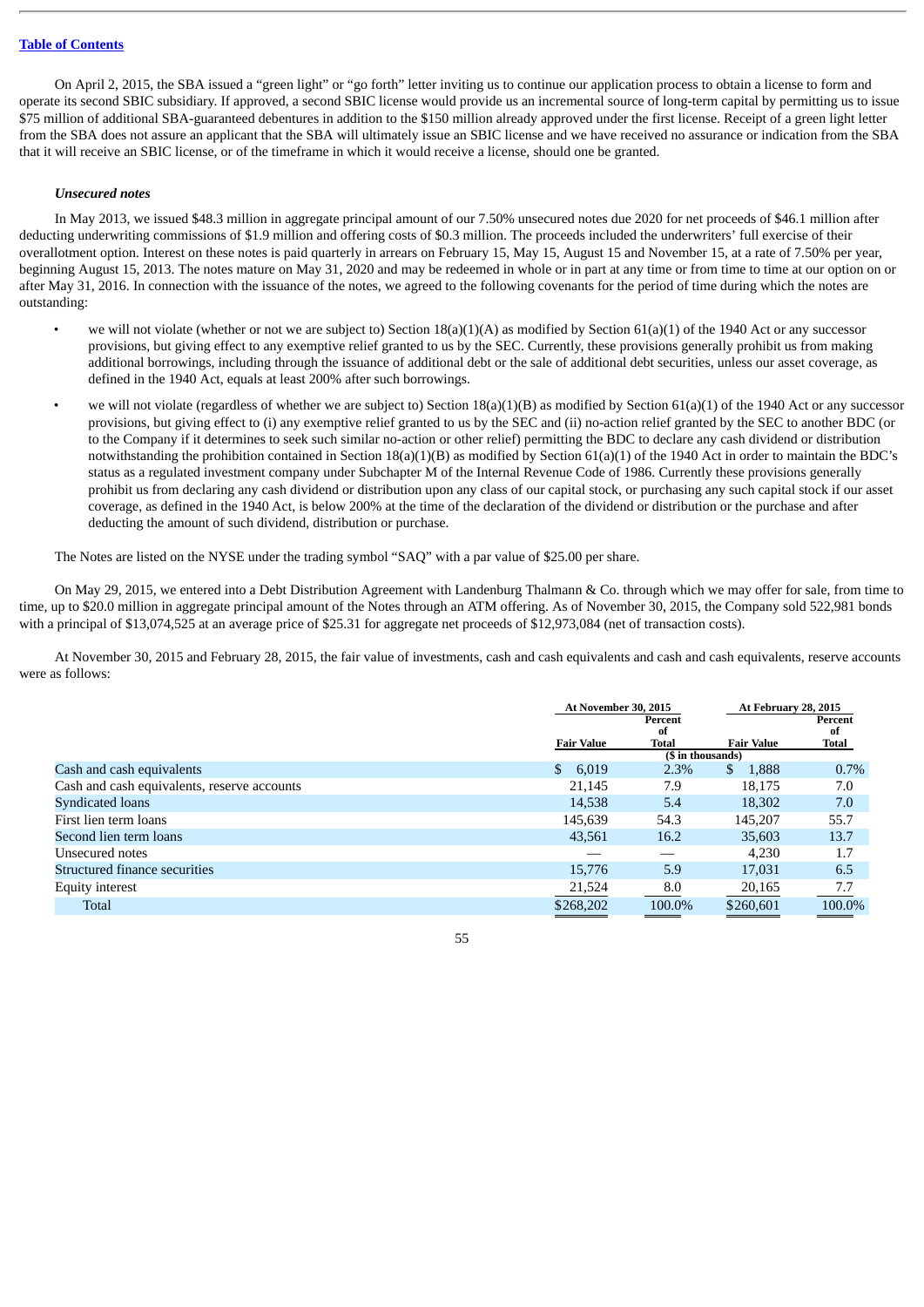On April 2, 2015, the SBA issued a "green light" or "go forth" letter inviting us to continue our application process to obtain a license to form and operate its second SBIC subsidiary. If approved, a second SBIC license would provide us an incremental source of long-term capital by permitting us to issue $75 million of additional SBA-guaranteed debentures in addition to the $150 million already approved under the first license. Receipt of a green light letter from the SBA does not assure an applicant that the SBA will ultimately issue an SBIC license and we have received no assurance or indication from the SBA that it will receive an SBIC license, or of the timeframe in which it would receive a license, should one be granted.

***Unsecured notes***

In May 2013, we issued $48.3 million in aggregate principal amount of our 7.50% unsecured notes due 2020 for net proceeds of $46.1 million after deducting underwriting commissions of $1.9 million and offering costs of $0.3 million. The proceeds included the underwriters' full exercise of their overallotment option. Interest on these notes is paid quarterly in arrears on February 15, May 15, August 15 and November 15, at a rate of 7.50% per year, beginning August 15, 2013. The notes mature on May 31, 2020 and may be redeemed in whole or in part at any time or from time to time at our option on or after May 31, 2016. In connection with the issuance of the notes, we agreed to the following covenants for the period of time during which the notes are outstanding:

- we will not violate (whether or not we are subject to) Section 18(a)(1)(A) as modified by Section 61(a)(1) of the 1940 Act or any successor provisions, but giving effect to any exemptive relief granted to us by the SEC. Currently, these provisions generally prohibit us from making additional borrowings, including through the issuance of additional debt or the sale of additional debt securities, unless our asset coverage, as defined in the 1940 Act, equals at least 200% after such borrowings.
- we will not violate (regardless of whether we are subject to) Section 18(a)(1)(B) as modified by Section 61(a)(1) of the 1940 Act or any successor provisions, but giving effect to (i) any exemptive relief granted to us by the SEC and (ii) no-action relief granted by the SEC to another BDC (or to the Company if it determines to seek such similar no-action or other relief) permitting the BDC to declare any cash dividend or distribution notwithstanding the prohibition contained in Section 18(a)(1)(B) as modified by Section 61(a)(1) of the 1940 Act in order to maintain the BDC's status as a regulated investment company under Subchapter M of the Internal Revenue Code of 1986. Currently these provisions generally prohibit us from declaring any cash dividend or distribution upon any class of our capital stock, or purchasing any such capital stock if our asset coverage, as defined in the 1940 Act, is below 200% at the time of the declaration of the dividend or distribution or the purchase and after deducting the amount of such dividend, distribution or purchase.

The Notes are listed on the NYSE under the trading symbol "SAQ" with a par value of $25.00 per share.

On May 29, 2015, we entered into a Debt Distribution Agreement with Landenburg Thalmann & Co. through which we may offer for sale, from time to time, up to $20.0 million in aggregate principal amount of the Notes through an ATM offering. As of November 30, 2015, the Company sold 522,981 bonds with a principal of $13,074,525 at an average price of $25.31 for aggregate net proceeds of $12,973,084 (net of transaction costs).

At November 30, 2015 and February 28, 2015, the fair value of investments, cash and cash equivalents and cash and cash equivalents, reserve accounts were as follows:

| | At November 30, 2015 | | At February 28, 2015 | |
|---|---|---|---|---|
| | Fair Value | Percent of Total | Fair Value | Percent of Total |
| | ($ in thousands) | | | |
| Cash and cash equivalents | $ 6,019 | 2.3% | $ 1,888 | 0.7% |
| Cash and cash equivalents, reserve accounts | 21,145 | 7.9 | 18,175 | 7.0 |
| Syndicated loans | 14,538 | 5.4 | 18,302 | 7.0 |
| First lien term loans | 145,639 | 54.3 | 145,207 | 55.7 |
| Second lien term loans | 43,561 | 16.2 | 35,603 | 13.7 |
| Unsecured notes | — | — | 4,230 | 1.7 |
| Structured finance securities | 15,776 | 5.9 | 17,031 | 6.5 |
| Equity interest | 21,524 | 8.0 | 20,165 | 7.7 |
| Total | $268,202 | 100.0% | $260,601 | 100.0% |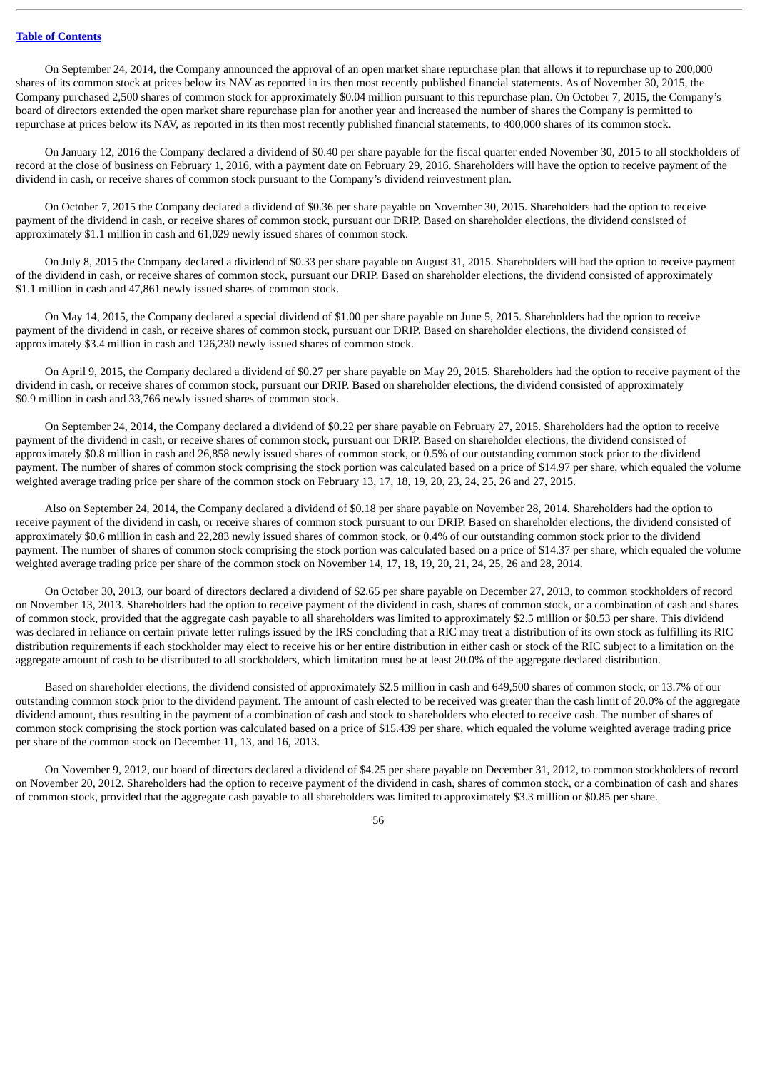On September 24, 2014, the Company announced the approval of an open market share repurchase plan that allows it to repurchase up to 200,000 shares of its common stock at prices below its NAV as reported in its then most recently published financial statements. As of November 30, 2015, the Company purchased 2,500 shares of common stock for approximately $0.04 million pursuant to this repurchase plan. On October 7, 2015, the Company's board of directors extended the open market share repurchase plan for another year and increased the number of shares the Company is permitted to repurchase at prices below its NAV, as reported in its then most recently published financial statements, to 400,000 shares of its common stock.

On January 12, 2016 the Company declared a dividend of $0.40 per share payable for the fiscal quarter ended November 30, 2015 to all stockholders of record at the close of business on February 1, 2016, with a payment date on February 29, 2016. Shareholders will have the option to receive payment of the dividend in cash, or receive shares of common stock pursuant to the Company's dividend reinvestment plan.

On October 7, 2015 the Company declared a dividend of $0.36 per share payable on November 30, 2015. Shareholders had the option to receive payment of the dividend in cash, or receive shares of common stock, pursuant our DRIP. Based on shareholder elections, the dividend consisted of approximately $1.1 million in cash and 61,029 newly issued shares of common stock.

On July 8, 2015 the Company declared a dividend of $0.33 per share payable on August 31, 2015. Shareholders will had the option to receive payment of the dividend in cash, or receive shares of common stock, pursuant our DRIP. Based on shareholder elections, the dividend consisted of approximately $1.1 million in cash and 47,861 newly issued shares of common stock.

On May 14, 2015, the Company declared a special dividend of $1.00 per share payable on June 5, 2015. Shareholders had the option to receive payment of the dividend in cash, or receive shares of common stock, pursuant our DRIP. Based on shareholder elections, the dividend consisted of approximately $3.4 million in cash and 126,230 newly issued shares of common stock.

On April 9, 2015, the Company declared a dividend of $0.27 per share payable on May 29, 2015. Shareholders had the option to receive payment of the dividend in cash, or receive shares of common stock, pursuant our DRIP. Based on shareholder elections, the dividend consisted of approximately $0.9 million in cash and 33,766 newly issued shares of common stock.

On September 24, 2014, the Company declared a dividend of $0.22 per share payable on February 27, 2015. Shareholders had the option to receive payment of the dividend in cash, or receive shares of common stock, pursuant our DRIP. Based on shareholder elections, the dividend consisted of approximately $0.8 million in cash and 26,858 newly issued shares of common stock, or 0.5% of our outstanding common stock prior to the dividend payment. The number of shares of common stock comprising the stock portion was calculated based on a price of $14.97 per share, which equaled the volume weighted average trading price per share of the common stock on February 13, 17, 18, 19, 20, 23, 24, 25, 26 and 27, 2015.

Also on September 24, 2014, the Company declared a dividend of $0.18 per share payable on November 28, 2014. Shareholders had the option to receive payment of the dividend in cash, or receive shares of common stock pursuant to our DRIP. Based on shareholder elections, the dividend consisted of approximately $0.6 million in cash and 22,283 newly issued shares of common stock, or 0.4% of our outstanding common stock prior to the dividend payment. The number of shares of common stock comprising the stock portion was calculated based on a price of $14.37 per share, which equaled the volume weighted average trading price per share of the common stock on November 14, 17, 18, 19, 20, 21, 24, 25, 26 and 28, 2014.

On October 30, 2013, our board of directors declared a dividend of $2.65 per share payable on December 27, 2013, to common stockholders of record on November 13, 2013. Shareholders had the option to receive payment of the dividend in cash, shares of common stock, or a combination of cash and shares of common stock, provided that the aggregate cash payable to all shareholders was limited to approximately $2.5 million or $0.53 per share. This dividend was declared in reliance on certain private letter rulings issued by the IRS concluding that a RIC may treat a distribution of its own stock as fulfilling its RIC distribution requirements if each stockholder may elect to receive his or her entire distribution in either cash or stock of the RIC subject to a limitation on the aggregate amount of cash to be distributed to all stockholders, which limitation must be at least 20.0% of the aggregate declared distribution.

Based on shareholder elections, the dividend consisted of approximately $2.5 million in cash and 649,500 shares of common stock, or 13.7% of our outstanding common stock prior to the dividend payment. The amount of cash elected to be received was greater than the cash limit of 20.0% of the aggregate dividend amount, thus resulting in the payment of a combination of cash and stock to shareholders who elected to receive cash. The number of shares of common stock comprising the stock portion was calculated based on a price of $15.439 per share, which equaled the volume weighted average trading price per share of the common stock on December 11, 13, and 16, 2013.

On November 9, 2012, our board of directors declared a dividend of $4.25 per share payable on December 31, 2012, to common stockholders of record on November 20, 2012. Shareholders had the option to receive payment of the dividend in cash, shares of common stock, or a combination of cash and shares of common stock, provided that the aggregate cash payable to all shareholders was limited to approximately $3.3 million or $0.85 per share.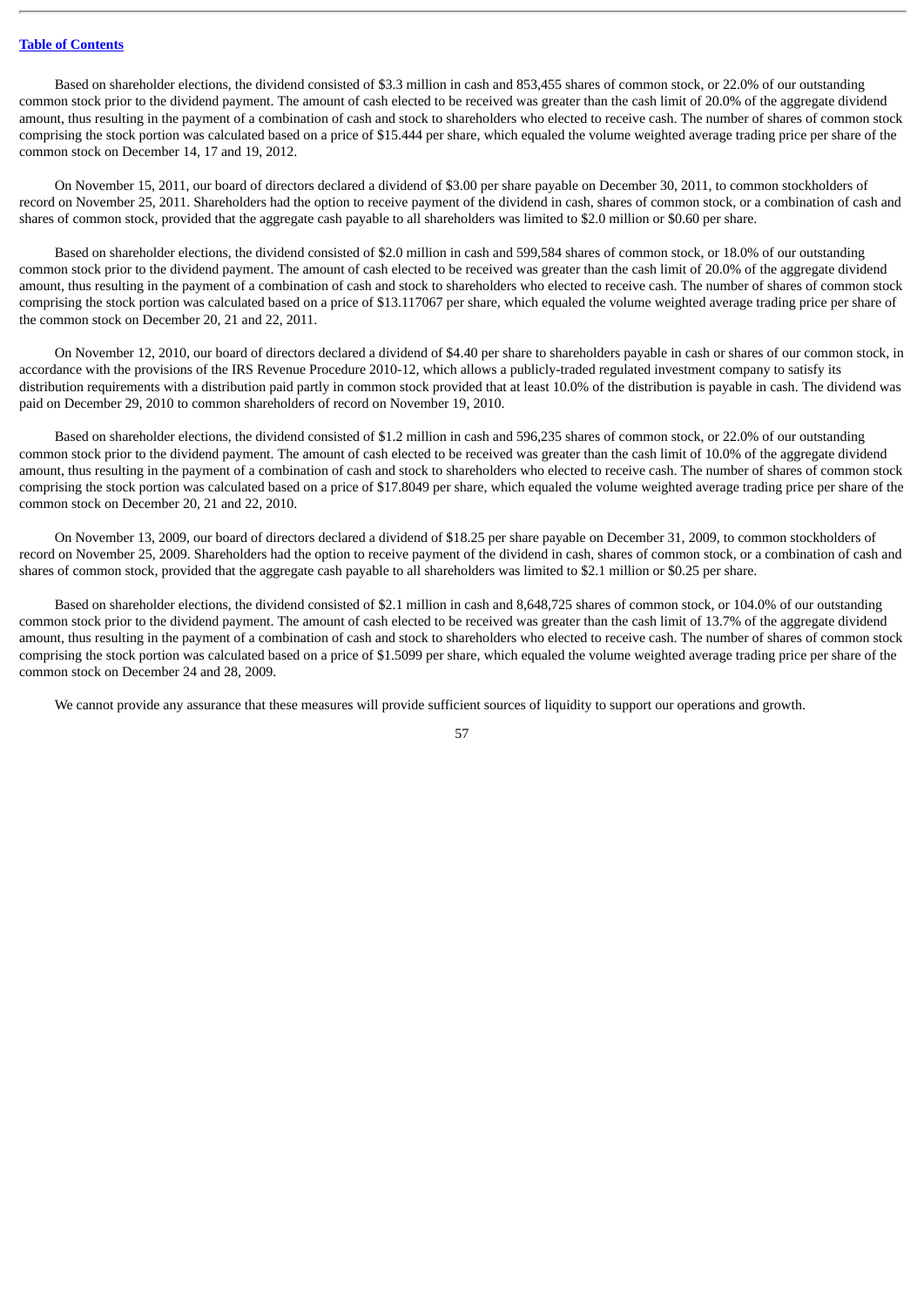Based on shareholder elections, the dividend consisted of $3.3 million in cash and 853,455 shares of common stock, or 22.0% of our outstanding common stock prior to the dividend payment. The amount of cash elected to be received was greater than the cash limit of 20.0% of the aggregate dividend amount, thus resulting in the payment of a combination of cash and stock to shareholders who elected to receive cash. The number of shares of common stock comprising the stock portion was calculated based on a price of $15.444 per share, which equaled the volume weighted average trading price per share of the common stock on December 14, 17 and 19, 2012.

On November 15, 2011, our board of directors declared a dividend of $3.00 per share payable on December 30, 2011, to common stockholders of record on November 25, 2011. Shareholders had the option to receive payment of the dividend in cash, shares of common stock, or a combination of cash and shares of common stock, provided that the aggregate cash payable to all shareholders was limited to $2.0 million or $0.60 per share.

Based on shareholder elections, the dividend consisted of $2.0 million in cash and 599,584 shares of common stock, or 18.0% of our outstanding common stock prior to the dividend payment. The amount of cash elected to be received was greater than the cash limit of 20.0% of the aggregate dividend amount, thus resulting in the payment of a combination of cash and stock to shareholders who elected to receive cash. The number of shares of common stock comprising the stock portion was calculated based on a price of $13.117067 per share, which equaled the volume weighted average trading price per share of the common stock on December 20, 21 and 22, 2011.

On November 12, 2010, our board of directors declared a dividend of $4.40 per share to shareholders payable in cash or shares of our common stock, in accordance with the provisions of the IRS Revenue Procedure 2010-12, which allows a publicly-traded regulated investment company to satisfy its distribution requirements with a distribution paid partly in common stock provided that at least 10.0% of the distribution is payable in cash. The dividend was paid on December 29, 2010 to common shareholders of record on November 19, 2010.

Based on shareholder elections, the dividend consisted of $1.2 million in cash and 596,235 shares of common stock, or 22.0% of our outstanding common stock prior to the dividend payment. The amount of cash elected to be received was greater than the cash limit of 10.0% of the aggregate dividend amount, thus resulting in the payment of a combination of cash and stock to shareholders who elected to receive cash. The number of shares of common stock comprising the stock portion was calculated based on a price of $17.8049 per share, which equaled the volume weighted average trading price per share of the common stock on December 20, 21 and 22, 2010.

On November 13, 2009, our board of directors declared a dividend of $18.25 per share payable on December 31, 2009, to common stockholders of record on November 25, 2009. Shareholders had the option to receive payment of the dividend in cash, shares of common stock, or a combination of cash and shares of common stock, provided that the aggregate cash payable to all shareholders was limited to $2.1 million or $0.25 per share.

Based on shareholder elections, the dividend consisted of $2.1 million in cash and 8,648,725 shares of common stock, or 104.0% of our outstanding common stock prior to the dividend payment. The amount of cash elected to be received was greater than the cash limit of 13.7% of the aggregate dividend amount, thus resulting in the payment of a combination of cash and stock to shareholders who elected to receive cash. The number of shares of common stock comprising the stock portion was calculated based on a price of $1.5099 per share, which equaled the volume weighted average trading price per share of the common stock on December 24 and 28, 2009.

We cannot provide any assurance that these measures will provide sufficient sources of liquidity to support our operations and growth.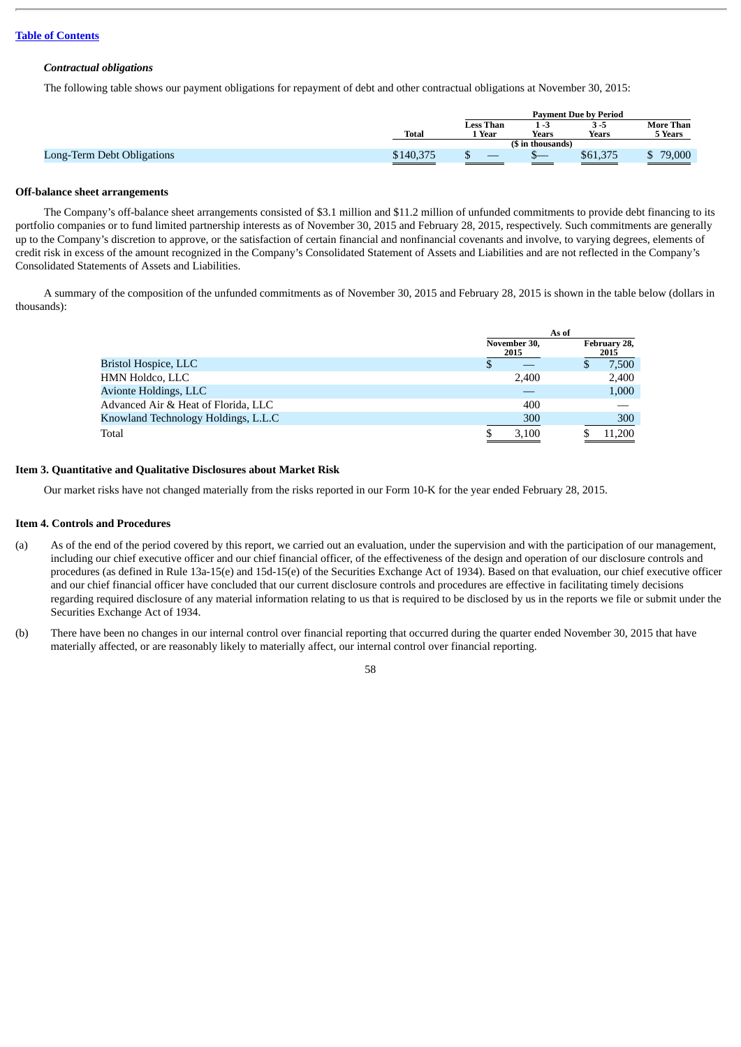*Contractual obligations*

The following table shows our payment obligations for repayment of debt and other contractual obligations at November 30, 2015:

| | | Payment Due by Period | | | |
|---|---|---|---|---|---|
| | Total | Less Than 1 Year | 1 -3 Years | 3 -5 Years | More Than 5 Years |
| | | | ($ in thousands) | | |
| Long-Term Debt Obligations | $140,375 | $ — | $— | $61,375 | $ 79,000 |

**Off-balance sheet arrangements**

The Company's off-balance sheet arrangements consisted of $3.1 million and $11.2 million of unfunded commitments to provide debt financing to its portfolio companies or to fund limited partnership interests as of November 30, 2015 and February 28, 2015, respectively. Such commitments are generally up to the Company's discretion to approve, or the satisfaction of certain financial and nonfinancial covenants and involve, to varying degrees, elements of credit risk in excess of the amount recognized in the Company's Consolidated Statement of Assets and Liabilities and are not reflected in the Company's Consolidated Statements of Assets and Liabilities.

A summary of the composition of the unfunded commitments as of November 30, 2015 and February 28, 2015 is shown in the table below (dollars in thousands):

| | As of | |
|---|---|---|
| | November 30, 2015 | February 28, 2015 |
| Bristol Hospice, LLC | $ — | $ 7,500 |
| HMN Holdco, LLC | 2,400 | 2,400 |
| Avionte Holdings, LLC | — | 1,000 |
| Advanced Air & Heat of Florida, LLC | 400 | — |
| Knowland Technology Holdings, L.L.C | 300 | 300 |
| Total | $ 3,100 | $ 11,200 |

**Item 3. Quantitative and Qualitative Disclosures about Market Risk**

Our market risks have not changed materially from the risks reported in our Form 10-K for the year ended February 28, 2015.

**Item 4. Controls and Procedures**

(a) As of the end of the period covered by this report, we carried out an evaluation, under the supervision and with the participation of our management, including our chief executive officer and our chief financial officer, of the effectiveness of the design and operation of our disclosure controls and procedures (as defined in Rule 13a-15(e) and 15d-15(e) of the Securities Exchange Act of 1934). Based on that evaluation, our chief executive officer and our chief financial officer have concluded that our current disclosure controls and procedures are effective in facilitating timely decisions regarding required disclosure of any material information relating to us that is required to be disclosed by us in the reports we file or submit under the Securities Exchange Act of 1934.

(b) There have been no changes in our internal control over financial reporting that occurred during the quarter ended November 30, 2015 that have materially affected, or are reasonably likely to materially affect, our internal control over financial reporting.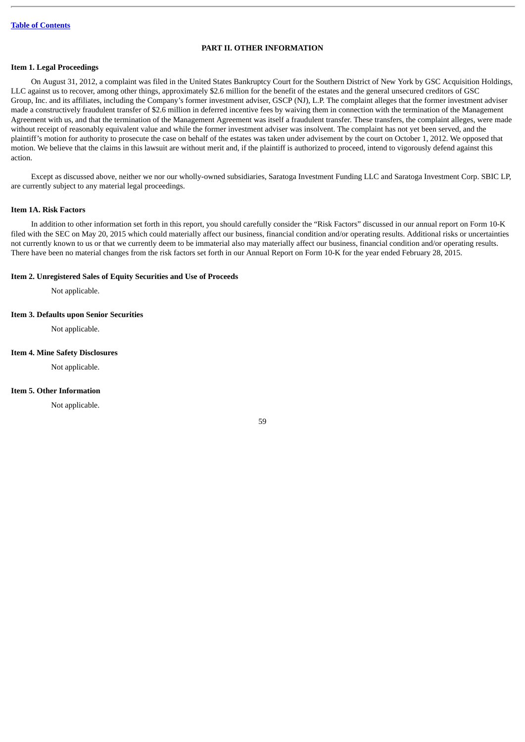Table of Contents

## PART II. OTHER INFORMATION

### Item 1. Legal Proceedings

On August 31, 2012, a complaint was filed in the United States Bankruptcy Court for the Southern District of New York by GSC Acquisition Holdings, LLC against us to recover, among other things, approximately $2.6 million for the benefit of the estates and the general unsecured creditors of GSC Group, Inc. and its affiliates, including the Company's former investment adviser, GSCP (NJ), L.P. The complaint alleges that the former investment adviser made a constructively fraudulent transfer of $2.6 million in deferred incentive fees by waiving them in connection with the termination of the Management Agreement with us, and that the termination of the Management Agreement was itself a fraudulent transfer. These transfers, the complaint alleges, were made without receipt of reasonably equivalent value and while the former investment adviser was insolvent. The complaint has not yet been served, and the plaintiff's motion for authority to prosecute the case on behalf of the estates was taken under advisement by the court on October 1, 2012. We opposed that motion. We believe that the claims in this lawsuit are without merit and, if the plaintiff is authorized to proceed, intend to vigorously defend against this action.

Except as discussed above, neither we nor our wholly-owned subsidiaries, Saratoga Investment Funding LLC and Saratoga Investment Corp. SBIC LP, are currently subject to any material legal proceedings.

### Item 1A. Risk Factors

In addition to other information set forth in this report, you should carefully consider the "Risk Factors" discussed in our annual report on Form 10-K filed with the SEC on May 20, 2015 which could materially affect our business, financial condition and/or operating results. Additional risks or uncertainties not currently known to us or that we currently deem to be immaterial also may materially affect our business, financial condition and/or operating results. There have been no material changes from the risk factors set forth in our Annual Report on Form 10-K for the year ended February 28, 2015.

### Item 2. Unregistered Sales of Equity Securities and Use of Proceeds

Not applicable.

### Item 3. Defaults upon Senior Securities

Not applicable.

### Item 4. Mine Safety Disclosures

Not applicable.

### Item 5. Other Information

Not applicable.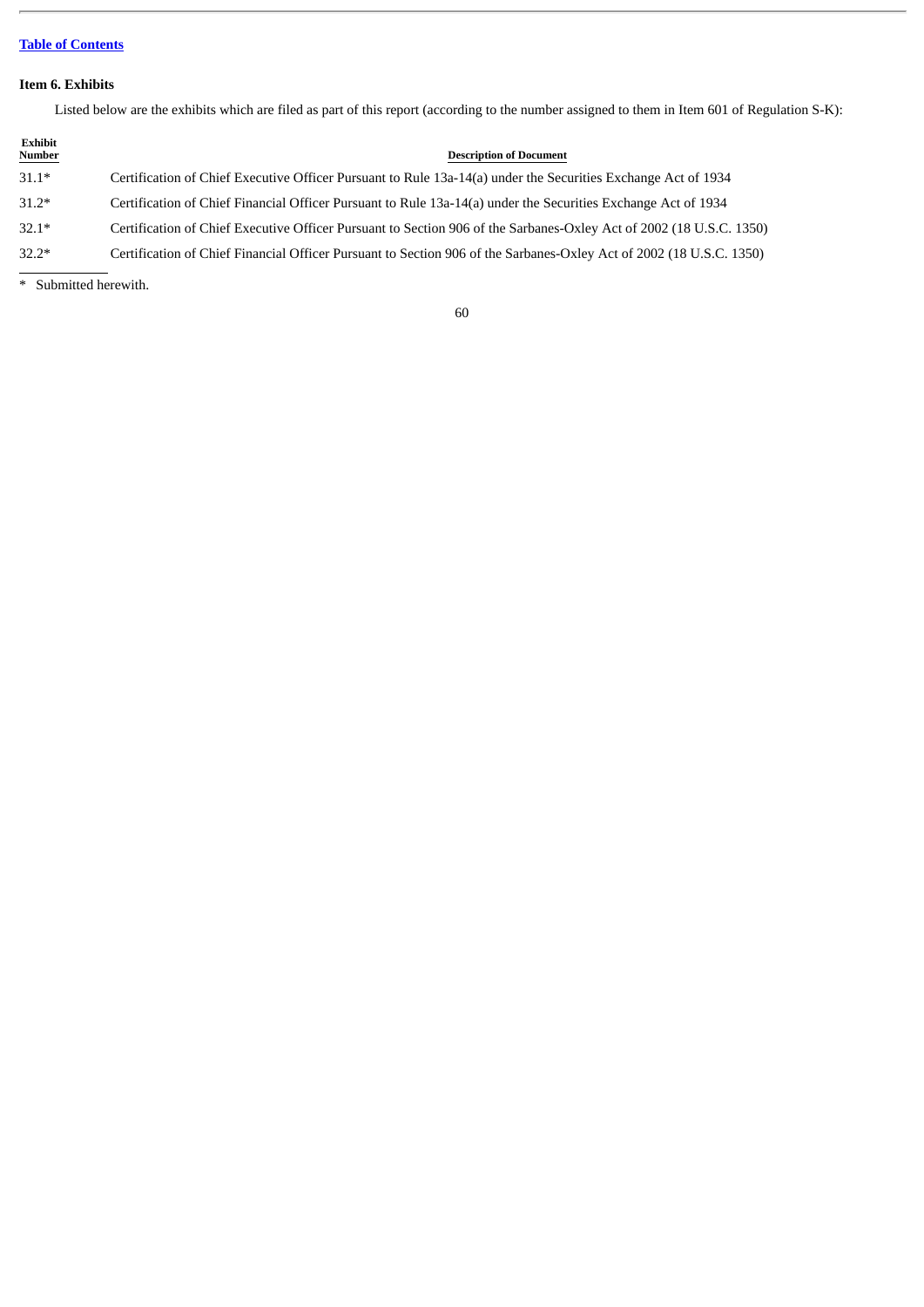[Table of Contents](#)

### Item 6. Exhibits

Listed below are the exhibits which are filed as part of this report (according to the number assigned to them in Item 601 of Regulation S-K):

| Exhibit Number | Description of Document |
| --- | --- |
| 31.1* | Certification of Chief Executive Officer Pursuant to Rule 13a-14(a) under the Securities Exchange Act of 1934 |
| 31.2* | Certification of Chief Financial Officer Pursuant to Rule 13a-14(a) under the Securities Exchange Act of 1934 |
| 32.1* | Certification of Chief Executive Officer Pursuant to Section 906 of the Sarbanes-Oxley Act of 2002 (18 U.S.C. 1350) |
| 32.2* | Certification of Chief Financial Officer Pursuant to Section 906 of the Sarbanes-Oxley Act of 2002 (18 U.S.C. 1350) |

\* Submitted herewith.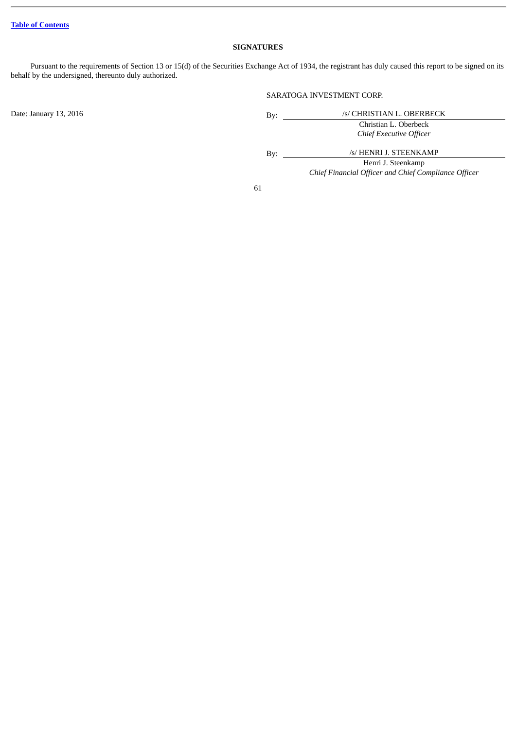## SIGNATURES

Pursuant to the requirements of Section 13 or 15(d) of the Securities Exchange Act of 1934, the registrant has duly caused this report to be signed on its behalf by the undersigned, thereunto duly authorized.

SARATOGA INVESTMENT CORP.

Date: January 13, 2016

By: /s/ CHRISTIAN L. OBERBECK
Christian L. Oberbeck
*Chief Executive Officer*

By: /s/ HENRI J. STEENKAMP
Henri J. Steenkamp
*Chief Financial Officer and Chief Compliance Officer*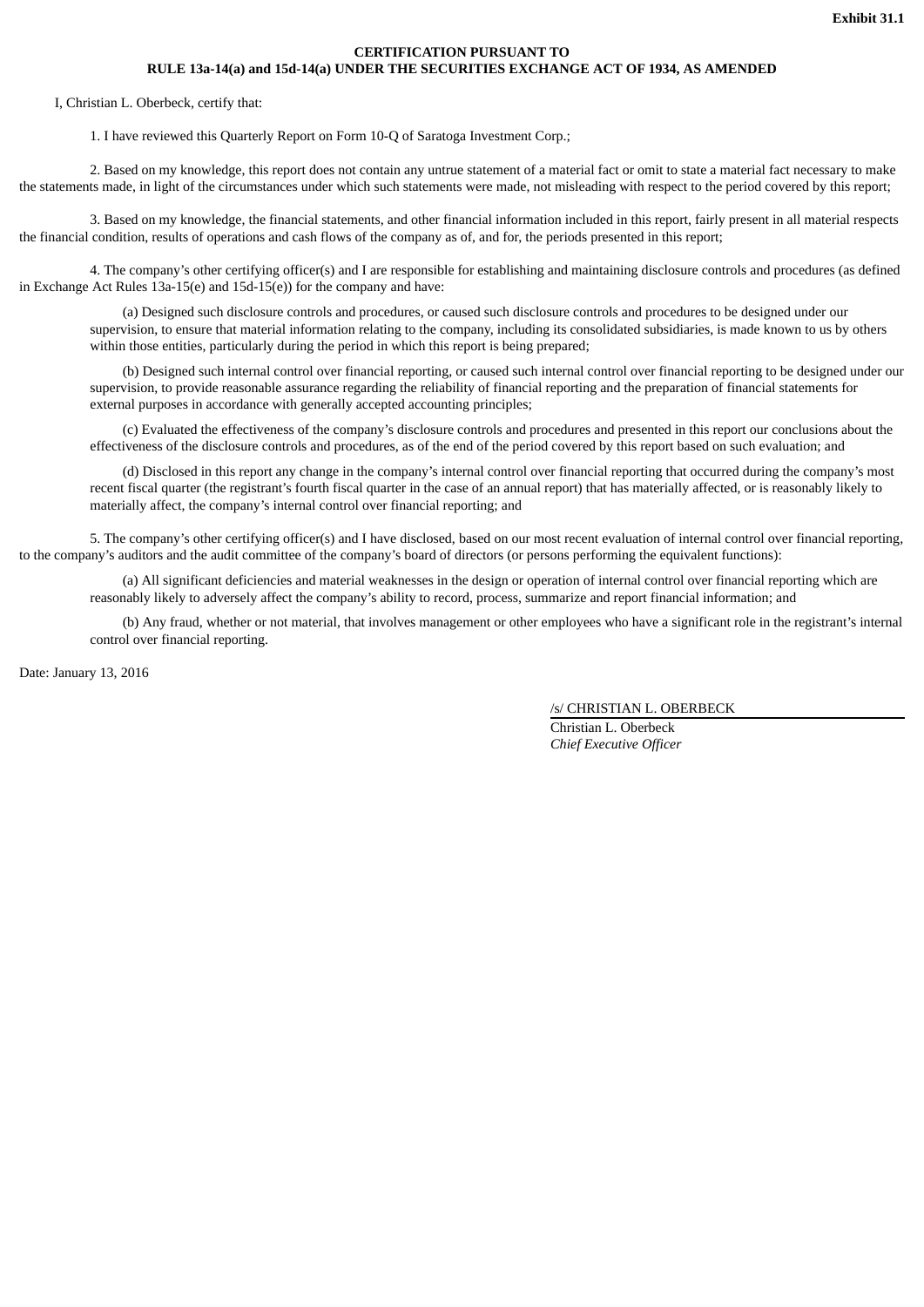**Exhibit 31.1**

**CERTIFICATION PURSUANT TO**
**RULE 13a-14(a) and 15d-14(a) UNDER THE SECURITIES EXCHANGE ACT OF 1934, AS AMENDED**

I, Christian L. Oberbeck, certify that:

1. I have reviewed this Quarterly Report on Form 10-Q of Saratoga Investment Corp.;

2. Based on my knowledge, this report does not contain any untrue statement of a material fact or omit to state a material fact necessary to make the statements made, in light of the circumstances under which such statements were made, not misleading with respect to the period covered by this report;

3. Based on my knowledge, the financial statements, and other financial information included in this report, fairly present in all material respects the financial condition, results of operations and cash flows of the company as of, and for, the periods presented in this report;

4. The company's other certifying officer(s) and I are responsible for establishing and maintaining disclosure controls and procedures (as defined in Exchange Act Rules 13a-15(e) and 15d-15(e)) for the company and have:

(a) Designed such disclosure controls and procedures, or caused such disclosure controls and procedures to be designed under our supervision, to ensure that material information relating to the company, including its consolidated subsidiaries, is made known to us by others within those entities, particularly during the period in which this report is being prepared;

(b) Designed such internal control over financial reporting, or caused such internal control over financial reporting to be designed under our supervision, to provide reasonable assurance regarding the reliability of financial reporting and the preparation of financial statements for external purposes in accordance with generally accepted accounting principles;

(c) Evaluated the effectiveness of the company's disclosure controls and procedures and presented in this report our conclusions about the effectiveness of the disclosure controls and procedures, as of the end of the period covered by this report based on such evaluation; and

(d) Disclosed in this report any change in the company's internal control over financial reporting that occurred during the company's most recent fiscal quarter (the registrant's fourth fiscal quarter in the case of an annual report) that has materially affected, or is reasonably likely to materially affect, the company's internal control over financial reporting; and

5. The company's other certifying officer(s) and I have disclosed, based on our most recent evaluation of internal control over financial reporting, to the company's auditors and the audit committee of the company's board of directors (or persons performing the equivalent functions):

(a) All significant deficiencies and material weaknesses in the design or operation of internal control over financial reporting which are reasonably likely to adversely affect the company's ability to record, process, summarize and report financial information; and

(b) Any fraud, whether or not material, that involves management or other employees who have a significant role in the registrant's internal control over financial reporting.

Date: January 13, 2016

/s/ CHRISTIAN L. OBERBECK

Christian L. Oberbeck

*Chief Executive Officer*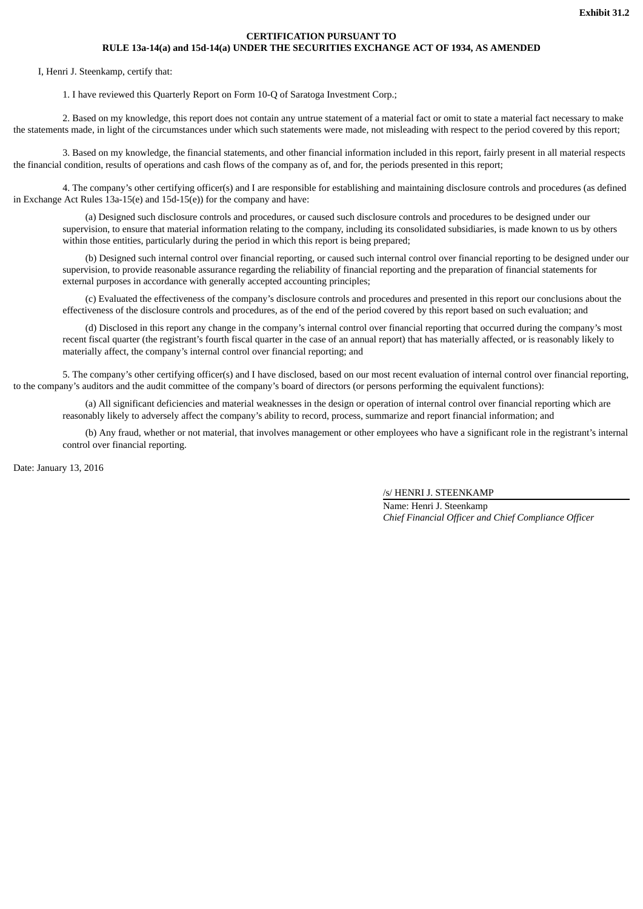**Exhibit 31.2**

**CERTIFICATION PURSUANT TO**
**RULE 13a-14(a) and 15d-14(a) UNDER THE SECURITIES EXCHANGE ACT OF 1934, AS AMENDED**

I, Henri J. Steenkamp, certify that:

1. I have reviewed this Quarterly Report on Form 10-Q of Saratoga Investment Corp.;

2. Based on my knowledge, this report does not contain any untrue statement of a material fact or omit to state a material fact necessary to make the statements made, in light of the circumstances under which such statements were made, not misleading with respect to the period covered by this report;

3. Based on my knowledge, the financial statements, and other financial information included in this report, fairly present in all material respects the financial condition, results of operations and cash flows of the company as of, and for, the periods presented in this report;

4. The company's other certifying officer(s) and I are responsible for establishing and maintaining disclosure controls and procedures (as defined in Exchange Act Rules 13a-15(e) and 15d-15(e)) for the company and have:

(a) Designed such disclosure controls and procedures, or caused such disclosure controls and procedures to be designed under our supervision, to ensure that material information relating to the company, including its consolidated subsidiaries, is made known to us by others within those entities, particularly during the period in which this report is being prepared;

(b) Designed such internal control over financial reporting, or caused such internal control over financial reporting to be designed under our supervision, to provide reasonable assurance regarding the reliability of financial reporting and the preparation of financial statements for external purposes in accordance with generally accepted accounting principles;

(c) Evaluated the effectiveness of the company's disclosure controls and procedures and presented in this report our conclusions about the effectiveness of the disclosure controls and procedures, as of the end of the period covered by this report based on such evaluation; and

(d) Disclosed in this report any change in the company's internal control over financial reporting that occurred during the company's most recent fiscal quarter (the registrant's fourth fiscal quarter in the case of an annual report) that has materially affected, or is reasonably likely to materially affect, the company's internal control over financial reporting; and

5. The company's other certifying officer(s) and I have disclosed, based on our most recent evaluation of internal control over financial reporting, to the company's auditors and the audit committee of the company's board of directors (or persons performing the equivalent functions):

(a) All significant deficiencies and material weaknesses in the design or operation of internal control over financial reporting which are reasonably likely to adversely affect the company's ability to record, process, summarize and report financial information; and

(b) Any fraud, whether or not material, that involves management or other employees who have a significant role in the registrant's internal control over financial reporting.

Date: January 13, 2016

/s/ HENRI J. STEENKAMP

Name: Henri J. Steenkamp
*Chief Financial Officer and Chief Compliance Officer*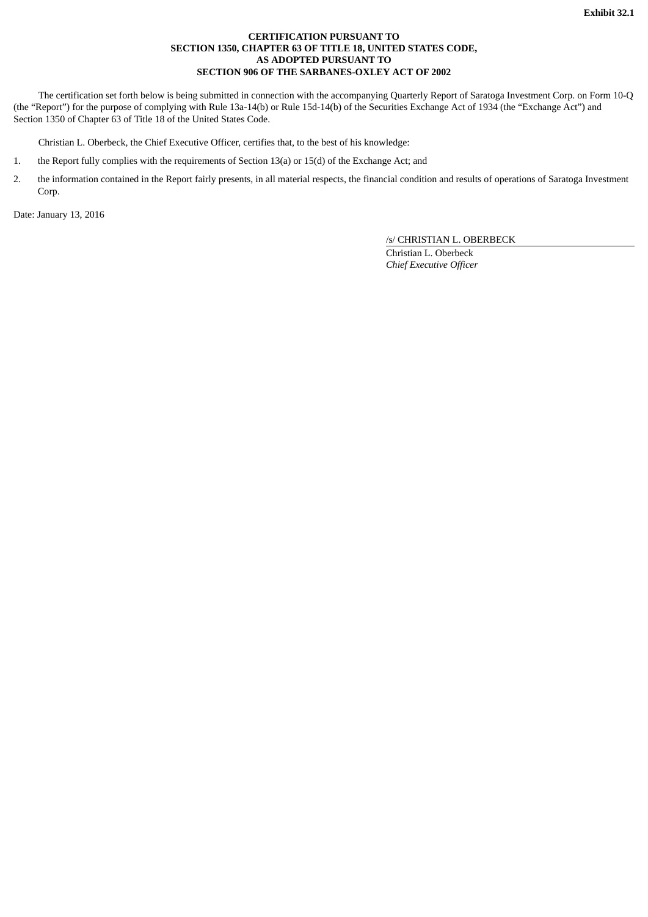**Exhibit 32.1**

**CERTIFICATION PURSUANT TO**
**SECTION 1350, CHAPTER 63 OF TITLE 18, UNITED STATES CODE,**
**AS ADOPTED PURSUANT TO**
**SECTION 906 OF THE SARBANES-OXLEY ACT OF 2002**

The certification set forth below is being submitted in connection with the accompanying Quarterly Report of Saratoga Investment Corp. on Form 10-Q (the "Report") for the purpose of complying with Rule 13a-14(b) or Rule 15d-14(b) of the Securities Exchange Act of 1934 (the "Exchange Act") and Section 1350 of Chapter 63 of Title 18 of the United States Code.

Christian L. Oberbeck, the Chief Executive Officer, certifies that, to the best of his knowledge:

1. the Report fully complies with the requirements of Section 13(a) or 15(d) of the Exchange Act; and
2. the information contained in the Report fairly presents, in all material respects, the financial condition and results of operations of Saratoga Investment Corp.

Date: January 13, 2016

/s/ CHRISTIAN L. OBERBECK
Christian L. Oberbeck
*Chief Executive Officer*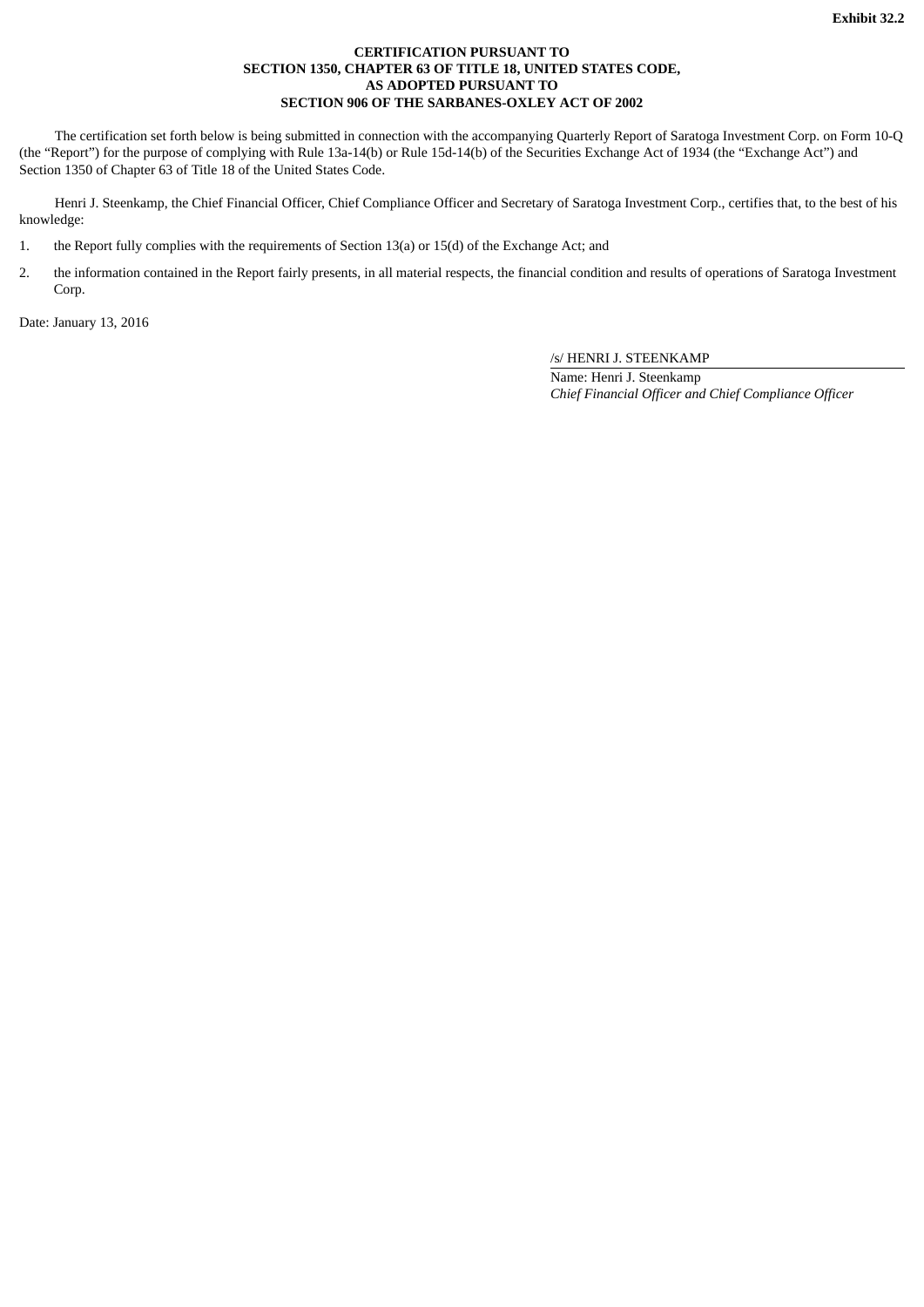**Exhibit 32.2**

**CERTIFICATION PURSUANT TO
SECTION 1350, CHAPTER 63 OF TITLE 18, UNITED STATES CODE,
AS ADOPTED PURSUANT TO
SECTION 906 OF THE SARBANES-OXLEY ACT OF 2002**

The certification set forth below is being submitted in connection with the accompanying Quarterly Report of Saratoga Investment Corp. on Form 10-Q (the "Report") for the purpose of complying with Rule 13a-14(b) or Rule 15d-14(b) of the Securities Exchange Act of 1934 (the "Exchange Act") and Section 1350 of Chapter 63 of Title 18 of the United States Code.

Henri J. Steenkamp, the Chief Financial Officer, Chief Compliance Officer and Secretary of Saratoga Investment Corp., certifies that, to the best of his knowledge:

1. the Report fully complies with the requirements of Section 13(a) or 15(d) of the Exchange Act; and

2. the information contained in the Report fairly presents, in all material respects, the financial condition and results of operations of Saratoga Investment Corp.

Date: January 13, 2016

/s/ HENRI J. STEENKAMP

Name: Henri J. Steenkamp

*Chief Financial Officer and Chief Compliance Officer*